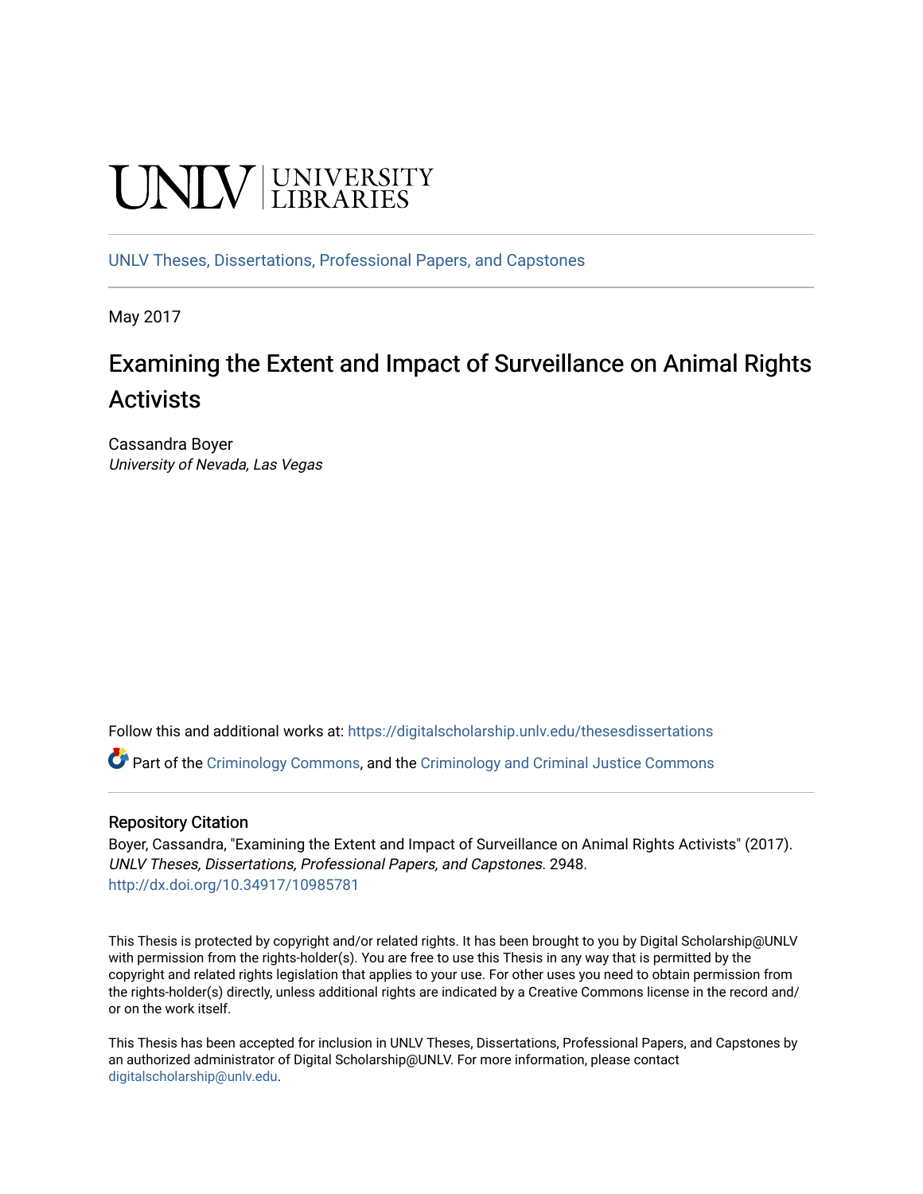UNLV | UNIVERSITY LIBRARIES

UNLV Theses, Dissertations, Professional Papers, and Capstones

May 2017

# Examining the Extent and Impact of Surveillance on Animal Rights Activists

Cassandra Boyer
*University of Nevada, Las Vegas*

Follow this and additional works at: https://digitalscholarship.unlv.edu/thesesdissertations

Part of the Criminology Commons, and the Criminology and Criminal Justice Commons

## Repository Citation

Boyer, Cassandra, "Examining the Extent and Impact of Surveillance on Animal Rights Activists" (2017). *UNLV Theses, Dissertations, Professional Papers, and Capstones*. 2948.
http://dx.doi.org/10.34917/10985781

This Thesis is protected by copyright and/or related rights. It has been brought to you by Digital Scholarship@UNLV with permission from the rights-holder(s). You are free to use this Thesis in any way that is permitted by the copyright and related rights legislation that applies to your use. For other uses you need to obtain permission from the rights-holder(s) directly, unless additional rights are indicated by a Creative Commons license in the record and/or on the work itself.

This Thesis has been accepted for inclusion in UNLV Theses, Dissertations, Professional Papers, and Capstones by an authorized administrator of Digital Scholarship@UNLV. For more information, please contact digitalscholarship@unlv.edu.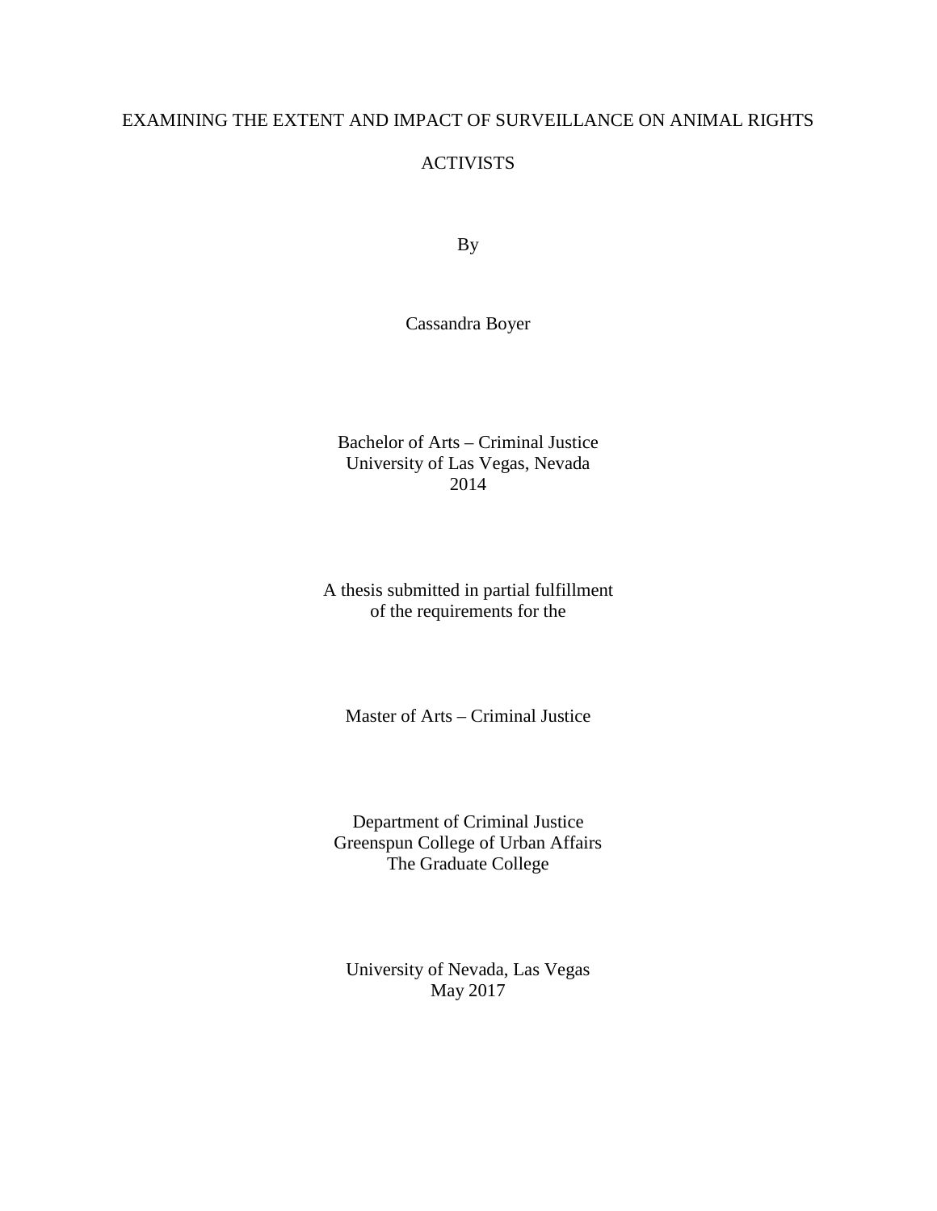# EXAMINING THE EXTENT AND IMPACT OF SURVEILLANCE ON ANIMAL RIGHTS ACTIVISTS

By

Cassandra Boyer

Bachelor of Arts – Criminal Justice
University of Las Vegas, Nevada
2014

A thesis submitted in partial fulfillment
of the requirements for the

Master of Arts – Criminal Justice

Department of Criminal Justice
Greenspun College of Urban Affairs
The Graduate College

University of Nevada, Las Vegas
May 2017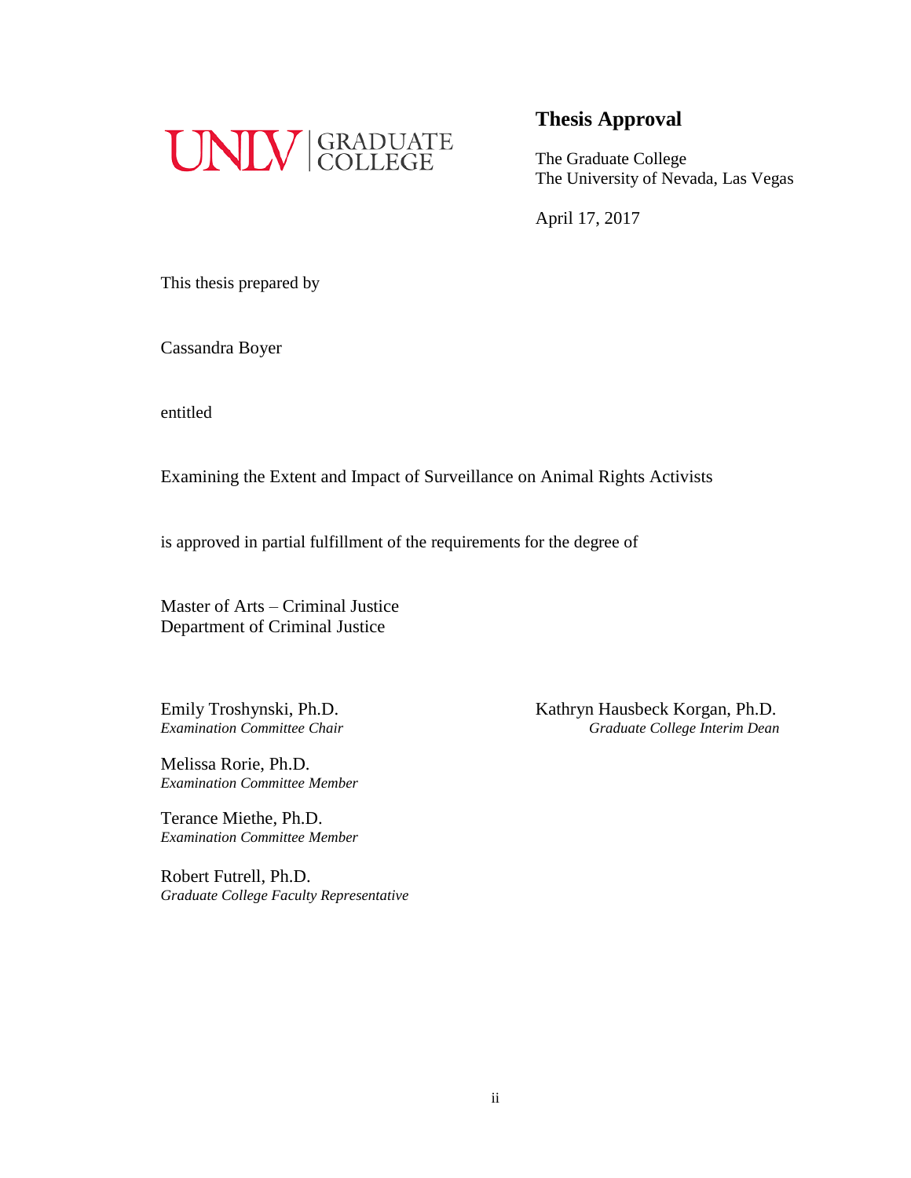UNLV | GRADUATE COLLEGE

## Thesis Approval

The Graduate College
The University of Nevada, Las Vegas

April 17, 2017

This thesis prepared by

Cassandra Boyer

entitled

Examining the Extent and Impact of Surveillance on Animal Rights Activists

is approved in partial fulfillment of the requirements for the degree of

Master of Arts – Criminal Justice
Department of Criminal Justice

Emily Troshynski, Ph.D.
*Examination Committee Chair*

Melissa Rorie, Ph.D.
*Examination Committee Member*

Terance Miethe, Ph.D.
*Examination Committee Member*

Robert Futrell, Ph.D.
*Graduate College Faculty Representative*

Kathryn Hausbeck Korgan, Ph.D.
*Graduate College Interim Dean*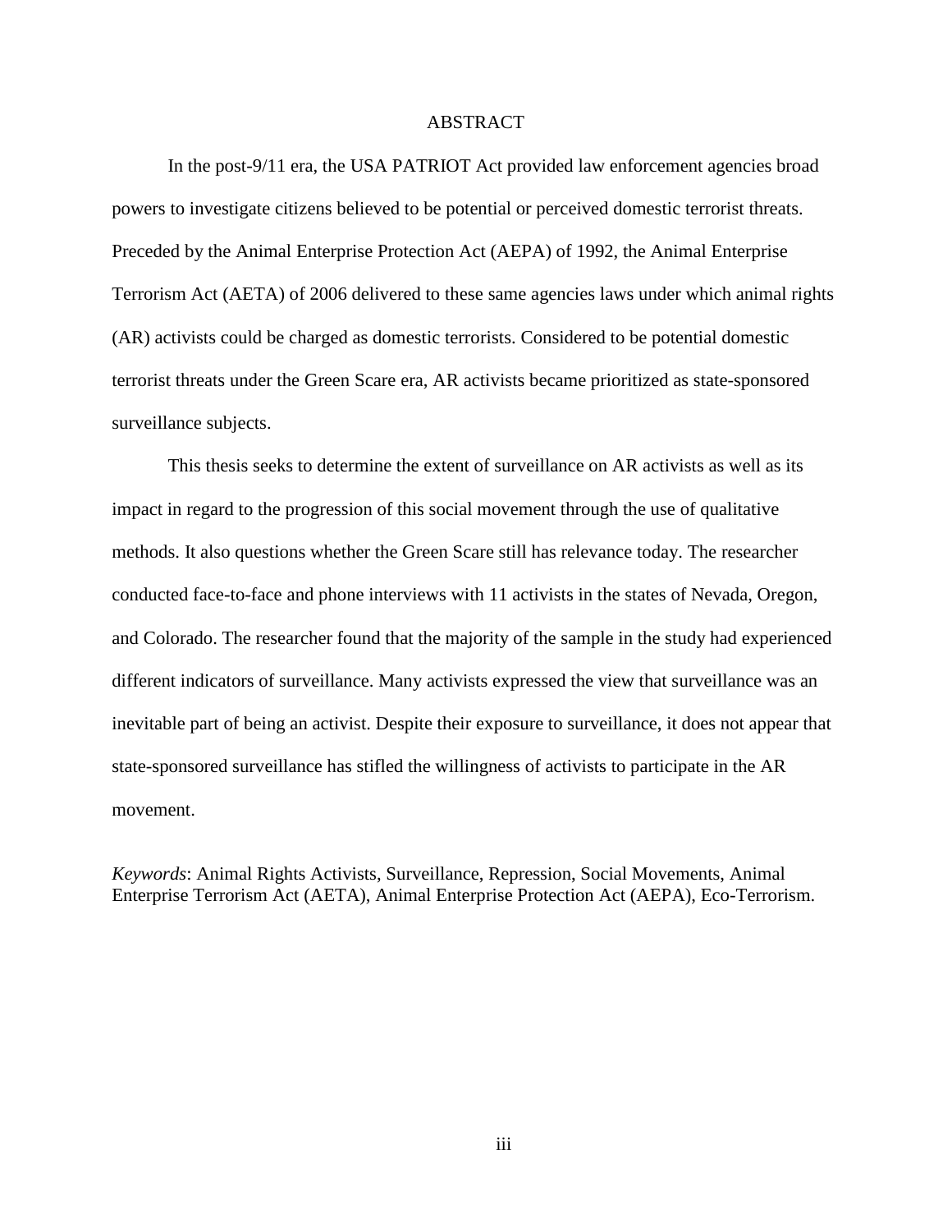# ABSTRACT

In the post-9/11 era, the USA PATRIOT Act provided law enforcement agencies broad powers to investigate citizens believed to be potential or perceived domestic terrorist threats. Preceded by the Animal Enterprise Protection Act (AEPA) of 1992, the Animal Enterprise Terrorism Act (AETA) of 2006 delivered to these same agencies laws under which animal rights (AR) activists could be charged as domestic terrorists. Considered to be potential domestic terrorist threats under the Green Scare era, AR activists became prioritized as state-sponsored surveillance subjects.

This thesis seeks to determine the extent of surveillance on AR activists as well as its impact in regard to the progression of this social movement through the use of qualitative methods. It also questions whether the Green Scare still has relevance today. The researcher conducted face-to-face and phone interviews with 11 activists in the states of Nevada, Oregon, and Colorado. The researcher found that the majority of the sample in the study had experienced different indicators of surveillance. Many activists expressed the view that surveillance was an inevitable part of being an activist. Despite their exposure to surveillance, it does not appear that state-sponsored surveillance has stifled the willingness of activists to participate in the AR movement.

*Keywords*: Animal Rights Activists, Surveillance, Repression, Social Movements, Animal Enterprise Terrorism Act (AETA), Animal Enterprise Protection Act (AEPA), Eco-Terrorism.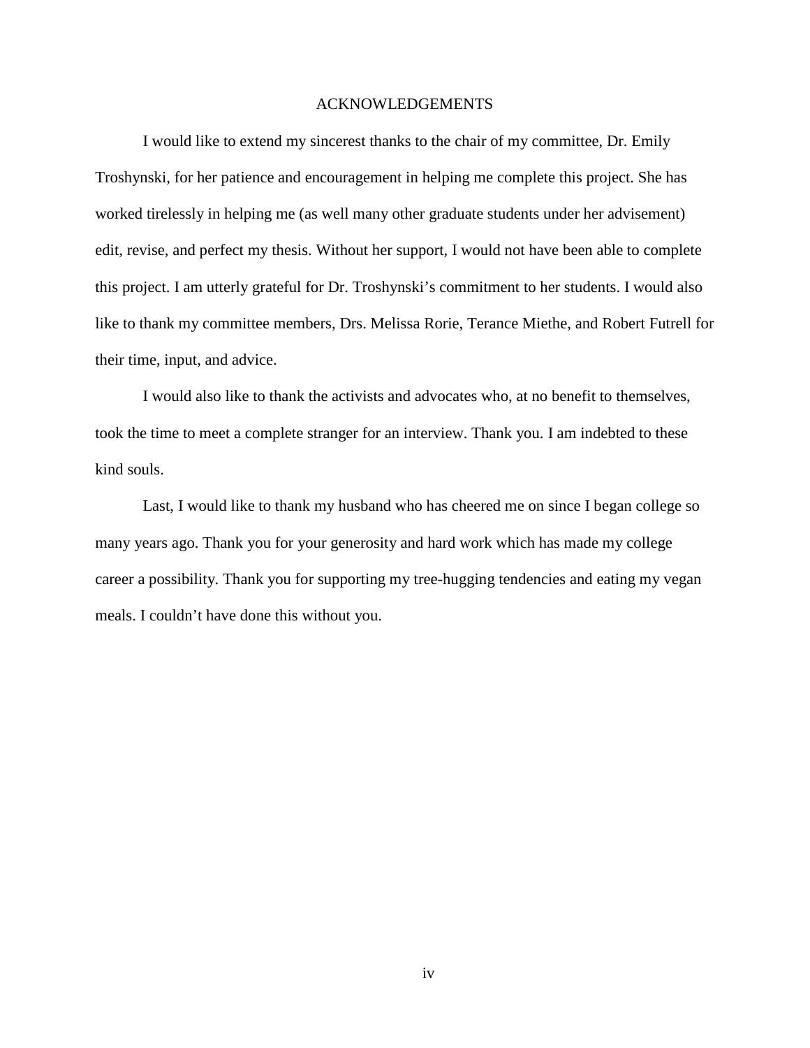# ACKNOWLEDGEMENTS

I would like to extend my sincerest thanks to the chair of my committee, Dr. Emily Troshynski, for her patience and encouragement in helping me complete this project. She has worked tirelessly in helping me (as well many other graduate students under her advisement) edit, revise, and perfect my thesis. Without her support, I would not have been able to complete this project. I am utterly grateful for Dr. Troshynski's commitment to her students. I would also like to thank my committee members, Drs. Melissa Rorie, Terance Miethe, and Robert Futrell for their time, input, and advice.

I would also like to thank the activists and advocates who, at no benefit to themselves, took the time to meet a complete stranger for an interview. Thank you. I am indebted to these kind souls.

Last, I would like to thank my husband who has cheered me on since I began college so many years ago. Thank you for your generosity and hard work which has made my college career a possibility. Thank you for supporting my tree-hugging tendencies and eating my vegan meals. I couldn't have done this without you.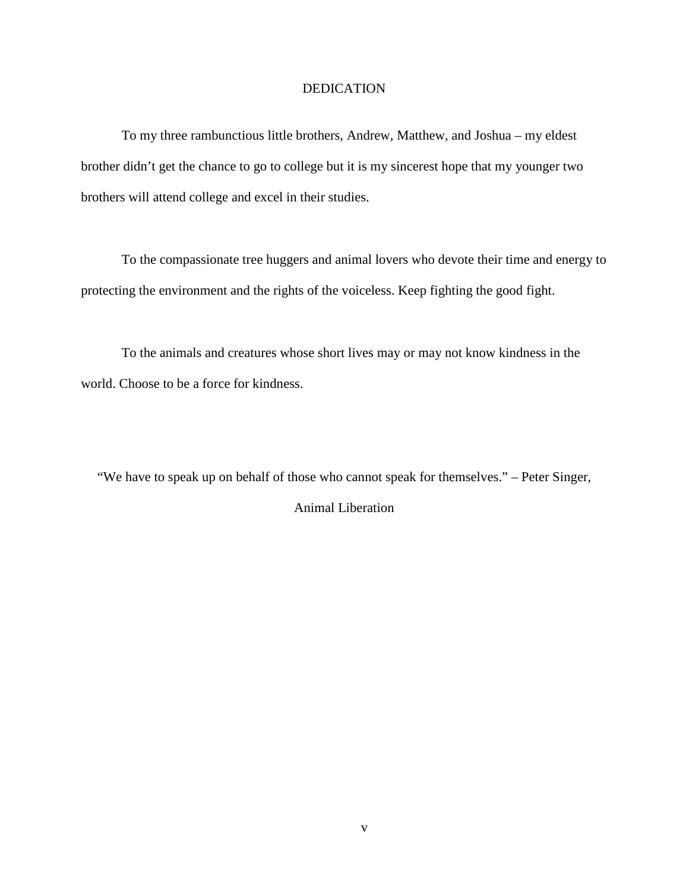# DEDICATION

To my three rambunctious little brothers, Andrew, Matthew, and Joshua – my eldest brother didn't get the chance to go to college but it is my sincerest hope that my younger two brothers will attend college and excel in their studies.

To the compassionate tree huggers and animal lovers who devote their time and energy to protecting the environment and the rights of the voiceless. Keep fighting the good fight.

To the animals and creatures whose short lives may or may not know kindness in the world. Choose to be a force for kindness.

"We have to speak up on behalf of those who cannot speak for themselves." – Peter Singer, Animal Liberation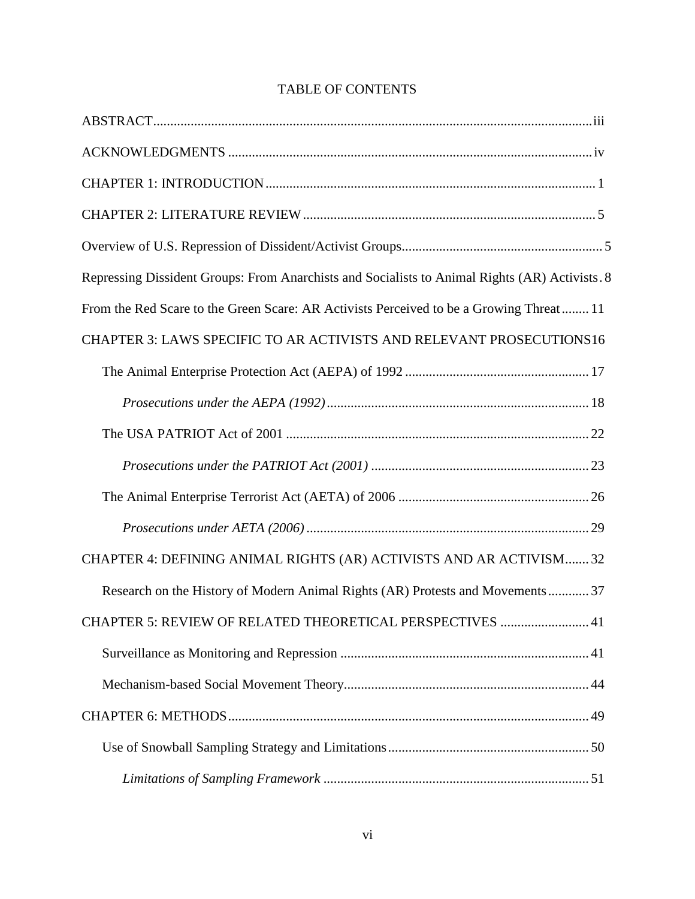# TABLE OF CONTENTS

ABSTRACT .......... iii

ACKNOWLEDGMENTS .......... iv

CHAPTER 1: INTRODUCTION .......... 1

CHAPTER 2: LITERATURE REVIEW .......... 5

Overview of U.S. Repression of Dissident/Activist Groups .......... 5

Repressing Dissident Groups: From Anarchists and Socialists to Animal Rights (AR) Activists . 8

From the Red Scare to the Green Scare: AR Activists Perceived to be a Growing Threat .......... 11

CHAPTER 3: LAWS SPECIFIC TO AR ACTIVISTS AND RELEVANT PROSECUTIONS 16

- The Animal Enterprise Protection Act (AEPA) of 1992 .......... 17
  - *Prosecutions under the AEPA (1992)* .......... 18
- The USA PATRIOT Act of 2001 .......... 22
  - *Prosecutions under the PATRIOT Act (2001)* .......... 23
- The Animal Enterprise Terrorist Act (AETA) of 2006 .......... 26
  - *Prosecutions under AETA (2006)* .......... 29

CHAPTER 4: DEFINING ANIMAL RIGHTS (AR) ACTIVISTS AND AR ACTIVISM .......... 32

- Research on the History of Modern Animal Rights (AR) Protests and Movements .......... 37

CHAPTER 5: REVIEW OF RELATED THEORETICAL PERSPECTIVES .......... 41

- Surveillance as Monitoring and Repression .......... 41
- Mechanism-based Social Movement Theory .......... 44

CHAPTER 6: METHODS .......... 49

- Use of Snowball Sampling Strategy and Limitations .......... 50
  - *Limitations of Sampling Framework* .......... 51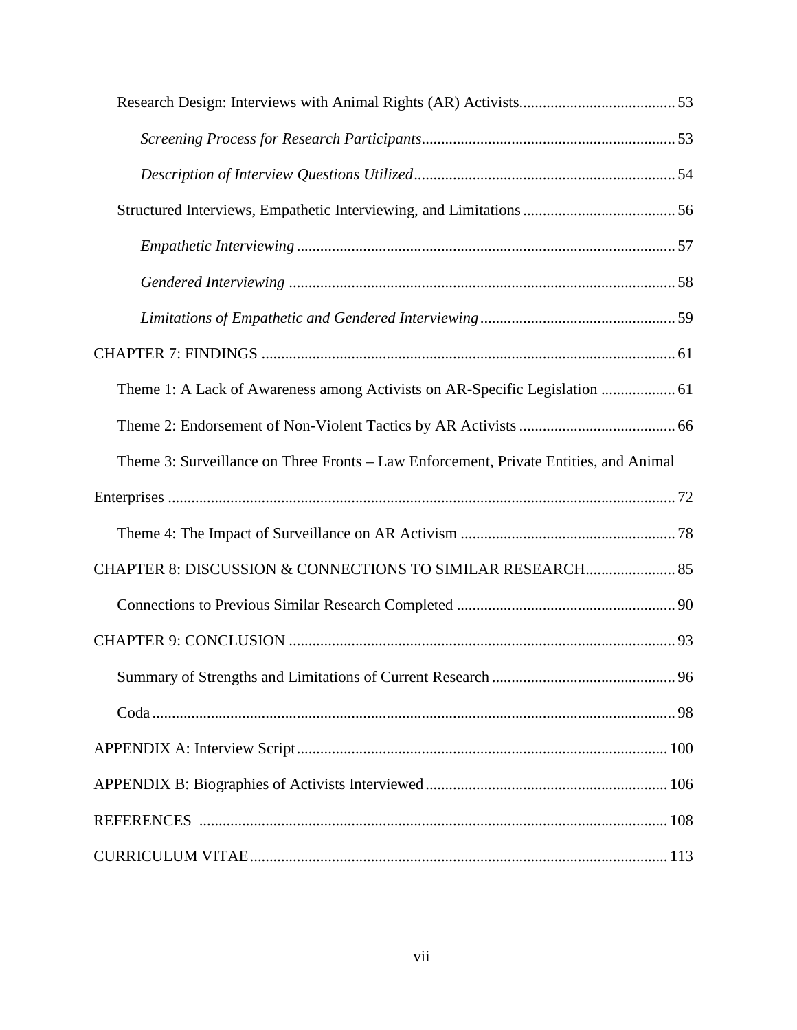Research Design: Interviews with Animal Rights (AR) Activists........................................ 53

*Screening Process for Research Participants*................................................................ 53

*Description of Interview Questions Utilized*.................................................................. 54

Structured Interviews, Empathetic Interviewing, and Limitations ....................................... 56

*Empathetic Interviewing* ................................................................................................ 57

*Gendered Interviewing* .................................................................................................. 58

*Limitations of Empathetic and Gendered Interviewing* ................................................. 59

CHAPTER 7: FINDINGS ......................................................................................................... 61

Theme 1: A Lack of Awareness among Activists on AR-Specific Legislation ................... 61

Theme 2: Endorsement of Non-Violent Tactics by AR Activists ........................................ 66

Theme 3: Surveillance on Three Fronts – Law Enforcement, Private Entities, and Animal Enterprises ................................................................................................................. 72

Theme 4: The Impact of Surveillance on AR Activism ....................................................... 78

CHAPTER 8: DISCUSSION & CONNECTIONS TO SIMILAR RESEARCH....................... 85

Connections to Previous Similar Research Completed ........................................................ 90

CHAPTER 9: CONCLUSION .................................................................................................. 93

Summary of Strengths and Limitations of Current Research ............................................... 96

Coda .................................................................................................................................... 98

APPENDIX A: Interview Script............................................................................................... 100

APPENDIX B: Biographies of Activists Interviewed.............................................................. 106

REFERENCES ....................................................................................................................... 108

CURRICULUM VITAE........................................................................................................... 113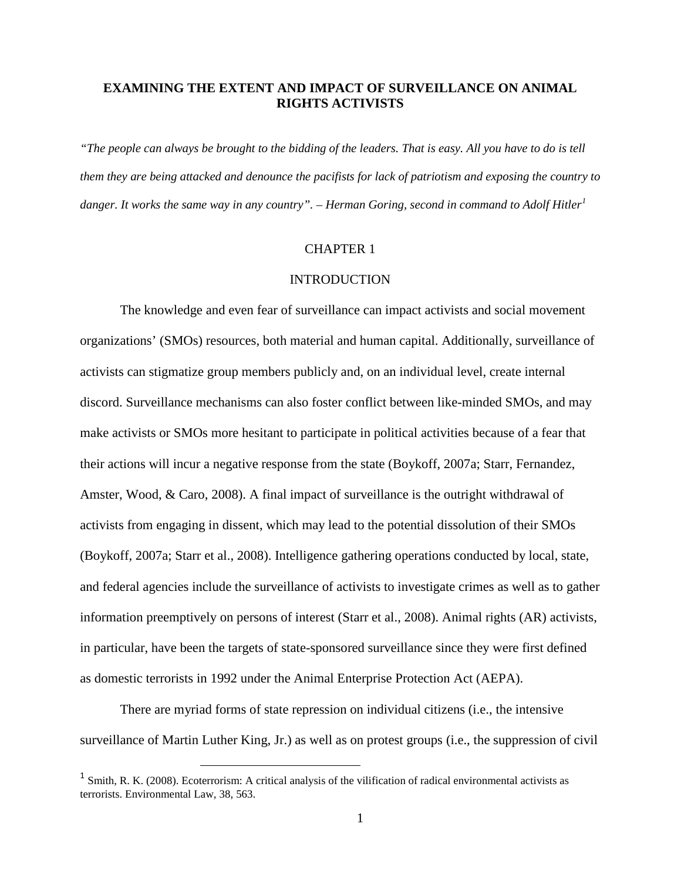**EXAMINING THE EXTENT AND IMPACT OF SURVEILLANCE ON ANIMAL RIGHTS ACTIVISTS**

*"The people can always be brought to the bidding of the leaders. That is easy. All you have to do is tell them they are being attacked and denounce the pacifists for lack of patriotism and exposing the country to danger. It works the same way in any country". – Herman Goring, second in command to Adolf Hitler*[1]

# CHAPTER 1

## INTRODUCTION

The knowledge and even fear of surveillance can impact activists and social movement organizations' (SMOs) resources, both material and human capital. Additionally, surveillance of activists can stigmatize group members publicly and, on an individual level, create internal discord. Surveillance mechanisms can also foster conflict between like-minded SMOs, and may make activists or SMOs more hesitant to participate in political activities because of a fear that their actions will incur a negative response from the state (Boykoff, 2007a; Starr, Fernandez, Amster, Wood, & Caro, 2008). A final impact of surveillance is the outright withdrawal of activists from engaging in dissent, which may lead to the potential dissolution of their SMOs (Boykoff, 2007a; Starr et al., 2008). Intelligence gathering operations conducted by local, state, and federal agencies include the surveillance of activists to investigate crimes as well as to gather information preemptively on persons of interest (Starr et al., 2008). Animal rights (AR) activists, in particular, have been the targets of state-sponsored surveillance since they were first defined as domestic terrorists in 1992 under the Animal Enterprise Protection Act (AEPA).

There are myriad forms of state repression on individual citizens (i.e., the intensive surveillance of Martin Luther King, Jr.) as well as on protest groups (i.e., the suppression of civil

---

[1] Smith, R. K. (2008). Ecoterrorism: A critical analysis of the vilification of radical environmental activists as terrorists. Environmental Law, 38, 563.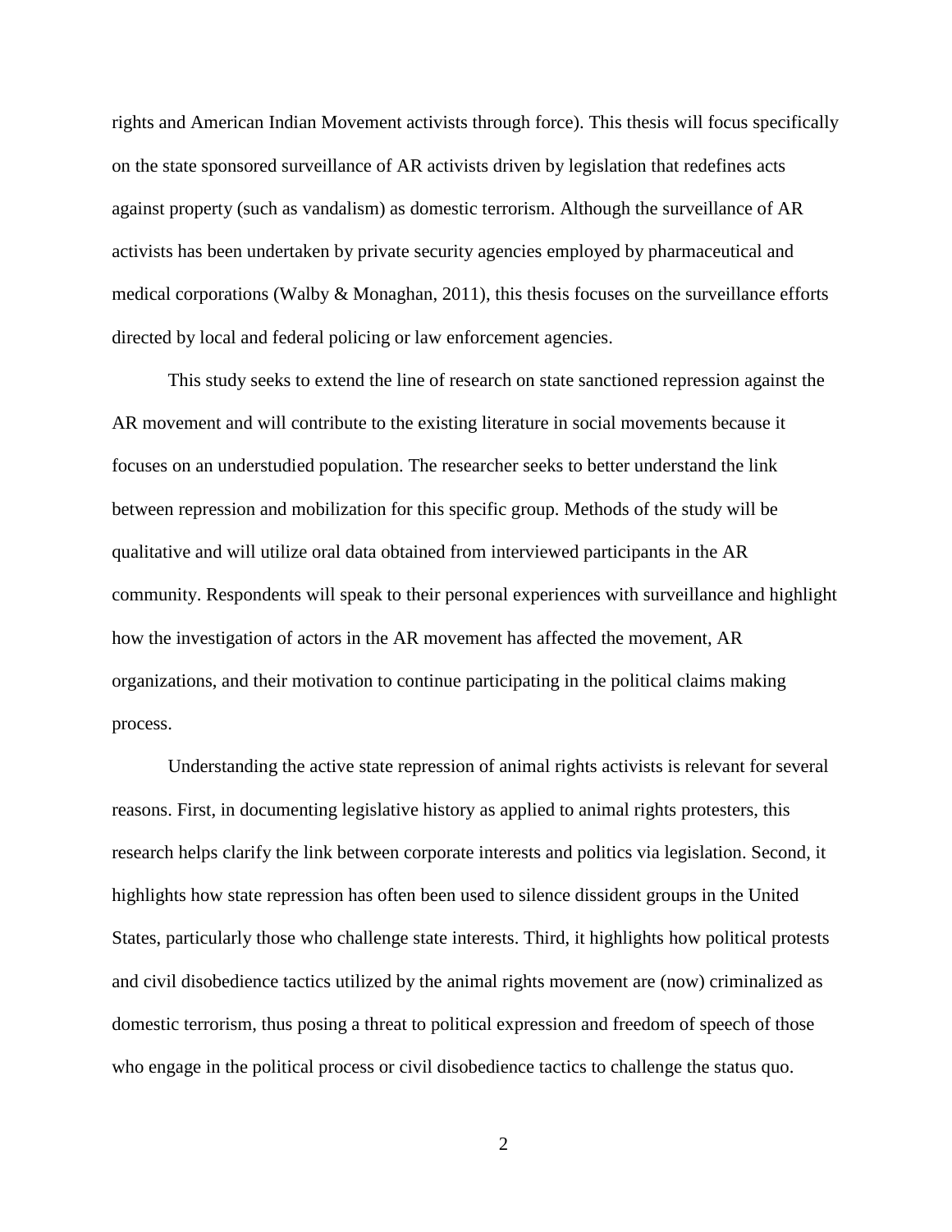rights and American Indian Movement activists through force). This thesis will focus specifically on the state sponsored surveillance of AR activists driven by legislation that redefines acts against property (such as vandalism) as domestic terrorism. Although the surveillance of AR activists has been undertaken by private security agencies employed by pharmaceutical and medical corporations (Walby & Monaghan, 2011), this thesis focuses on the surveillance efforts directed by local and federal policing or law enforcement agencies.

This study seeks to extend the line of research on state sanctioned repression against the AR movement and will contribute to the existing literature in social movements because it focuses on an understudied population. The researcher seeks to better understand the link between repression and mobilization for this specific group. Methods of the study will be qualitative and will utilize oral data obtained from interviewed participants in the AR community. Respondents will speak to their personal experiences with surveillance and highlight how the investigation of actors in the AR movement has affected the movement, AR organizations, and their motivation to continue participating in the political claims making process.

Understanding the active state repression of animal rights activists is relevant for several reasons. First, in documenting legislative history as applied to animal rights protesters, this research helps clarify the link between corporate interests and politics via legislation. Second, it highlights how state repression has often been used to silence dissident groups in the United States, particularly those who challenge state interests. Third, it highlights how political protests and civil disobedience tactics utilized by the animal rights movement are (now) criminalized as domestic terrorism, thus posing a threat to political expression and freedom of speech of those who engage in the political process or civil disobedience tactics to challenge the status quo.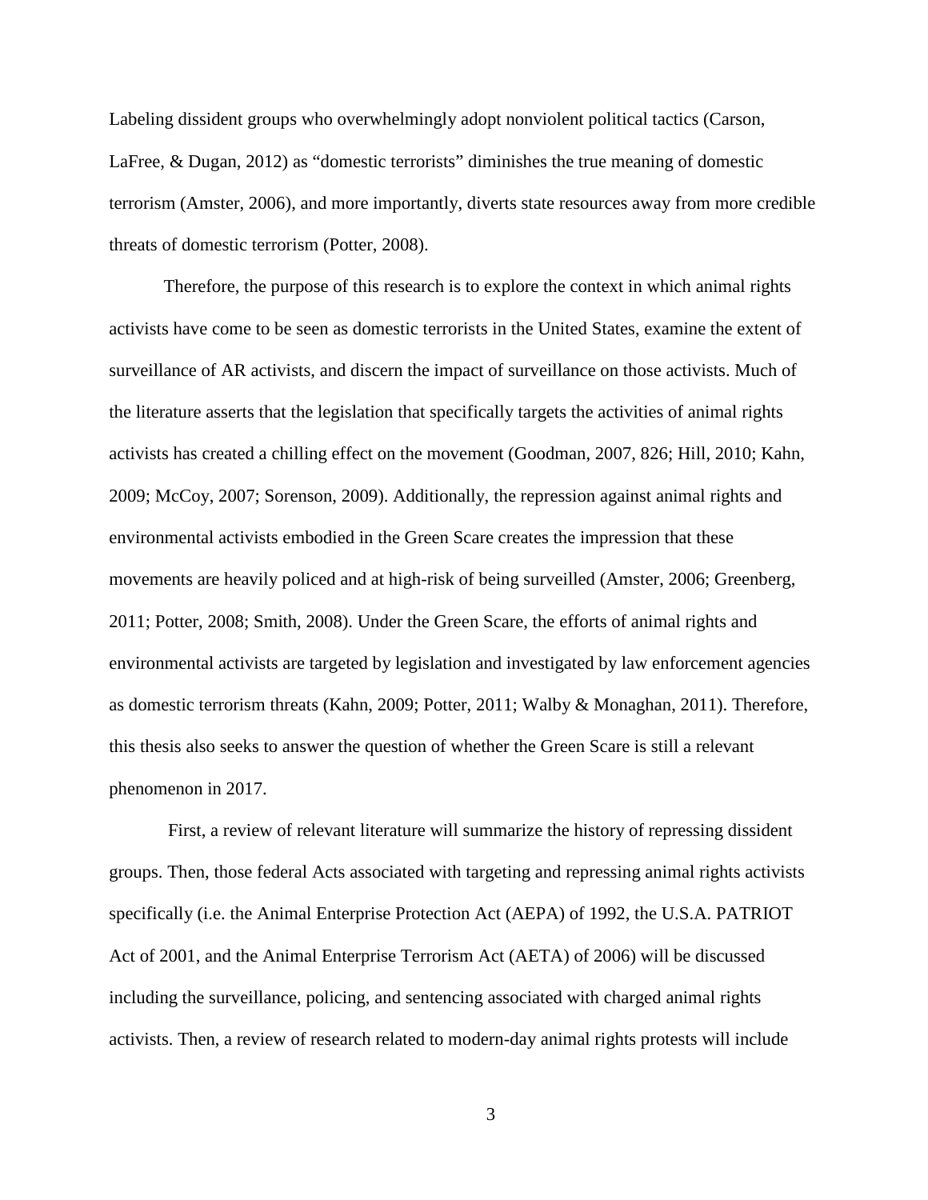Labeling dissident groups who overwhelmingly adopt nonviolent political tactics (Carson, LaFree, & Dugan, 2012) as "domestic terrorists" diminishes the true meaning of domestic terrorism (Amster, 2006), and more importantly, diverts state resources away from more credible threats of domestic terrorism (Potter, 2008).

Therefore, the purpose of this research is to explore the context in which animal rights activists have come to be seen as domestic terrorists in the United States, examine the extent of surveillance of AR activists, and discern the impact of surveillance on those activists. Much of the literature asserts that the legislation that specifically targets the activities of animal rights activists has created a chilling effect on the movement (Goodman, 2007, 826; Hill, 2010; Kahn, 2009; McCoy, 2007; Sorenson, 2009). Additionally, the repression against animal rights and environmental activists embodied in the Green Scare creates the impression that these movements are heavily policed and at high-risk of being surveilled (Amster, 2006; Greenberg, 2011; Potter, 2008; Smith, 2008). Under the Green Scare, the efforts of animal rights and environmental activists are targeted by legislation and investigated by law enforcement agencies as domestic terrorism threats (Kahn, 2009; Potter, 2011; Walby & Monaghan, 2011). Therefore, this thesis also seeks to answer the question of whether the Green Scare is still a relevant phenomenon in 2017.

First, a review of relevant literature will summarize the history of repressing dissident groups. Then, those federal Acts associated with targeting and repressing animal rights activists specifically (i.e. the Animal Enterprise Protection Act (AEPA) of 1992, the U.S.A. PATRIOT Act of 2001, and the Animal Enterprise Terrorism Act (AETA) of 2006) will be discussed including the surveillance, policing, and sentencing associated with charged animal rights activists. Then, a review of research related to modern-day animal rights protests will include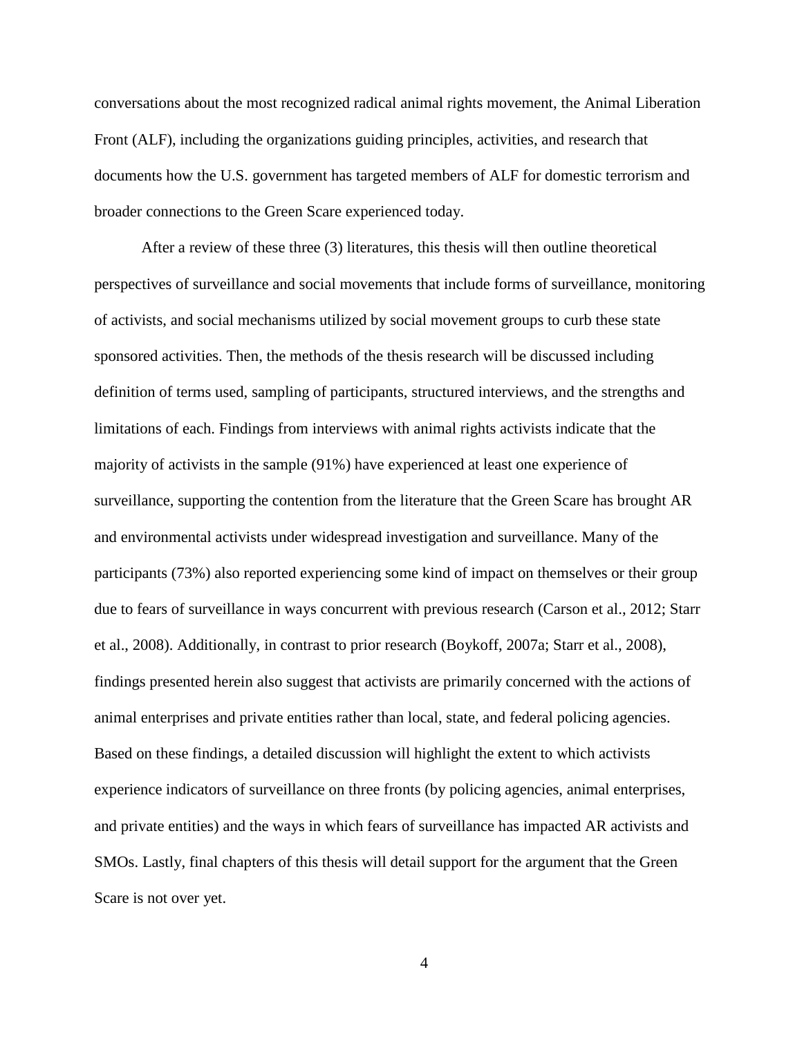conversations about the most recognized radical animal rights movement, the Animal Liberation Front (ALF), including the organizations guiding principles, activities, and research that documents how the U.S. government has targeted members of ALF for domestic terrorism and broader connections to the Green Scare experienced today.

After a review of these three (3) literatures, this thesis will then outline theoretical perspectives of surveillance and social movements that include forms of surveillance, monitoring of activists, and social mechanisms utilized by social movement groups to curb these state sponsored activities. Then, the methods of the thesis research will be discussed including definition of terms used, sampling of participants, structured interviews, and the strengths and limitations of each. Findings from interviews with animal rights activists indicate that the majority of activists in the sample (91%) have experienced at least one experience of surveillance, supporting the contention from the literature that the Green Scare has brought AR and environmental activists under widespread investigation and surveillance. Many of the participants (73%) also reported experiencing some kind of impact on themselves or their group due to fears of surveillance in ways concurrent with previous research (Carson et al., 2012; Starr et al., 2008). Additionally, in contrast to prior research (Boykoff, 2007a; Starr et al., 2008), findings presented herein also suggest that activists are primarily concerned with the actions of animal enterprises and private entities rather than local, state, and federal policing agencies. Based on these findings, a detailed discussion will highlight the extent to which activists experience indicators of surveillance on three fronts (by policing agencies, animal enterprises, and private entities) and the ways in which fears of surveillance has impacted AR activists and SMOs. Lastly, final chapters of this thesis will detail support for the argument that the Green Scare is not over yet.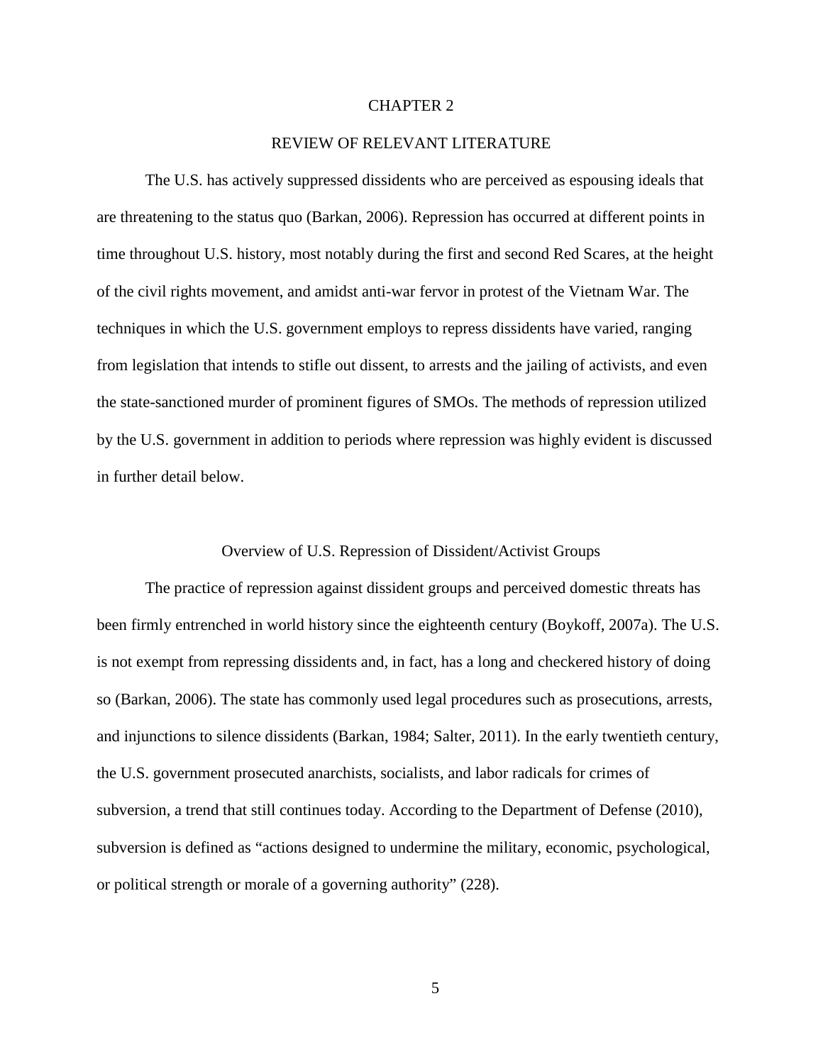# CHAPTER 2

# REVIEW OF RELEVANT LITERATURE

The U.S. has actively suppressed dissidents who are perceived as espousing ideals that are threatening to the status quo (Barkan, 2006). Repression has occurred at different points in time throughout U.S. history, most notably during the first and second Red Scares, at the height of the civil rights movement, and amidst anti-war fervor in protest of the Vietnam War. The techniques in which the U.S. government employs to repress dissidents have varied, ranging from legislation that intends to stifle out dissent, to arrests and the jailing of activists, and even the state-sanctioned murder of prominent figures of SMOs. The methods of repression utilized by the U.S. government in addition to periods where repression was highly evident is discussed in further detail below.

## Overview of U.S. Repression of Dissident/Activist Groups

The practice of repression against dissident groups and perceived domestic threats has been firmly entrenched in world history since the eighteenth century (Boykoff, 2007a). The U.S. is not exempt from repressing dissidents and, in fact, has a long and checkered history of doing so (Barkan, 2006). The state has commonly used legal procedures such as prosecutions, arrests, and injunctions to silence dissidents (Barkan, 1984; Salter, 2011). In the early twentieth century, the U.S. government prosecuted anarchists, socialists, and labor radicals for crimes of subversion, a trend that still continues today. According to the Department of Defense (2010), subversion is defined as "actions designed to undermine the military, economic, psychological, or political strength or morale of a governing authority" (228).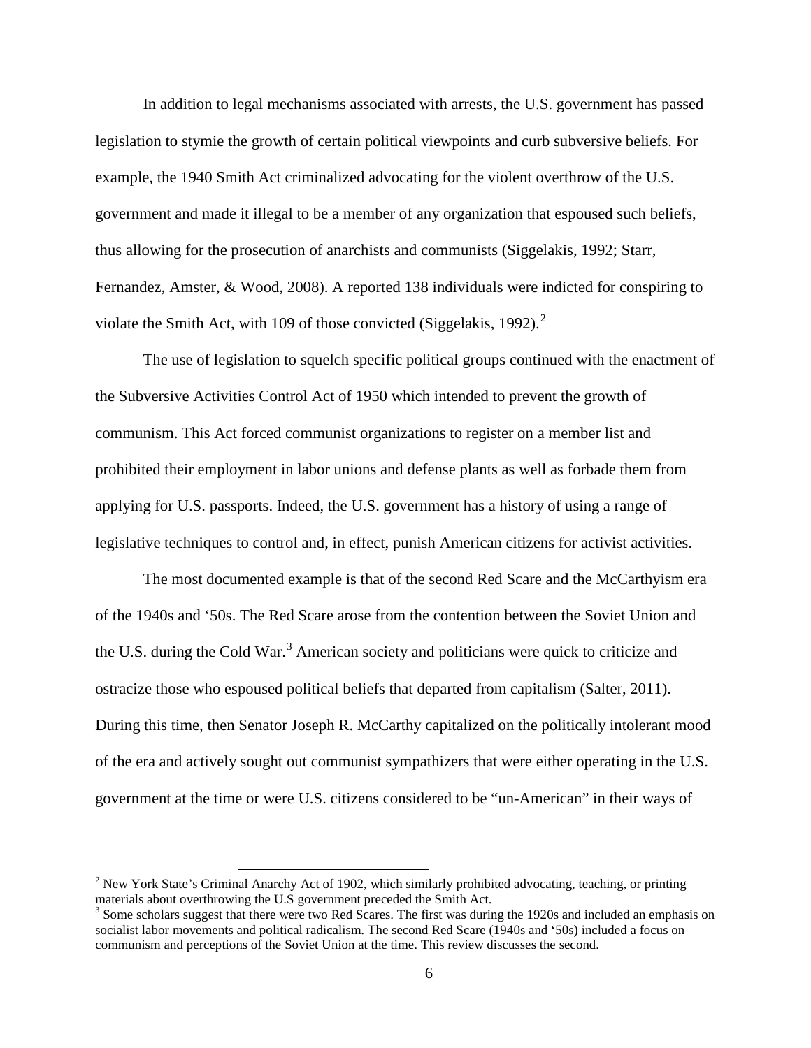In addition to legal mechanisms associated with arrests, the U.S. government has passed legislation to stymie the growth of certain political viewpoints and curb subversive beliefs. For example, the 1940 Smith Act criminalized advocating for the violent overthrow of the U.S. government and made it illegal to be a member of any organization that espoused such beliefs, thus allowing for the prosecution of anarchists and communists (Siggelakis, 1992; Starr, Fernandez, Amster, & Wood, 2008). A reported 138 individuals were indicted for conspiring to violate the Smith Act, with 109 of those convicted (Siggelakis, 1992).[2]

The use of legislation to squelch specific political groups continued with the enactment of the Subversive Activities Control Act of 1950 which intended to prevent the growth of communism. This Act forced communist organizations to register on a member list and prohibited their employment in labor unions and defense plants as well as forbade them from applying for U.S. passports. Indeed, the U.S. government has a history of using a range of legislative techniques to control and, in effect, punish American citizens for activist activities.

The most documented example is that of the second Red Scare and the McCarthyism era of the 1940s and '50s. The Red Scare arose from the contention between the Soviet Union and the U.S. during the Cold War.[3] American society and politicians were quick to criticize and ostracize those who espoused political beliefs that departed from capitalism (Salter, 2011). During this time, then Senator Joseph R. McCarthy capitalized on the politically intolerant mood of the era and actively sought out communist sympathizers that were either operating in the U.S. government at the time or were U.S. citizens considered to be "un-American" in their ways of

---

[2] New York State's Criminal Anarchy Act of 1902, which similarly prohibited advocating, teaching, or printing materials about overthrowing the U.S government preceded the Smith Act.

[3] Some scholars suggest that there were two Red Scares. The first was during the 1920s and included an emphasis on socialist labor movements and political radicalism. The second Red Scare (1940s and '50s) included a focus on communism and perceptions of the Soviet Union at the time. This review discusses the second.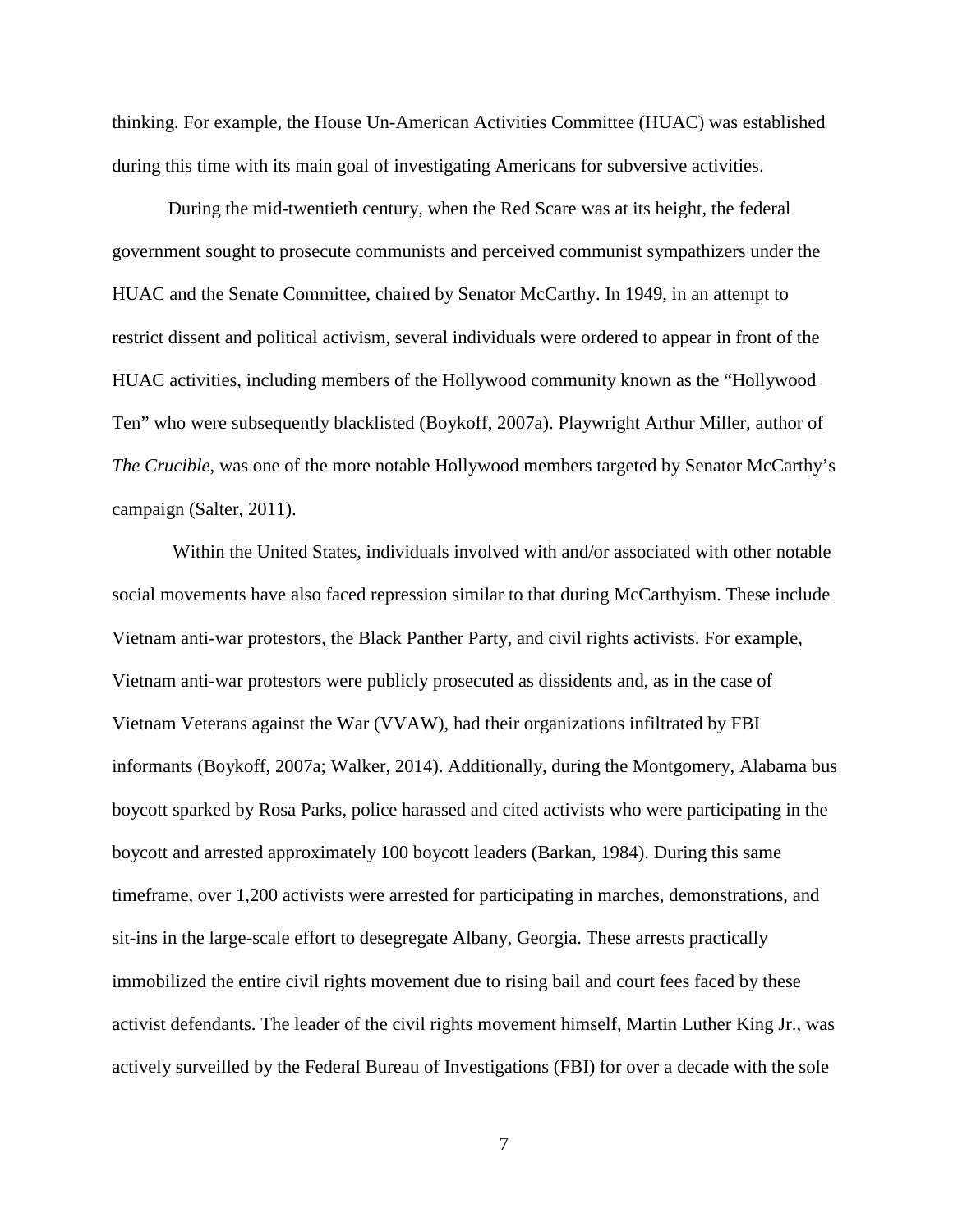thinking. For example, the House Un-American Activities Committee (HUAC) was established during this time with its main goal of investigating Americans for subversive activities.

During the mid-twentieth century, when the Red Scare was at its height, the federal government sought to prosecute communists and perceived communist sympathizers under the HUAC and the Senate Committee, chaired by Senator McCarthy. In 1949, in an attempt to restrict dissent and political activism, several individuals were ordered to appear in front of the HUAC activities, including members of the Hollywood community known as the "Hollywood Ten" who were subsequently blacklisted (Boykoff, 2007a). Playwright Arthur Miller, author of *The Crucible*, was one of the more notable Hollywood members targeted by Senator McCarthy's campaign (Salter, 2011).

Within the United States, individuals involved with and/or associated with other notable social movements have also faced repression similar to that during McCarthyism. These include Vietnam anti-war protestors, the Black Panther Party, and civil rights activists. For example, Vietnam anti-war protestors were publicly prosecuted as dissidents and, as in the case of Vietnam Veterans against the War (VVAW), had their organizations infiltrated by FBI informants (Boykoff, 2007a; Walker, 2014). Additionally, during the Montgomery, Alabama bus boycott sparked by Rosa Parks, police harassed and cited activists who were participating in the boycott and arrested approximately 100 boycott leaders (Barkan, 1984). During this same timeframe, over 1,200 activists were arrested for participating in marches, demonstrations, and sit-ins in the large-scale effort to desegregate Albany, Georgia. These arrests practically immobilized the entire civil rights movement due to rising bail and court fees faced by these activist defendants. The leader of the civil rights movement himself, Martin Luther King Jr., was actively surveilled by the Federal Bureau of Investigations (FBI) for over a decade with the sole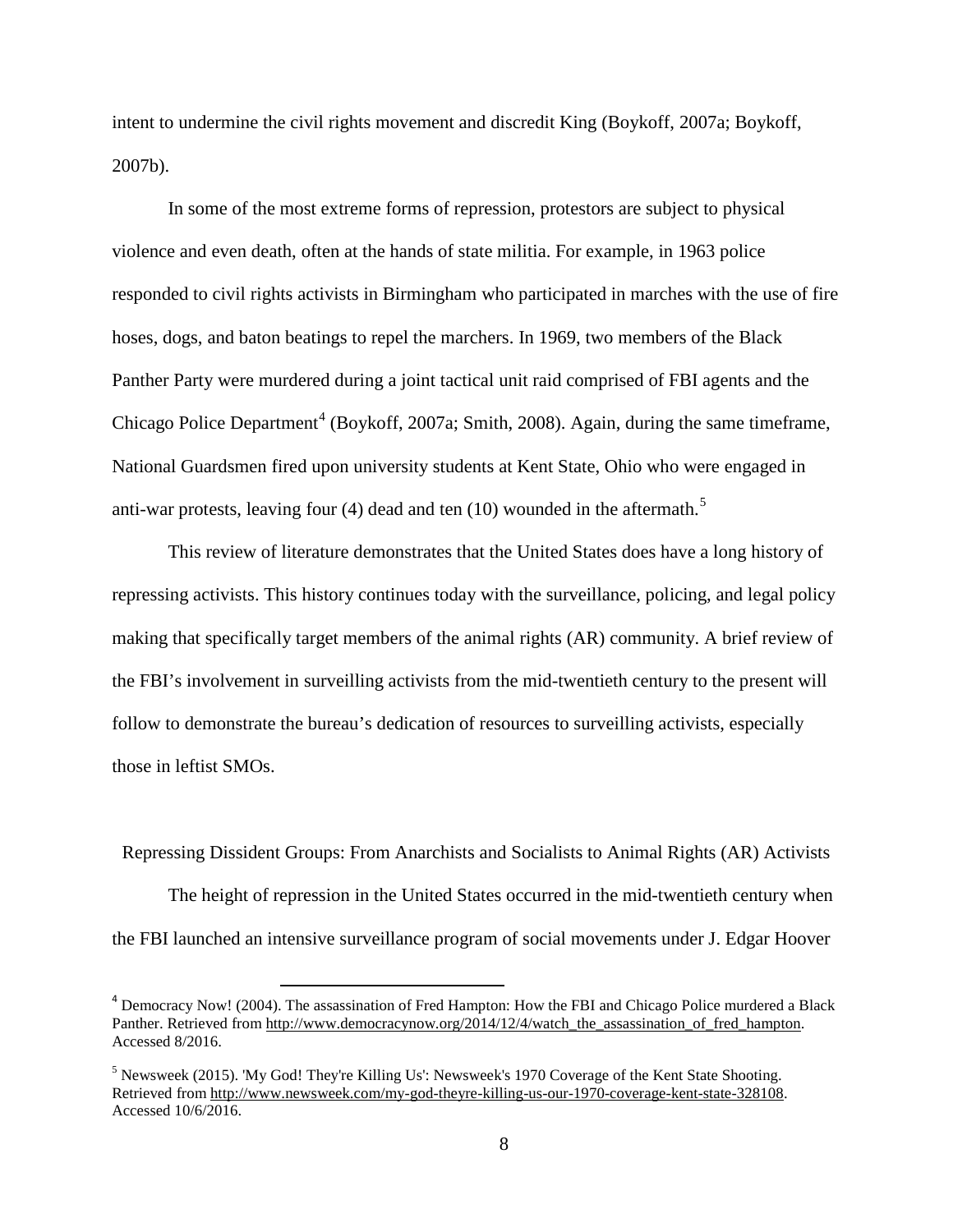intent to undermine the civil rights movement and discredit King (Boykoff, 2007a; Boykoff, 2007b).

In some of the most extreme forms of repression, protestors are subject to physical violence and even death, often at the hands of state militia. For example, in 1963 police responded to civil rights activists in Birmingham who participated in marches with the use of fire hoses, dogs, and baton beatings to repel the marchers. In 1969, two members of the Black Panther Party were murdered during a joint tactical unit raid comprised of FBI agents and the Chicago Police Department[4] (Boykoff, 2007a; Smith, 2008). Again, during the same timeframe, National Guardsmen fired upon university students at Kent State, Ohio who were engaged in anti-war protests, leaving four (4) dead and ten (10) wounded in the aftermath.[5]

This review of literature demonstrates that the United States does have a long history of repressing activists. This history continues today with the surveillance, policing, and legal policy making that specifically target members of the animal rights (AR) community. A brief review of the FBI's involvement in surveilling activists from the mid-twentieth century to the present will follow to demonstrate the bureau's dedication of resources to surveilling activists, especially those in leftist SMOs.

## Repressing Dissident Groups: From Anarchists and Socialists to Animal Rights (AR) Activists

The height of repression in the United States occurred in the mid-twentieth century when the FBI launched an intensive surveillance program of social movements under J. Edgar Hoover

[4] Democracy Now! (2004). The assassination of Fred Hampton: How the FBI and Chicago Police murdered a Black Panther. Retrieved from http://www.democracynow.org/2014/12/4/watch_the_assassination_of_fred_hampton. Accessed 8/2016.

[5] Newsweek (2015). 'My God! They're Killing Us': Newsweek's 1970 Coverage of the Kent State Shooting. Retrieved from http://www.newsweek.com/my-god-theyre-killing-us-our-1970-coverage-kent-state-328108. Accessed 10/6/2016.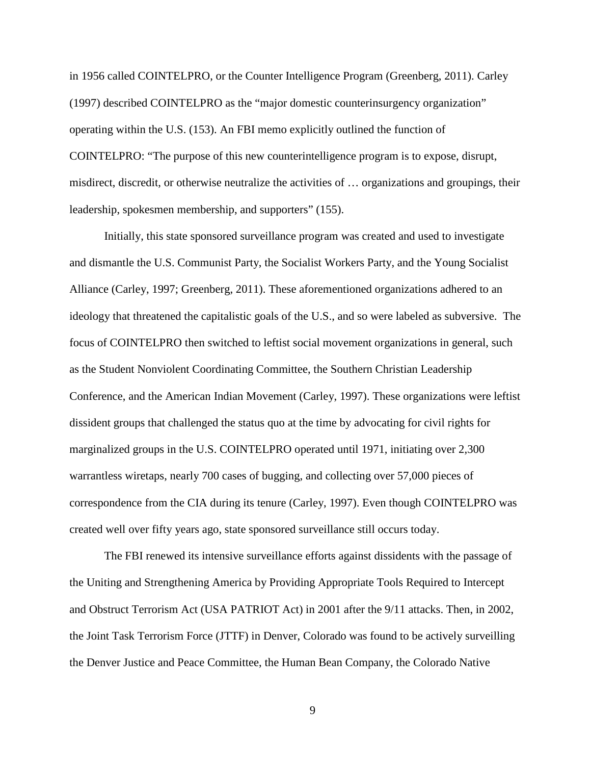in 1956 called COINTELPRO, or the Counter Intelligence Program (Greenberg, 2011). Carley (1997) described COINTELPRO as the "major domestic counterinsurgency organization" operating within the U.S. (153). An FBI memo explicitly outlined the function of COINTELPRO: "The purpose of this new counterintelligence program is to expose, disrupt, misdirect, discredit, or otherwise neutralize the activities of … organizations and groupings, their leadership, spokesmen membership, and supporters" (155).

Initially, this state sponsored surveillance program was created and used to investigate and dismantle the U.S. Communist Party, the Socialist Workers Party, and the Young Socialist Alliance (Carley, 1997; Greenberg, 2011). These aforementioned organizations adhered to an ideology that threatened the capitalistic goals of the U.S., and so were labeled as subversive. The focus of COINTELPRO then switched to leftist social movement organizations in general, such as the Student Nonviolent Coordinating Committee, the Southern Christian Leadership Conference, and the American Indian Movement (Carley, 1997). These organizations were leftist dissident groups that challenged the status quo at the time by advocating for civil rights for marginalized groups in the U.S. COINTELPRO operated until 1971, initiating over 2,300 warrantless wiretaps, nearly 700 cases of bugging, and collecting over 57,000 pieces of correspondence from the CIA during its tenure (Carley, 1997). Even though COINTELPRO was created well over fifty years ago, state sponsored surveillance still occurs today.

The FBI renewed its intensive surveillance efforts against dissidents with the passage of the Uniting and Strengthening America by Providing Appropriate Tools Required to Intercept and Obstruct Terrorism Act (USA PATRIOT Act) in 2001 after the 9/11 attacks. Then, in 2002, the Joint Task Terrorism Force (JTTF) in Denver, Colorado was found to be actively surveilling the Denver Justice and Peace Committee, the Human Bean Company, the Colorado Native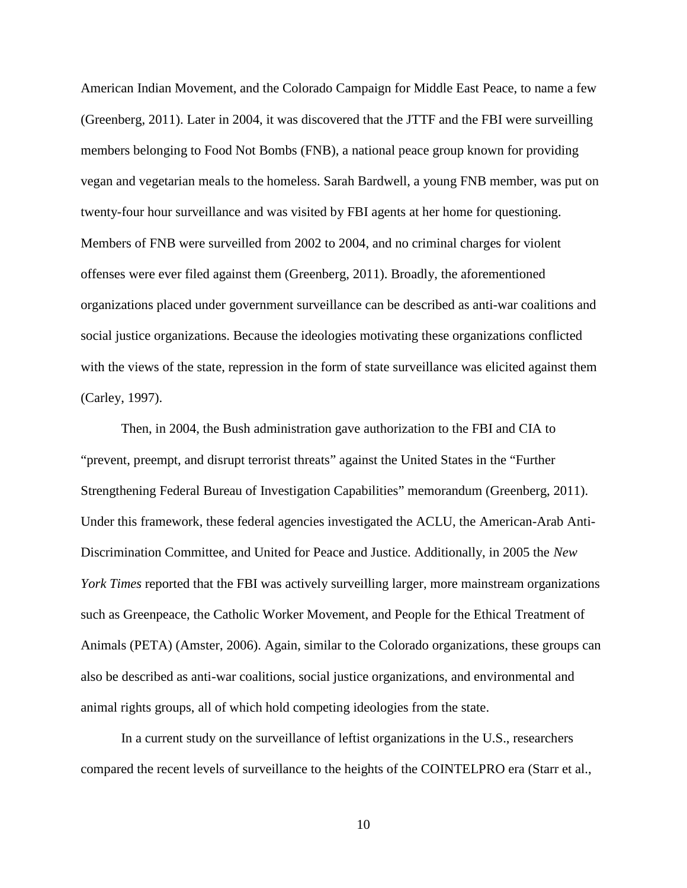American Indian Movement, and the Colorado Campaign for Middle East Peace, to name a few (Greenberg, 2011). Later in 2004, it was discovered that the JTTF and the FBI were surveilling members belonging to Food Not Bombs (FNB), a national peace group known for providing vegan and vegetarian meals to the homeless. Sarah Bardwell, a young FNB member, was put on twenty-four hour surveillance and was visited by FBI agents at her home for questioning. Members of FNB were surveilled from 2002 to 2004, and no criminal charges for violent offenses were ever filed against them (Greenberg, 2011). Broadly, the aforementioned organizations placed under government surveillance can be described as anti-war coalitions and social justice organizations. Because the ideologies motivating these organizations conflicted with the views of the state, repression in the form of state surveillance was elicited against them (Carley, 1997).

Then, in 2004, the Bush administration gave authorization to the FBI and CIA to "prevent, preempt, and disrupt terrorist threats" against the United States in the "Further Strengthening Federal Bureau of Investigation Capabilities" memorandum (Greenberg, 2011). Under this framework, these federal agencies investigated the ACLU, the American-Arab Anti-Discrimination Committee, and United for Peace and Justice. Additionally, in 2005 the *New York Times* reported that the FBI was actively surveilling larger, more mainstream organizations such as Greenpeace, the Catholic Worker Movement, and People for the Ethical Treatment of Animals (PETA) (Amster, 2006). Again, similar to the Colorado organizations, these groups can also be described as anti-war coalitions, social justice organizations, and environmental and animal rights groups, all of which hold competing ideologies from the state.

In a current study on the surveillance of leftist organizations in the U.S., researchers compared the recent levels of surveillance to the heights of the COINTELPRO era (Starr et al.,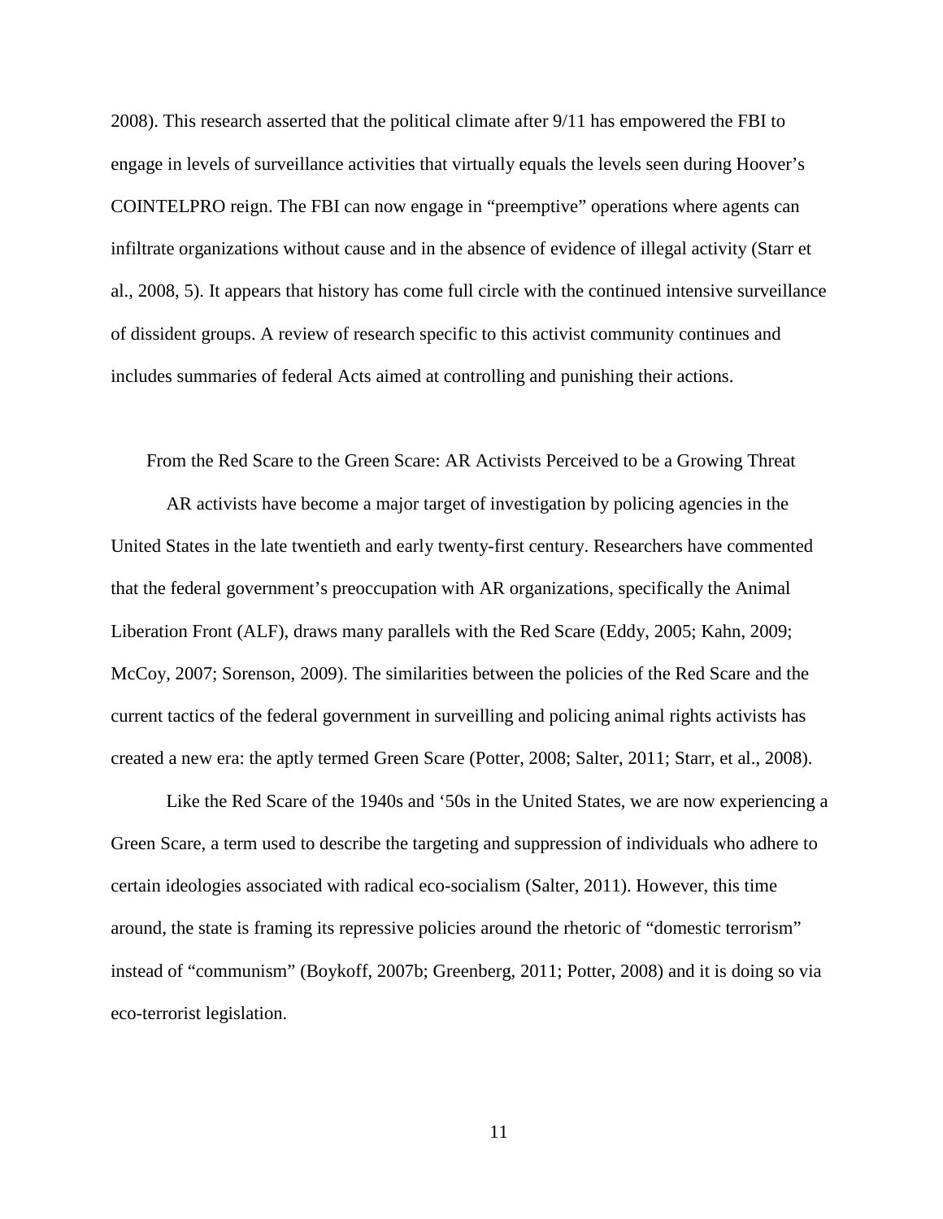2008). This research asserted that the political climate after 9/11 has empowered the FBI to engage in levels of surveillance activities that virtually equals the levels seen during Hoover's COINTELPRO reign. The FBI can now engage in "preemptive" operations where agents can infiltrate organizations without cause and in the absence of evidence of illegal activity (Starr et al., 2008, 5). It appears that history has come full circle with the continued intensive surveillance of dissident groups. A review of research specific to this activist community continues and includes summaries of federal Acts aimed at controlling and punishing their actions.

## From the Red Scare to the Green Scare: AR Activists Perceived to be a Growing Threat

AR activists have become a major target of investigation by policing agencies in the United States in the late twentieth and early twenty-first century. Researchers have commented that the federal government's preoccupation with AR organizations, specifically the Animal Liberation Front (ALF), draws many parallels with the Red Scare (Eddy, 2005; Kahn, 2009; McCoy, 2007; Sorenson, 2009). The similarities between the policies of the Red Scare and the current tactics of the federal government in surveilling and policing animal rights activists has created a new era: the aptly termed Green Scare (Potter, 2008; Salter, 2011; Starr, et al., 2008).

Like the Red Scare of the 1940s and '50s in the United States, we are now experiencing a Green Scare, a term used to describe the targeting and suppression of individuals who adhere to certain ideologies associated with radical eco-socialism (Salter, 2011). However, this time around, the state is framing its repressive policies around the rhetoric of "domestic terrorism" instead of "communism" (Boykoff, 2007b; Greenberg, 2011; Potter, 2008) and it is doing so via eco-terrorist legislation.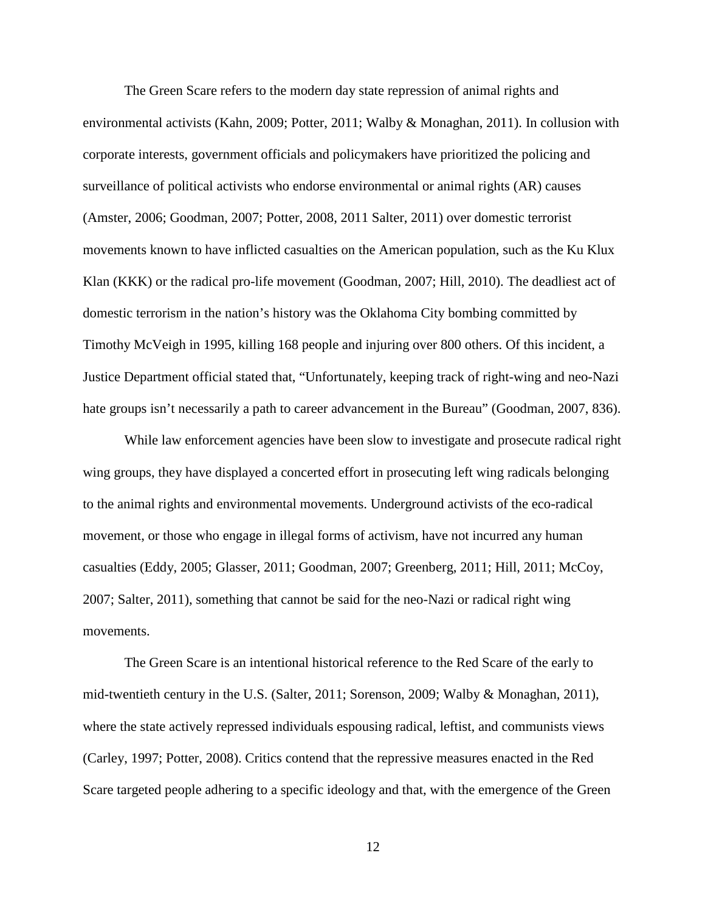The Green Scare refers to the modern day state repression of animal rights and environmental activists (Kahn, 2009; Potter, 2011; Walby & Monaghan, 2011). In collusion with corporate interests, government officials and policymakers have prioritized the policing and surveillance of political activists who endorse environmental or animal rights (AR) causes (Amster, 2006; Goodman, 2007; Potter, 2008, 2011 Salter, 2011) over domestic terrorist movements known to have inflicted casualties on the American population, such as the Ku Klux Klan (KKK) or the radical pro-life movement (Goodman, 2007; Hill, 2010). The deadliest act of domestic terrorism in the nation's history was the Oklahoma City bombing committed by Timothy McVeigh in 1995, killing 168 people and injuring over 800 others. Of this incident, a Justice Department official stated that, "Unfortunately, keeping track of right-wing and neo-Nazi hate groups isn't necessarily a path to career advancement in the Bureau" (Goodman, 2007, 836).

While law enforcement agencies have been slow to investigate and prosecute radical right wing groups, they have displayed a concerted effort in prosecuting left wing radicals belonging to the animal rights and environmental movements. Underground activists of the eco-radical movement, or those who engage in illegal forms of activism, have not incurred any human casualties (Eddy, 2005; Glasser, 2011; Goodman, 2007; Greenberg, 2011; Hill, 2011; McCoy, 2007; Salter, 2011), something that cannot be said for the neo-Nazi or radical right wing movements.

The Green Scare is an intentional historical reference to the Red Scare of the early to mid-twentieth century in the U.S. (Salter, 2011; Sorenson, 2009; Walby & Monaghan, 2011), where the state actively repressed individuals espousing radical, leftist, and communists views (Carley, 1997; Potter, 2008). Critics contend that the repressive measures enacted in the Red Scare targeted people adhering to a specific ideology and that, with the emergence of the Green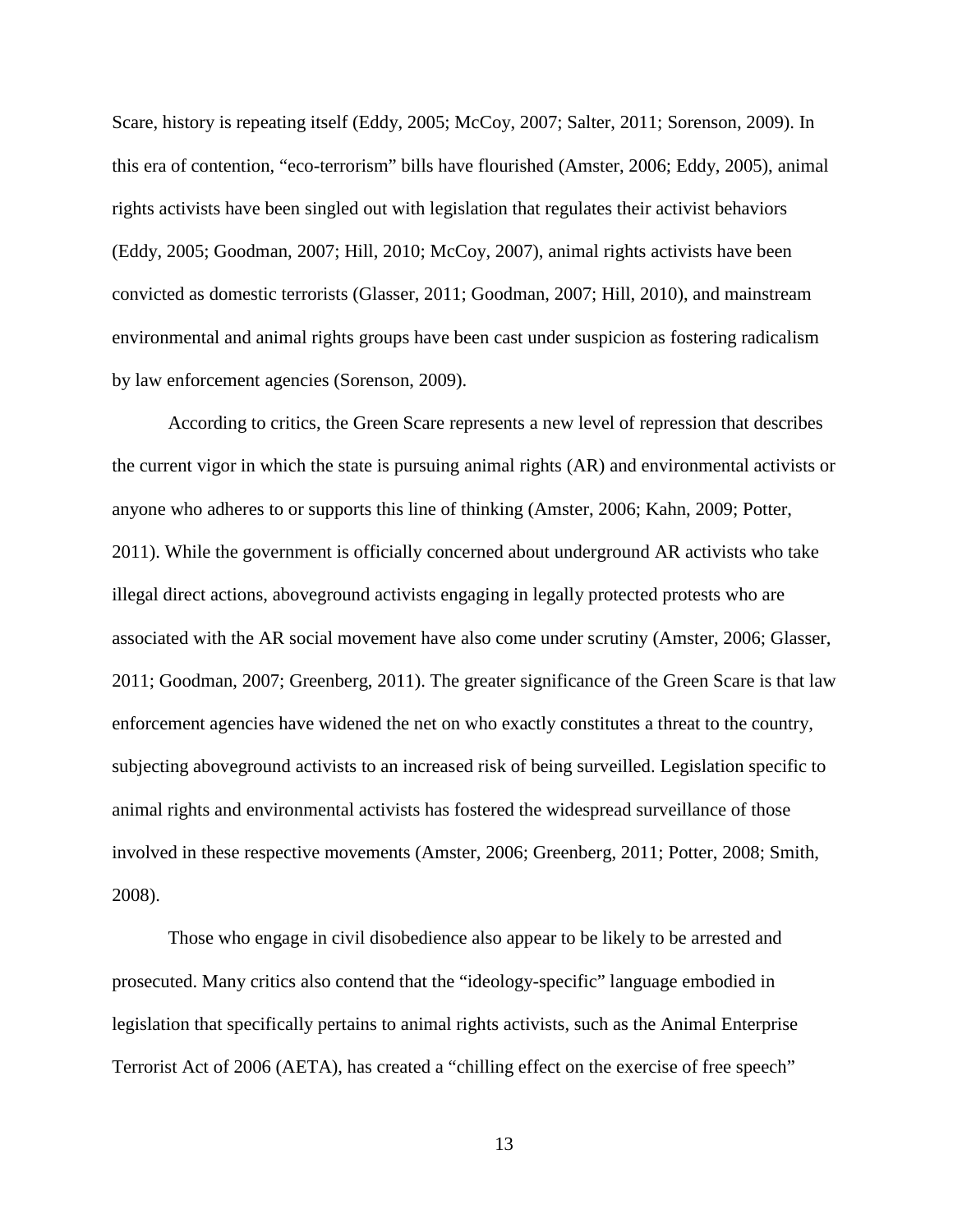Scare, history is repeating itself (Eddy, 2005; McCoy, 2007; Salter, 2011; Sorenson, 2009). In this era of contention, "eco-terrorism" bills have flourished (Amster, 2006; Eddy, 2005), animal rights activists have been singled out with legislation that regulates their activist behaviors (Eddy, 2005; Goodman, 2007; Hill, 2010; McCoy, 2007), animal rights activists have been convicted as domestic terrorists (Glasser, 2011; Goodman, 2007; Hill, 2010), and mainstream environmental and animal rights groups have been cast under suspicion as fostering radicalism by law enforcement agencies (Sorenson, 2009).

According to critics, the Green Scare represents a new level of repression that describes the current vigor in which the state is pursuing animal rights (AR) and environmental activists or anyone who adheres to or supports this line of thinking (Amster, 2006; Kahn, 2009; Potter, 2011). While the government is officially concerned about underground AR activists who take illegal direct actions, aboveground activists engaging in legally protected protests who are associated with the AR social movement have also come under scrutiny (Amster, 2006; Glasser, 2011; Goodman, 2007; Greenberg, 2011). The greater significance of the Green Scare is that law enforcement agencies have widened the net on who exactly constitutes a threat to the country, subjecting aboveground activists to an increased risk of being surveilled. Legislation specific to animal rights and environmental activists has fostered the widespread surveillance of those involved in these respective movements (Amster, 2006; Greenberg, 2011; Potter, 2008; Smith, 2008).

Those who engage in civil disobedience also appear to be likely to be arrested and prosecuted. Many critics also contend that the "ideology-specific" language embodied in legislation that specifically pertains to animal rights activists, such as the Animal Enterprise Terrorist Act of 2006 (AETA), has created a "chilling effect on the exercise of free speech"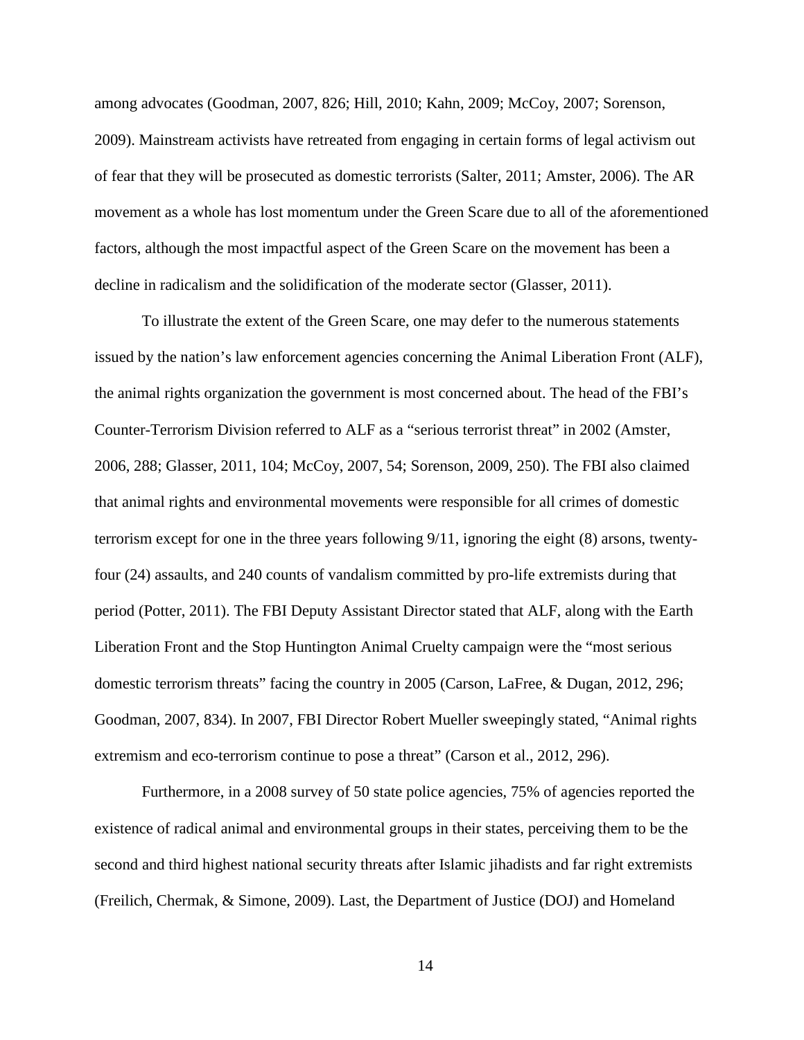among advocates (Goodman, 2007, 826; Hill, 2010; Kahn, 2009; McCoy, 2007; Sorenson, 2009). Mainstream activists have retreated from engaging in certain forms of legal activism out of fear that they will be prosecuted as domestic terrorists (Salter, 2011; Amster, 2006). The AR movement as a whole has lost momentum under the Green Scare due to all of the aforementioned factors, although the most impactful aspect of the Green Scare on the movement has been a decline in radicalism and the solidification of the moderate sector (Glasser, 2011).

To illustrate the extent of the Green Scare, one may defer to the numerous statements issued by the nation's law enforcement agencies concerning the Animal Liberation Front (ALF), the animal rights organization the government is most concerned about. The head of the FBI's Counter-Terrorism Division referred to ALF as a "serious terrorist threat" in 2002 (Amster, 2006, 288; Glasser, 2011, 104; McCoy, 2007, 54; Sorenson, 2009, 250). The FBI also claimed that animal rights and environmental movements were responsible for all crimes of domestic terrorism except for one in the three years following 9/11, ignoring the eight (8) arsons, twenty-four (24) assaults, and 240 counts of vandalism committed by pro-life extremists during that period (Potter, 2011). The FBI Deputy Assistant Director stated that ALF, along with the Earth Liberation Front and the Stop Huntington Animal Cruelty campaign were the "most serious domestic terrorism threats" facing the country in 2005 (Carson, LaFree, & Dugan, 2012, 296; Goodman, 2007, 834). In 2007, FBI Director Robert Mueller sweepingly stated, "Animal rights extremism and eco-terrorism continue to pose a threat" (Carson et al., 2012, 296).

Furthermore, in a 2008 survey of 50 state police agencies, 75% of agencies reported the existence of radical animal and environmental groups in their states, perceiving them to be the second and third highest national security threats after Islamic jihadists and far right extremists (Freilich, Chermak, & Simone, 2009). Last, the Department of Justice (DOJ) and Homeland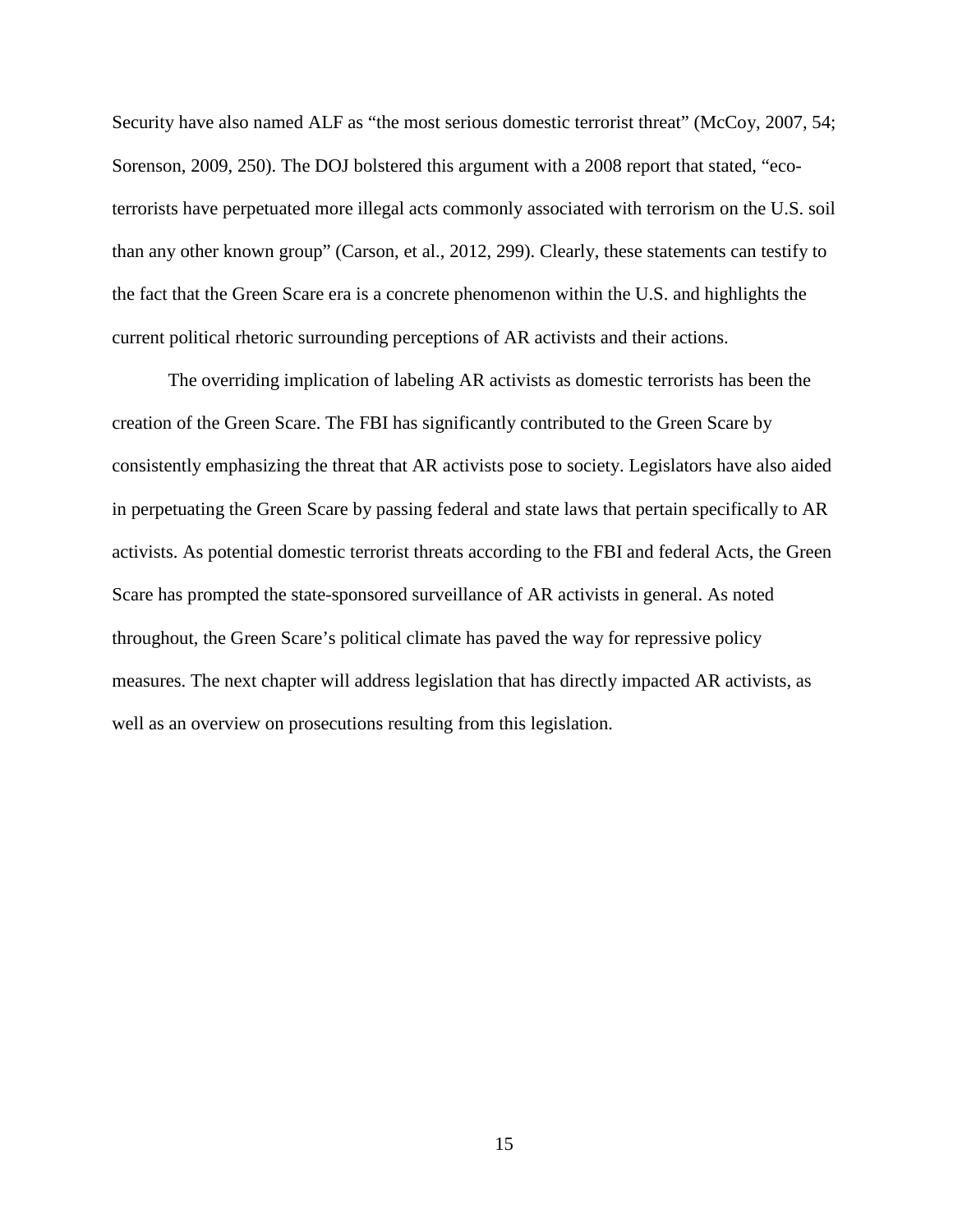Security have also named ALF as "the most serious domestic terrorist threat" (McCoy, 2007, 54; Sorenson, 2009, 250). The DOJ bolstered this argument with a 2008 report that stated, "eco-terrorists have perpetuated more illegal acts commonly associated with terrorism on the U.S. soil than any other known group" (Carson, et al., 2012, 299). Clearly, these statements can testify to the fact that the Green Scare era is a concrete phenomenon within the U.S. and highlights the current political rhetoric surrounding perceptions of AR activists and their actions.

The overriding implication of labeling AR activists as domestic terrorists has been the creation of the Green Scare. The FBI has significantly contributed to the Green Scare by consistently emphasizing the threat that AR activists pose to society. Legislators have also aided in perpetuating the Green Scare by passing federal and state laws that pertain specifically to AR activists. As potential domestic terrorist threats according to the FBI and federal Acts, the Green Scare has prompted the state-sponsored surveillance of AR activists in general. As noted throughout, the Green Scare's political climate has paved the way for repressive policy measures. The next chapter will address legislation that has directly impacted AR activists, as well as an overview on prosecutions resulting from this legislation.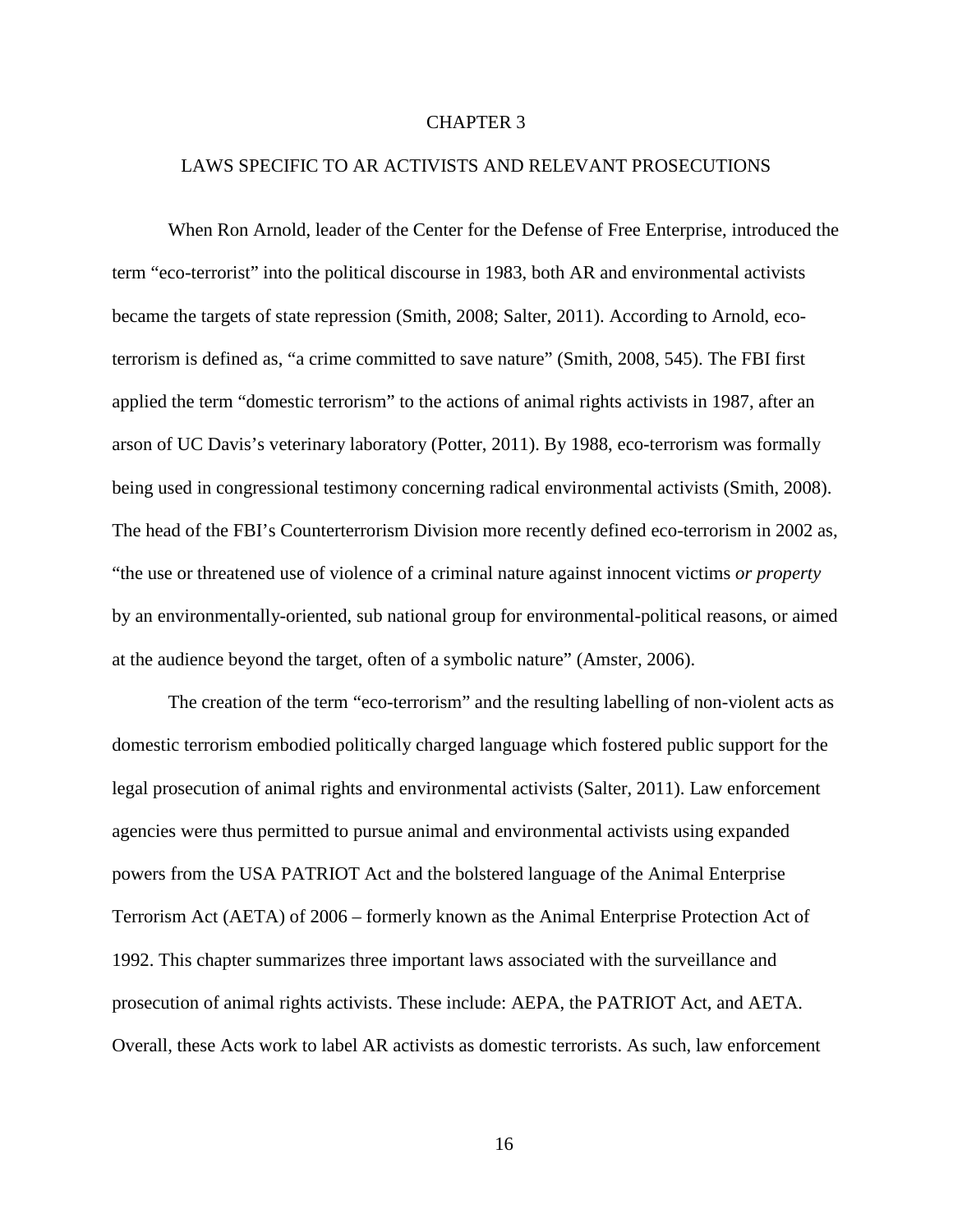# CHAPTER 3

## LAWS SPECIFIC TO AR ACTIVISTS AND RELEVANT PROSECUTIONS

When Ron Arnold, leader of the Center for the Defense of Free Enterprise, introduced the term "eco-terrorist" into the political discourse in 1983, both AR and environmental activists became the targets of state repression (Smith, 2008; Salter, 2011). According to Arnold, eco-terrorism is defined as, "a crime committed to save nature" (Smith, 2008, 545). The FBI first applied the term "domestic terrorism" to the actions of animal rights activists in 1987, after an arson of UC Davis's veterinary laboratory (Potter, 2011). By 1988, eco-terrorism was formally being used in congressional testimony concerning radical environmental activists (Smith, 2008). The head of the FBI's Counterterrorism Division more recently defined eco-terrorism in 2002 as, "the use or threatened use of violence of a criminal nature against innocent victims *or property* by an environmentally-oriented, sub national group for environmental-political reasons, or aimed at the audience beyond the target, often of a symbolic nature" (Amster, 2006).

The creation of the term "eco-terrorism" and the resulting labelling of non-violent acts as domestic terrorism embodied politically charged language which fostered public support for the legal prosecution of animal rights and environmental activists (Salter, 2011). Law enforcement agencies were thus permitted to pursue animal and environmental activists using expanded powers from the USA PATRIOT Act and the bolstered language of the Animal Enterprise Terrorism Act (AETA) of 2006 – formerly known as the Animal Enterprise Protection Act of 1992. This chapter summarizes three important laws associated with the surveillance and prosecution of animal rights activists. These include: AEPA, the PATRIOT Act, and AETA. Overall, these Acts work to label AR activists as domestic terrorists. As such, law enforcement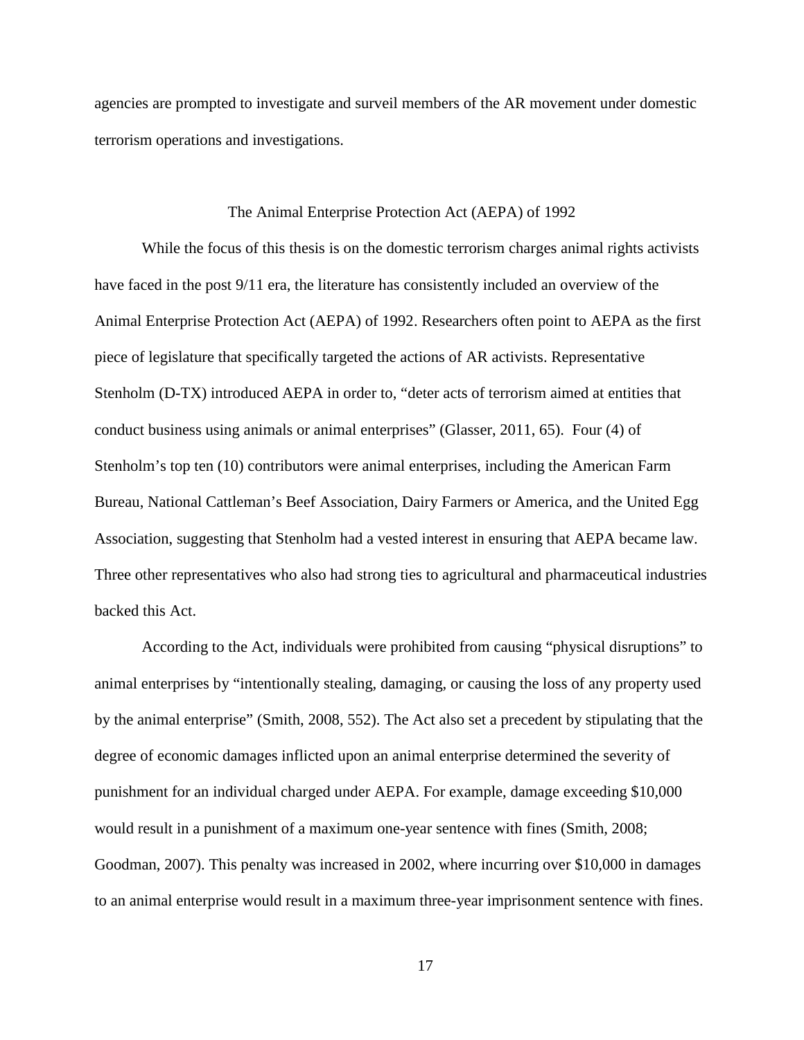agencies are prompted to investigate and surveil members of the AR movement under domestic terrorism operations and investigations.

## The Animal Enterprise Protection Act (AEPA) of 1992

While the focus of this thesis is on the domestic terrorism charges animal rights activists have faced in the post 9/11 era, the literature has consistently included an overview of the Animal Enterprise Protection Act (AEPA) of 1992. Researchers often point to AEPA as the first piece of legislature that specifically targeted the actions of AR activists. Representative Stenholm (D-TX) introduced AEPA in order to, "deter acts of terrorism aimed at entities that conduct business using animals or animal enterprises" (Glasser, 2011, 65). Four (4) of Stenholm's top ten (10) contributors were animal enterprises, including the American Farm Bureau, National Cattleman's Beef Association, Dairy Farmers or America, and the United Egg Association, suggesting that Stenholm had a vested interest in ensuring that AEPA became law. Three other representatives who also had strong ties to agricultural and pharmaceutical industries backed this Act.

According to the Act, individuals were prohibited from causing "physical disruptions" to animal enterprises by "intentionally stealing, damaging, or causing the loss of any property used by the animal enterprise" (Smith, 2008, 552). The Act also set a precedent by stipulating that the degree of economic damages inflicted upon an animal enterprise determined the severity of punishment for an individual charged under AEPA. For example, damage exceeding $10,000 would result in a punishment of a maximum one-year sentence with fines (Smith, 2008; Goodman, 2007). This penalty was increased in 2002, where incurring over $10,000 in damages to an animal enterprise would result in a maximum three-year imprisonment sentence with fines.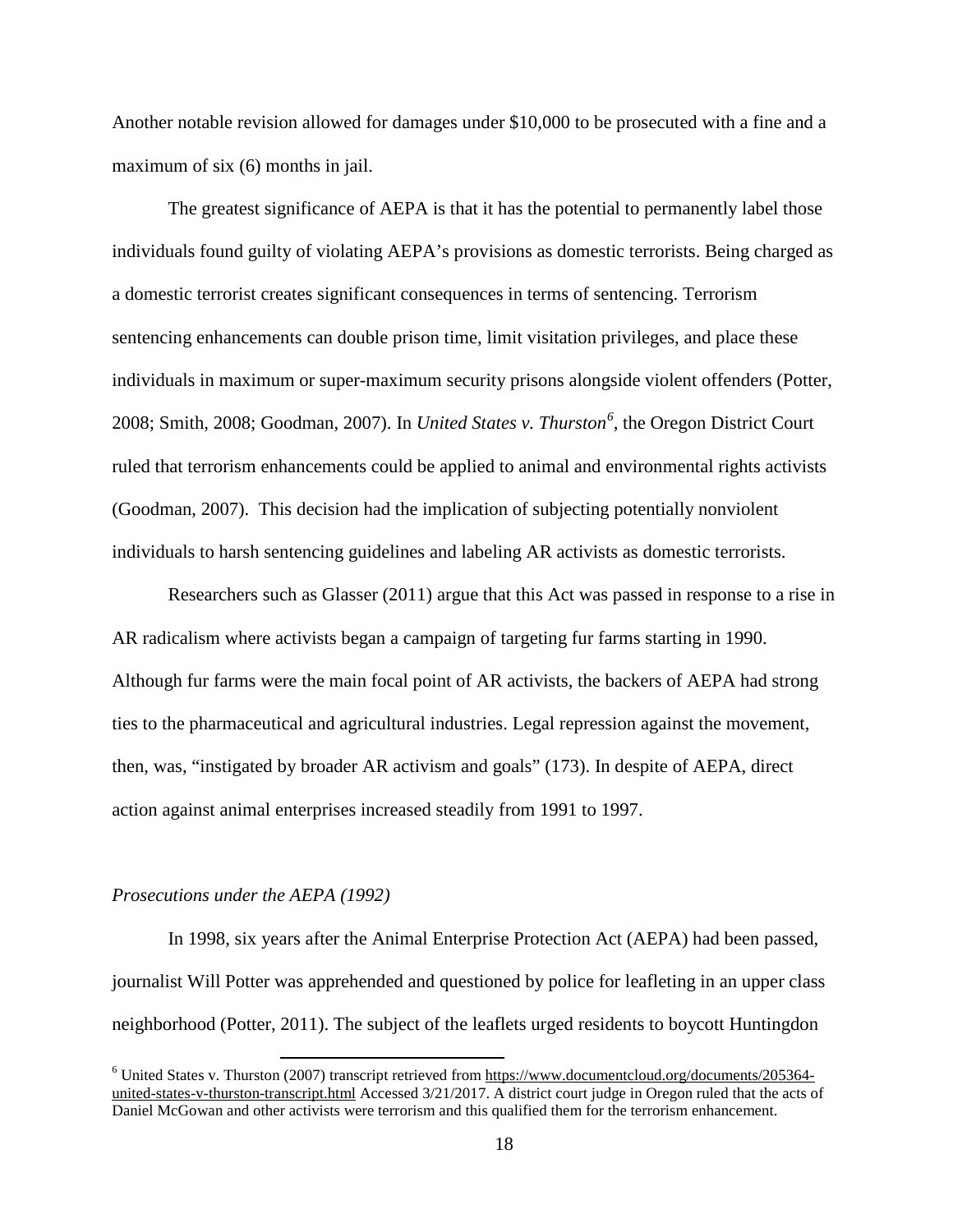Another notable revision allowed for damages under $10,000 to be prosecuted with a fine and a maximum of six (6) months in jail.

The greatest significance of AEPA is that it has the potential to permanently label those individuals found guilty of violating AEPA's provisions as domestic terrorists. Being charged as a domestic terrorist creates significant consequences in terms of sentencing. Terrorism sentencing enhancements can double prison time, limit visitation privileges, and place these individuals in maximum or super-maximum security prisons alongside violent offenders (Potter, 2008; Smith, 2008; Goodman, 2007). In *United States v. Thurston*[6], the Oregon District Court ruled that terrorism enhancements could be applied to animal and environmental rights activists (Goodman, 2007). This decision had the implication of subjecting potentially nonviolent individuals to harsh sentencing guidelines and labeling AR activists as domestic terrorists.

Researchers such as Glasser (2011) argue that this Act was passed in response to a rise in AR radicalism where activists began a campaign of targeting fur farms starting in 1990. Although fur farms were the main focal point of AR activists, the backers of AEPA had strong ties to the pharmaceutical and agricultural industries. Legal repression against the movement, then, was, "instigated by broader AR activism and goals" (173). In despite of AEPA, direct action against animal enterprises increased steadily from 1991 to 1997.

*Prosecutions under the AEPA (1992)*

In 1998, six years after the Animal Enterprise Protection Act (AEPA) had been passed, journalist Will Potter was apprehended and questioned by police for leafleting in an upper class neighborhood (Potter, 2011). The subject of the leaflets urged residents to boycott Huntingdon

---

[6] United States v. Thurston (2007) transcript retrieved from https://www.documentcloud.org/documents/205364-united-states-v-thurston-transcript.html Accessed 3/21/2017. A district court judge in Oregon ruled that the acts of Daniel McGowan and other activists were terrorism and this qualified them for the terrorism enhancement.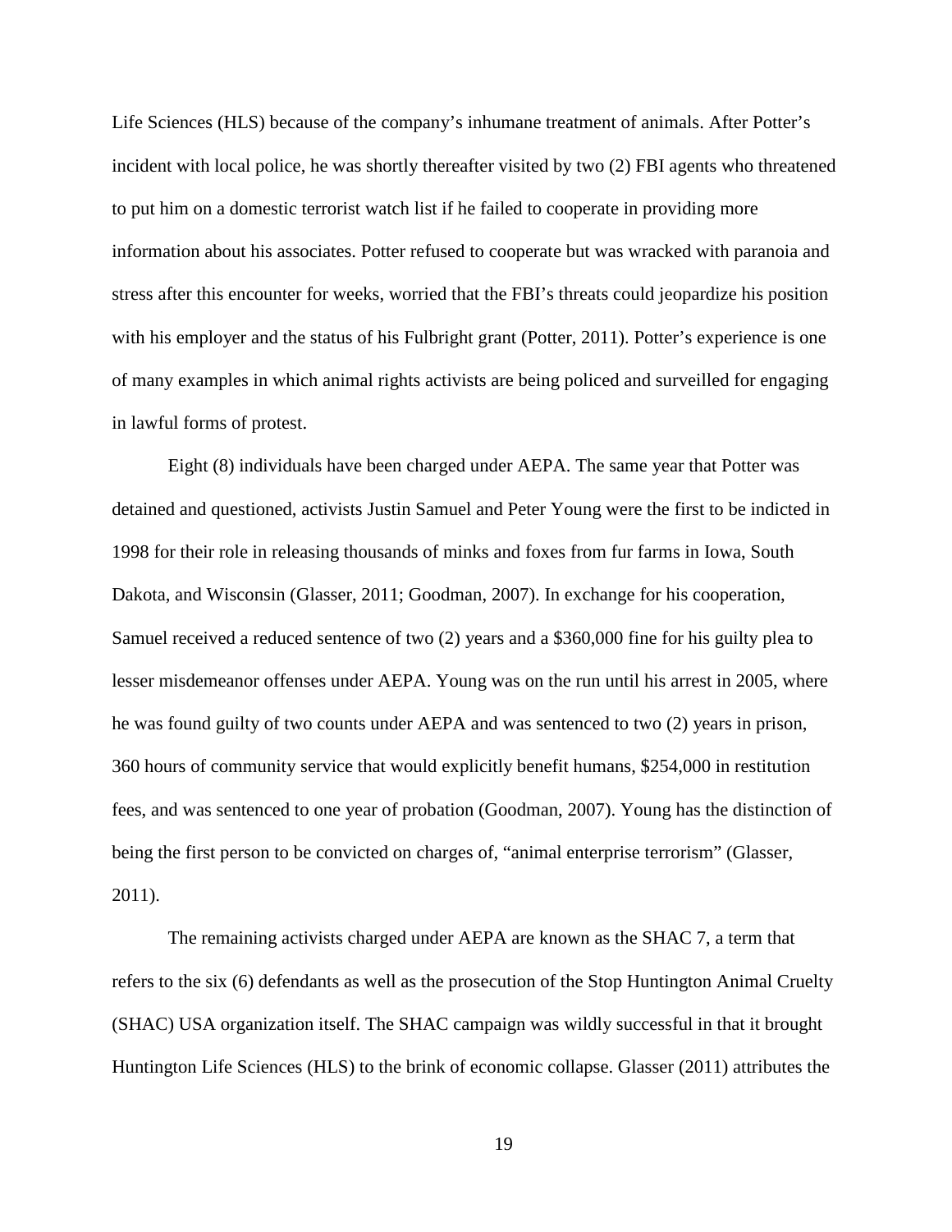Life Sciences (HLS) because of the company's inhumane treatment of animals. After Potter's incident with local police, he was shortly thereafter visited by two (2) FBI agents who threatened to put him on a domestic terrorist watch list if he failed to cooperate in providing more information about his associates. Potter refused to cooperate but was wracked with paranoia and stress after this encounter for weeks, worried that the FBI's threats could jeopardize his position with his employer and the status of his Fulbright grant (Potter, 2011). Potter's experience is one of many examples in which animal rights activists are being policed and surveilled for engaging in lawful forms of protest.

Eight (8) individuals have been charged under AEPA. The same year that Potter was detained and questioned, activists Justin Samuel and Peter Young were the first to be indicted in 1998 for their role in releasing thousands of minks and foxes from fur farms in Iowa, South Dakota, and Wisconsin (Glasser, 2011; Goodman, 2007). In exchange for his cooperation, Samuel received a reduced sentence of two (2) years and a $360,000 fine for his guilty plea to lesser misdemeanor offenses under AEPA. Young was on the run until his arrest in 2005, where he was found guilty of two counts under AEPA and was sentenced to two (2) years in prison, 360 hours of community service that would explicitly benefit humans, $254,000 in restitution fees, and was sentenced to one year of probation (Goodman, 2007). Young has the distinction of being the first person to be convicted on charges of, "animal enterprise terrorism" (Glasser, 2011).

The remaining activists charged under AEPA are known as the SHAC 7, a term that refers to the six (6) defendants as well as the prosecution of the Stop Huntington Animal Cruelty (SHAC) USA organization itself. The SHAC campaign was wildly successful in that it brought Huntington Life Sciences (HLS) to the brink of economic collapse. Glasser (2011) attributes the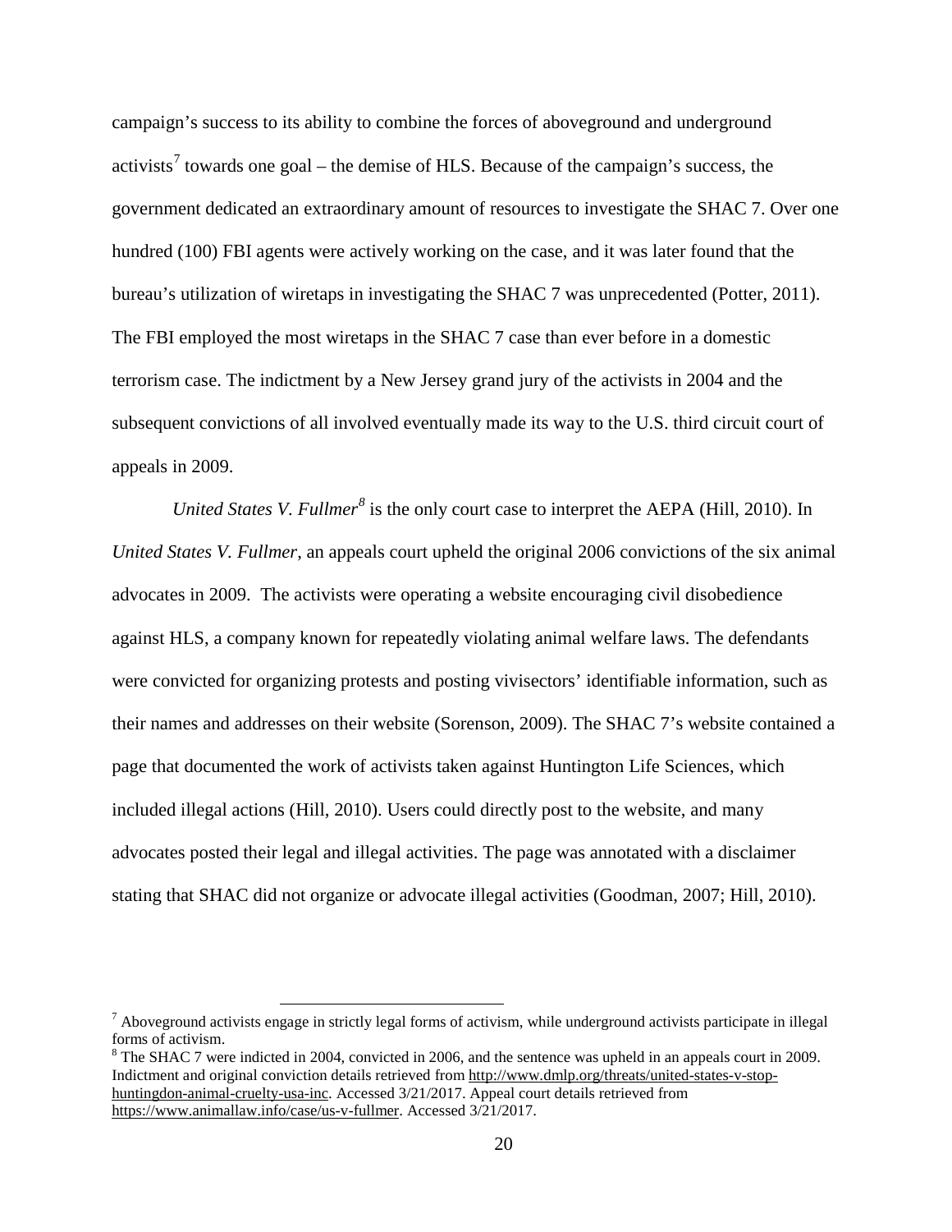campaign's success to its ability to combine the forces of aboveground and underground activists[7] towards one goal – the demise of HLS. Because of the campaign's success, the government dedicated an extraordinary amount of resources to investigate the SHAC 7. Over one hundred (100) FBI agents were actively working on the case, and it was later found that the bureau's utilization of wiretaps in investigating the SHAC 7 was unprecedented (Potter, 2011). The FBI employed the most wiretaps in the SHAC 7 case than ever before in a domestic terrorism case. The indictment by a New Jersey grand jury of the activists in 2004 and the subsequent convictions of all involved eventually made its way to the U.S. third circuit court of appeals in 2009.

*United States V. Fullmer*[8] is the only court case to interpret the AEPA (Hill, 2010). In *United States V. Fullmer*, an appeals court upheld the original 2006 convictions of the six animal advocates in 2009. The activists were operating a website encouraging civil disobedience against HLS, a company known for repeatedly violating animal welfare laws. The defendants were convicted for organizing protests and posting vivisectors' identifiable information, such as their names and addresses on their website (Sorenson, 2009). The SHAC 7's website contained a page that documented the work of activists taken against Huntington Life Sciences, which included illegal actions (Hill, 2010). Users could directly post to the website, and many advocates posted their legal and illegal activities. The page was annotated with a disclaimer stating that SHAC did not organize or advocate illegal activities (Goodman, 2007; Hill, 2010).

---

[7] Aboveground activists engage in strictly legal forms of activism, while underground activists participate in illegal forms of activism.

[8] The SHAC 7 were indicted in 2004, convicted in 2006, and the sentence was upheld in an appeals court in 2009. Indictment and original conviction details retrieved from http://www.dmlp.org/threats/united-states-v-stop-huntingdon-animal-cruelty-usa-inc. Accessed 3/21/2017. Appeal court details retrieved from https://www.animallaw.info/case/us-v-fullmer. Accessed 3/21/2017.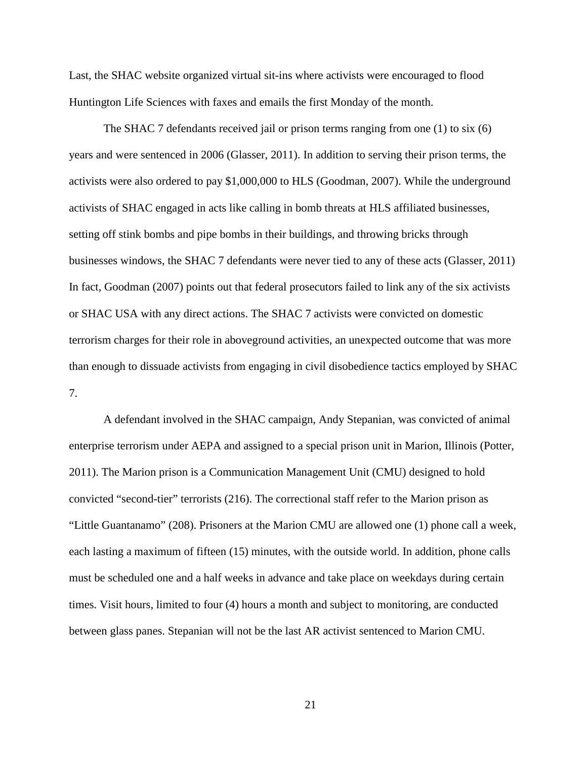Last, the SHAC website organized virtual sit-ins where activists were encouraged to flood Huntington Life Sciences with faxes and emails the first Monday of the month.

The SHAC 7 defendants received jail or prison terms ranging from one (1) to six (6) years and were sentenced in 2006 (Glasser, 2011). In addition to serving their prison terms, the activists were also ordered to pay $1,000,000 to HLS (Goodman, 2007). While the underground activists of SHAC engaged in acts like calling in bomb threats at HLS affiliated businesses, setting off stink bombs and pipe bombs in their buildings, and throwing bricks through businesses windows, the SHAC 7 defendants were never tied to any of these acts (Glasser, 2011) In fact, Goodman (2007) points out that federal prosecutors failed to link any of the six activists or SHAC USA with any direct actions. The SHAC 7 activists were convicted on domestic terrorism charges for their role in aboveground activities, an unexpected outcome that was more than enough to dissuade activists from engaging in civil disobedience tactics employed by SHAC 7.

A defendant involved in the SHAC campaign, Andy Stepanian, was convicted of animal enterprise terrorism under AEPA and assigned to a special prison unit in Marion, Illinois (Potter, 2011). The Marion prison is a Communication Management Unit (CMU) designed to hold convicted "second-tier" terrorists (216). The correctional staff refer to the Marion prison as "Little Guantanamo" (208). Prisoners at the Marion CMU are allowed one (1) phone call a week, each lasting a maximum of fifteen (15) minutes, with the outside world. In addition, phone calls must be scheduled one and a half weeks in advance and take place on weekdays during certain times. Visit hours, limited to four (4) hours a month and subject to monitoring, are conducted between glass panes. Stepanian will not be the last AR activist sentenced to Marion CMU.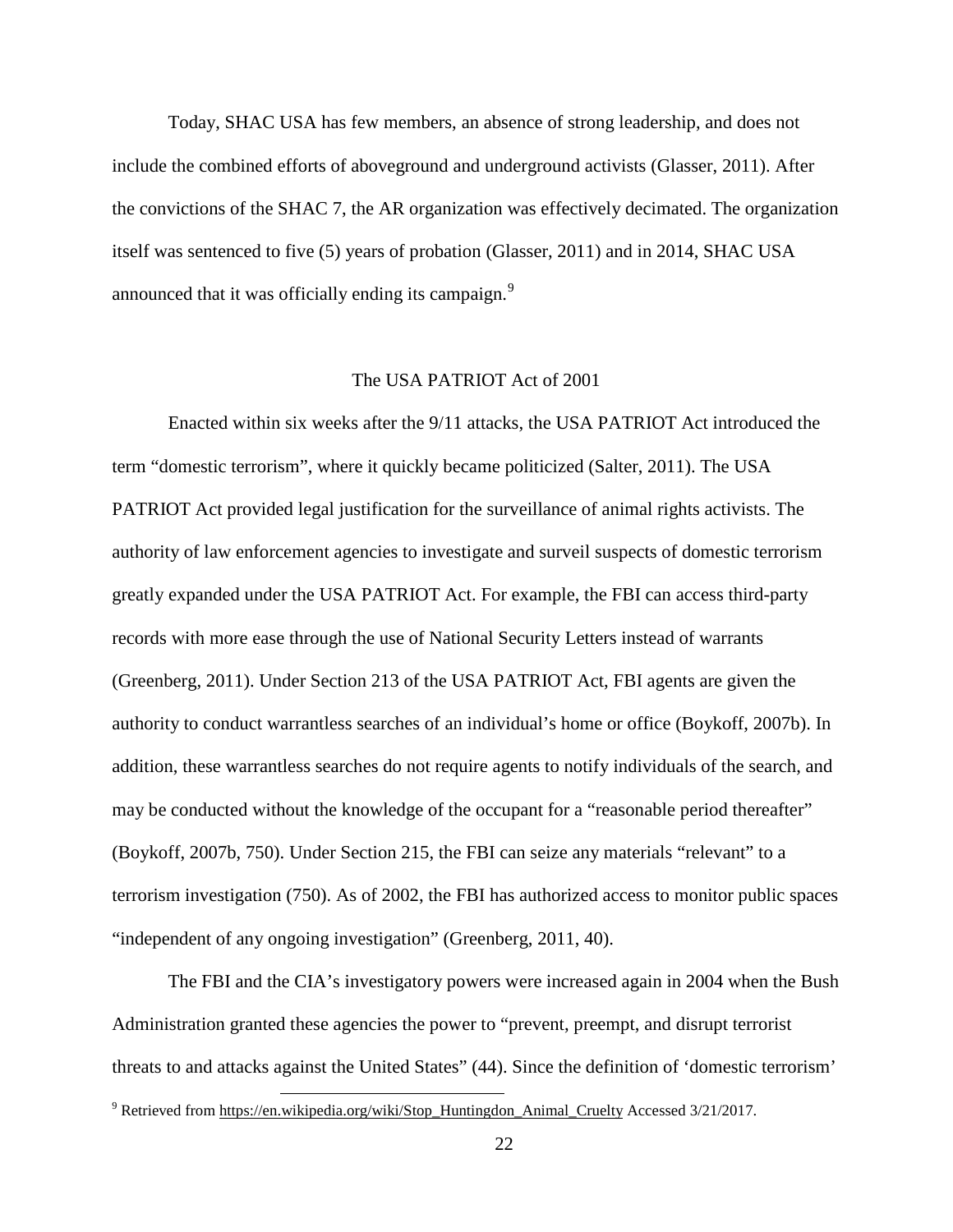Today, SHAC USA has few members, an absence of strong leadership, and does not include the combined efforts of aboveground and underground activists (Glasser, 2011). After the convictions of the SHAC 7, the AR organization was effectively decimated. The organization itself was sentenced to five (5) years of probation (Glasser, 2011) and in 2014, SHAC USA announced that it was officially ending its campaign.[9]

## The USA PATRIOT Act of 2001

Enacted within six weeks after the 9/11 attacks, the USA PATRIOT Act introduced the term "domestic terrorism", where it quickly became politicized (Salter, 2011). The USA PATRIOT Act provided legal justification for the surveillance of animal rights activists. The authority of law enforcement agencies to investigate and surveil suspects of domestic terrorism greatly expanded under the USA PATRIOT Act. For example, the FBI can access third-party records with more ease through the use of National Security Letters instead of warrants (Greenberg, 2011). Under Section 213 of the USA PATRIOT Act, FBI agents are given the authority to conduct warrantless searches of an individual's home or office (Boykoff, 2007b). In addition, these warrantless searches do not require agents to notify individuals of the search, and may be conducted without the knowledge of the occupant for a "reasonable period thereafter" (Boykoff, 2007b, 750). Under Section 215, the FBI can seize any materials "relevant" to a terrorism investigation (750). As of 2002, the FBI has authorized access to monitor public spaces "independent of any ongoing investigation" (Greenberg, 2011, 40).

The FBI and the CIA's investigatory powers were increased again in 2004 when the Bush Administration granted these agencies the power to "prevent, preempt, and disrupt terrorist threats to and attacks against the United States" (44). Since the definition of 'domestic terrorism'

[9] Retrieved from https://en.wikipedia.org/wiki/Stop_Huntingdon_Animal_Cruelty Accessed 3/21/2017.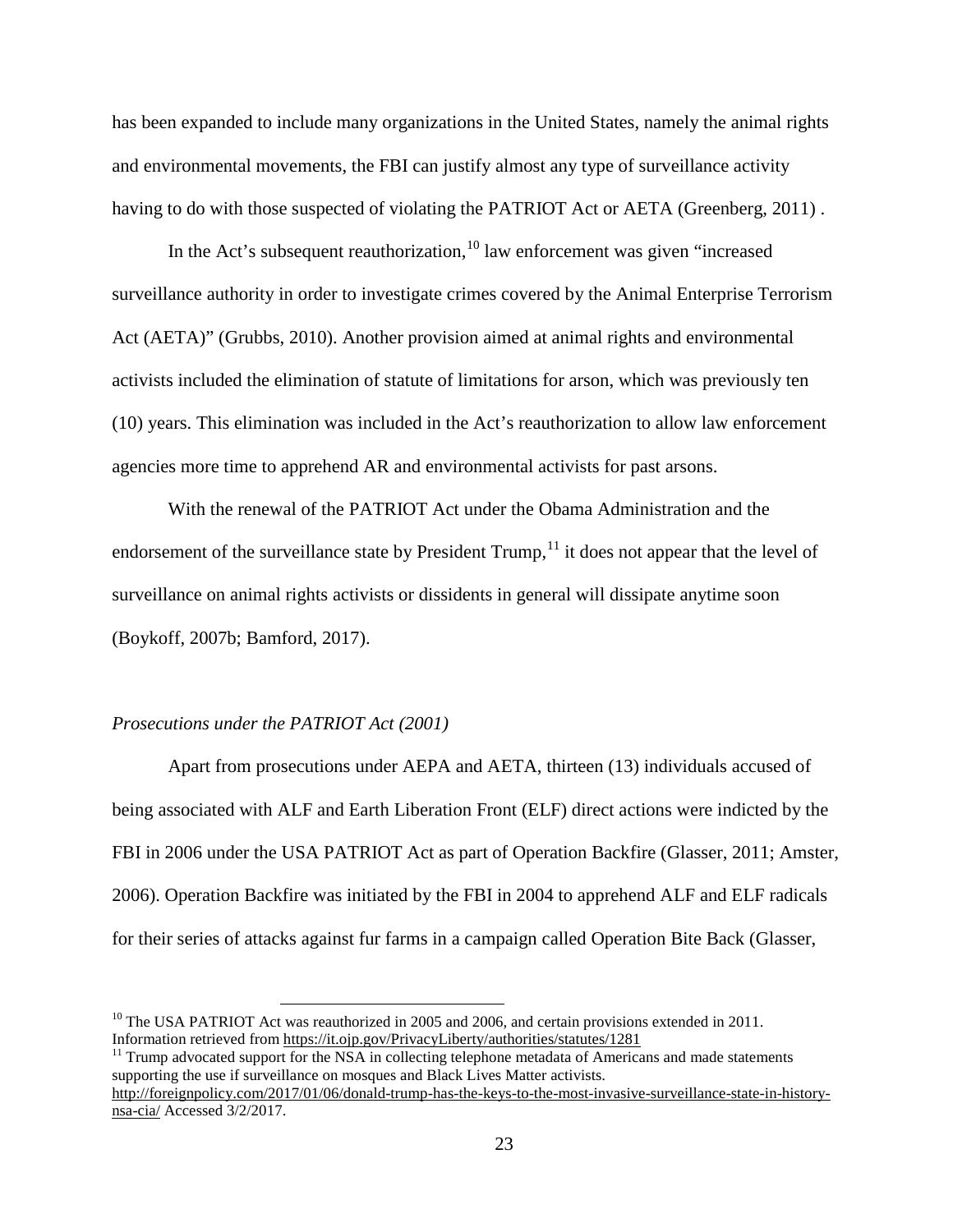has been expanded to include many organizations in the United States, namely the animal rights and environmental movements, the FBI can justify almost any type of surveillance activity having to do with those suspected of violating the PATRIOT Act or AETA (Greenberg, 2011) .

In the Act's subsequent reauthorization,[10] law enforcement was given "increased surveillance authority in order to investigate crimes covered by the Animal Enterprise Terrorism Act (AETA)" (Grubbs, 2010). Another provision aimed at animal rights and environmental activists included the elimination of statute of limitations for arson, which was previously ten (10) years. This elimination was included in the Act's reauthorization to allow law enforcement agencies more time to apprehend AR and environmental activists for past arsons.

With the renewal of the PATRIOT Act under the Obama Administration and the endorsement of the surveillance state by President Trump,[11] it does not appear that the level of surveillance on animal rights activists or dissidents in general will dissipate anytime soon (Boykoff, 2007b; Bamford, 2017).

*Prosecutions under the PATRIOT Act (2001)*

Apart from prosecutions under AEPA and AETA, thirteen (13) individuals accused of being associated with ALF and Earth Liberation Front (ELF) direct actions were indicted by the FBI in 2006 under the USA PATRIOT Act as part of Operation Backfire (Glasser, 2011; Amster, 2006). Operation Backfire was initiated by the FBI in 2004 to apprehend ALF and ELF radicals for their series of attacks against fur farms in a campaign called Operation Bite Back (Glasser,

---

[10] The USA PATRIOT Act was reauthorized in 2005 and 2006, and certain provisions extended in 2011. Information retrieved from https://it.ojp.gov/PrivacyLiberty/authorities/statutes/1281

[11] Trump advocated support for the NSA in collecting telephone metadata of Americans and made statements supporting the use if surveillance on mosques and Black Lives Matter activists. http://foreignpolicy.com/2017/01/06/donald-trump-has-the-keys-to-the-most-invasive-surveillance-state-in-history-nsa-cia/ Accessed 3/2/2017.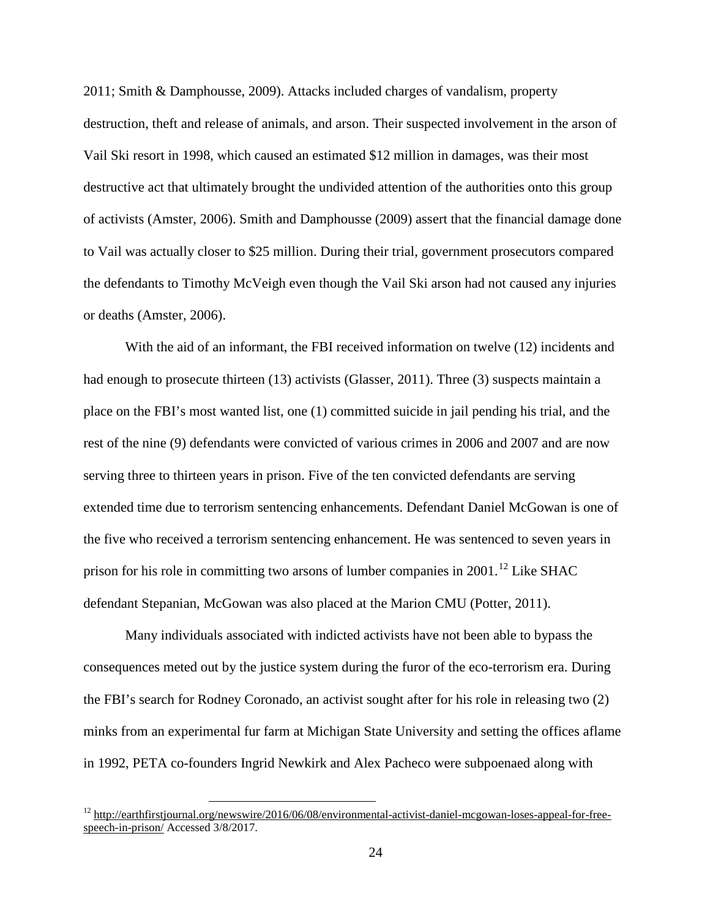2011; Smith & Damphousse, 2009). Attacks included charges of vandalism, property destruction, theft and release of animals, and arson. Their suspected involvement in the arson of Vail Ski resort in 1998, which caused an estimated $12 million in damages, was their most destructive act that ultimately brought the undivided attention of the authorities onto this group of activists (Amster, 2006). Smith and Damphousse (2009) assert that the financial damage done to Vail was actually closer to $25 million. During their trial, government prosecutors compared the defendants to Timothy McVeigh even though the Vail Ski arson had not caused any injuries or deaths (Amster, 2006).

With the aid of an informant, the FBI received information on twelve (12) incidents and had enough to prosecute thirteen (13) activists (Glasser, 2011). Three (3) suspects maintain a place on the FBI's most wanted list, one (1) committed suicide in jail pending his trial, and the rest of the nine (9) defendants were convicted of various crimes in 2006 and 2007 and are now serving three to thirteen years in prison. Five of the ten convicted defendants are serving extended time due to terrorism sentencing enhancements. Defendant Daniel McGowan is one of the five who received a terrorism sentencing enhancement. He was sentenced to seven years in prison for his role in committing two arsons of lumber companies in 2001.[12] Like SHAC defendant Stepanian, McGowan was also placed at the Marion CMU (Potter, 2011).

Many individuals associated with indicted activists have not been able to bypass the consequences meted out by the justice system during the furor of the eco-terrorism era. During the FBI's search for Rodney Coronado, an activist sought after for his role in releasing two (2) minks from an experimental fur farm at Michigan State University and setting the offices aflame in 1992, PETA co-founders Ingrid Newkirk and Alex Pacheco were subpoenaed along with

[12] http://earthfirstjournal.org/newswire/2016/06/08/environmental-activist-daniel-mcgowan-loses-appeal-for-free-speech-in-prison/ Accessed 3/8/2017.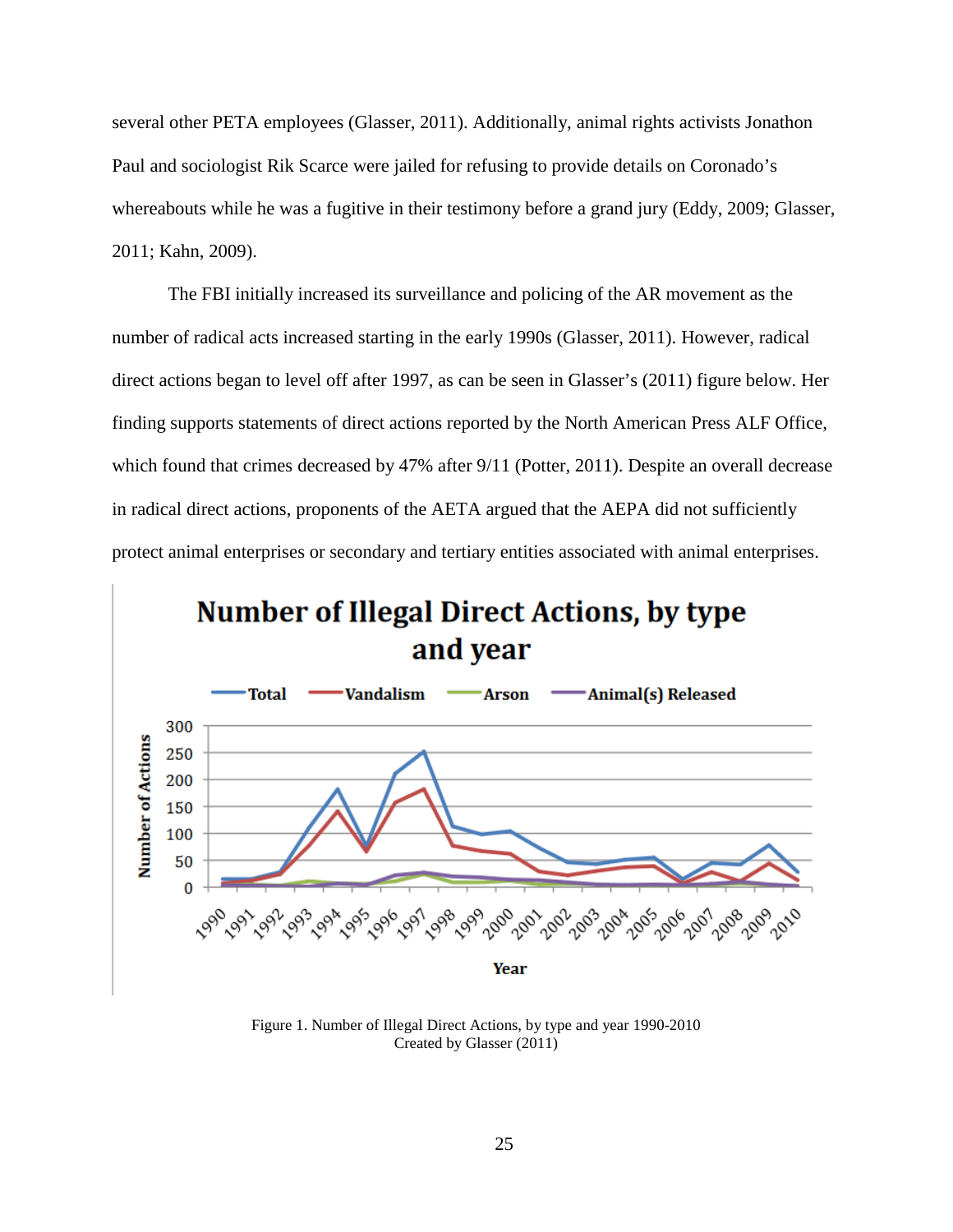several other PETA employees (Glasser, 2011). Additionally, animal rights activists Jonathon Paul and sociologist Rik Scarce were jailed for refusing to provide details on Coronado's whereabouts while he was a fugitive in their testimony before a grand jury (Eddy, 2009; Glasser, 2011; Kahn, 2009).

The FBI initially increased its surveillance and policing of the AR movement as the number of radical acts increased starting in the early 1990s (Glasser, 2011). However, radical direct actions began to level off after 1997, as can be seen in Glasser's (2011) figure below. Her finding supports statements of direct actions reported by the North American Press ALF Office, which found that crimes decreased by 47% after 9/11 (Potter, 2011). Despite an overall decrease in radical direct actions, proponents of the AETA argued that the AEPA did not sufficiently protect animal enterprises or secondary and tertiary entities associated with animal enterprises.

Figure 1. Number of Illegal Direct Actions, by type and year 1990-2010
Created by Glasser (2011)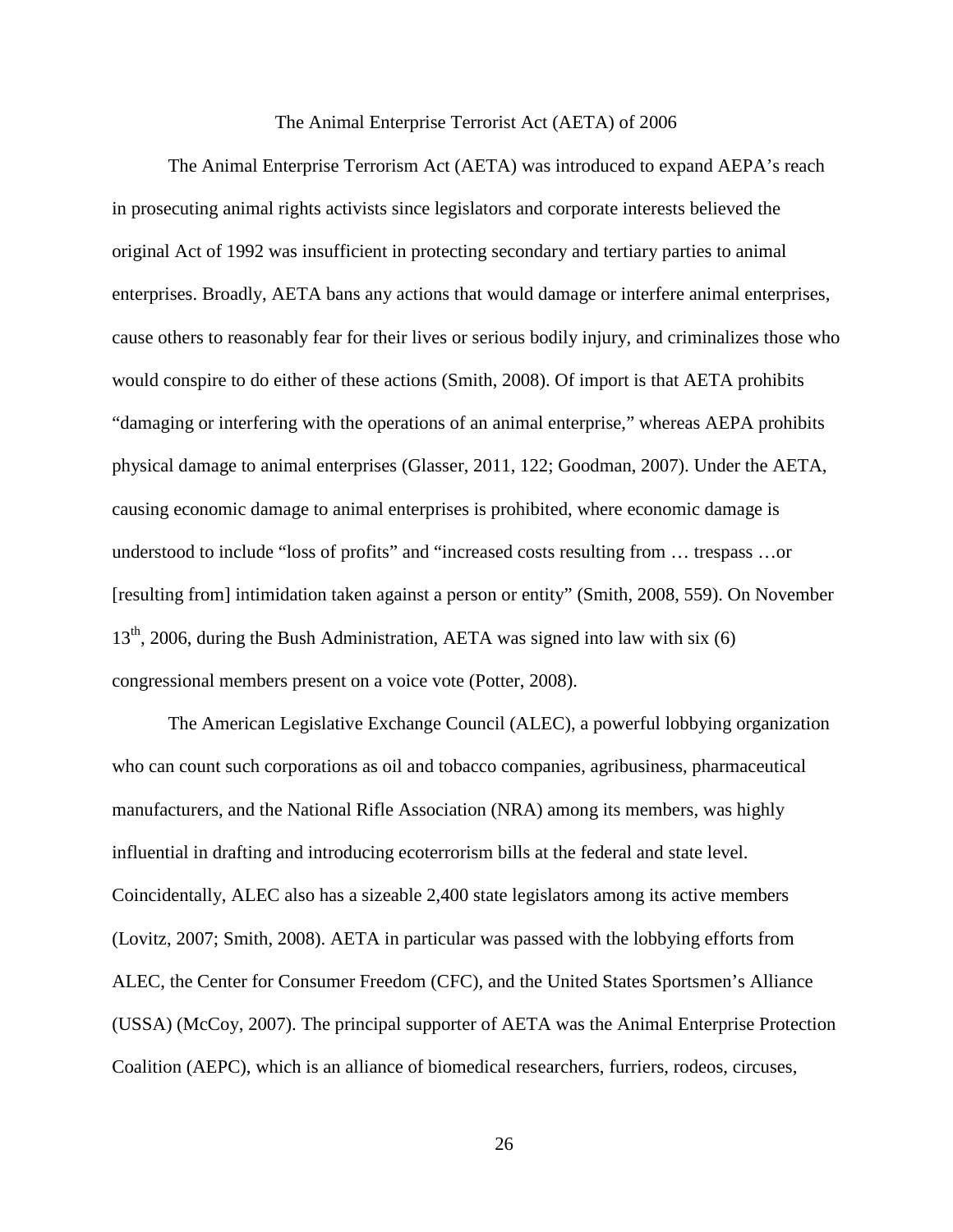## The Animal Enterprise Terrorist Act (AETA) of 2006

The Animal Enterprise Terrorism Act (AETA) was introduced to expand AEPA's reach in prosecuting animal rights activists since legislators and corporate interests believed the original Act of 1992 was insufficient in protecting secondary and tertiary parties to animal enterprises. Broadly, AETA bans any actions that would damage or interfere animal enterprises, cause others to reasonably fear for their lives or serious bodily injury, and criminalizes those who would conspire to do either of these actions (Smith, 2008). Of import is that AETA prohibits "damaging or interfering with the operations of an animal enterprise," whereas AEPA prohibits physical damage to animal enterprises (Glasser, 2011, 122; Goodman, 2007). Under the AETA, causing economic damage to animal enterprises is prohibited, where economic damage is understood to include "loss of profits" and "increased costs resulting from … trespass …or [resulting from] intimidation taken against a person or entity" (Smith, 2008, 559). On November 13th, 2006, during the Bush Administration, AETA was signed into law with six (6) congressional members present on a voice vote (Potter, 2008).

The American Legislative Exchange Council (ALEC), a powerful lobbying organization who can count such corporations as oil and tobacco companies, agribusiness, pharmaceutical manufacturers, and the National Rifle Association (NRA) among its members, was highly influential in drafting and introducing ecoterrorism bills at the federal and state level. Coincidentally, ALEC also has a sizeable 2,400 state legislators among its active members (Lovitz, 2007; Smith, 2008). AETA in particular was passed with the lobbying efforts from ALEC, the Center for Consumer Freedom (CFC), and the United States Sportsmen's Alliance (USSA) (McCoy, 2007). The principal supporter of AETA was the Animal Enterprise Protection Coalition (AEPC), which is an alliance of biomedical researchers, furriers, rodeos, circuses,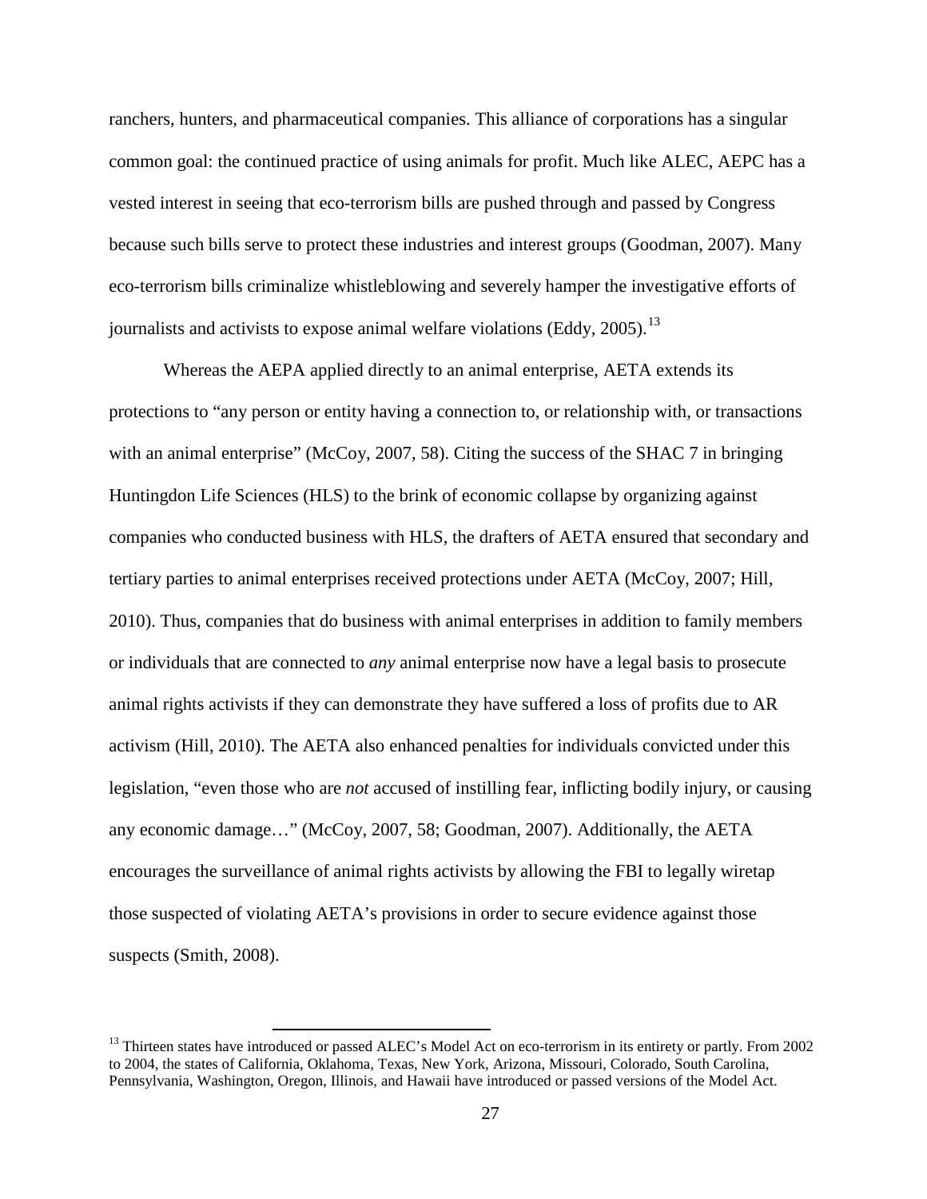ranchers, hunters, and pharmaceutical companies. This alliance of corporations has a singular common goal: the continued practice of using animals for profit. Much like ALEC, AEPC has a vested interest in seeing that eco-terrorism bills are pushed through and passed by Congress because such bills serve to protect these industries and interest groups (Goodman, 2007). Many eco-terrorism bills criminalize whistleblowing and severely hamper the investigative efforts of journalists and activists to expose animal welfare violations (Eddy, 2005).[13]

Whereas the AEPA applied directly to an animal enterprise, AETA extends its protections to "any person or entity having a connection to, or relationship with, or transactions with an animal enterprise" (McCoy, 2007, 58). Citing the success of the SHAC 7 in bringing Huntingdon Life Sciences (HLS) to the brink of economic collapse by organizing against companies who conducted business with HLS, the drafters of AETA ensured that secondary and tertiary parties to animal enterprises received protections under AETA (McCoy, 2007; Hill, 2010). Thus, companies that do business with animal enterprises in addition to family members or individuals that are connected to *any* animal enterprise now have a legal basis to prosecute animal rights activists if they can demonstrate they have suffered a loss of profits due to AR activism (Hill, 2010). The AETA also enhanced penalties for individuals convicted under this legislation, "even those who are *not* accused of instilling fear, inflicting bodily injury, or causing any economic damage…" (McCoy, 2007, 58; Goodman, 2007). Additionally, the AETA encourages the surveillance of animal rights activists by allowing the FBI to legally wiretap those suspected of violating AETA's provisions in order to secure evidence against those suspects (Smith, 2008).

---

[13] Thirteen states have introduced or passed ALEC's Model Act on eco-terrorism in its entirety or partly. From 2002 to 2004, the states of California, Oklahoma, Texas, New York, Arizona, Missouri, Colorado, South Carolina, Pennsylvania, Washington, Oregon, Illinois, and Hawaii have introduced or passed versions of the Model Act.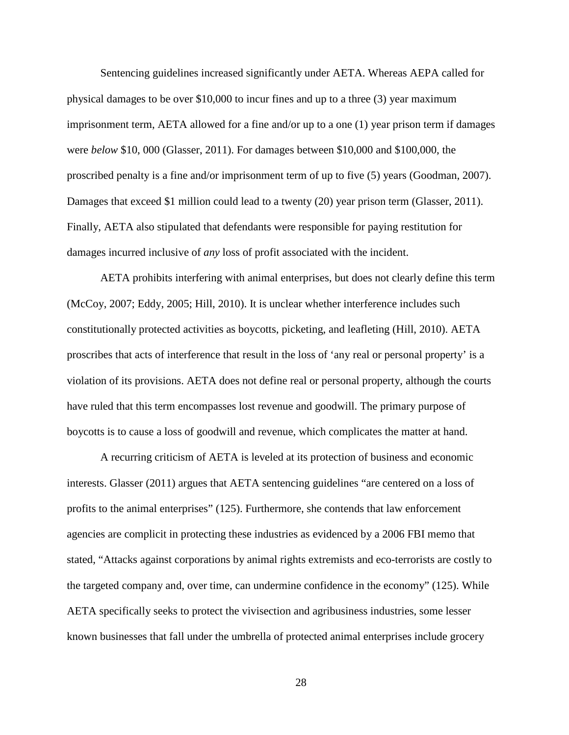Sentencing guidelines increased significantly under AETA. Whereas AEPA called for physical damages to be over $10,000 to incur fines and up to a three (3) year maximum imprisonment term, AETA allowed for a fine and/or up to a one (1) year prison term if damages were *below* $10, 000 (Glasser, 2011). For damages between $10,000 and $100,000, the proscribed penalty is a fine and/or imprisonment term of up to five (5) years (Goodman, 2007). Damages that exceed $1 million could lead to a twenty (20) year prison term (Glasser, 2011). Finally, AETA also stipulated that defendants were responsible for paying restitution for damages incurred inclusive of *any* loss of profit associated with the incident.

AETA prohibits interfering with animal enterprises, but does not clearly define this term (McCoy, 2007; Eddy, 2005; Hill, 2010). It is unclear whether interference includes such constitutionally protected activities as boycotts, picketing, and leafleting (Hill, 2010). AETA proscribes that acts of interference that result in the loss of 'any real or personal property' is a violation of its provisions. AETA does not define real or personal property, although the courts have ruled that this term encompasses lost revenue and goodwill. The primary purpose of boycotts is to cause a loss of goodwill and revenue, which complicates the matter at hand.

A recurring criticism of AETA is leveled at its protection of business and economic interests. Glasser (2011) argues that AETA sentencing guidelines "are centered on a loss of profits to the animal enterprises" (125). Furthermore, she contends that law enforcement agencies are complicit in protecting these industries as evidenced by a 2006 FBI memo that stated, "Attacks against corporations by animal rights extremists and eco-terrorists are costly to the targeted company and, over time, can undermine confidence in the economy" (125). While AETA specifically seeks to protect the vivisection and agribusiness industries, some lesser known businesses that fall under the umbrella of protected animal enterprises include grocery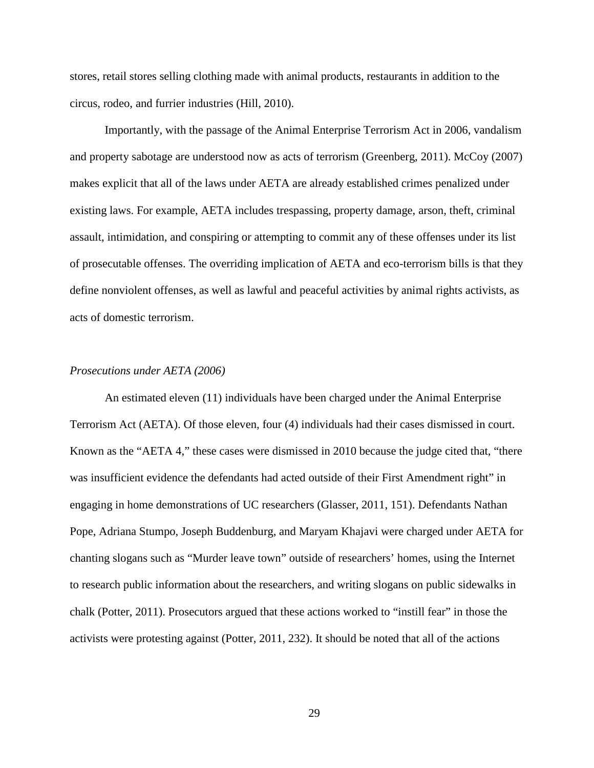stores, retail stores selling clothing made with animal products, restaurants in addition to the circus, rodeo, and furrier industries (Hill, 2010).

Importantly, with the passage of the Animal Enterprise Terrorism Act in 2006, vandalism and property sabotage are understood now as acts of terrorism (Greenberg, 2011). McCoy (2007) makes explicit that all of the laws under AETA are already established crimes penalized under existing laws. For example, AETA includes trespassing, property damage, arson, theft, criminal assault, intimidation, and conspiring or attempting to commit any of these offenses under its list of prosecutable offenses. The overriding implication of AETA and eco-terrorism bills is that they define nonviolent offenses, as well as lawful and peaceful activities by animal rights activists, as acts of domestic terrorism.

### *Prosecutions under AETA (2006)*

An estimated eleven (11) individuals have been charged under the Animal Enterprise Terrorism Act (AETA). Of those eleven, four (4) individuals had their cases dismissed in court. Known as the "AETA 4," these cases were dismissed in 2010 because the judge cited that, "there was insufficient evidence the defendants had acted outside of their First Amendment right" in engaging in home demonstrations of UC researchers (Glasser, 2011, 151). Defendants Nathan Pope, Adriana Stumpo, Joseph Buddenburg, and Maryam Khajavi were charged under AETA for chanting slogans such as "Murder leave town" outside of researchers' homes, using the Internet to research public information about the researchers, and writing slogans on public sidewalks in chalk (Potter, 2011). Prosecutors argued that these actions worked to "instill fear" in those the activists were protesting against (Potter, 2011, 232). It should be noted that all of the actions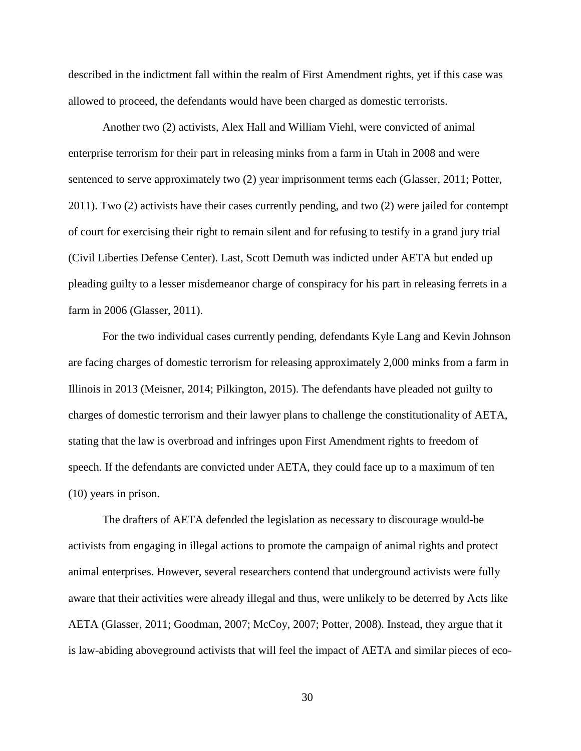described in the indictment fall within the realm of First Amendment rights, yet if this case was allowed to proceed, the defendants would have been charged as domestic terrorists.

Another two (2) activists, Alex Hall and William Viehl, were convicted of animal enterprise terrorism for their part in releasing minks from a farm in Utah in 2008 and were sentenced to serve approximately two (2) year imprisonment terms each (Glasser, 2011; Potter, 2011). Two (2) activists have their cases currently pending, and two (2) were jailed for contempt of court for exercising their right to remain silent and for refusing to testify in a grand jury trial (Civil Liberties Defense Center). Last, Scott Demuth was indicted under AETA but ended up pleading guilty to a lesser misdemeanor charge of conspiracy for his part in releasing ferrets in a farm in 2006 (Glasser, 2011).

For the two individual cases currently pending, defendants Kyle Lang and Kevin Johnson are facing charges of domestic terrorism for releasing approximately 2,000 minks from a farm in Illinois in 2013 (Meisner, 2014; Pilkington, 2015). The defendants have pleaded not guilty to charges of domestic terrorism and their lawyer plans to challenge the constitutionality of AETA, stating that the law is overbroad and infringes upon First Amendment rights to freedom of speech. If the defendants are convicted under AETA, they could face up to a maximum of ten (10) years in prison.

The drafters of AETA defended the legislation as necessary to discourage would-be activists from engaging in illegal actions to promote the campaign of animal rights and protect animal enterprises. However, several researchers contend that underground activists were fully aware that their activities were already illegal and thus, were unlikely to be deterred by Acts like AETA (Glasser, 2011; Goodman, 2007; McCoy, 2007; Potter, 2008). Instead, they argue that it is law-abiding aboveground activists that will feel the impact of AETA and similar pieces of eco-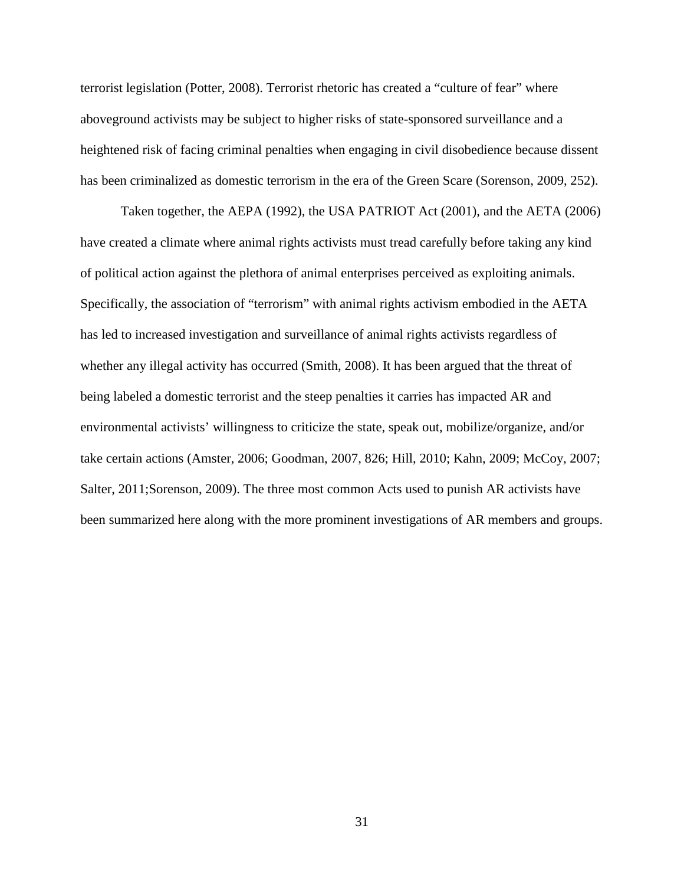terrorist legislation (Potter, 2008). Terrorist rhetoric has created a “culture of fear” where aboveground activists may be subject to higher risks of state-sponsored surveillance and a heightened risk of facing criminal penalties when engaging in civil disobedience because dissent has been criminalized as domestic terrorism in the era of the Green Scare (Sorenson, 2009, 252).

Taken together, the AEPA (1992), the USA PATRIOT Act (2001), and the AETA (2006) have created a climate where animal rights activists must tread carefully before taking any kind of political action against the plethora of animal enterprises perceived as exploiting animals. Specifically, the association of “terrorism” with animal rights activism embodied in the AETA has led to increased investigation and surveillance of animal rights activists regardless of whether any illegal activity has occurred (Smith, 2008). It has been argued that the threat of being labeled a domestic terrorist and the steep penalties it carries has impacted AR and environmental activists’ willingness to criticize the state, speak out, mobilize/organize, and/or take certain actions (Amster, 2006; Goodman, 2007, 826; Hill, 2010; Kahn, 2009; McCoy, 2007; Salter, 2011;Sorenson, 2009). The three most common Acts used to punish AR activists have been summarized here along with the more prominent investigations of AR members and groups.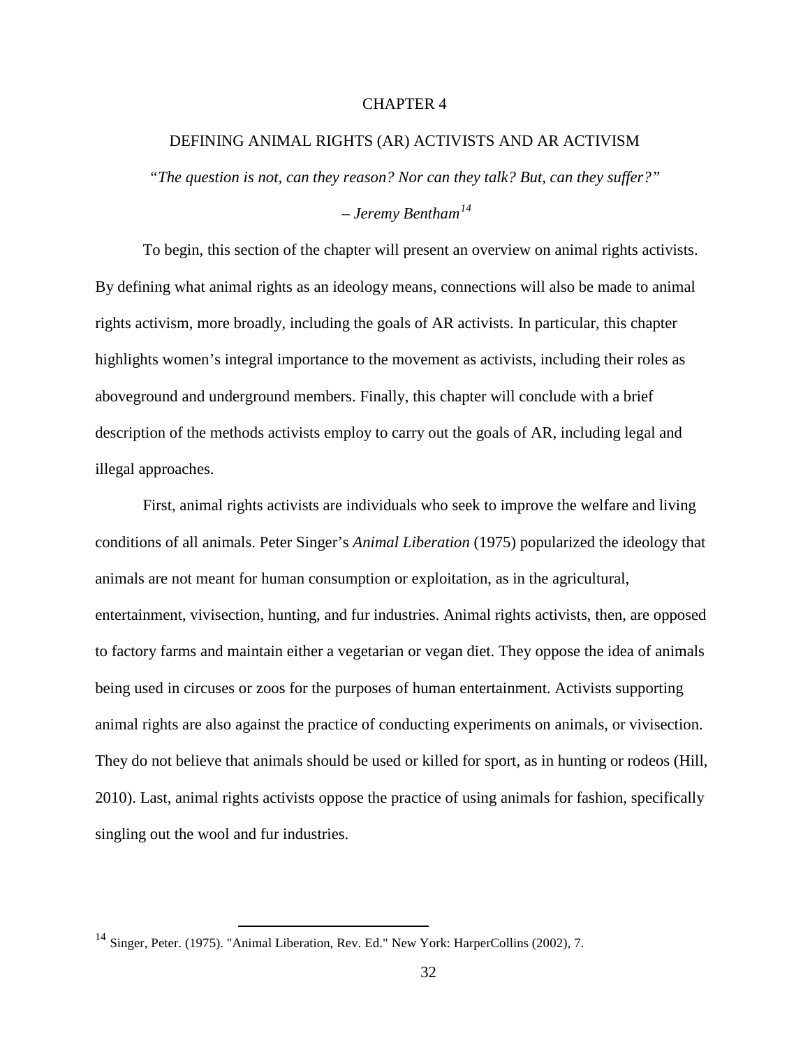# CHAPTER 4

## DEFINING ANIMAL RIGHTS (AR) ACTIVISTS AND AR ACTIVISM

*"The question is not, can they reason? Nor can they talk? But, can they suffer?"*

*– Jeremy Bentham*[14]

To begin, this section of the chapter will present an overview on animal rights activists. By defining what animal rights as an ideology means, connections will also be made to animal rights activism, more broadly, including the goals of AR activists. In particular, this chapter highlights women's integral importance to the movement as activists, including their roles as aboveground and underground members. Finally, this chapter will conclude with a brief description of the methods activists employ to carry out the goals of AR, including legal and illegal approaches.

First, animal rights activists are individuals who seek to improve the welfare and living conditions of all animals. Peter Singer's *Animal Liberation* (1975) popularized the ideology that animals are not meant for human consumption or exploitation, as in the agricultural, entertainment, vivisection, hunting, and fur industries. Animal rights activists, then, are opposed to factory farms and maintain either a vegetarian or vegan diet. They oppose the idea of animals being used in circuses or zoos for the purposes of human entertainment. Activists supporting animal rights are also against the practice of conducting experiments on animals, or vivisection. They do not believe that animals should be used or killed for sport, as in hunting or rodeos (Hill, 2010). Last, animal rights activists oppose the practice of using animals for fashion, specifically singling out the wool and fur industries.

---

[14] Singer, Peter. (1975). "Animal Liberation, Rev. Ed." New York: HarperCollins (2002), 7.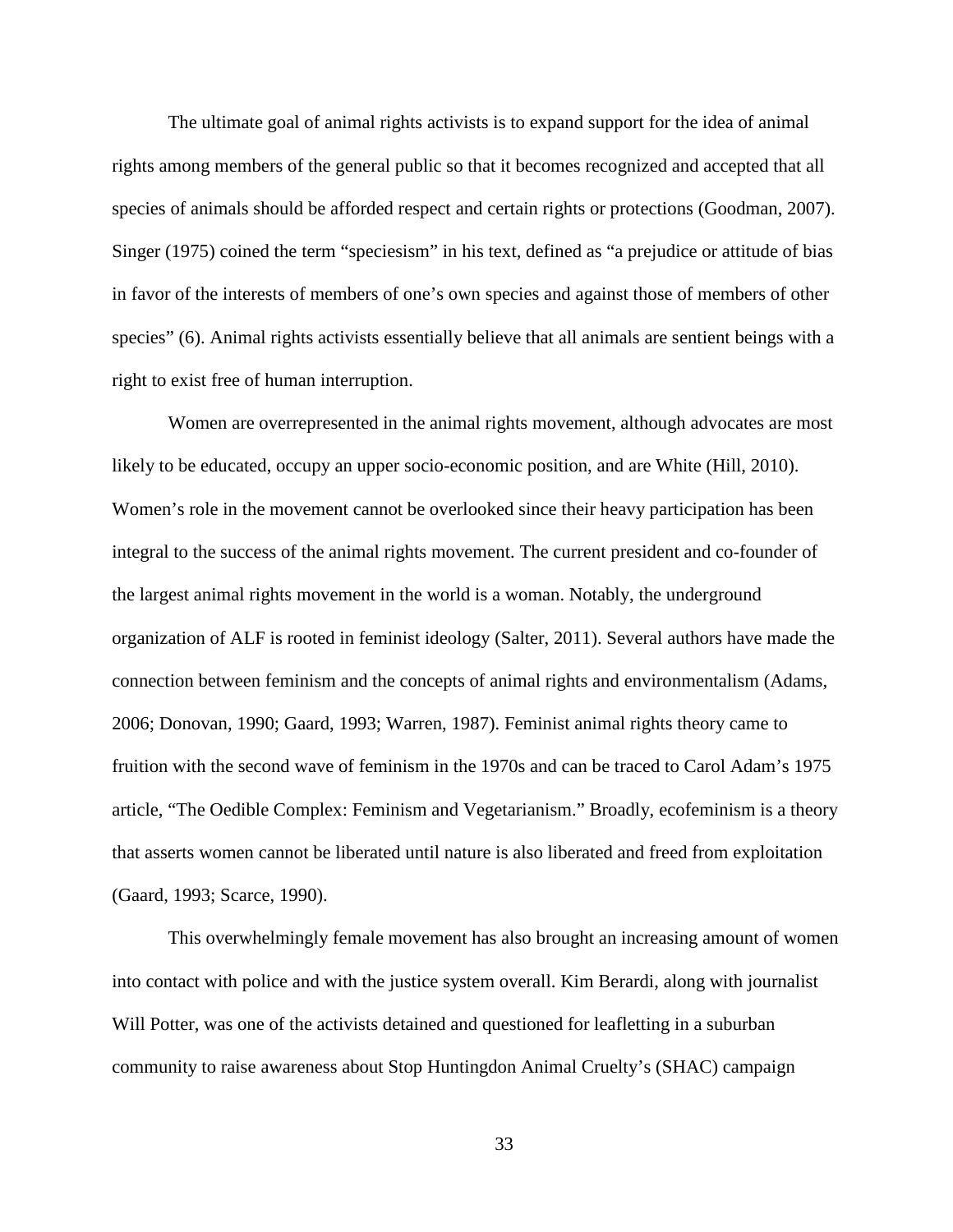The ultimate goal of animal rights activists is to expand support for the idea of animal rights among members of the general public so that it becomes recognized and accepted that all species of animals should be afforded respect and certain rights or protections (Goodman, 2007). Singer (1975) coined the term "speciesism" in his text, defined as "a prejudice or attitude of bias in favor of the interests of members of one's own species and against those of members of other species" (6). Animal rights activists essentially believe that all animals are sentient beings with a right to exist free of human interruption.

Women are overrepresented in the animal rights movement, although advocates are most likely to be educated, occupy an upper socio-economic position, and are White (Hill, 2010). Women's role in the movement cannot be overlooked since their heavy participation has been integral to the success of the animal rights movement. The current president and co-founder of the largest animal rights movement in the world is a woman. Notably, the underground organization of ALF is rooted in feminist ideology (Salter, 2011). Several authors have made the connection between feminism and the concepts of animal rights and environmentalism (Adams, 2006; Donovan, 1990; Gaard, 1993; Warren, 1987). Feminist animal rights theory came to fruition with the second wave of feminism in the 1970s and can be traced to Carol Adam's 1975 article, "The Oedible Complex: Feminism and Vegetarianism." Broadly, ecofeminism is a theory that asserts women cannot be liberated until nature is also liberated and freed from exploitation (Gaard, 1993; Scarce, 1990).

This overwhelmingly female movement has also brought an increasing amount of women into contact with police and with the justice system overall. Kim Berardi, along with journalist Will Potter, was one of the activists detained and questioned for leafletting in a suburban community to raise awareness about Stop Huntingdon Animal Cruelty's (SHAC) campaign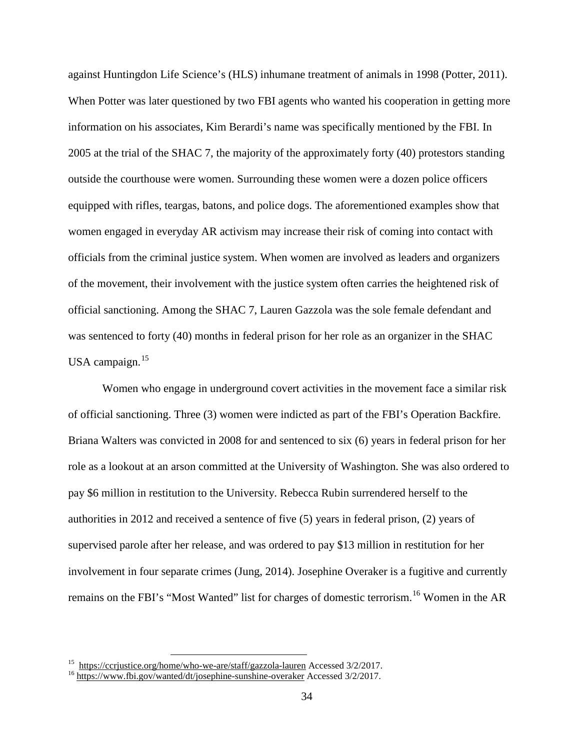against Huntingdon Life Science's (HLS) inhumane treatment of animals in 1998 (Potter, 2011). When Potter was later questioned by two FBI agents who wanted his cooperation in getting more information on his associates, Kim Berardi's name was specifically mentioned by the FBI. In 2005 at the trial of the SHAC 7, the majority of the approximately forty (40) protestors standing outside the courthouse were women. Surrounding these women were a dozen police officers equipped with rifles, teargas, batons, and police dogs. The aforementioned examples show that women engaged in everyday AR activism may increase their risk of coming into contact with officials from the criminal justice system. When women are involved as leaders and organizers of the movement, their involvement with the justice system often carries the heightened risk of official sanctioning. Among the SHAC 7, Lauren Gazzola was the sole female defendant and was sentenced to forty (40) months in federal prison for her role as an organizer in the SHAC USA campaign.[15]

Women who engage in underground covert activities in the movement face a similar risk of official sanctioning. Three (3) women were indicted as part of the FBI's Operation Backfire. Briana Walters was convicted in 2008 for and sentenced to six (6) years in federal prison for her role as a lookout at an arson committed at the University of Washington. She was also ordered to pay $6 million in restitution to the University. Rebecca Rubin surrendered herself to the authorities in 2012 and received a sentence of five (5) years in federal prison, (2) years of supervised parole after her release, and was ordered to pay $13 million in restitution for her involvement in four separate crimes (Jung, 2014). Josephine Overaker is a fugitive and currently remains on the FBI's "Most Wanted" list for charges of domestic terrorism.[16] Women in the AR

---

[15] https://ccrjustice.org/home/who-we-are/staff/gazzola-lauren Accessed 3/2/2017.

[16] https://www.fbi.gov/wanted/dt/josephine-sunshine-overaker Accessed 3/2/2017.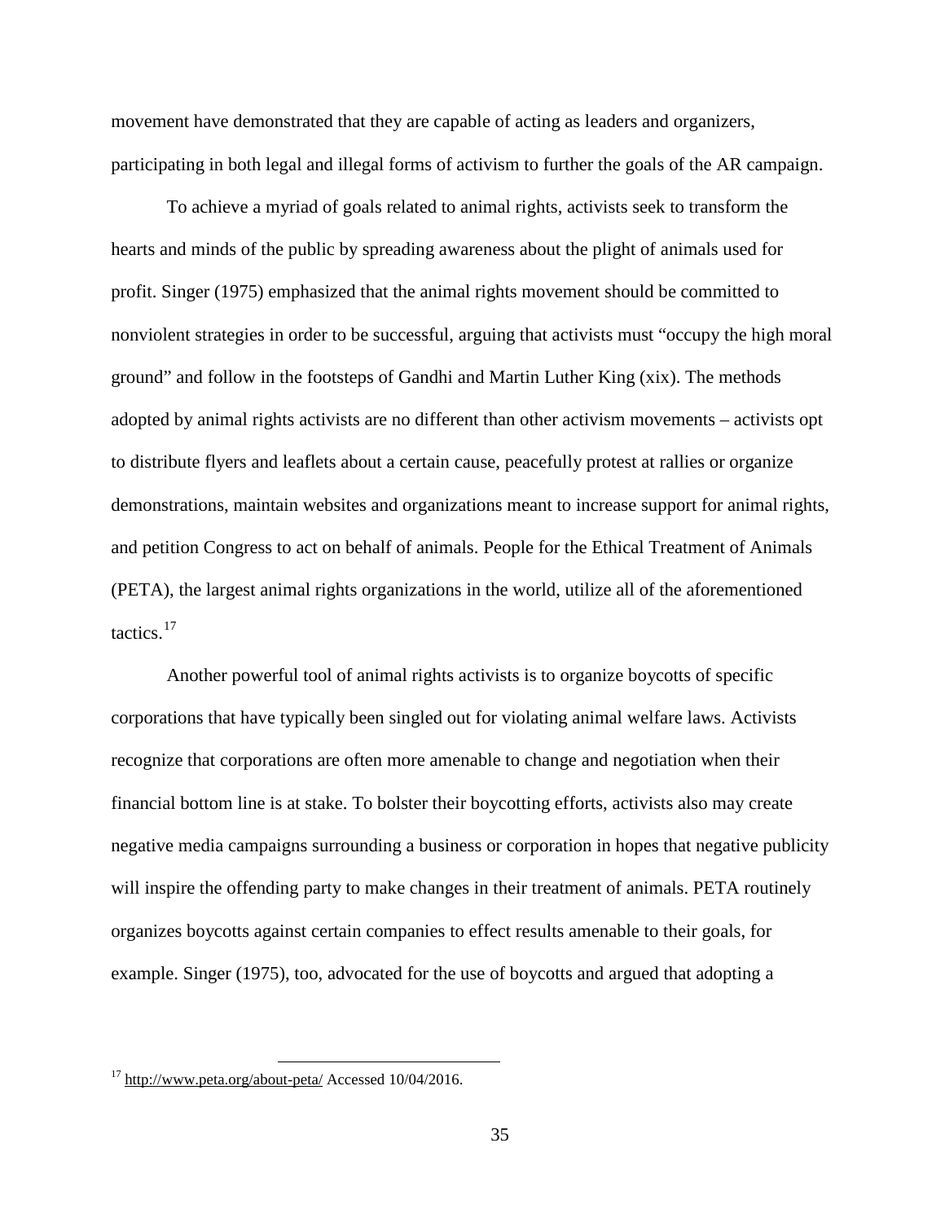movement have demonstrated that they are capable of acting as leaders and organizers, participating in both legal and illegal forms of activism to further the goals of the AR campaign.

To achieve a myriad of goals related to animal rights, activists seek to transform the hearts and minds of the public by spreading awareness about the plight of animals used for profit. Singer (1975) emphasized that the animal rights movement should be committed to nonviolent strategies in order to be successful, arguing that activists must "occupy the high moral ground" and follow in the footsteps of Gandhi and Martin Luther King (xix). The methods adopted by animal rights activists are no different than other activism movements – activists opt to distribute flyers and leaflets about a certain cause, peacefully protest at rallies or organize demonstrations, maintain websites and organizations meant to increase support for animal rights, and petition Congress to act on behalf of animals. People for the Ethical Treatment of Animals (PETA), the largest animal rights organizations in the world, utilize all of the aforementioned tactics.[17]

Another powerful tool of animal rights activists is to organize boycotts of specific corporations that have typically been singled out for violating animal welfare laws. Activists recognize that corporations are often more amenable to change and negotiation when their financial bottom line is at stake. To bolster their boycotting efforts, activists also may create negative media campaigns surrounding a business or corporation in hopes that negative publicity will inspire the offending party to make changes in their treatment of animals. PETA routinely organizes boycotts against certain companies to effect results amenable to their goals, for example. Singer (1975), too, advocated for the use of boycotts and argued that adopting a

[17] http://www.peta.org/about-peta/ Accessed 10/04/2016.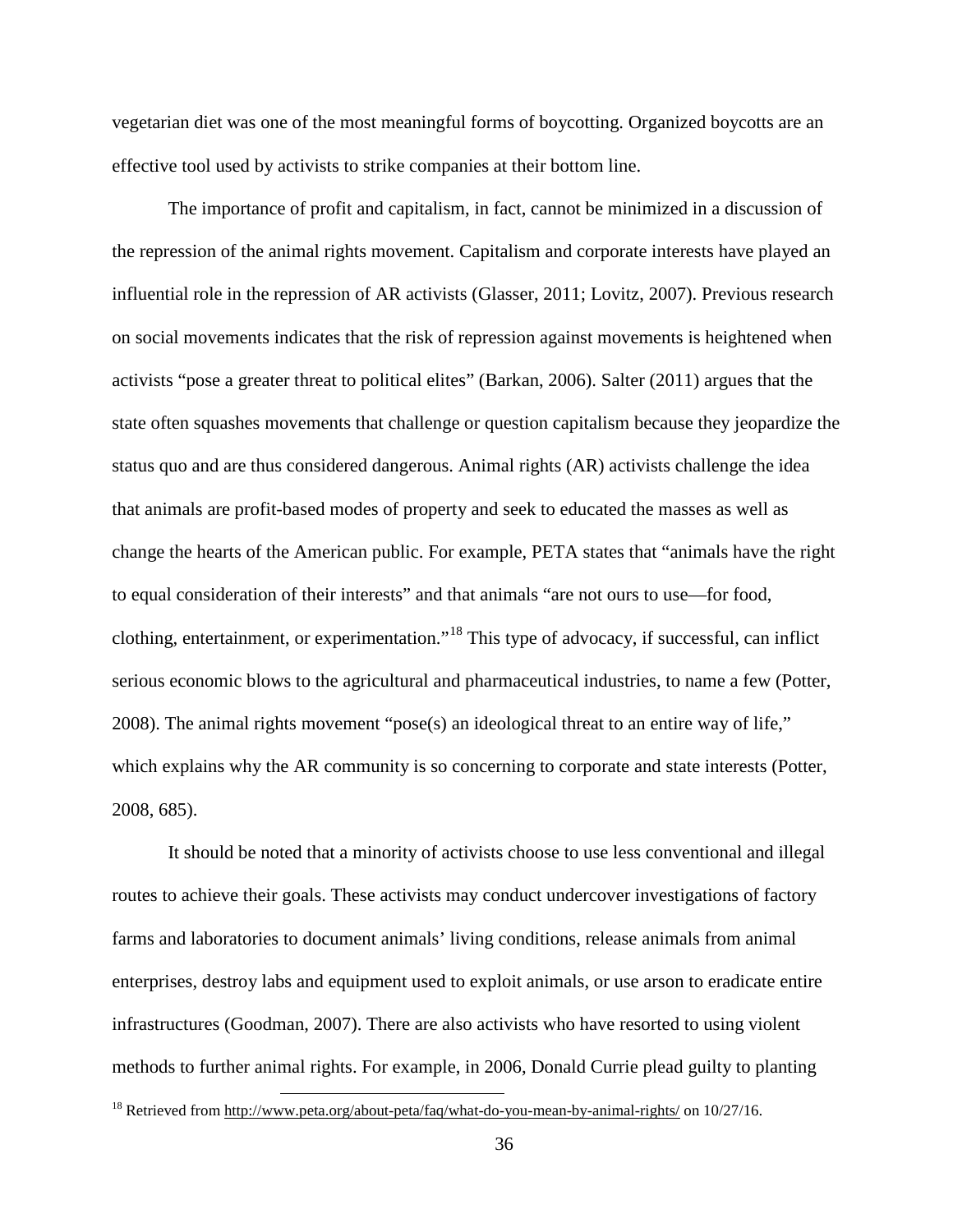vegetarian diet was one of the most meaningful forms of boycotting. Organized boycotts are an effective tool used by activists to strike companies at their bottom line.

The importance of profit and capitalism, in fact, cannot be minimized in a discussion of the repression of the animal rights movement. Capitalism and corporate interests have played an influential role in the repression of AR activists (Glasser, 2011; Lovitz, 2007). Previous research on social movements indicates that the risk of repression against movements is heightened when activists "pose a greater threat to political elites" (Barkan, 2006). Salter (2011) argues that the state often squashes movements that challenge or question capitalism because they jeopardize the status quo and are thus considered dangerous. Animal rights (AR) activists challenge the idea that animals are profit-based modes of property and seek to educated the masses as well as change the hearts of the American public. For example, PETA states that "animals have the right to equal consideration of their interests" and that animals "are not ours to use—for food, clothing, entertainment, or experimentation."[18] This type of advocacy, if successful, can inflict serious economic blows to the agricultural and pharmaceutical industries, to name a few (Potter, 2008). The animal rights movement "pose(s) an ideological threat to an entire way of life," which explains why the AR community is so concerning to corporate and state interests (Potter, 2008, 685).

It should be noted that a minority of activists choose to use less conventional and illegal routes to achieve their goals. These activists may conduct undercover investigations of factory farms and laboratories to document animals' living conditions, release animals from animal enterprises, destroy labs and equipment used to exploit animals, or use arson to eradicate entire infrastructures (Goodman, 2007). There are also activists who have resorted to using violent methods to further animal rights. For example, in 2006, Donald Currie plead guilty to planting

[18] Retrieved from http://www.peta.org/about-peta/faq/what-do-you-mean-by-animal-rights/ on 10/27/16.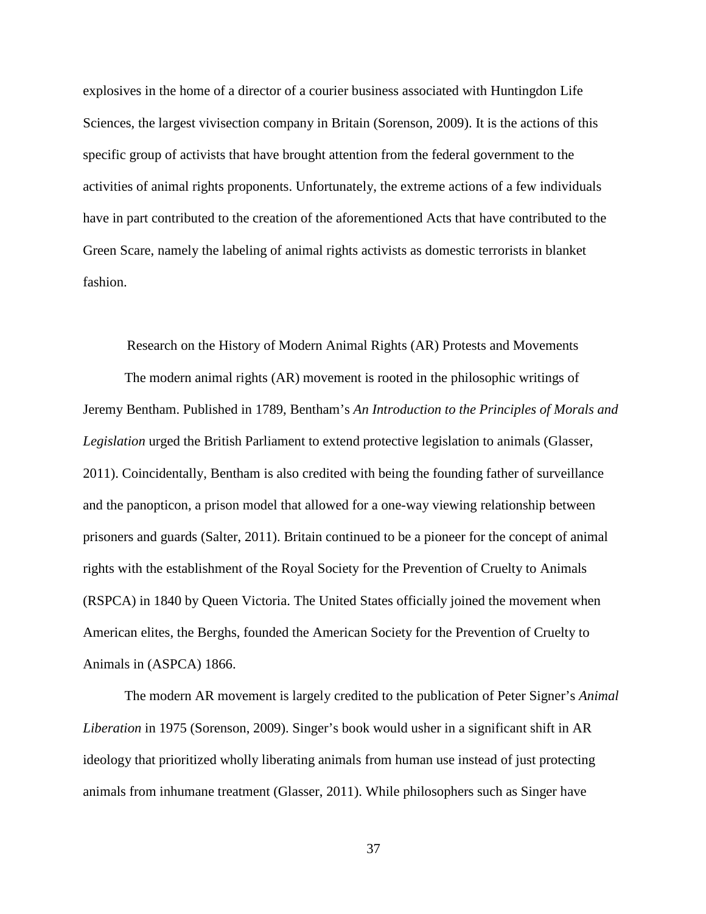explosives in the home of a director of a courier business associated with Huntingdon Life Sciences, the largest vivisection company in Britain (Sorenson, 2009). It is the actions of this specific group of activists that have brought attention from the federal government to the activities of animal rights proponents. Unfortunately, the extreme actions of a few individuals have in part contributed to the creation of the aforementioned Acts that have contributed to the Green Scare, namely the labeling of animal rights activists as domestic terrorists in blanket fashion.

## Research on the History of Modern Animal Rights (AR) Protests and Movements

The modern animal rights (AR) movement is rooted in the philosophic writings of Jeremy Bentham. Published in 1789, Bentham's *An Introduction to the Principles of Morals and Legislation* urged the British Parliament to extend protective legislation to animals (Glasser, 2011). Coincidentally, Bentham is also credited with being the founding father of surveillance and the panopticon, a prison model that allowed for a one-way viewing relationship between prisoners and guards (Salter, 2011). Britain continued to be a pioneer for the concept of animal rights with the establishment of the Royal Society for the Prevention of Cruelty to Animals (RSPCA) in 1840 by Queen Victoria. The United States officially joined the movement when American elites, the Berghs, founded the American Society for the Prevention of Cruelty to Animals in (ASPCA) 1866.

The modern AR movement is largely credited to the publication of Peter Signer's *Animal Liberation* in 1975 (Sorenson, 2009). Singer's book would usher in a significant shift in AR ideology that prioritized wholly liberating animals from human use instead of just protecting animals from inhumane treatment (Glasser, 2011). While philosophers such as Singer have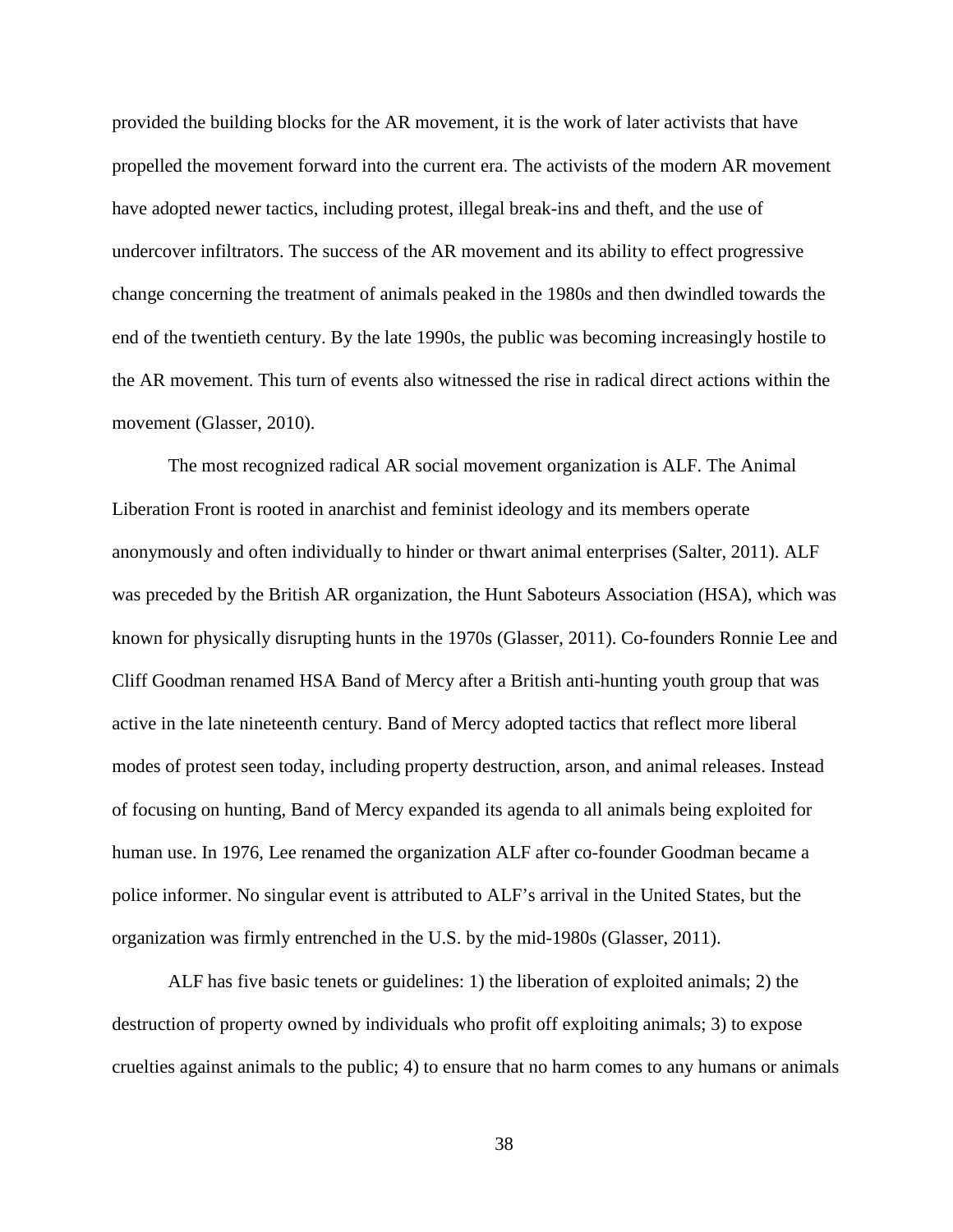provided the building blocks for the AR movement, it is the work of later activists that have propelled the movement forward into the current era. The activists of the modern AR movement have adopted newer tactics, including protest, illegal break-ins and theft, and the use of undercover infiltrators. The success of the AR movement and its ability to effect progressive change concerning the treatment of animals peaked in the 1980s and then dwindled towards the end of the twentieth century. By the late 1990s, the public was becoming increasingly hostile to the AR movement. This turn of events also witnessed the rise in radical direct actions within the movement (Glasser, 2010).

The most recognized radical AR social movement organization is ALF. The Animal Liberation Front is rooted in anarchist and feminist ideology and its members operate anonymously and often individually to hinder or thwart animal enterprises (Salter, 2011). ALF was preceded by the British AR organization, the Hunt Saboteurs Association (HSA), which was known for physically disrupting hunts in the 1970s (Glasser, 2011). Co-founders Ronnie Lee and Cliff Goodman renamed HSA Band of Mercy after a British anti-hunting youth group that was active in the late nineteenth century. Band of Mercy adopted tactics that reflect more liberal modes of protest seen today, including property destruction, arson, and animal releases. Instead of focusing on hunting, Band of Mercy expanded its agenda to all animals being exploited for human use. In 1976, Lee renamed the organization ALF after co-founder Goodman became a police informer. No singular event is attributed to ALF's arrival in the United States, but the organization was firmly entrenched in the U.S. by the mid-1980s (Glasser, 2011).

ALF has five basic tenets or guidelines: 1) the liberation of exploited animals; 2) the destruction of property owned by individuals who profit off exploiting animals; 3) to expose cruelties against animals to the public; 4) to ensure that no harm comes to any humans or animals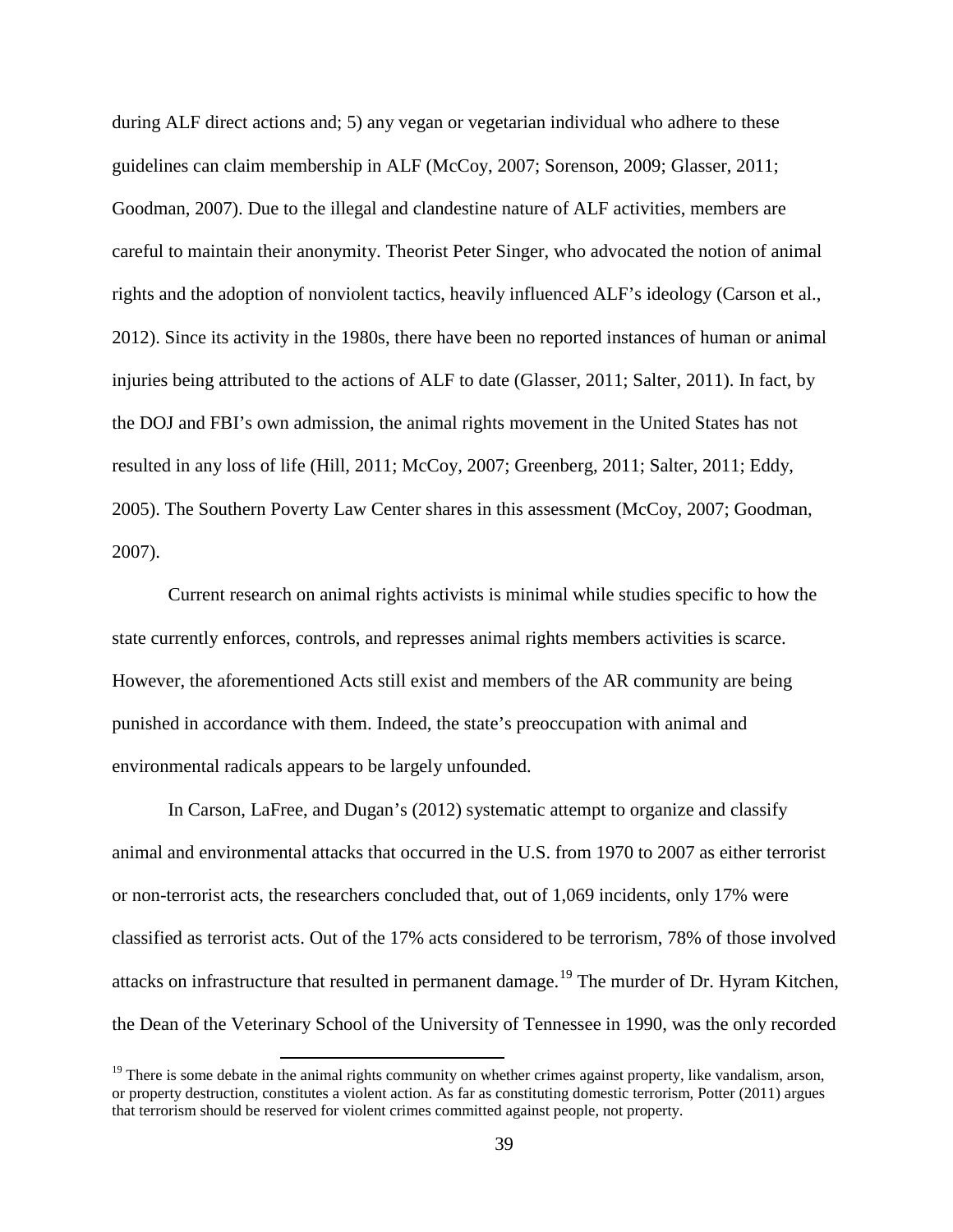during ALF direct actions and; 5) any vegan or vegetarian individual who adhere to these guidelines can claim membership in ALF (McCoy, 2007; Sorenson, 2009; Glasser, 2011; Goodman, 2007). Due to the illegal and clandestine nature of ALF activities, members are careful to maintain their anonymity. Theorist Peter Singer, who advocated the notion of animal rights and the adoption of nonviolent tactics, heavily influenced ALF's ideology (Carson et al., 2012). Since its activity in the 1980s, there have been no reported instances of human or animal injuries being attributed to the actions of ALF to date (Glasser, 2011; Salter, 2011). In fact, by the DOJ and FBI's own admission, the animal rights movement in the United States has not resulted in any loss of life (Hill, 2011; McCoy, 2007; Greenberg, 2011; Salter, 2011; Eddy, 2005). The Southern Poverty Law Center shares in this assessment (McCoy, 2007; Goodman, 2007).

Current research on animal rights activists is minimal while studies specific to how the state currently enforces, controls, and represses animal rights members activities is scarce. However, the aforementioned Acts still exist and members of the AR community are being punished in accordance with them. Indeed, the state's preoccupation with animal and environmental radicals appears to be largely unfounded.

In Carson, LaFree, and Dugan's (2012) systematic attempt to organize and classify animal and environmental attacks that occurred in the U.S. from 1970 to 2007 as either terrorist or non-terrorist acts, the researchers concluded that, out of 1,069 incidents, only 17% were classified as terrorist acts. Out of the 17% acts considered to be terrorism, 78% of those involved attacks on infrastructure that resulted in permanent damage.[19] The murder of Dr. Hyram Kitchen, the Dean of the Veterinary School of the University of Tennessee in 1990, was the only recorded

[19] There is some debate in the animal rights community on whether crimes against property, like vandalism, arson, or property destruction, constitutes a violent action. As far as constituting domestic terrorism, Potter (2011) argues that terrorism should be reserved for violent crimes committed against people, not property.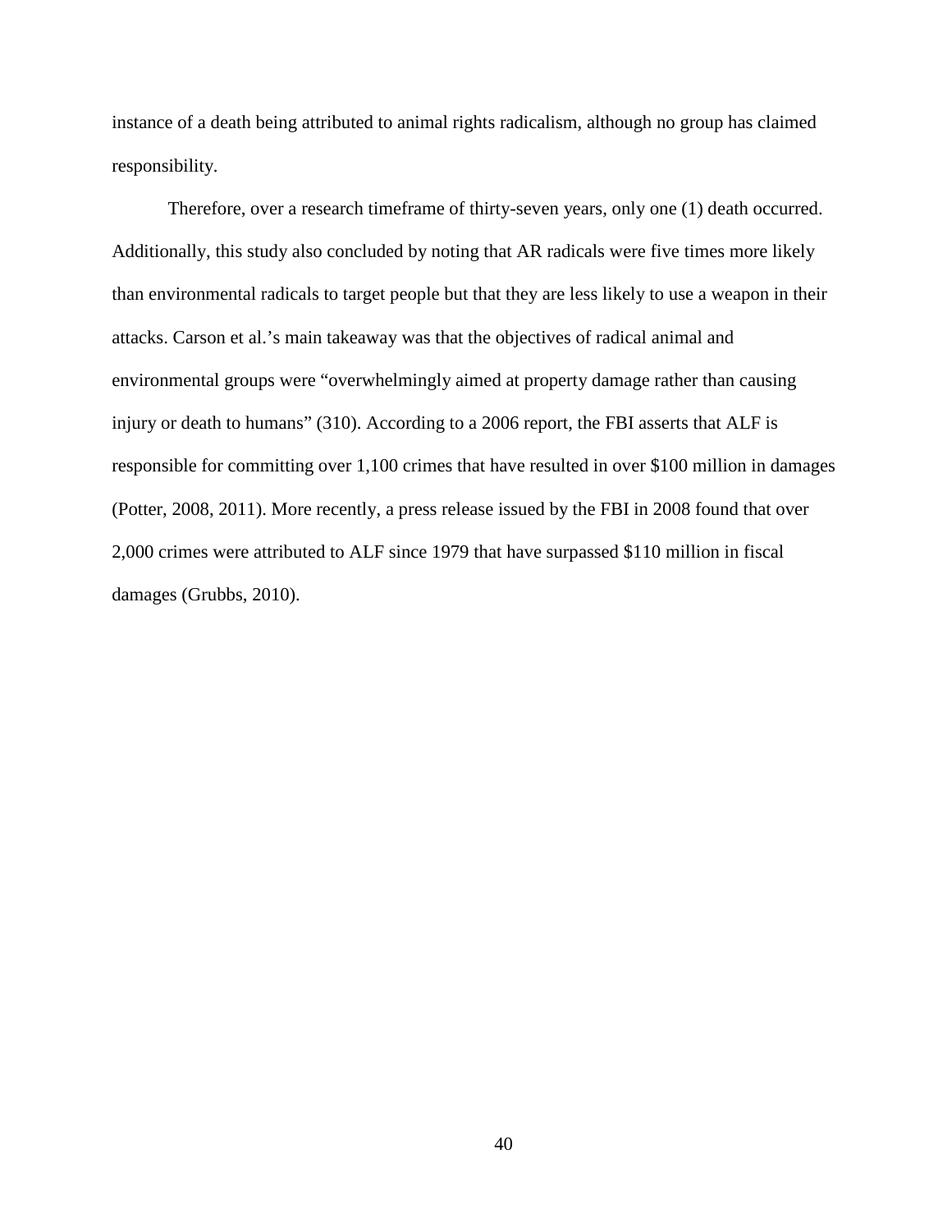instance of a death being attributed to animal rights radicalism, although no group has claimed responsibility.

Therefore, over a research timeframe of thirty-seven years, only one (1) death occurred. Additionally, this study also concluded by noting that AR radicals were five times more likely than environmental radicals to target people but that they are less likely to use a weapon in their attacks. Carson et al.'s main takeaway was that the objectives of radical animal and environmental groups were "overwhelmingly aimed at property damage rather than causing injury or death to humans" (310). According to a 2006 report, the FBI asserts that ALF is responsible for committing over 1,100 crimes that have resulted in over $100 million in damages (Potter, 2008, 2011). More recently, a press release issued by the FBI in 2008 found that over 2,000 crimes were attributed to ALF since 1979 that have surpassed $110 million in fiscal damages (Grubbs, 2010).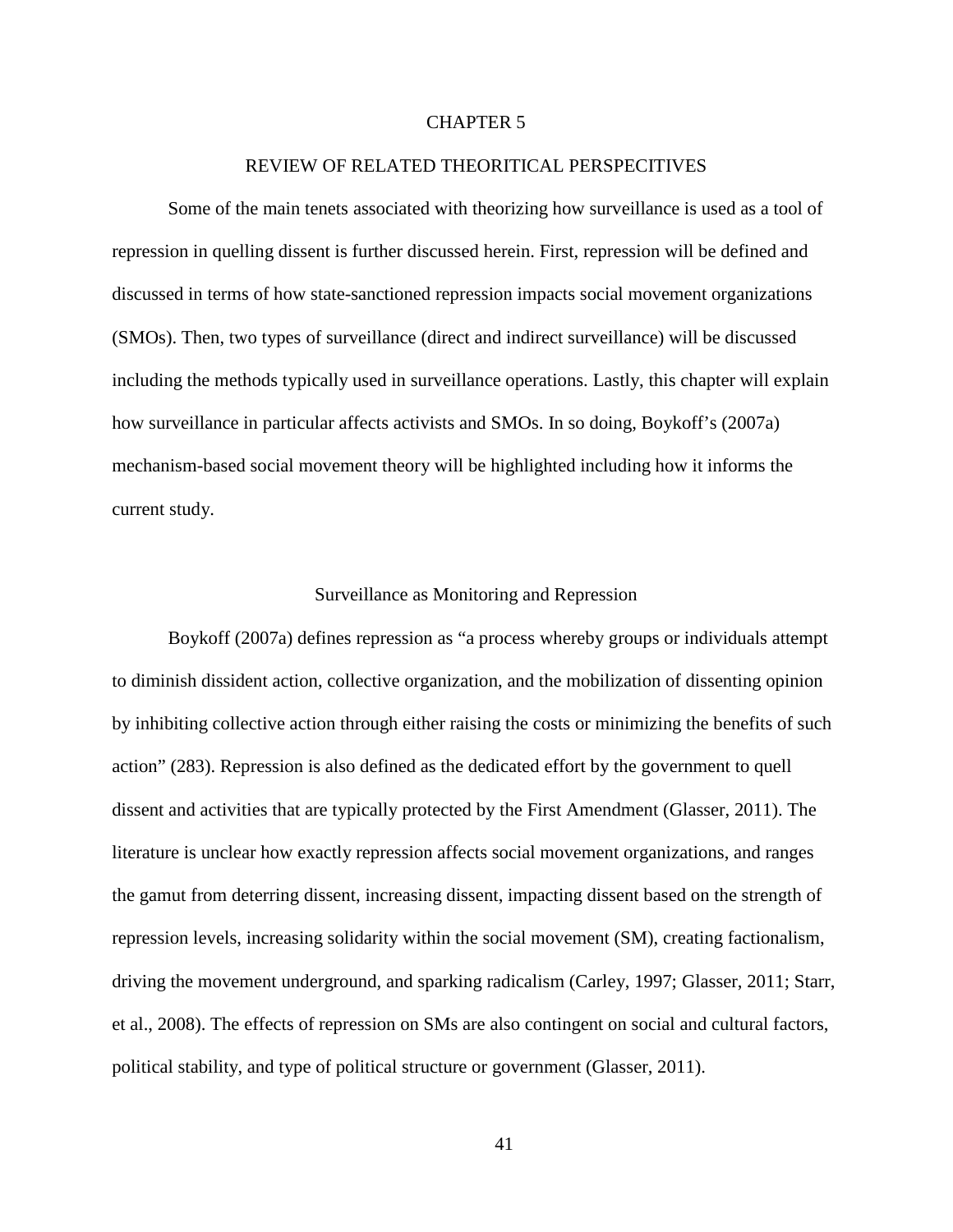# CHAPTER 5

## REVIEW OF RELATED THEORITICAL PERSPECITIVES

Some of the main tenets associated with theorizing how surveillance is used as a tool of repression in quelling dissent is further discussed herein. First, repression will be defined and discussed in terms of how state-sanctioned repression impacts social movement organizations (SMOs). Then, two types of surveillance (direct and indirect surveillance) will be discussed including the methods typically used in surveillance operations. Lastly, this chapter will explain how surveillance in particular affects activists and SMOs. In so doing, Boykoff's (2007a) mechanism-based social movement theory will be highlighted including how it informs the current study.

### Surveillance as Monitoring and Repression

Boykoff (2007a) defines repression as "a process whereby groups or individuals attempt to diminish dissident action, collective organization, and the mobilization of dissenting opinion by inhibiting collective action through either raising the costs or minimizing the benefits of such action" (283). Repression is also defined as the dedicated effort by the government to quell dissent and activities that are typically protected by the First Amendment (Glasser, 2011). The literature is unclear how exactly repression affects social movement organizations, and ranges the gamut from deterring dissent, increasing dissent, impacting dissent based on the strength of repression levels, increasing solidarity within the social movement (SM), creating factionalism, driving the movement underground, and sparking radicalism (Carley, 1997; Glasser, 2011; Starr, et al., 2008). The effects of repression on SMs are also contingent on social and cultural factors, political stability, and type of political structure or government (Glasser, 2011).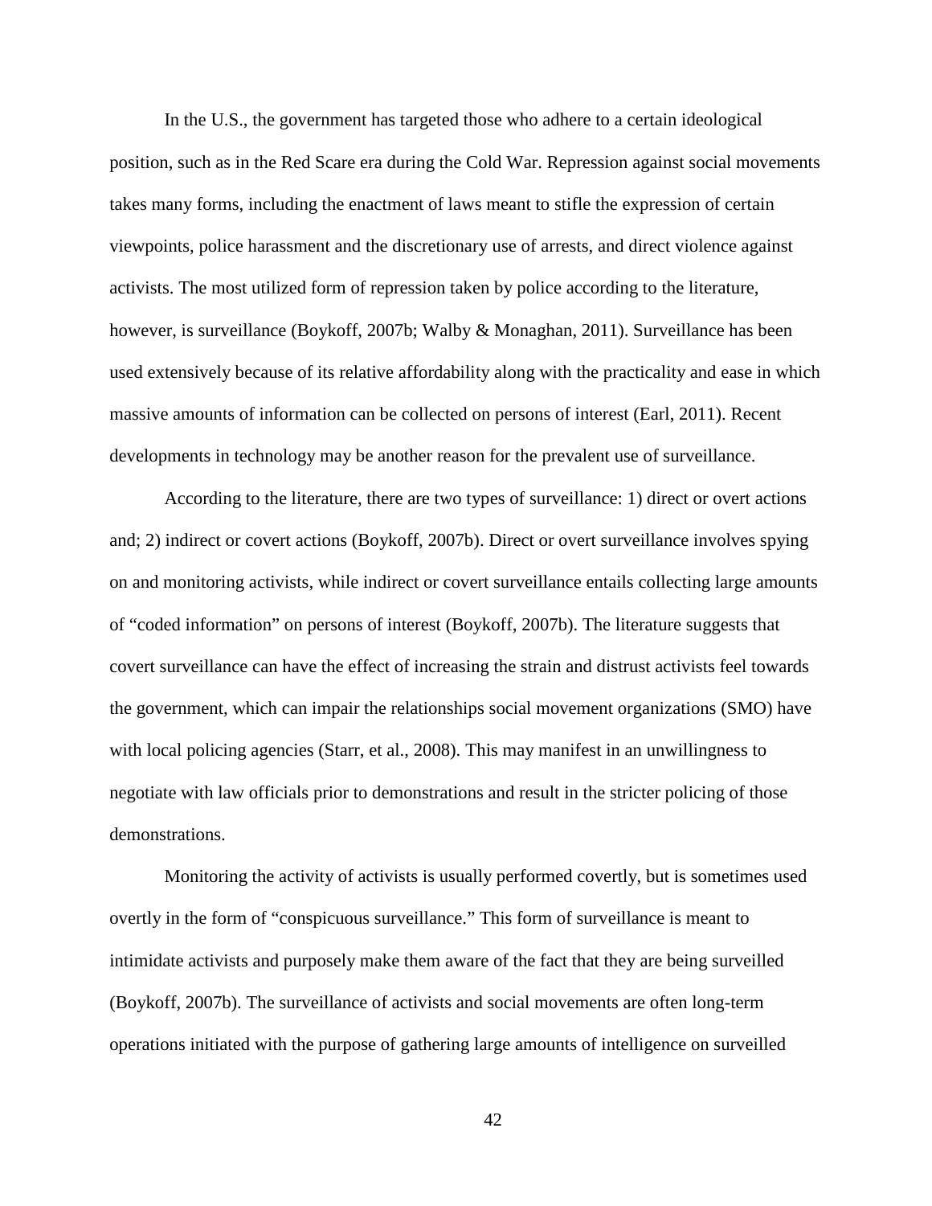In the U.S., the government has targeted those who adhere to a certain ideological position, such as in the Red Scare era during the Cold War. Repression against social movements takes many forms, including the enactment of laws meant to stifle the expression of certain viewpoints, police harassment and the discretionary use of arrests, and direct violence against activists. The most utilized form of repression taken by police according to the literature, however, is surveillance (Boykoff, 2007b; Walby & Monaghan, 2011). Surveillance has been used extensively because of its relative affordability along with the practicality and ease in which massive amounts of information can be collected on persons of interest (Earl, 2011). Recent developments in technology may be another reason for the prevalent use of surveillance.

According to the literature, there are two types of surveillance: 1) direct or overt actions and; 2) indirect or covert actions (Boykoff, 2007b). Direct or overt surveillance involves spying on and monitoring activists, while indirect or covert surveillance entails collecting large amounts of "coded information" on persons of interest (Boykoff, 2007b). The literature suggests that covert surveillance can have the effect of increasing the strain and distrust activists feel towards the government, which can impair the relationships social movement organizations (SMO) have with local policing agencies (Starr, et al., 2008). This may manifest in an unwillingness to negotiate with law officials prior to demonstrations and result in the stricter policing of those demonstrations.

Monitoring the activity of activists is usually performed covertly, but is sometimes used overtly in the form of "conspicuous surveillance." This form of surveillance is meant to intimidate activists and purposely make them aware of the fact that they are being surveilled (Boykoff, 2007b). The surveillance of activists and social movements are often long-term operations initiated with the purpose of gathering large amounts of intelligence on surveilled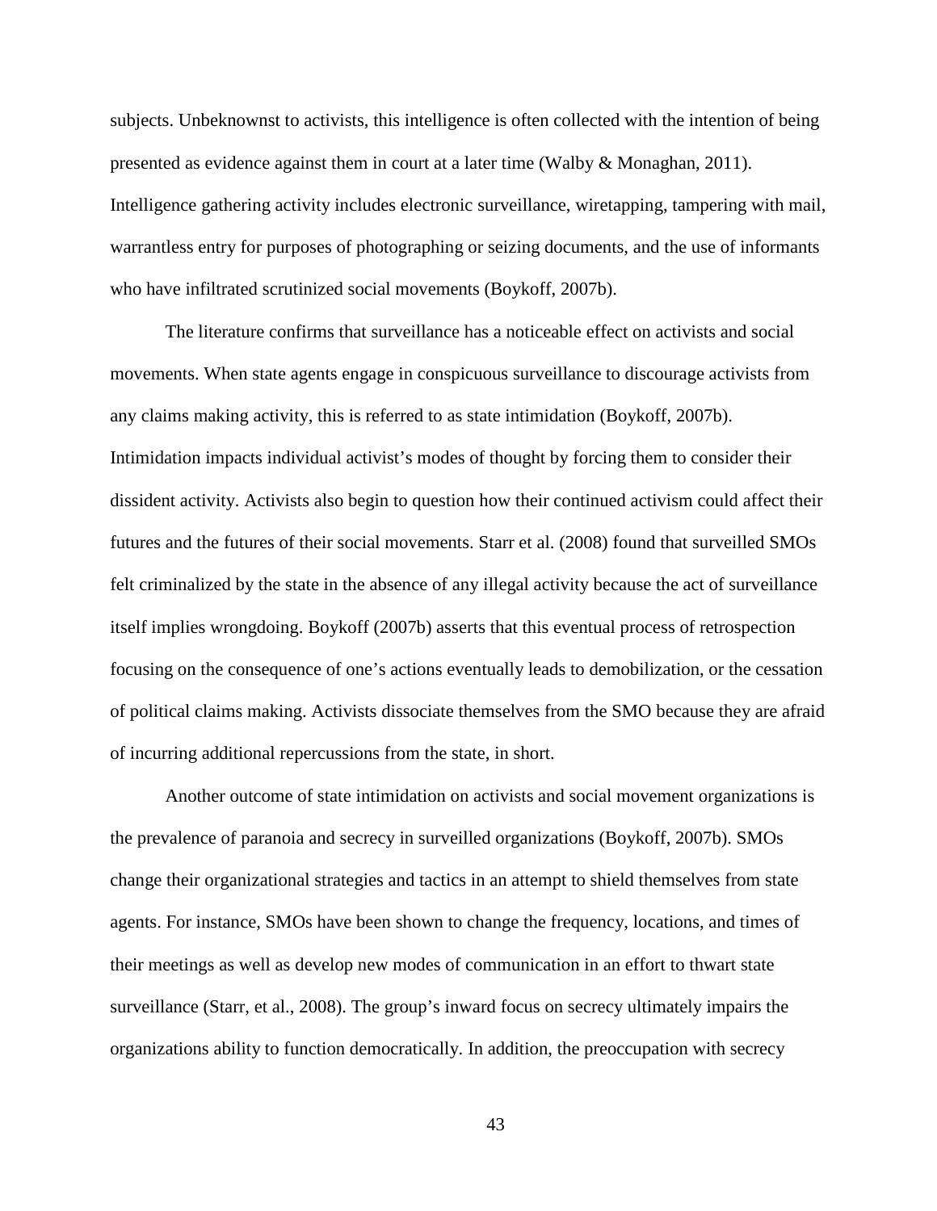subjects. Unbeknownst to activists, this intelligence is often collected with the intention of being presented as evidence against them in court at a later time (Walby & Monaghan, 2011). Intelligence gathering activity includes electronic surveillance, wiretapping, tampering with mail, warrantless entry for purposes of photographing or seizing documents, and the use of informants who have infiltrated scrutinized social movements (Boykoff, 2007b).

The literature confirms that surveillance has a noticeable effect on activists and social movements. When state agents engage in conspicuous surveillance to discourage activists from any claims making activity, this is referred to as state intimidation (Boykoff, 2007b). Intimidation impacts individual activist's modes of thought by forcing them to consider their dissident activity. Activists also begin to question how their continued activism could affect their futures and the futures of their social movements. Starr et al. (2008) found that surveilled SMOs felt criminalized by the state in the absence of any illegal activity because the act of surveillance itself implies wrongdoing. Boykoff (2007b) asserts that this eventual process of retrospection focusing on the consequence of one's actions eventually leads to demobilization, or the cessation of political claims making. Activists dissociate themselves from the SMO because they are afraid of incurring additional repercussions from the state, in short.

Another outcome of state intimidation on activists and social movement organizations is the prevalence of paranoia and secrecy in surveilled organizations (Boykoff, 2007b). SMOs change their organizational strategies and tactics in an attempt to shield themselves from state agents. For instance, SMOs have been shown to change the frequency, locations, and times of their meetings as well as develop new modes of communication in an effort to thwart state surveillance (Starr, et al., 2008). The group's inward focus on secrecy ultimately impairs the organizations ability to function democratically. In addition, the preoccupation with secrecy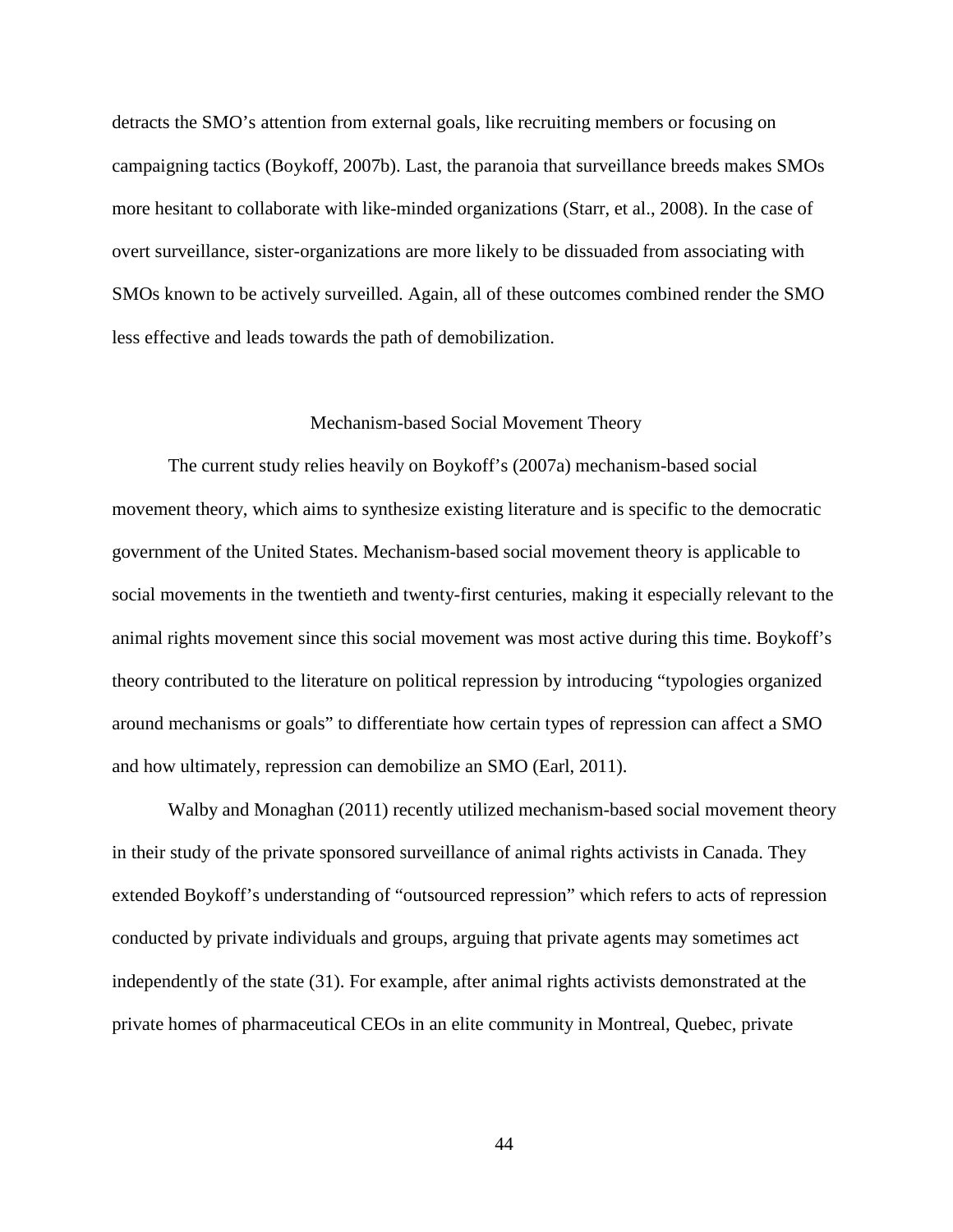detracts the SMO's attention from external goals, like recruiting members or focusing on campaigning tactics (Boykoff, 2007b). Last, the paranoia that surveillance breeds makes SMOs more hesitant to collaborate with like-minded organizations (Starr, et al., 2008). In the case of overt surveillance, sister-organizations are more likely to be dissuaded from associating with SMOs known to be actively surveilled. Again, all of these outcomes combined render the SMO less effective and leads towards the path of demobilization.

## Mechanism-based Social Movement Theory

The current study relies heavily on Boykoff's (2007a) mechanism-based social movement theory, which aims to synthesize existing literature and is specific to the democratic government of the United States. Mechanism-based social movement theory is applicable to social movements in the twentieth and twenty-first centuries, making it especially relevant to the animal rights movement since this social movement was most active during this time. Boykoff's theory contributed to the literature on political repression by introducing "typologies organized around mechanisms or goals" to differentiate how certain types of repression can affect a SMO and how ultimately, repression can demobilize an SMO (Earl, 2011).

Walby and Monaghan (2011) recently utilized mechanism-based social movement theory in their study of the private sponsored surveillance of animal rights activists in Canada. They extended Boykoff's understanding of "outsourced repression" which refers to acts of repression conducted by private individuals and groups, arguing that private agents may sometimes act independently of the state (31). For example, after animal rights activists demonstrated at the private homes of pharmaceutical CEOs in an elite community in Montreal, Quebec, private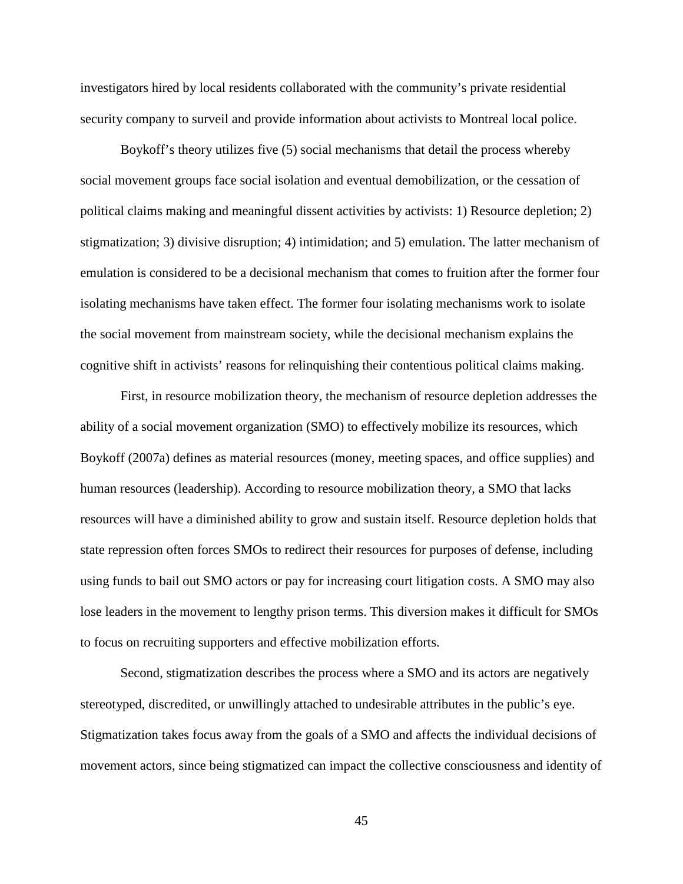investigators hired by local residents collaborated with the community's private residential security company to surveil and provide information about activists to Montreal local police.

Boykoff's theory utilizes five (5) social mechanisms that detail the process whereby social movement groups face social isolation and eventual demobilization, or the cessation of political claims making and meaningful dissent activities by activists: 1) Resource depletion; 2) stigmatization; 3) divisive disruption; 4) intimidation; and 5) emulation. The latter mechanism of emulation is considered to be a decisional mechanism that comes to fruition after the former four isolating mechanisms have taken effect. The former four isolating mechanisms work to isolate the social movement from mainstream society, while the decisional mechanism explains the cognitive shift in activists' reasons for relinquishing their contentious political claims making.

First, in resource mobilization theory, the mechanism of resource depletion addresses the ability of a social movement organization (SMO) to effectively mobilize its resources, which Boykoff (2007a) defines as material resources (money, meeting spaces, and office supplies) and human resources (leadership). According to resource mobilization theory, a SMO that lacks resources will have a diminished ability to grow and sustain itself. Resource depletion holds that state repression often forces SMOs to redirect their resources for purposes of defense, including using funds to bail out SMO actors or pay for increasing court litigation costs. A SMO may also lose leaders in the movement to lengthy prison terms. This diversion makes it difficult for SMOs to focus on recruiting supporters and effective mobilization efforts.

Second, stigmatization describes the process where a SMO and its actors are negatively stereotyped, discredited, or unwillingly attached to undesirable attributes in the public's eye. Stigmatization takes focus away from the goals of a SMO and affects the individual decisions of movement actors, since being stigmatized can impact the collective consciousness and identity of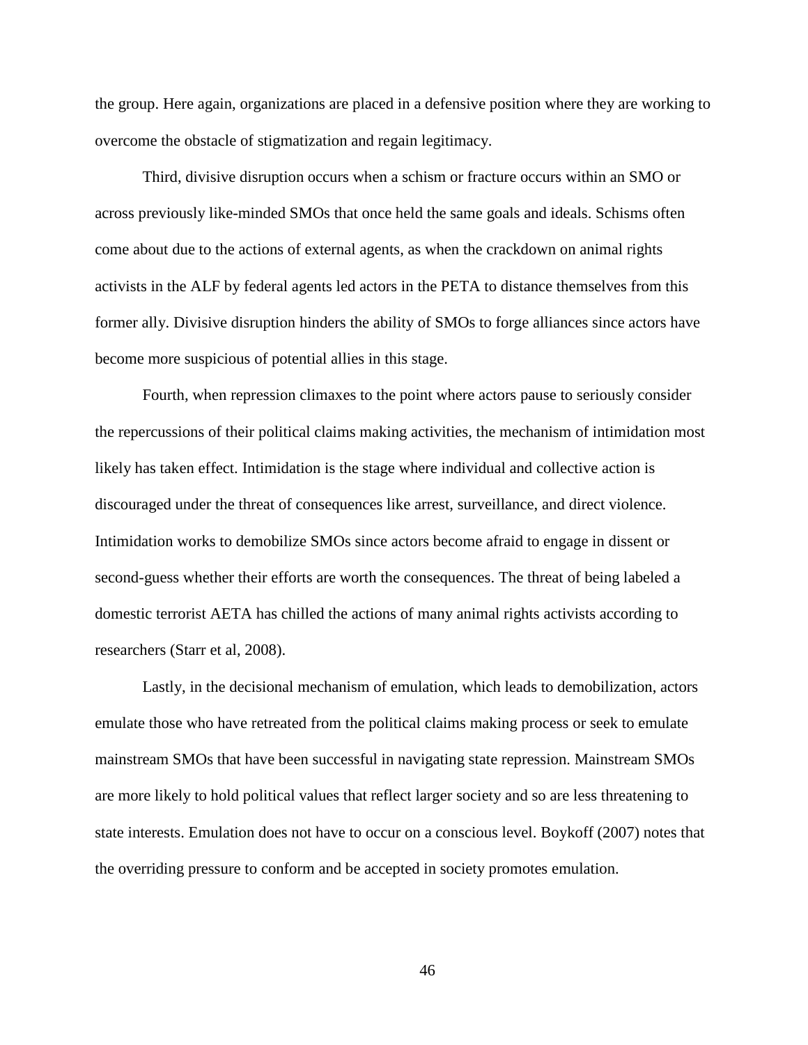the group. Here again, organizations are placed in a defensive position where they are working to overcome the obstacle of stigmatization and regain legitimacy.

Third, divisive disruption occurs when a schism or fracture occurs within an SMO or across previously like-minded SMOs that once held the same goals and ideals. Schisms often come about due to the actions of external agents, as when the crackdown on animal rights activists in the ALF by federal agents led actors in the PETA to distance themselves from this former ally. Divisive disruption hinders the ability of SMOs to forge alliances since actors have become more suspicious of potential allies in this stage.

Fourth, when repression climaxes to the point where actors pause to seriously consider the repercussions of their political claims making activities, the mechanism of intimidation most likely has taken effect. Intimidation is the stage where individual and collective action is discouraged under the threat of consequences like arrest, surveillance, and direct violence. Intimidation works to demobilize SMOs since actors become afraid to engage in dissent or second-guess whether their efforts are worth the consequences. The threat of being labeled a domestic terrorist AETA has chilled the actions of many animal rights activists according to researchers (Starr et al, 2008).

Lastly, in the decisional mechanism of emulation, which leads to demobilization, actors emulate those who have retreated from the political claims making process or seek to emulate mainstream SMOs that have been successful in navigating state repression. Mainstream SMOs are more likely to hold political values that reflect larger society and so are less threatening to state interests. Emulation does not have to occur on a conscious level. Boykoff (2007) notes that the overriding pressure to conform and be accepted in society promotes emulation.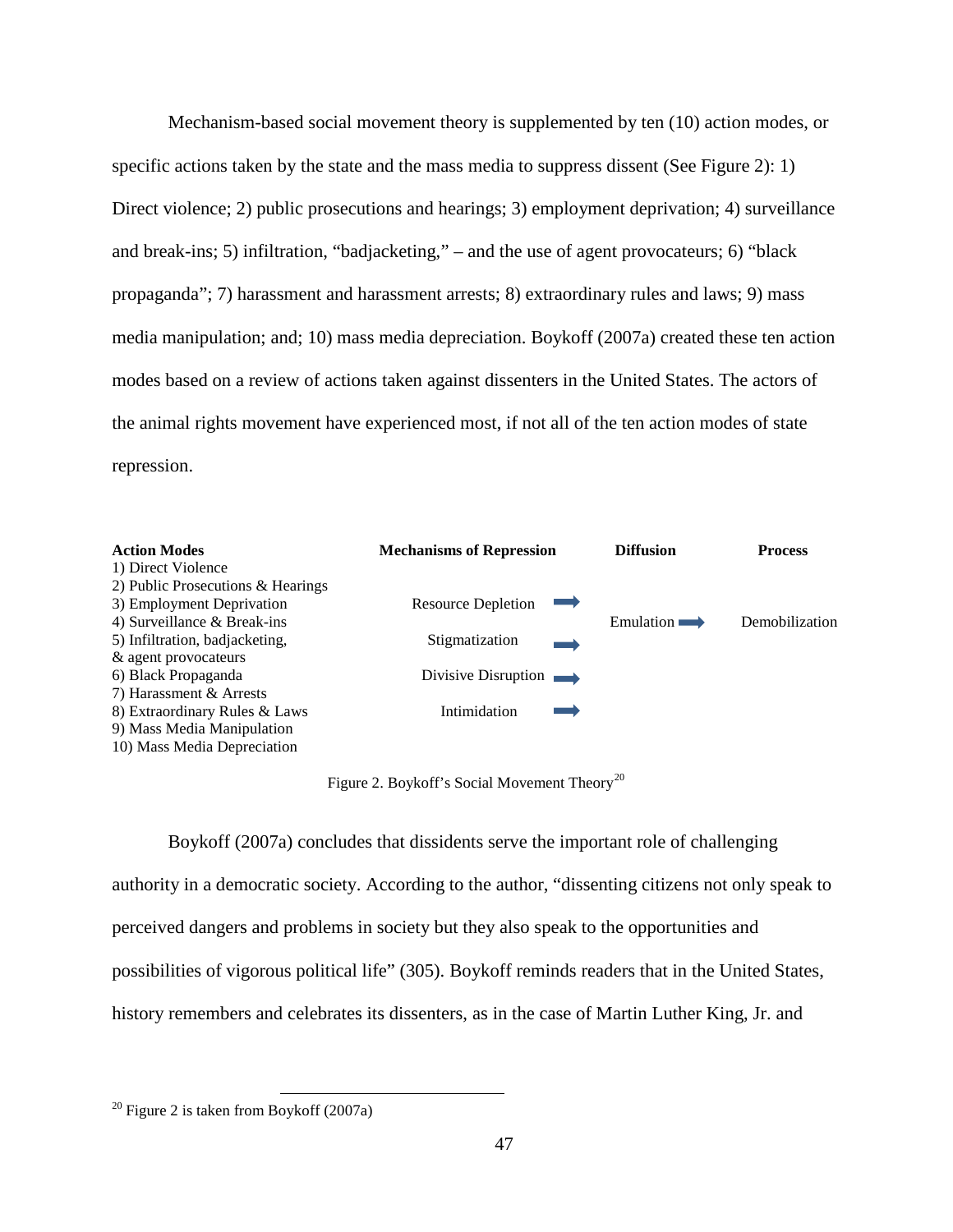Mechanism-based social movement theory is supplemented by ten (10) action modes, or specific actions taken by the state and the mass media to suppress dissent (See Figure 2): 1) Direct violence; 2) public prosecutions and hearings; 3) employment deprivation; 4) surveillance and break-ins; 5) infiltration, "badjacketing," – and the use of agent provocateurs; 6) "black propaganda"; 7) harassment and harassment arrests; 8) extraordinary rules and laws; 9) mass media manipulation; and; 10) mass media depreciation. Boykoff (2007a) created these ten action modes based on a review of actions taken against dissenters in the United States. The actors of the animal rights movement have experienced most, if not all of the ten action modes of state repression.

| Action Modes | Mechanisms of Repression | Diffusion | Process |
| --- | --- | --- | --- |
| 1) Direct Violence | | | |
| 2) Public Prosecutions & Hearings | | | |
| 3) Employment Deprivation | Resource Depletion ➡ | | |
| 4) Surveillance & Break-ins | | Emulation ➡ | Demobilization |
| 5) Infiltration, badjacketing, & agent provocateurs | Stigmatization ➡ | | |
| 6) Black Propaganda | Divisive Disruption ➡ | | |
| 7) Harassment & Arrests | | | |
| 8) Extraordinary Rules & Laws | Intimidation ➡ | | |
| 9) Mass Media Manipulation | | | |
| 10) Mass Media Depreciation | | | |

Figure 2. Boykoff's Social Movement Theory[20]

Boykoff (2007a) concludes that dissidents serve the important role of challenging authority in a democratic society. According to the author, "dissenting citizens not only speak to perceived dangers and problems in society but they also speak to the opportunities and possibilities of vigorous political life" (305). Boykoff reminds readers that in the United States, history remembers and celebrates its dissenters, as in the case of Martin Luther King, Jr. and

[20] Figure 2 is taken from Boykoff (2007a)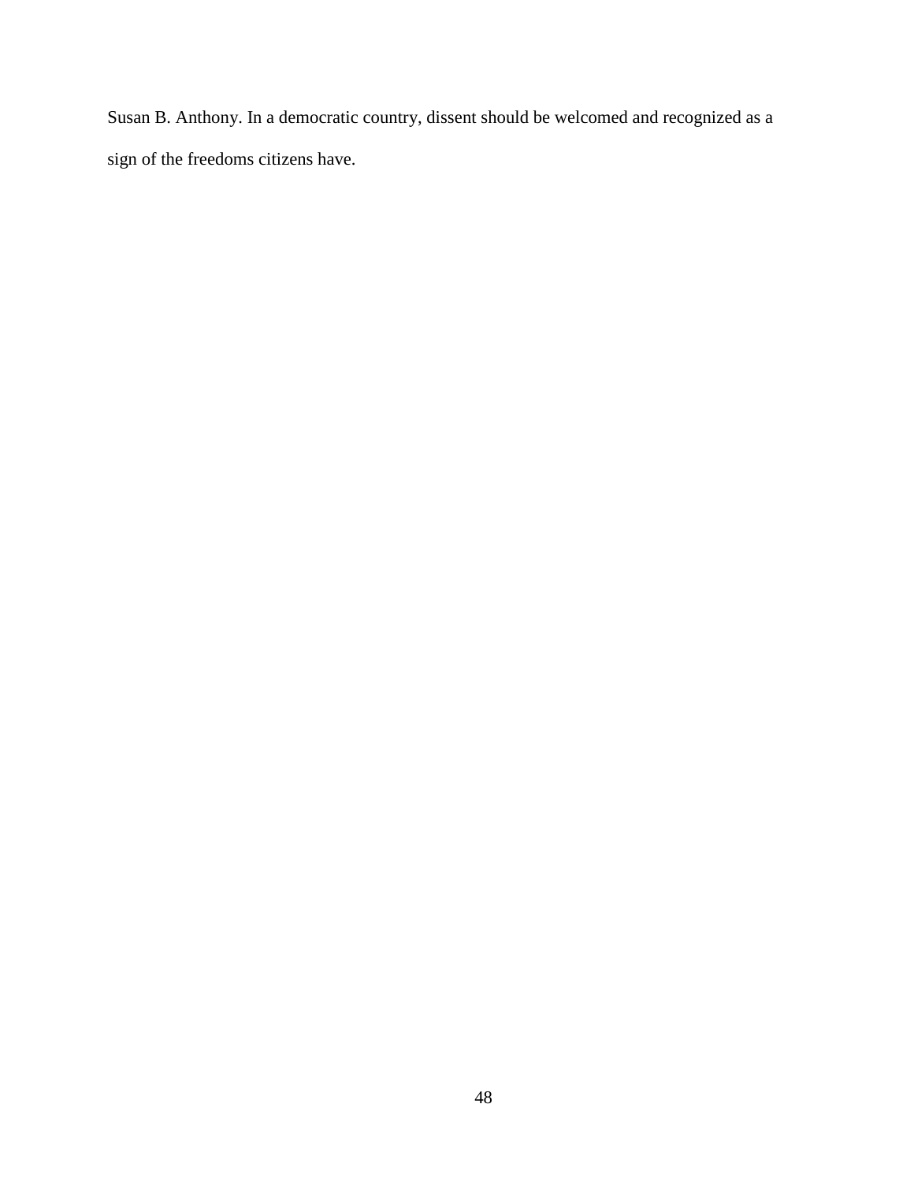Susan B. Anthony. In a democratic country, dissent should be welcomed and recognized as a sign of the freedoms citizens have.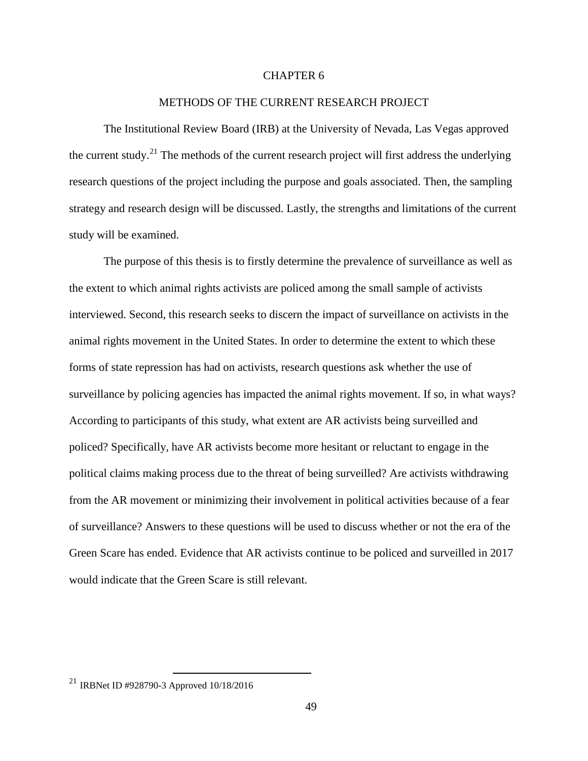# CHAPTER 6

## METHODS OF THE CURRENT RESEARCH PROJECT

The Institutional Review Board (IRB) at the University of Nevada, Las Vegas approved the current study.[21] The methods of the current research project will first address the underlying research questions of the project including the purpose and goals associated. Then, the sampling strategy and research design will be discussed. Lastly, the strengths and limitations of the current study will be examined.

The purpose of this thesis is to firstly determine the prevalence of surveillance as well as the extent to which animal rights activists are policed among the small sample of activists interviewed. Second, this research seeks to discern the impact of surveillance on activists in the animal rights movement in the United States. In order to determine the extent to which these forms of state repression has had on activists, research questions ask whether the use of surveillance by policing agencies has impacted the animal rights movement. If so, in what ways? According to participants of this study, what extent are AR activists being surveilled and policed? Specifically, have AR activists become more hesitant or reluctant to engage in the political claims making process due to the threat of being surveilled? Are activists withdrawing from the AR movement or minimizing their involvement in political activities because of a fear of surveillance? Answers to these questions will be used to discuss whether or not the era of the Green Scare has ended. Evidence that AR activists continue to be policed and surveilled in 2017 would indicate that the Green Scare is still relevant.

---

[21] IRBNet ID #928790-3 Approved 10/18/2016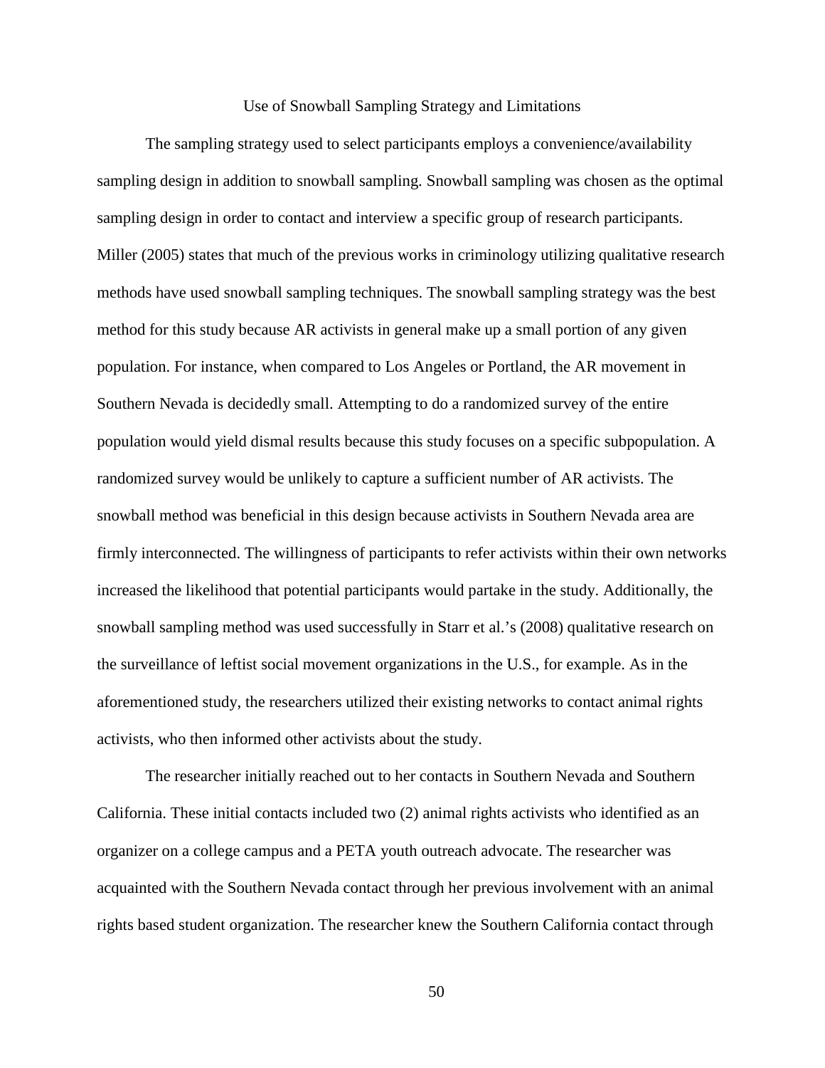## Use of Snowball Sampling Strategy and Limitations

The sampling strategy used to select participants employs a convenience/availability sampling design in addition to snowball sampling. Snowball sampling was chosen as the optimal sampling design in order to contact and interview a specific group of research participants. Miller (2005) states that much of the previous works in criminology utilizing qualitative research methods have used snowball sampling techniques. The snowball sampling strategy was the best method for this study because AR activists in general make up a small portion of any given population. For instance, when compared to Los Angeles or Portland, the AR movement in Southern Nevada is decidedly small. Attempting to do a randomized survey of the entire population would yield dismal results because this study focuses on a specific subpopulation. A randomized survey would be unlikely to capture a sufficient number of AR activists. The snowball method was beneficial in this design because activists in Southern Nevada area are firmly interconnected. The willingness of participants to refer activists within their own networks increased the likelihood that potential participants would partake in the study. Additionally, the snowball sampling method was used successfully in Starr et al.'s (2008) qualitative research on the surveillance of leftist social movement organizations in the U.S., for example. As in the aforementioned study, the researchers utilized their existing networks to contact animal rights activists, who then informed other activists about the study.

The researcher initially reached out to her contacts in Southern Nevada and Southern California. These initial contacts included two (2) animal rights activists who identified as an organizer on a college campus and a PETA youth outreach advocate. The researcher was acquainted with the Southern Nevada contact through her previous involvement with an animal rights based student organization. The researcher knew the Southern California contact through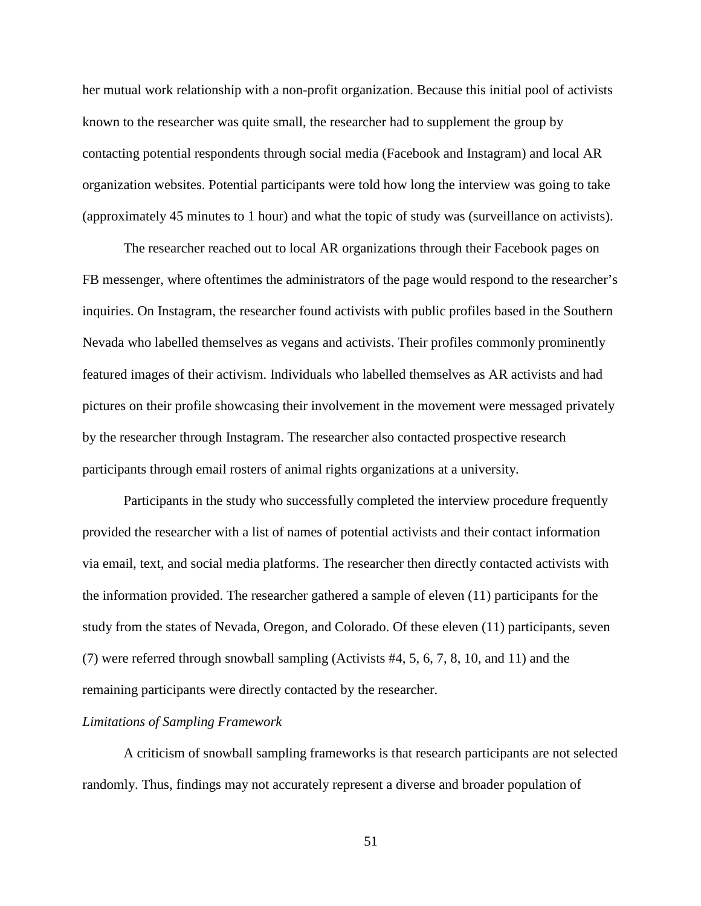her mutual work relationship with a non-profit organization. Because this initial pool of activists known to the researcher was quite small, the researcher had to supplement the group by contacting potential respondents through social media (Facebook and Instagram) and local AR organization websites. Potential participants were told how long the interview was going to take (approximately 45 minutes to 1 hour) and what the topic of study was (surveillance on activists).

The researcher reached out to local AR organizations through their Facebook pages on FB messenger, where oftentimes the administrators of the page would respond to the researcher's inquiries. On Instagram, the researcher found activists with public profiles based in the Southern Nevada who labelled themselves as vegans and activists. Their profiles commonly prominently featured images of their activism. Individuals who labelled themselves as AR activists and had pictures on their profile showcasing their involvement in the movement were messaged privately by the researcher through Instagram. The researcher also contacted prospective research participants through email rosters of animal rights organizations at a university.

Participants in the study who successfully completed the interview procedure frequently provided the researcher with a list of names of potential activists and their contact information via email, text, and social media platforms. The researcher then directly contacted activists with the information provided. The researcher gathered a sample of eleven (11) participants for the study from the states of Nevada, Oregon, and Colorado. Of these eleven (11) participants, seven (7) were referred through snowball sampling (Activists #4, 5, 6, 7, 8, 10, and 11) and the remaining participants were directly contacted by the researcher.

*Limitations of Sampling Framework*

A criticism of snowball sampling frameworks is that research participants are not selected randomly. Thus, findings may not accurately represent a diverse and broader population of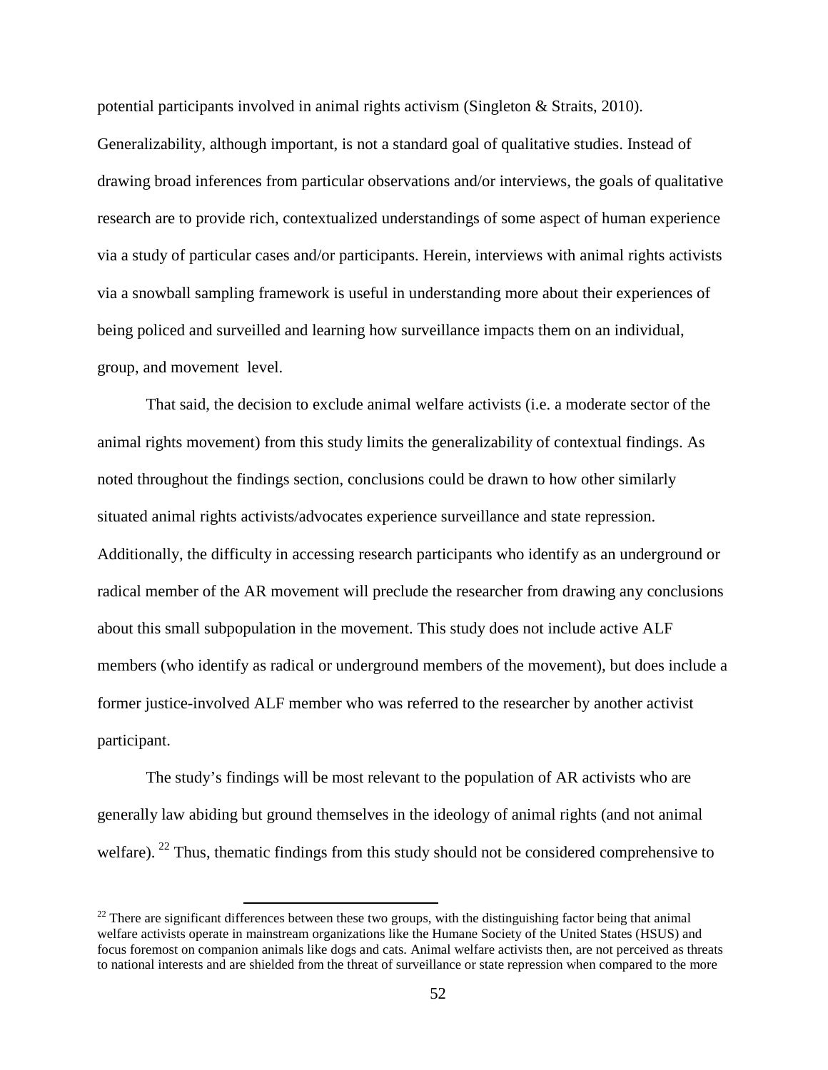potential participants involved in animal rights activism (Singleton & Straits, 2010). Generalizability, although important, is not a standard goal of qualitative studies. Instead of drawing broad inferences from particular observations and/or interviews, the goals of qualitative research are to provide rich, contextualized understandings of some aspect of human experience via a study of particular cases and/or participants. Herein, interviews with animal rights activists via a snowball sampling framework is useful in understanding more about their experiences of being policed and surveilled and learning how surveillance impacts them on an individual, group, and movement level.

That said, the decision to exclude animal welfare activists (i.e. a moderate sector of the animal rights movement) from this study limits the generalizability of contextual findings. As noted throughout the findings section, conclusions could be drawn to how other similarly situated animal rights activists/advocates experience surveillance and state repression. Additionally, the difficulty in accessing research participants who identify as an underground or radical member of the AR movement will preclude the researcher from drawing any conclusions about this small subpopulation in the movement. This study does not include active ALF members (who identify as radical or underground members of the movement), but does include a former justice-involved ALF member who was referred to the researcher by another activist participant.

The study's findings will be most relevant to the population of AR activists who are generally law abiding but ground themselves in the ideology of animal rights (and not animal welfare). [22] Thus, thematic findings from this study should not be considered comprehensive to

[22] There are significant differences between these two groups, with the distinguishing factor being that animal welfare activists operate in mainstream organizations like the Humane Society of the United States (HSUS) and focus foremost on companion animals like dogs and cats. Animal welfare activists then, are not perceived as threats to national interests and are shielded from the threat of surveillance or state repression when compared to the more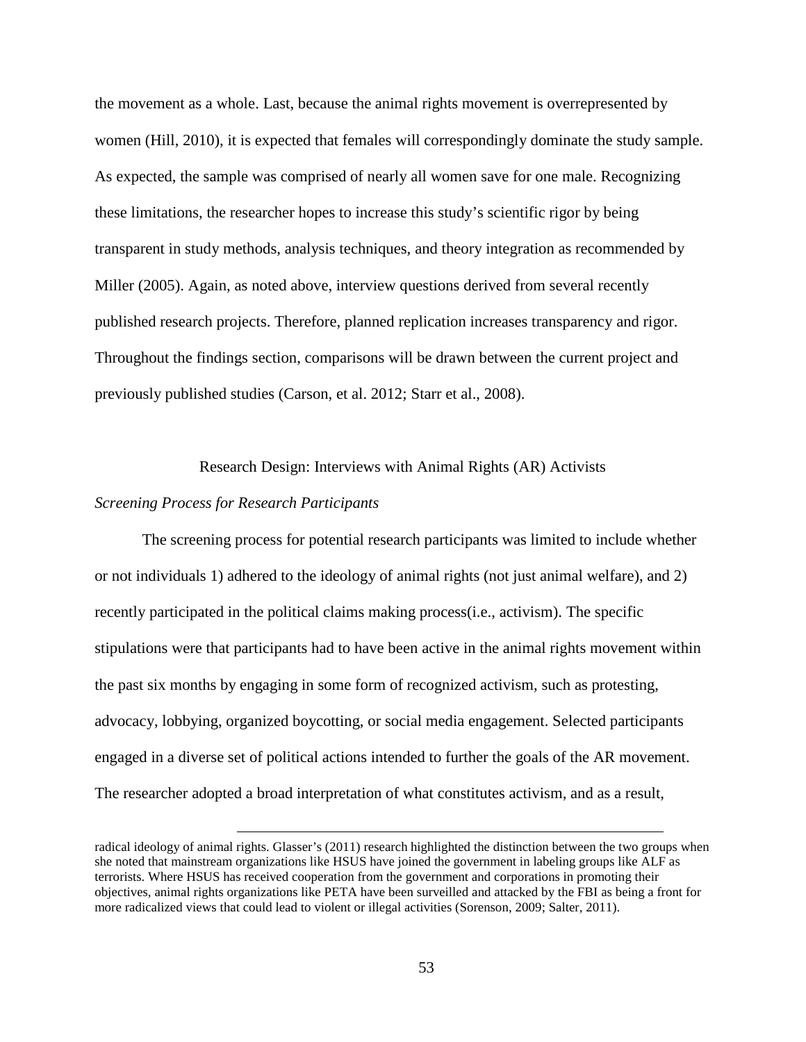the movement as a whole. Last, because the animal rights movement is overrepresented by women (Hill, 2010), it is expected that females will correspondingly dominate the study sample. As expected, the sample was comprised of nearly all women save for one male. Recognizing these limitations, the researcher hopes to increase this study's scientific rigor by being transparent in study methods, analysis techniques, and theory integration as recommended by Miller (2005). Again, as noted above, interview questions derived from several recently published research projects. Therefore, planned replication increases transparency and rigor. Throughout the findings section, comparisons will be drawn between the current project and previously published studies (Carson, et al. 2012; Starr et al., 2008).

## Research Design: Interviews with Animal Rights (AR) Activists

### *Screening Process for Research Participants*

The screening process for potential research participants was limited to include whether or not individuals 1) adhered to the ideology of animal rights (not just animal welfare), and 2) recently participated in the political claims making process(i.e., activism). The specific stipulations were that participants had to have been active in the animal rights movement within the past six months by engaging in some form of recognized activism, such as protesting, advocacy, lobbying, organized boycotting, or social media engagement. Selected participants engaged in a diverse set of political actions intended to further the goals of the AR movement. The researcher adopted a broad interpretation of what constitutes activism, and as a result,

---

radical ideology of animal rights. Glasser's (2011) research highlighted the distinction between the two groups when she noted that mainstream organizations like HSUS have joined the government in labeling groups like ALF as terrorists. Where HSUS has received cooperation from the government and corporations in promoting their objectives, animal rights organizations like PETA have been surveilled and attacked by the FBI as being a front for more radicalized views that could lead to violent or illegal activities (Sorenson, 2009; Salter, 2011).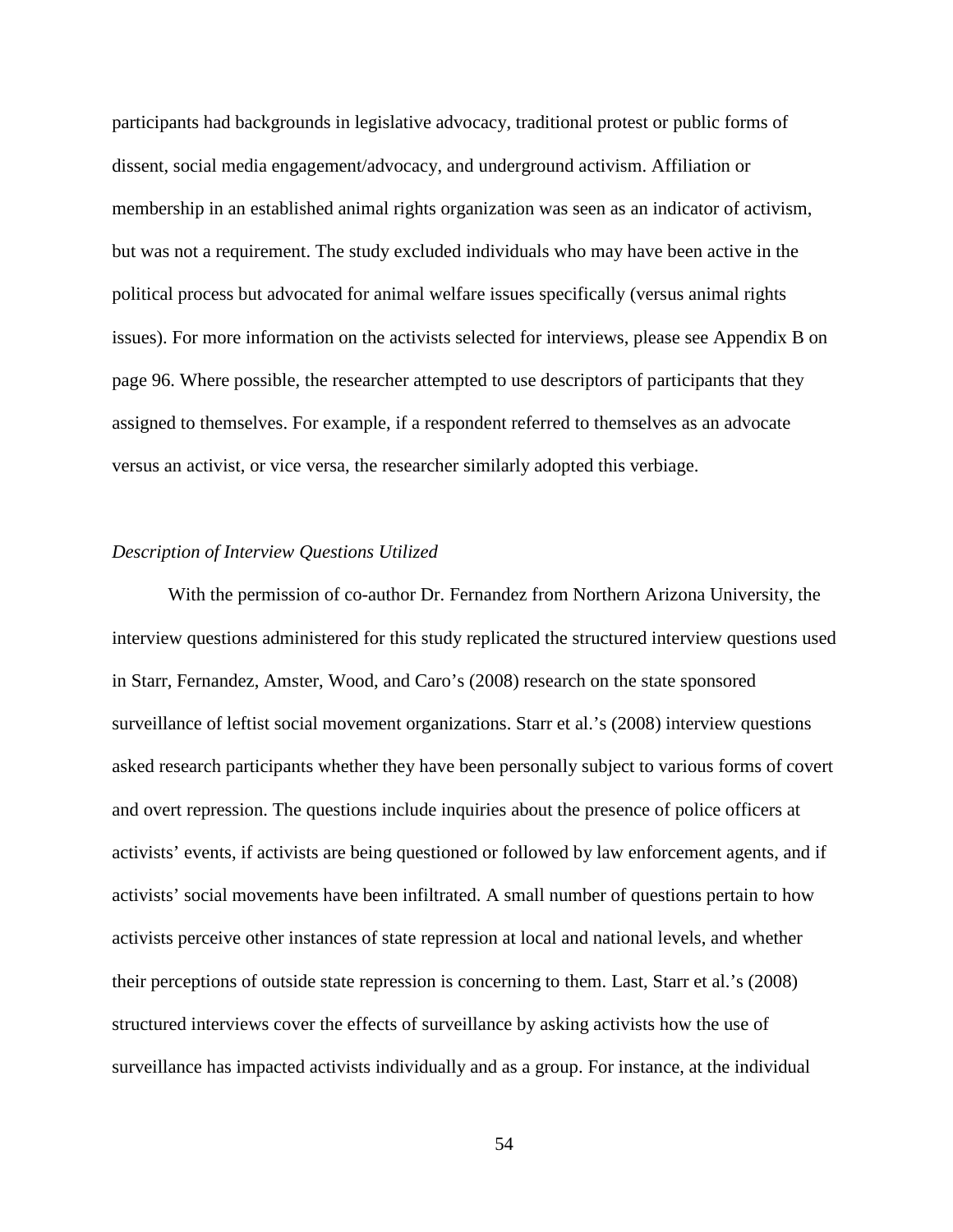participants had backgrounds in legislative advocacy, traditional protest or public forms of dissent, social media engagement/advocacy, and underground activism. Affiliation or membership in an established animal rights organization was seen as an indicator of activism, but was not a requirement. The study excluded individuals who may have been active in the political process but advocated for animal welfare issues specifically (versus animal rights issues). For more information on the activists selected for interviews, please see Appendix B on page 96. Where possible, the researcher attempted to use descriptors of participants that they assigned to themselves. For example, if a respondent referred to themselves as an advocate versus an activist, or vice versa, the researcher similarly adopted this verbiage.

*Description of Interview Questions Utilized*

With the permission of co-author Dr. Fernandez from Northern Arizona University, the interview questions administered for this study replicated the structured interview questions used in Starr, Fernandez, Amster, Wood, and Caro's (2008) research on the state sponsored surveillance of leftist social movement organizations. Starr et al.'s (2008) interview questions asked research participants whether they have been personally subject to various forms of covert and overt repression. The questions include inquiries about the presence of police officers at activists' events, if activists are being questioned or followed by law enforcement agents, and if activists' social movements have been infiltrated. A small number of questions pertain to how activists perceive other instances of state repression at local and national levels, and whether their perceptions of outside state repression is concerning to them. Last, Starr et al.'s (2008) structured interviews cover the effects of surveillance by asking activists how the use of surveillance has impacted activists individually and as a group. For instance, at the individual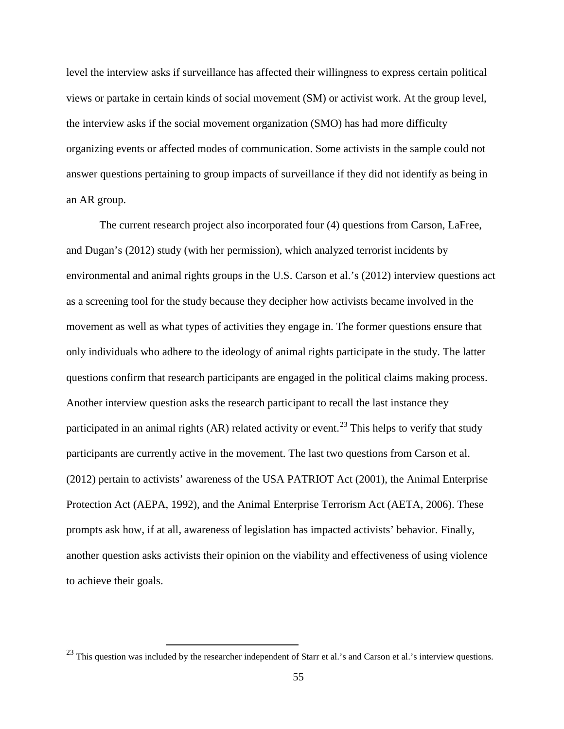level the interview asks if surveillance has affected their willingness to express certain political views or partake in certain kinds of social movement (SM) or activist work. At the group level, the interview asks if the social movement organization (SMO) has had more difficulty organizing events or affected modes of communication. Some activists in the sample could not answer questions pertaining to group impacts of surveillance if they did not identify as being in an AR group.

The current research project also incorporated four (4) questions from Carson, LaFree, and Dugan's (2012) study (with her permission), which analyzed terrorist incidents by environmental and animal rights groups in the U.S. Carson et al.'s (2012) interview questions act as a screening tool for the study because they decipher how activists became involved in the movement as well as what types of activities they engage in. The former questions ensure that only individuals who adhere to the ideology of animal rights participate in the study. The latter questions confirm that research participants are engaged in the political claims making process. Another interview question asks the research participant to recall the last instance they participated in an animal rights (AR) related activity or event.[23] This helps to verify that study participants are currently active in the movement. The last two questions from Carson et al. (2012) pertain to activists' awareness of the USA PATRIOT Act (2001), the Animal Enterprise Protection Act (AEPA, 1992), and the Animal Enterprise Terrorism Act (AETA, 2006). These prompts ask how, if at all, awareness of legislation has impacted activists' behavior. Finally, another question asks activists their opinion on the viability and effectiveness of using violence to achieve their goals.

[23] This question was included by the researcher independent of Starr et al.'s and Carson et al.'s interview questions.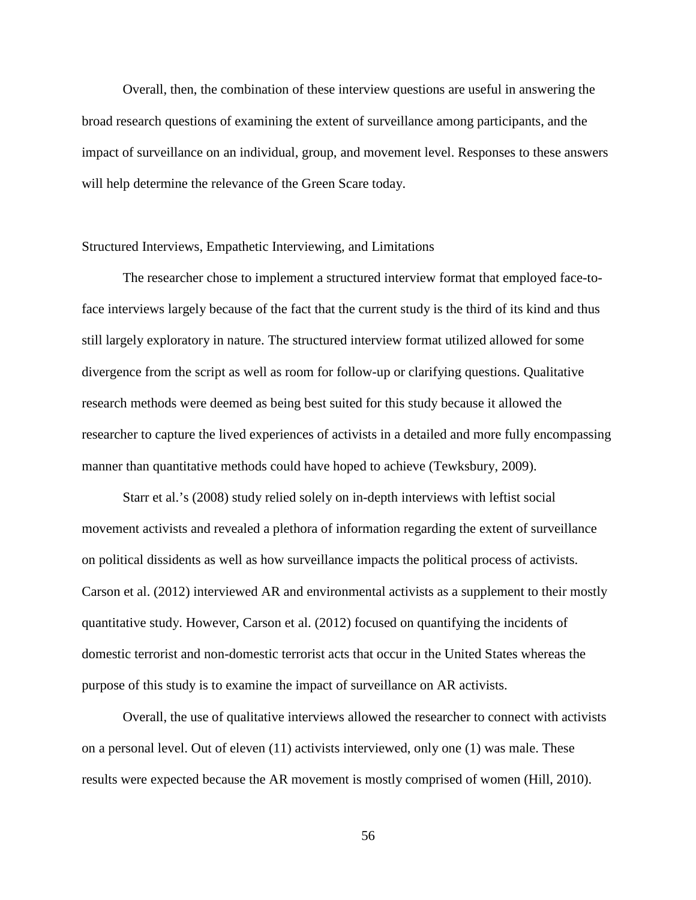Overall, then, the combination of these interview questions are useful in answering the broad research questions of examining the extent of surveillance among participants, and the impact of surveillance on an individual, group, and movement level. Responses to these answers will help determine the relevance of the Green Scare today.

## Structured Interviews, Empathetic Interviewing, and Limitations

The researcher chose to implement a structured interview format that employed face-to-face interviews largely because of the fact that the current study is the third of its kind and thus still largely exploratory in nature. The structured interview format utilized allowed for some divergence from the script as well as room for follow-up or clarifying questions. Qualitative research methods were deemed as being best suited for this study because it allowed the researcher to capture the lived experiences of activists in a detailed and more fully encompassing manner than quantitative methods could have hoped to achieve (Tewksbury, 2009).

Starr et al.'s (2008) study relied solely on in-depth interviews with leftist social movement activists and revealed a plethora of information regarding the extent of surveillance on political dissidents as well as how surveillance impacts the political process of activists. Carson et al. (2012) interviewed AR and environmental activists as a supplement to their mostly quantitative study. However, Carson et al. (2012) focused on quantifying the incidents of domestic terrorist and non-domestic terrorist acts that occur in the United States whereas the purpose of this study is to examine the impact of surveillance on AR activists.

Overall, the use of qualitative interviews allowed the researcher to connect with activists on a personal level. Out of eleven (11) activists interviewed, only one (1) was male. These results were expected because the AR movement is mostly comprised of women (Hill, 2010).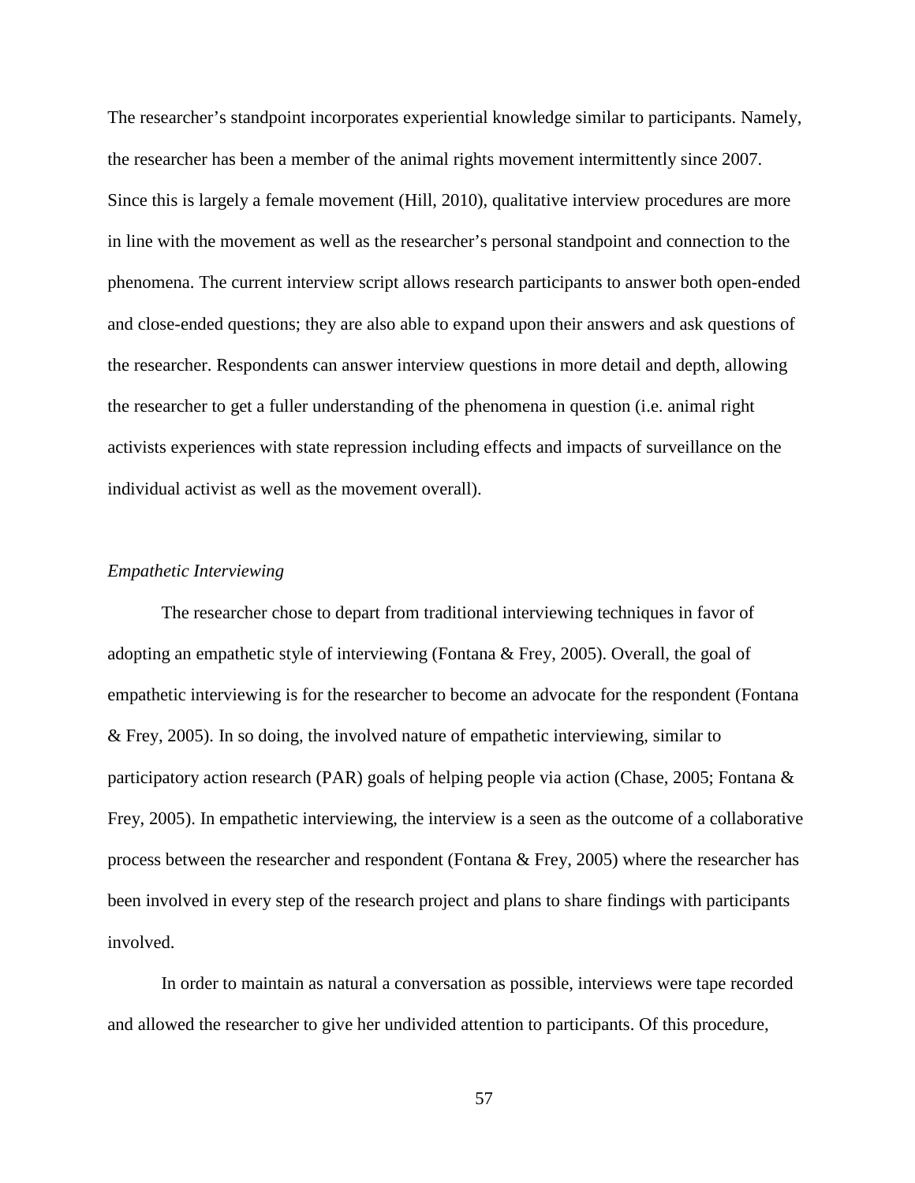The researcher's standpoint incorporates experiential knowledge similar to participants. Namely, the researcher has been a member of the animal rights movement intermittently since 2007. Since this is largely a female movement (Hill, 2010), qualitative interview procedures are more in line with the movement as well as the researcher's personal standpoint and connection to the phenomena. The current interview script allows research participants to answer both open-ended and close-ended questions; they are also able to expand upon their answers and ask questions of the researcher. Respondents can answer interview questions in more detail and depth, allowing the researcher to get a fuller understanding of the phenomena in question (i.e. animal right activists experiences with state repression including effects and impacts of surveillance on the individual activist as well as the movement overall).

*Empathetic Interviewing*

The researcher chose to depart from traditional interviewing techniques in favor of adopting an empathetic style of interviewing (Fontana & Frey, 2005). Overall, the goal of empathetic interviewing is for the researcher to become an advocate for the respondent (Fontana & Frey, 2005). In so doing, the involved nature of empathetic interviewing, similar to participatory action research (PAR) goals of helping people via action (Chase, 2005; Fontana & Frey, 2005). In empathetic interviewing, the interview is a seen as the outcome of a collaborative process between the researcher and respondent (Fontana & Frey, 2005) where the researcher has been involved in every step of the research project and plans to share findings with participants involved.

In order to maintain as natural a conversation as possible, interviews were tape recorded and allowed the researcher to give her undivided attention to participants. Of this procedure,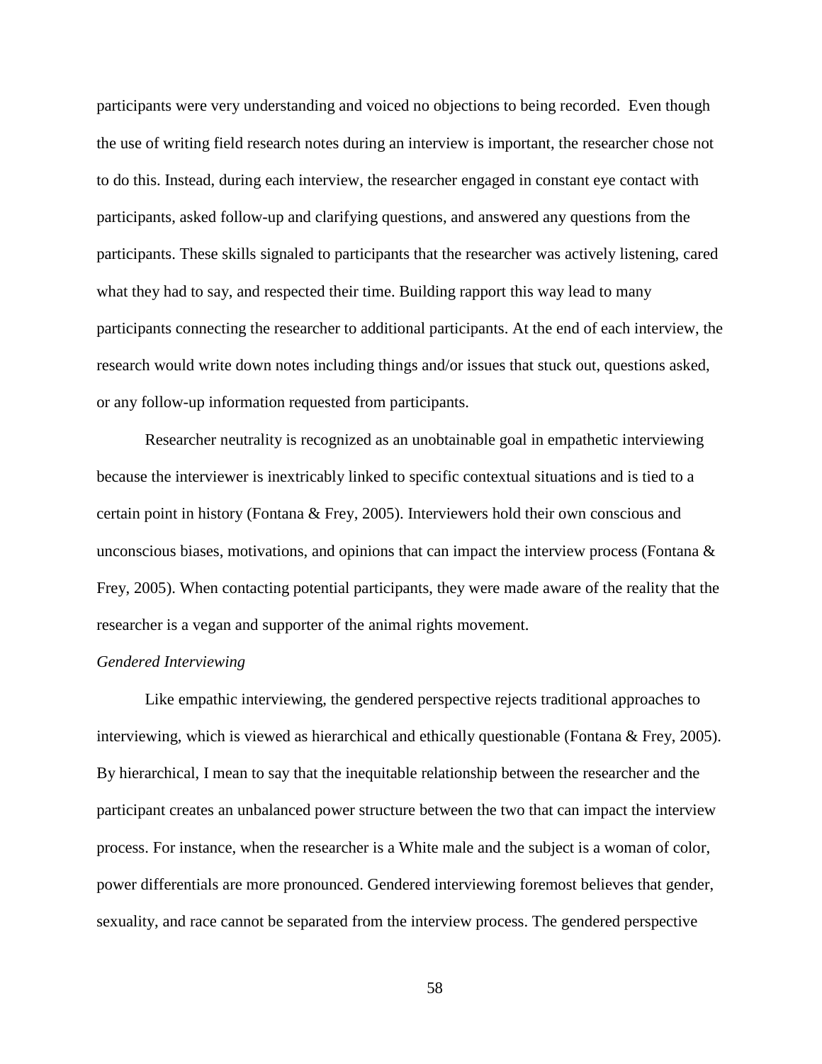participants were very understanding and voiced no objections to being recorded. Even though the use of writing field research notes during an interview is important, the researcher chose not to do this. Instead, during each interview, the researcher engaged in constant eye contact with participants, asked follow-up and clarifying questions, and answered any questions from the participants. These skills signaled to participants that the researcher was actively listening, cared what they had to say, and respected their time. Building rapport this way lead to many participants connecting the researcher to additional participants. At the end of each interview, the research would write down notes including things and/or issues that stuck out, questions asked, or any follow-up information requested from participants.

Researcher neutrality is recognized as an unobtainable goal in empathetic interviewing because the interviewer is inextricably linked to specific contextual situations and is tied to a certain point in history (Fontana & Frey, 2005). Interviewers hold their own conscious and unconscious biases, motivations, and opinions that can impact the interview process (Fontana & Frey, 2005). When contacting potential participants, they were made aware of the reality that the researcher is a vegan and supporter of the animal rights movement.

*Gendered Interviewing*

Like empathic interviewing, the gendered perspective rejects traditional approaches to interviewing, which is viewed as hierarchical and ethically questionable (Fontana & Frey, 2005). By hierarchical, I mean to say that the inequitable relationship between the researcher and the participant creates an unbalanced power structure between the two that can impact the interview process. For instance, when the researcher is a White male and the subject is a woman of color, power differentials are more pronounced. Gendered interviewing foremost believes that gender, sexuality, and race cannot be separated from the interview process. The gendered perspective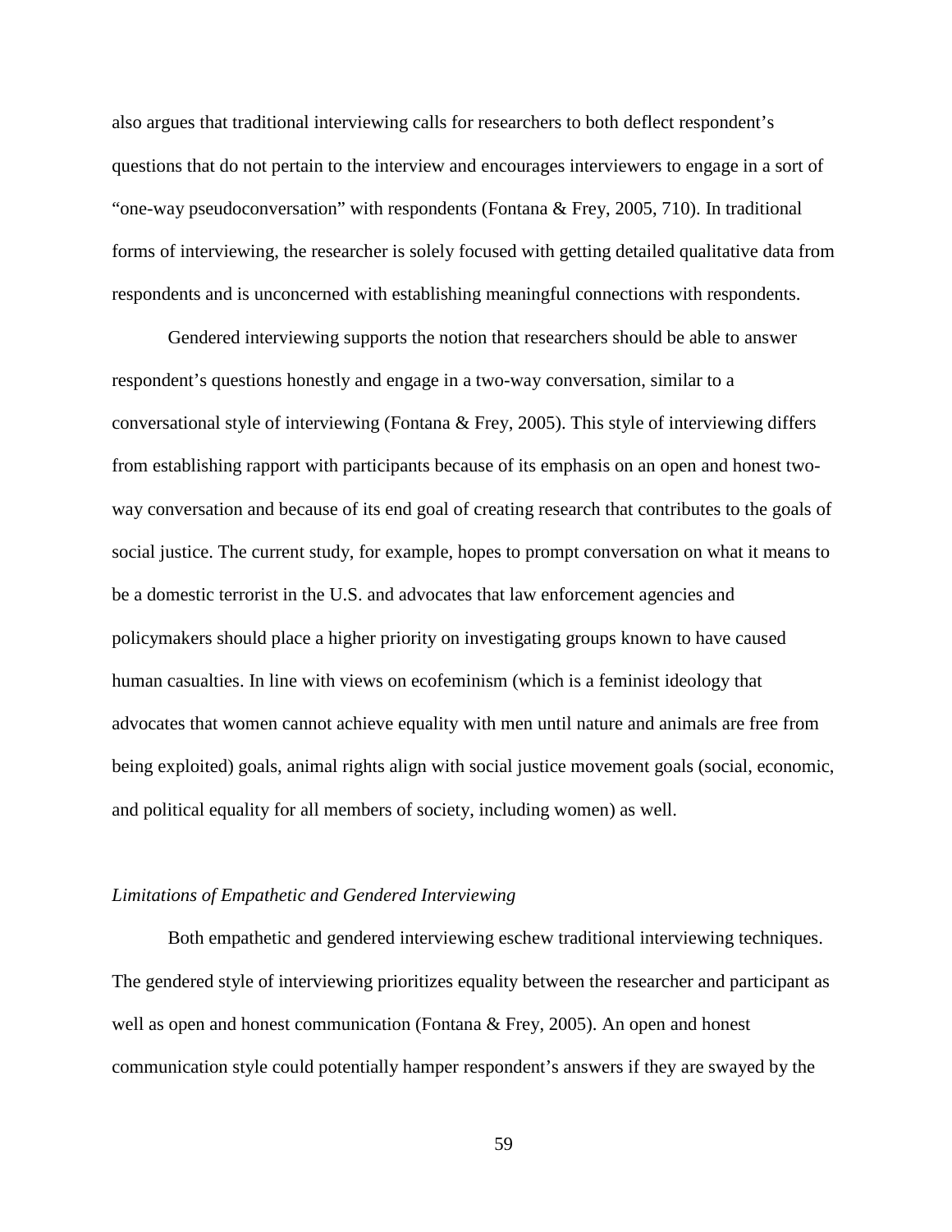also argues that traditional interviewing calls for researchers to both deflect respondent's questions that do not pertain to the interview and encourages interviewers to engage in a sort of "one-way pseudoconversation" with respondents (Fontana & Frey, 2005, 710). In traditional forms of interviewing, the researcher is solely focused with getting detailed qualitative data from respondents and is unconcerned with establishing meaningful connections with respondents.

Gendered interviewing supports the notion that researchers should be able to answer respondent's questions honestly and engage in a two-way conversation, similar to a conversational style of interviewing (Fontana & Frey, 2005). This style of interviewing differs from establishing rapport with participants because of its emphasis on an open and honest two-way conversation and because of its end goal of creating research that contributes to the goals of social justice. The current study, for example, hopes to prompt conversation on what it means to be a domestic terrorist in the U.S. and advocates that law enforcement agencies and policymakers should place a higher priority on investigating groups known to have caused human casualties. In line with views on ecofeminism (which is a feminist ideology that advocates that women cannot achieve equality with men until nature and animals are free from being exploited) goals, animal rights align with social justice movement goals (social, economic, and political equality for all members of society, including women) as well.

*Limitations of Empathetic and Gendered Interviewing*

Both empathetic and gendered interviewing eschew traditional interviewing techniques. The gendered style of interviewing prioritizes equality between the researcher and participant as well as open and honest communication (Fontana & Frey, 2005). An open and honest communication style could potentially hamper respondent's answers if they are swayed by the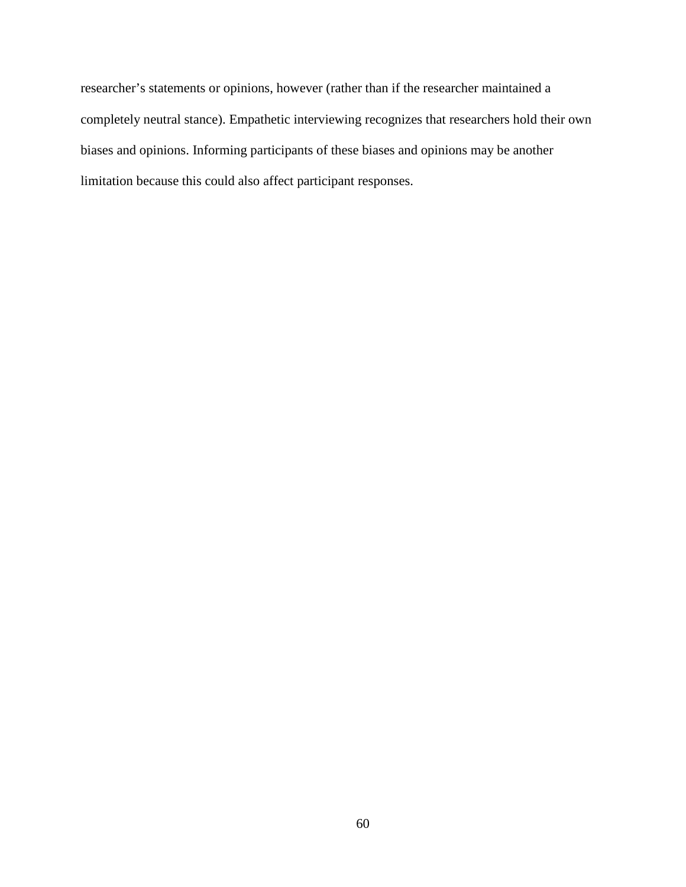researcher’s statements or opinions, however (rather than if the researcher maintained a completely neutral stance). Empathetic interviewing recognizes that researchers hold their own biases and opinions. Informing participants of these biases and opinions may be another limitation because this could also affect participant responses.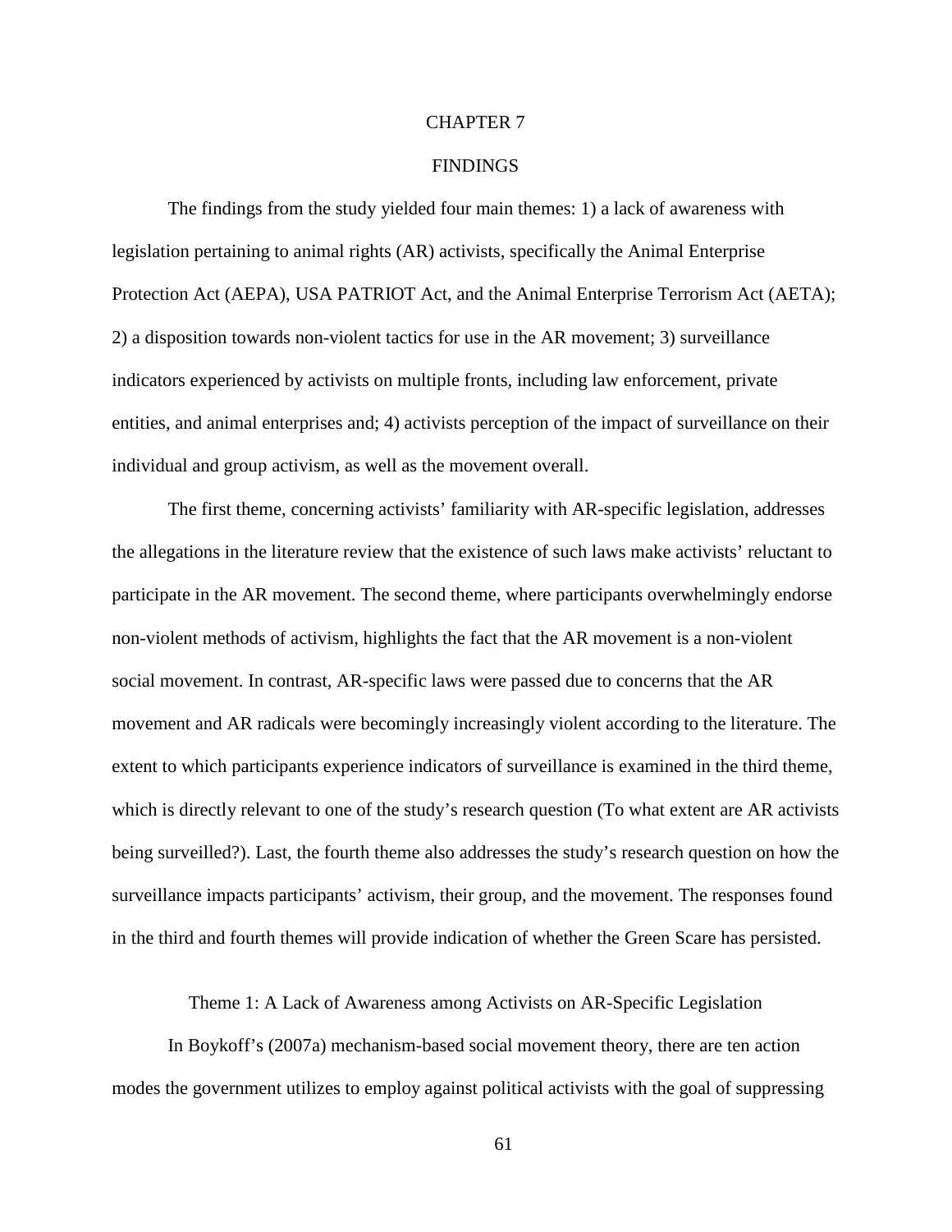# CHAPTER 7

# FINDINGS

The findings from the study yielded four main themes: 1) a lack of awareness with legislation pertaining to animal rights (AR) activists, specifically the Animal Enterprise Protection Act (AEPA), USA PATRIOT Act, and the Animal Enterprise Terrorism Act (AETA); 2) a disposition towards non-violent tactics for use in the AR movement; 3) surveillance indicators experienced by activists on multiple fronts, including law enforcement, private entities, and animal enterprises and; 4) activists perception of the impact of surveillance on their individual and group activism, as well as the movement overall.

The first theme, concerning activists' familiarity with AR-specific legislation, addresses the allegations in the literature review that the existence of such laws make activists' reluctant to participate in the AR movement. The second theme, where participants overwhelmingly endorse non-violent methods of activism, highlights the fact that the AR movement is a non-violent social movement. In contrast, AR-specific laws were passed due to concerns that the AR movement and AR radicals were becomingly increasingly violent according to the literature. The extent to which participants experience indicators of surveillance is examined in the third theme, which is directly relevant to one of the study's research question (To what extent are AR activists being surveilled?). Last, the fourth theme also addresses the study's research question on how the surveillance impacts participants' activism, their group, and the movement. The responses found in the third and fourth themes will provide indication of whether the Green Scare has persisted.

## Theme 1: A Lack of Awareness among Activists on AR-Specific Legislation

In Boykoff's (2007a) mechanism-based social movement theory, there are ten action modes the government utilizes to employ against political activists with the goal of suppressing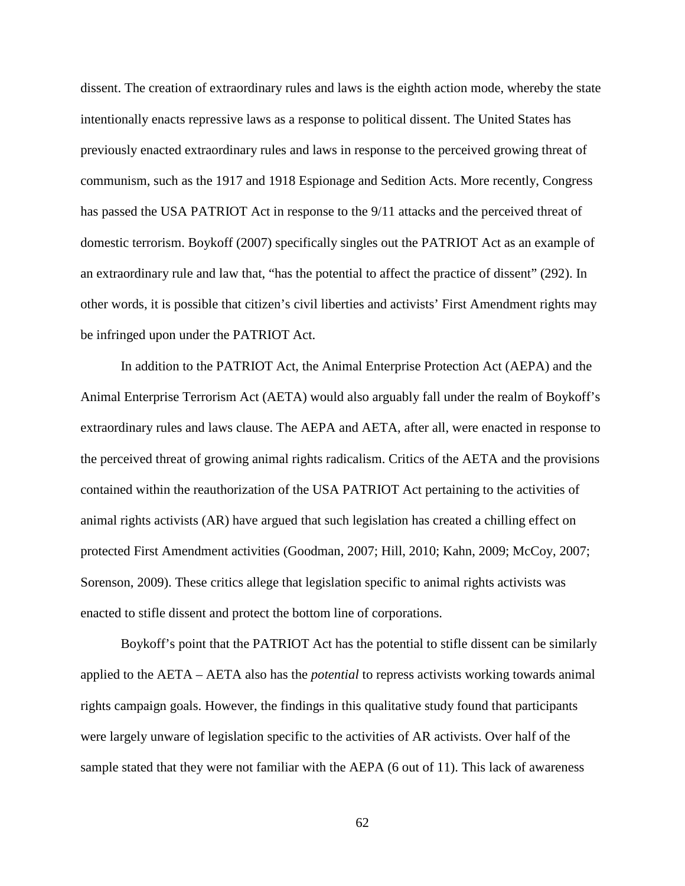dissent. The creation of extraordinary rules and laws is the eighth action mode, whereby the state intentionally enacts repressive laws as a response to political dissent. The United States has previously enacted extraordinary rules and laws in response to the perceived growing threat of communism, such as the 1917 and 1918 Espionage and Sedition Acts. More recently, Congress has passed the USA PATRIOT Act in response to the 9/11 attacks and the perceived threat of domestic terrorism. Boykoff (2007) specifically singles out the PATRIOT Act as an example of an extraordinary rule and law that, "has the potential to affect the practice of dissent" (292). In other words, it is possible that citizen's civil liberties and activists' First Amendment rights may be infringed upon under the PATRIOT Act.

In addition to the PATRIOT Act, the Animal Enterprise Protection Act (AEPA) and the Animal Enterprise Terrorism Act (AETA) would also arguably fall under the realm of Boykoff's extraordinary rules and laws clause. The AEPA and AETA, after all, were enacted in response to the perceived threat of growing animal rights radicalism. Critics of the AETA and the provisions contained within the reauthorization of the USA PATRIOT Act pertaining to the activities of animal rights activists (AR) have argued that such legislation has created a chilling effect on protected First Amendment activities (Goodman, 2007; Hill, 2010; Kahn, 2009; McCoy, 2007; Sorenson, 2009). These critics allege that legislation specific to animal rights activists was enacted to stifle dissent and protect the bottom line of corporations.

Boykoff's point that the PATRIOT Act has the potential to stifle dissent can be similarly applied to the AETA – AETA also has the *potential* to repress activists working towards animal rights campaign goals. However, the findings in this qualitative study found that participants were largely unware of legislation specific to the activities of AR activists. Over half of the sample stated that they were not familiar with the AEPA (6 out of 11). This lack of awareness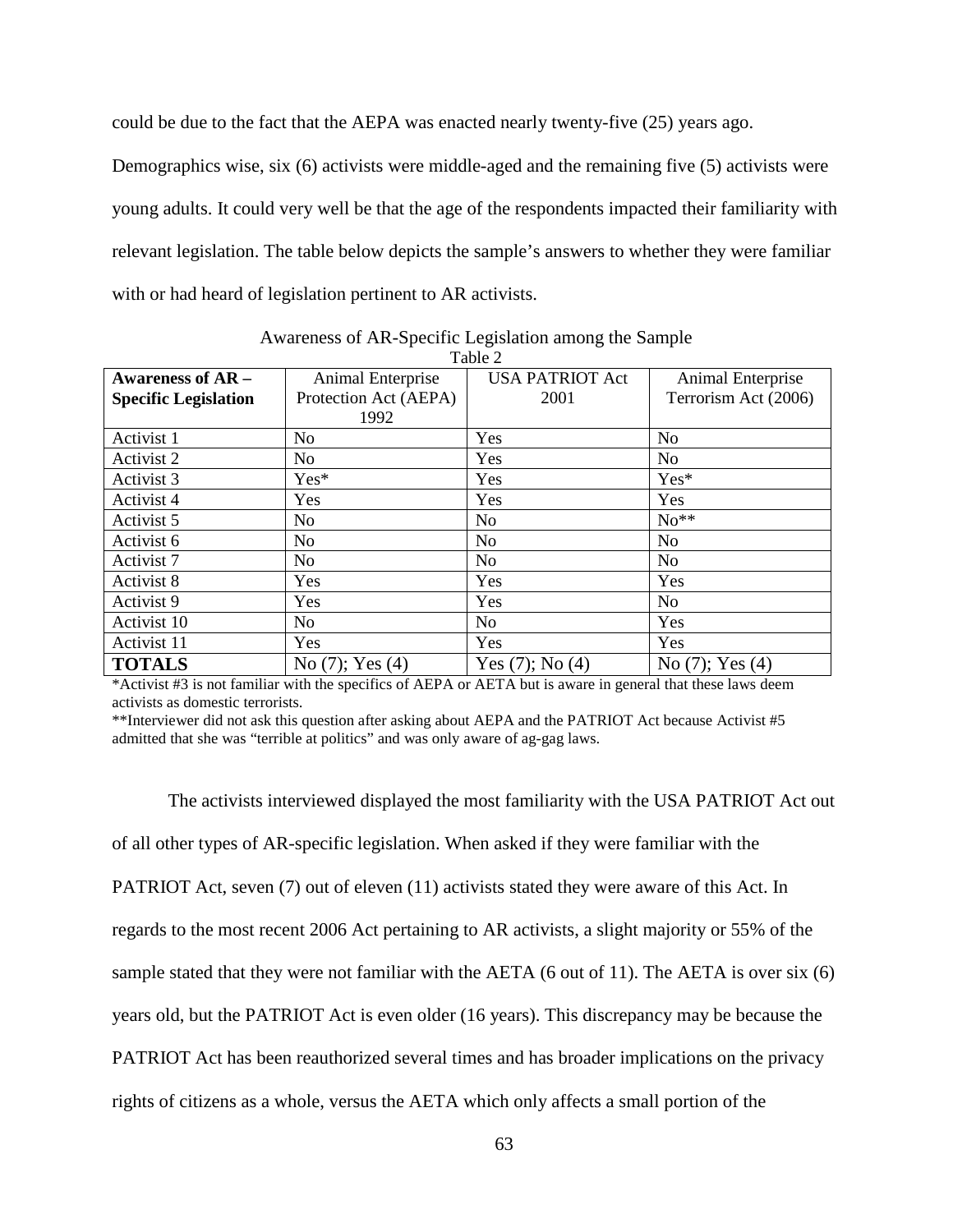could be due to the fact that the AEPA was enacted nearly twenty-five (25) years ago. Demographics wise, six (6) activists were middle-aged and the remaining five (5) activists were young adults. It could very well be that the age of the respondents impacted their familiarity with relevant legislation. The table below depicts the sample's answers to whether they were familiar with or had heard of legislation pertinent to AR activists.

Awareness of AR-Specific Legislation among the Sample

Table 2

| **Awareness of AR – Specific Legislation** | Animal Enterprise Protection Act (AEPA) 1992 | USA PATRIOT Act 2001 | Animal Enterprise Terrorism Act (2006) |
|---|---|---|---|
| Activist 1 | No | Yes | No |
| Activist 2 | No | Yes | No |
| Activist 3 | Yes* | Yes | Yes* |
| Activist 4 | Yes | Yes | Yes |
| Activist 5 | No | No | No** |
| Activist 6 | No | No | No |
| Activist 7 | No | No | No |
| Activist 8 | Yes | Yes | Yes |
| Activist 9 | Yes | Yes | No |
| Activist 10 | No | No | Yes |
| Activist 11 | Yes | Yes | Yes |
| **TOTALS** | No (7); Yes (4) | Yes (7); No (4) | No (7); Yes (4) |

*Activist #3 is not familiar with the specifics of AEPA or AETA but is aware in general that these laws deem activists as domestic terrorists.

**Interviewer did not ask this question after asking about AEPA and the PATRIOT Act because Activist #5 admitted that she was "terrible at politics" and was only aware of ag-gag laws.

The activists interviewed displayed the most familiarity with the USA PATRIOT Act out of all other types of AR-specific legislation. When asked if they were familiar with the PATRIOT Act, seven (7) out of eleven (11) activists stated they were aware of this Act. In regards to the most recent 2006 Act pertaining to AR activists, a slight majority or 55% of the sample stated that they were not familiar with the AETA (6 out of 11). The AETA is over six (6) years old, but the PATRIOT Act is even older (16 years). This discrepancy may be because the PATRIOT Act has been reauthorized several times and has broader implications on the privacy rights of citizens as a whole, versus the AETA which only affects a small portion of the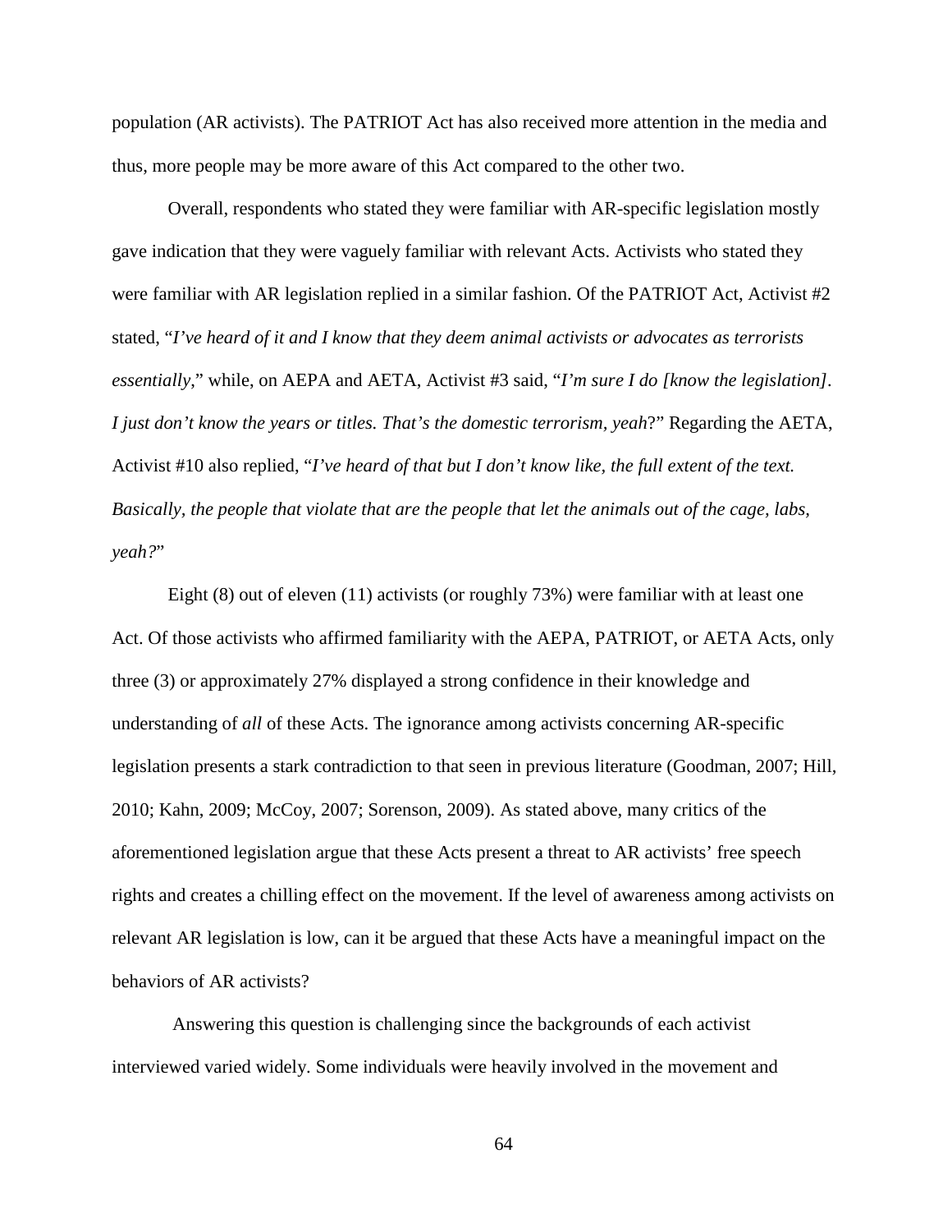population (AR activists). The PATRIOT Act has also received more attention in the media and thus, more people may be more aware of this Act compared to the other two.

Overall, respondents who stated they were familiar with AR-specific legislation mostly gave indication that they were vaguely familiar with relevant Acts. Activists who stated they were familiar with AR legislation replied in a similar fashion. Of the PATRIOT Act, Activist #2 stated, "*I've heard of it and I know that they deem animal activists or advocates as terrorists essentially*," while, on AEPA and AETA, Activist #3 said, "*I'm sure I do [know the legislation]. I just don't know the years or titles. That's the domestic terrorism, yeah*?" Regarding the AETA, Activist #10 also replied, "*I've heard of that but I don't know like, the full extent of the text. Basically, the people that violate that are the people that let the animals out of the cage, labs, yeah?*"

Eight (8) out of eleven (11) activists (or roughly 73%) were familiar with at least one Act. Of those activists who affirmed familiarity with the AEPA, PATRIOT, or AETA Acts, only three (3) or approximately 27% displayed a strong confidence in their knowledge and understanding of *all* of these Acts. The ignorance among activists concerning AR-specific legislation presents a stark contradiction to that seen in previous literature (Goodman, 2007; Hill, 2010; Kahn, 2009; McCoy, 2007; Sorenson, 2009). As stated above, many critics of the aforementioned legislation argue that these Acts present a threat to AR activists' free speech rights and creates a chilling effect on the movement. If the level of awareness among activists on relevant AR legislation is low, can it be argued that these Acts have a meaningful impact on the behaviors of AR activists?

Answering this question is challenging since the backgrounds of each activist interviewed varied widely. Some individuals were heavily involved in the movement and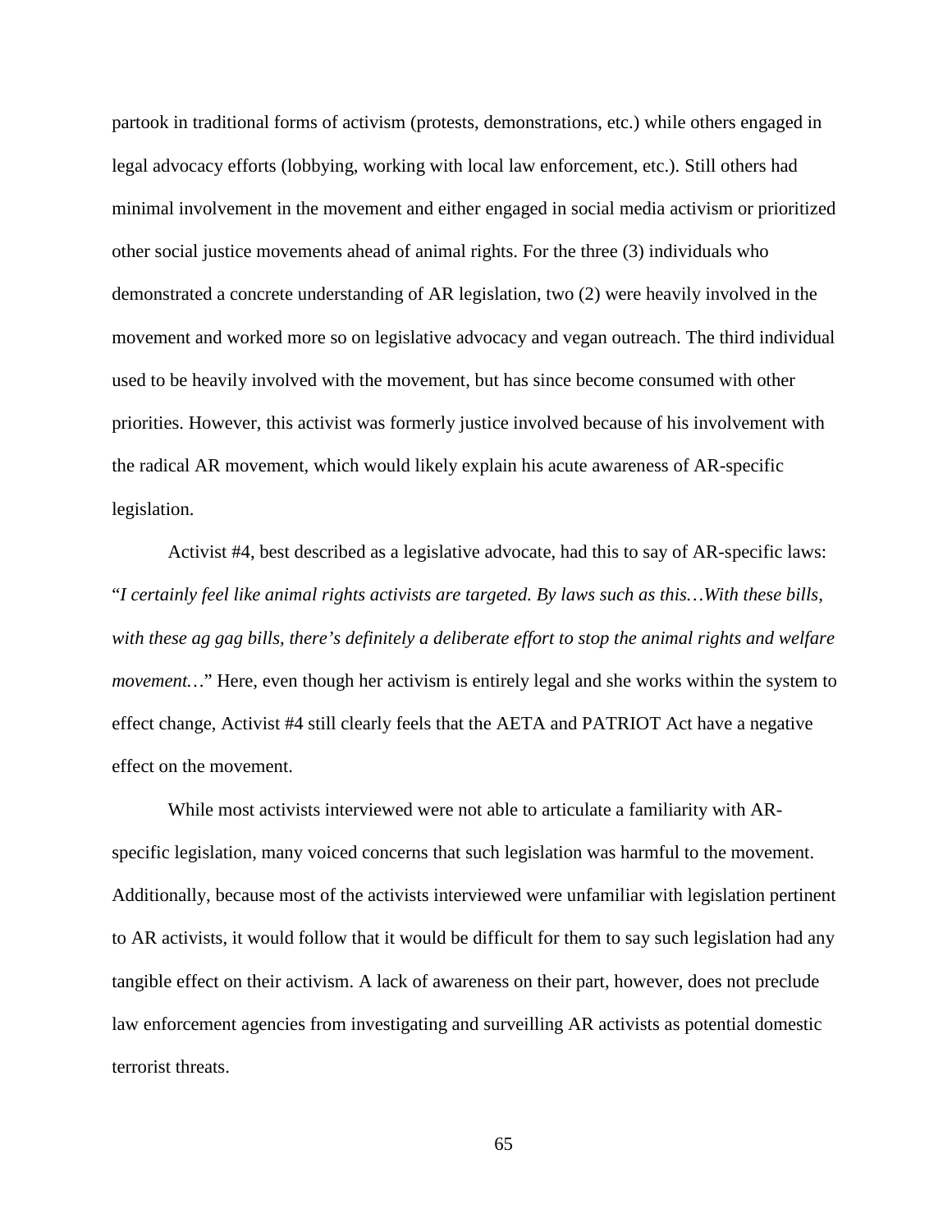partook in traditional forms of activism (protests, demonstrations, etc.) while others engaged in legal advocacy efforts (lobbying, working with local law enforcement, etc.). Still others had minimal involvement in the movement and either engaged in social media activism or prioritized other social justice movements ahead of animal rights. For the three (3) individuals who demonstrated a concrete understanding of AR legislation, two (2) were heavily involved in the movement and worked more so on legislative advocacy and vegan outreach. The third individual used to be heavily involved with the movement, but has since become consumed with other priorities. However, this activist was formerly justice involved because of his involvement with the radical AR movement, which would likely explain his acute awareness of AR-specific legislation.

Activist #4, best described as a legislative advocate, had this to say of AR-specific laws: "*I certainly feel like animal rights activists are targeted. By laws such as this…With these bills, with these ag gag bills, there's definitely a deliberate effort to stop the animal rights and welfare movement…*" Here, even though her activism is entirely legal and she works within the system to effect change, Activist #4 still clearly feels that the AETA and PATRIOT Act have a negative effect on the movement.

While most activists interviewed were not able to articulate a familiarity with AR-specific legislation, many voiced concerns that such legislation was harmful to the movement. Additionally, because most of the activists interviewed were unfamiliar with legislation pertinent to AR activists, it would follow that it would be difficult for them to say such legislation had any tangible effect on their activism. A lack of awareness on their part, however, does not preclude law enforcement agencies from investigating and surveilling AR activists as potential domestic terrorist threats.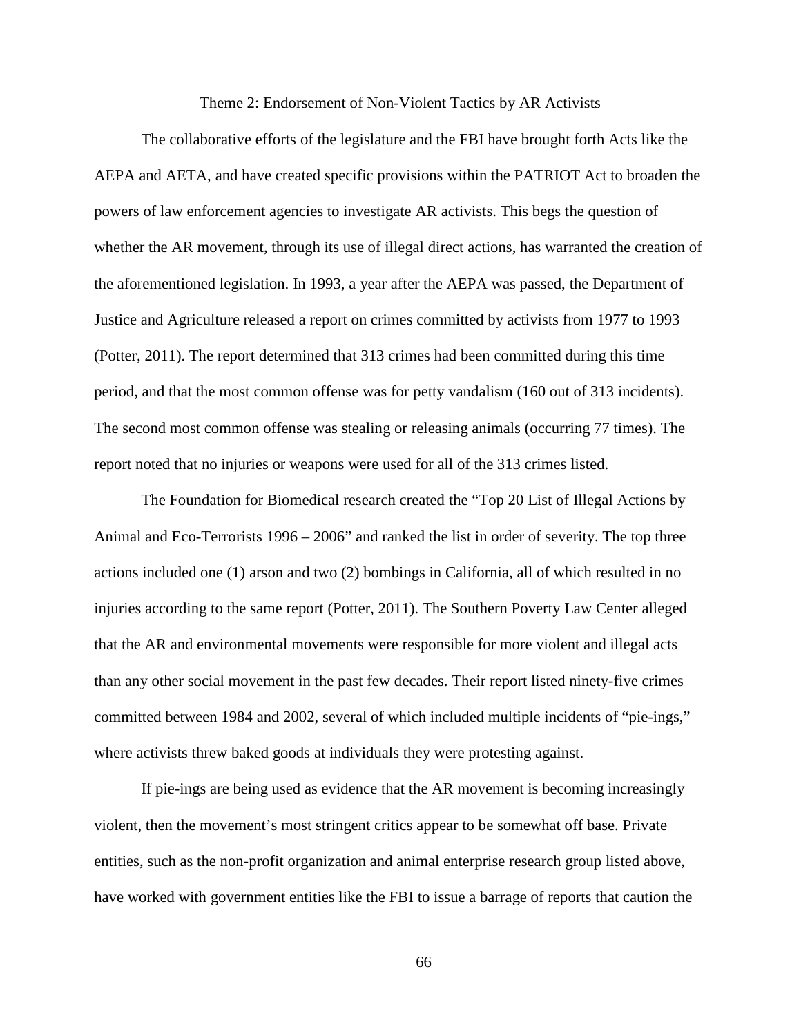## Theme 2: Endorsement of Non-Violent Tactics by AR Activists

The collaborative efforts of the legislature and the FBI have brought forth Acts like the AEPA and AETA, and have created specific provisions within the PATRIOT Act to broaden the powers of law enforcement agencies to investigate AR activists. This begs the question of whether the AR movement, through its use of illegal direct actions, has warranted the creation of the aforementioned legislation. In 1993, a year after the AEPA was passed, the Department of Justice and Agriculture released a report on crimes committed by activists from 1977 to 1993 (Potter, 2011). The report determined that 313 crimes had been committed during this time period, and that the most common offense was for petty vandalism (160 out of 313 incidents). The second most common offense was stealing or releasing animals (occurring 77 times). The report noted that no injuries or weapons were used for all of the 313 crimes listed.

The Foundation for Biomedical research created the "Top 20 List of Illegal Actions by Animal and Eco-Terrorists 1996 – 2006" and ranked the list in order of severity. The top three actions included one (1) arson and two (2) bombings in California, all of which resulted in no injuries according to the same report (Potter, 2011). The Southern Poverty Law Center alleged that the AR and environmental movements were responsible for more violent and illegal acts than any other social movement in the past few decades. Their report listed ninety-five crimes committed between 1984 and 2002, several of which included multiple incidents of "pie-ings," where activists threw baked goods at individuals they were protesting against.

If pie-ings are being used as evidence that the AR movement is becoming increasingly violent, then the movement's most stringent critics appear to be somewhat off base. Private entities, such as the non-profit organization and animal enterprise research group listed above, have worked with government entities like the FBI to issue a barrage of reports that caution the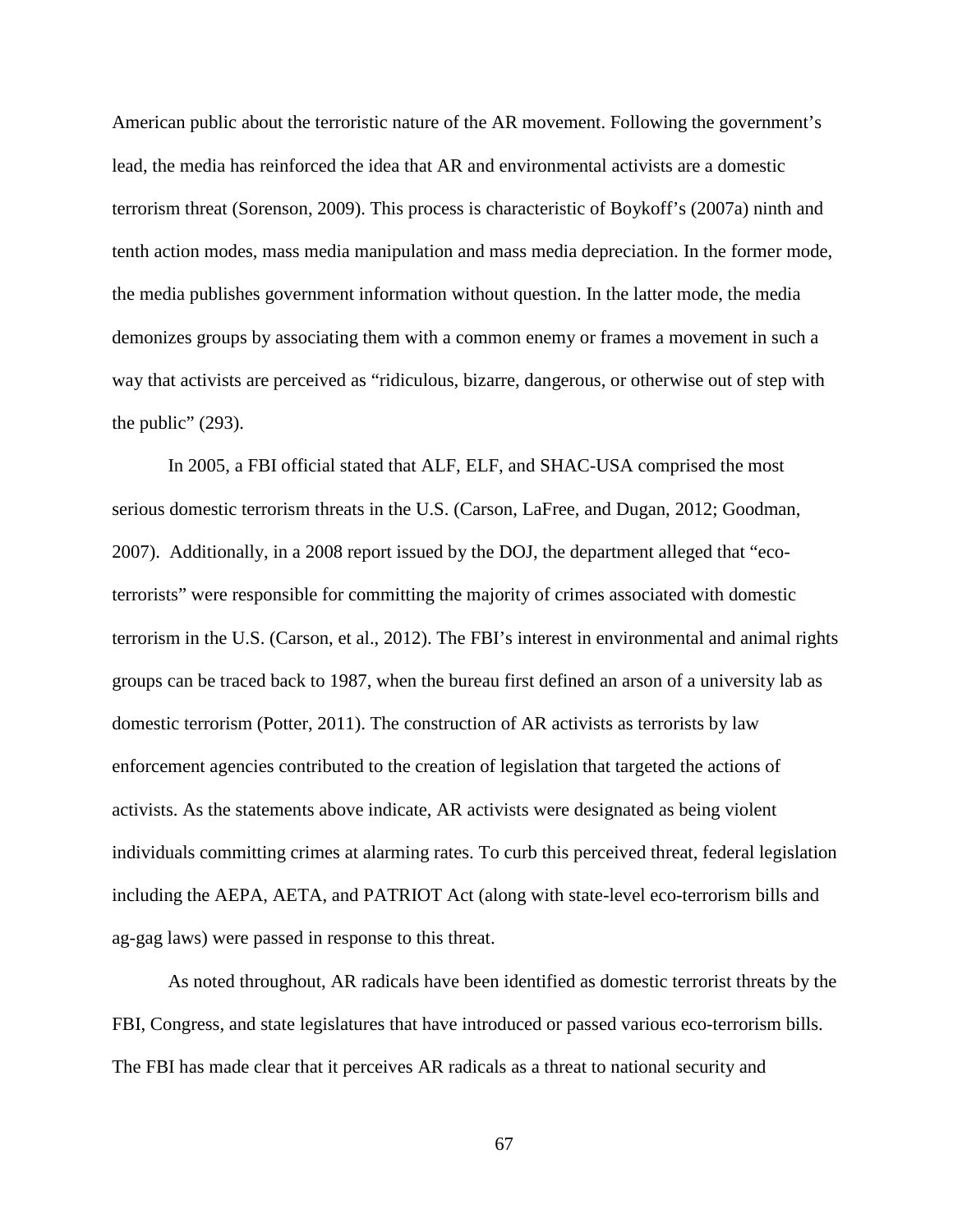American public about the terroristic nature of the AR movement. Following the government's lead, the media has reinforced the idea that AR and environmental activists are a domestic terrorism threat (Sorenson, 2009). This process is characteristic of Boykoff's (2007a) ninth and tenth action modes, mass media manipulation and mass media depreciation. In the former mode, the media publishes government information without question. In the latter mode, the media demonizes groups by associating them with a common enemy or frames a movement in such a way that activists are perceived as "ridiculous, bizarre, dangerous, or otherwise out of step with the public" (293).

In 2005, a FBI official stated that ALF, ELF, and SHAC-USA comprised the most serious domestic terrorism threats in the U.S. (Carson, LaFree, and Dugan, 2012; Goodman, 2007). Additionally, in a 2008 report issued by the DOJ, the department alleged that "eco-terrorists" were responsible for committing the majority of crimes associated with domestic terrorism in the U.S. (Carson, et al., 2012). The FBI's interest in environmental and animal rights groups can be traced back to 1987, when the bureau first defined an arson of a university lab as domestic terrorism (Potter, 2011). The construction of AR activists as terrorists by law enforcement agencies contributed to the creation of legislation that targeted the actions of activists. As the statements above indicate, AR activists were designated as being violent individuals committing crimes at alarming rates. To curb this perceived threat, federal legislation including the AEPA, AETA, and PATRIOT Act (along with state-level eco-terrorism bills and ag-gag laws) were passed in response to this threat.

As noted throughout, AR radicals have been identified as domestic terrorist threats by the FBI, Congress, and state legislatures that have introduced or passed various eco-terrorism bills. The FBI has made clear that it perceives AR radicals as a threat to national security and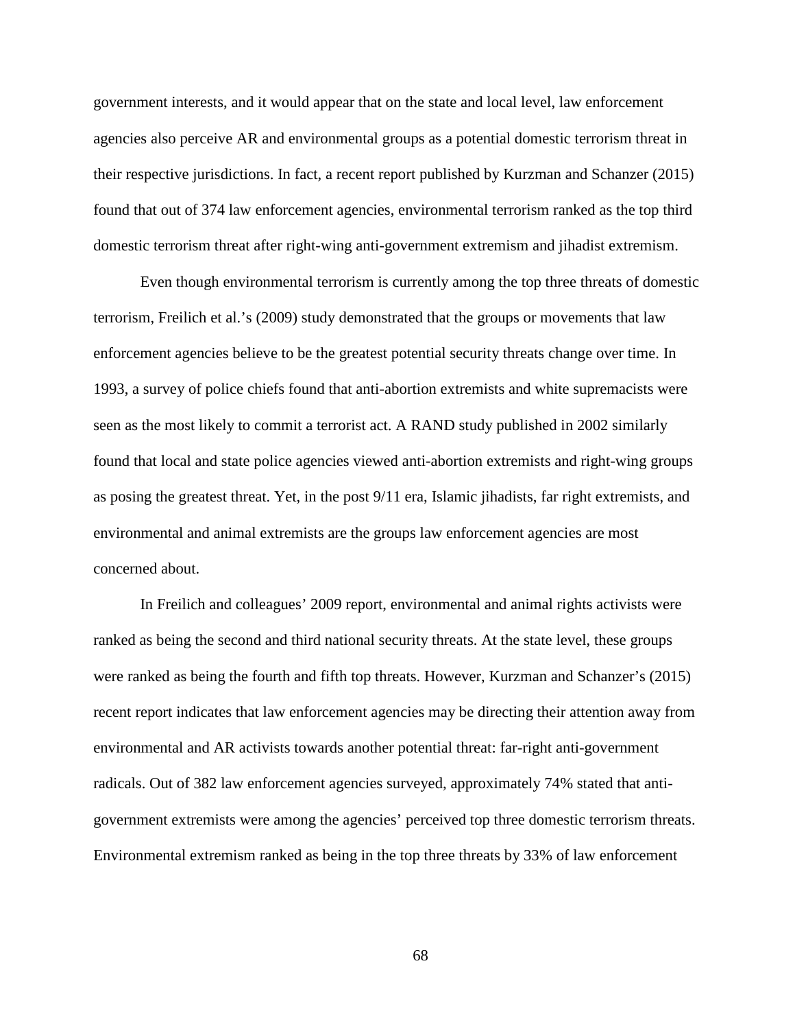government interests, and it would appear that on the state and local level, law enforcement agencies also perceive AR and environmental groups as a potential domestic terrorism threat in their respective jurisdictions. In fact, a recent report published by Kurzman and Schanzer (2015) found that out of 374 law enforcement agencies, environmental terrorism ranked as the top third domestic terrorism threat after right-wing anti-government extremism and jihadist extremism.

Even though environmental terrorism is currently among the top three threats of domestic terrorism, Freilich et al.'s (2009) study demonstrated that the groups or movements that law enforcement agencies believe to be the greatest potential security threats change over time. In 1993, a survey of police chiefs found that anti-abortion extremists and white supremacists were seen as the most likely to commit a terrorist act. A RAND study published in 2002 similarly found that local and state police agencies viewed anti-abortion extremists and right-wing groups as posing the greatest threat. Yet, in the post 9/11 era, Islamic jihadists, far right extremists, and environmental and animal extremists are the groups law enforcement agencies are most concerned about.

In Freilich and colleagues' 2009 report, environmental and animal rights activists were ranked as being the second and third national security threats. At the state level, these groups were ranked as being the fourth and fifth top threats. However, Kurzman and Schanzer's (2015) recent report indicates that law enforcement agencies may be directing their attention away from environmental and AR activists towards another potential threat: far-right anti-government radicals. Out of 382 law enforcement agencies surveyed, approximately 74% stated that anti-government extremists were among the agencies' perceived top three domestic terrorism threats. Environmental extremism ranked as being in the top three threats by 33% of law enforcement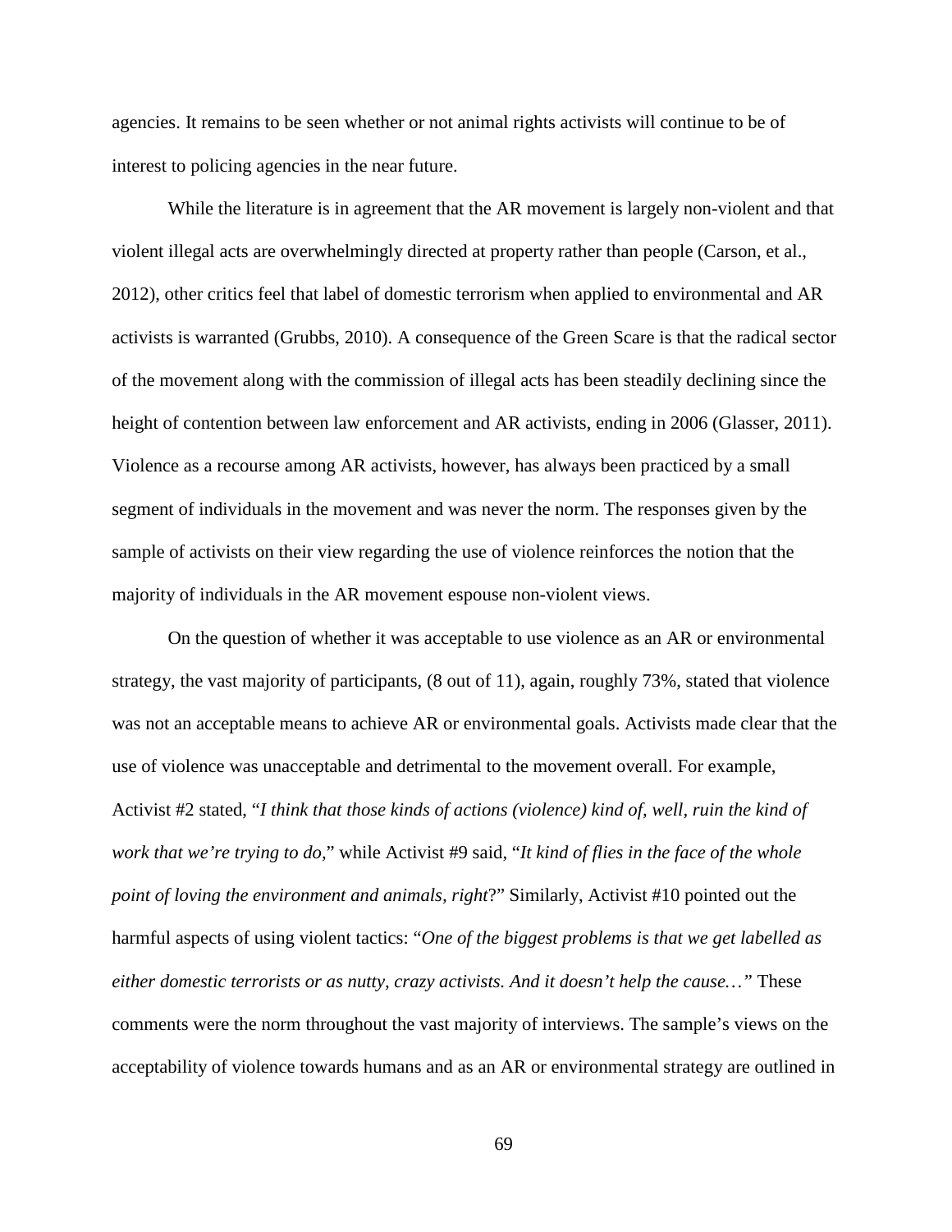agencies. It remains to be seen whether or not animal rights activists will continue to be of interest to policing agencies in the near future.

While the literature is in agreement that the AR movement is largely non-violent and that violent illegal acts are overwhelmingly directed at property rather than people (Carson, et al., 2012), other critics feel that label of domestic terrorism when applied to environmental and AR activists is warranted (Grubbs, 2010). A consequence of the Green Scare is that the radical sector of the movement along with the commission of illegal acts has been steadily declining since the height of contention between law enforcement and AR activists, ending in 2006 (Glasser, 2011). Violence as a recourse among AR activists, however, has always been practiced by a small segment of individuals in the movement and was never the norm. The responses given by the sample of activists on their view regarding the use of violence reinforces the notion that the majority of individuals in the AR movement espouse non-violent views.

On the question of whether it was acceptable to use violence as an AR or environmental strategy, the vast majority of participants, (8 out of 11), again, roughly 73%, stated that violence was not an acceptable means to achieve AR or environmental goals. Activists made clear that the use of violence was unacceptable and detrimental to the movement overall. For example, Activist #2 stated, "*I think that those kinds of actions (violence) kind of, well, ruin the kind of work that we're trying to do,*" while Activist #9 said, "*It kind of flies in the face of the whole point of loving the environment and animals, right*?" Similarly, Activist #10 pointed out the harmful aspects of using violent tactics: "*One of the biggest problems is that we get labelled as either domestic terrorists or as nutty, crazy activists. And it doesn't help the cause…"* These comments were the norm throughout the vast majority of interviews. The sample's views on the acceptability of violence towards humans and as an AR or environmental strategy are outlined in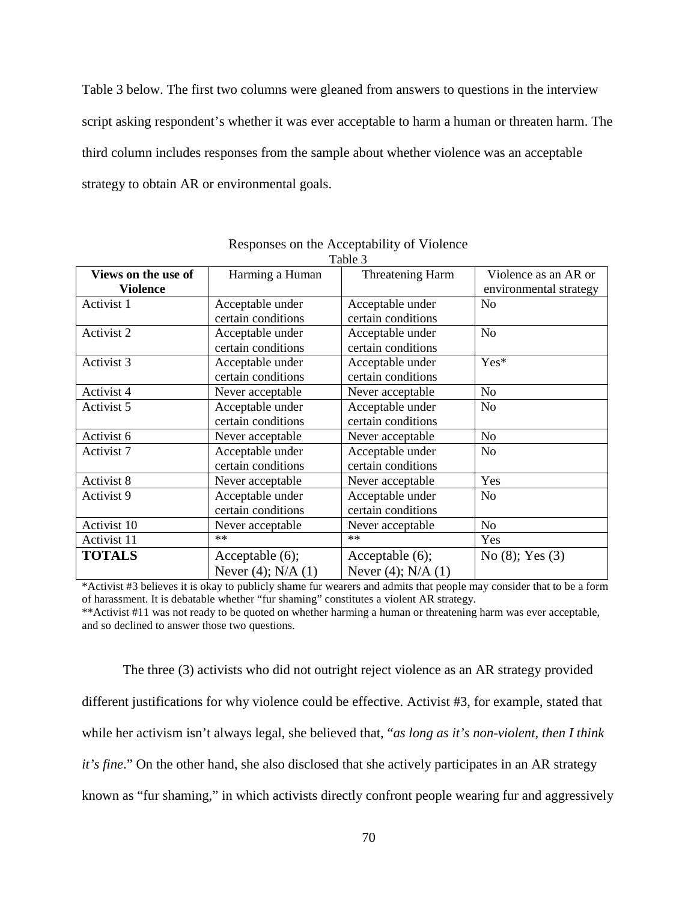Table 3 below. The first two columns were gleaned from answers to questions in the interview script asking respondent's whether it was ever acceptable to harm a human or threaten harm. The third column includes responses from the sample about whether violence was an acceptable strategy to obtain AR or environmental goals.

Responses on the Acceptability of Violence

Table 3

| **Views on the use of Violence** | Harming a Human | Threatening Harm | Violence as an AR or environmental strategy |
|---|---|---|---|
| Activist 1 | Acceptable under certain conditions | Acceptable under certain conditions | No |
| Activist 2 | Acceptable under certain conditions | Acceptable under certain conditions | No |
| Activist 3 | Acceptable under certain conditions | Acceptable under certain conditions | Yes* |
| Activist 4 | Never acceptable | Never acceptable | No |
| Activist 5 | Acceptable under certain conditions | Acceptable under certain conditions | No |
| Activist 6 | Never acceptable | Never acceptable | No |
| Activist 7 | Acceptable under certain conditions | Acceptable under certain conditions | No |
| Activist 8 | Never acceptable | Never acceptable | Yes |
| Activist 9 | Acceptable under certain conditions | Acceptable under certain conditions | No |
| Activist 10 | Never acceptable | Never acceptable | No |
| Activist 11 | ** | ** | Yes |
| **TOTALS** | Acceptable (6); Never (4); N/A (1) | Acceptable (6); Never (4); N/A (1) | No (8); Yes (3) |

*Activist #3 believes it is okay to publicly shame fur wearers and admits that people may consider that to be a form of harassment. It is debatable whether "fur shaming" constitutes a violent AR strategy.

**Activist #11 was not ready to be quoted on whether harming a human or threatening harm was ever acceptable, and so declined to answer those two questions.

The three (3) activists who did not outright reject violence as an AR strategy provided different justifications for why violence could be effective. Activist #3, for example, stated that while her activism isn't always legal, she believed that, "*as long as it's non-violent, then I think it's fine*." On the other hand, she also disclosed that she actively participates in an AR strategy known as "fur shaming," in which activists directly confront people wearing fur and aggressively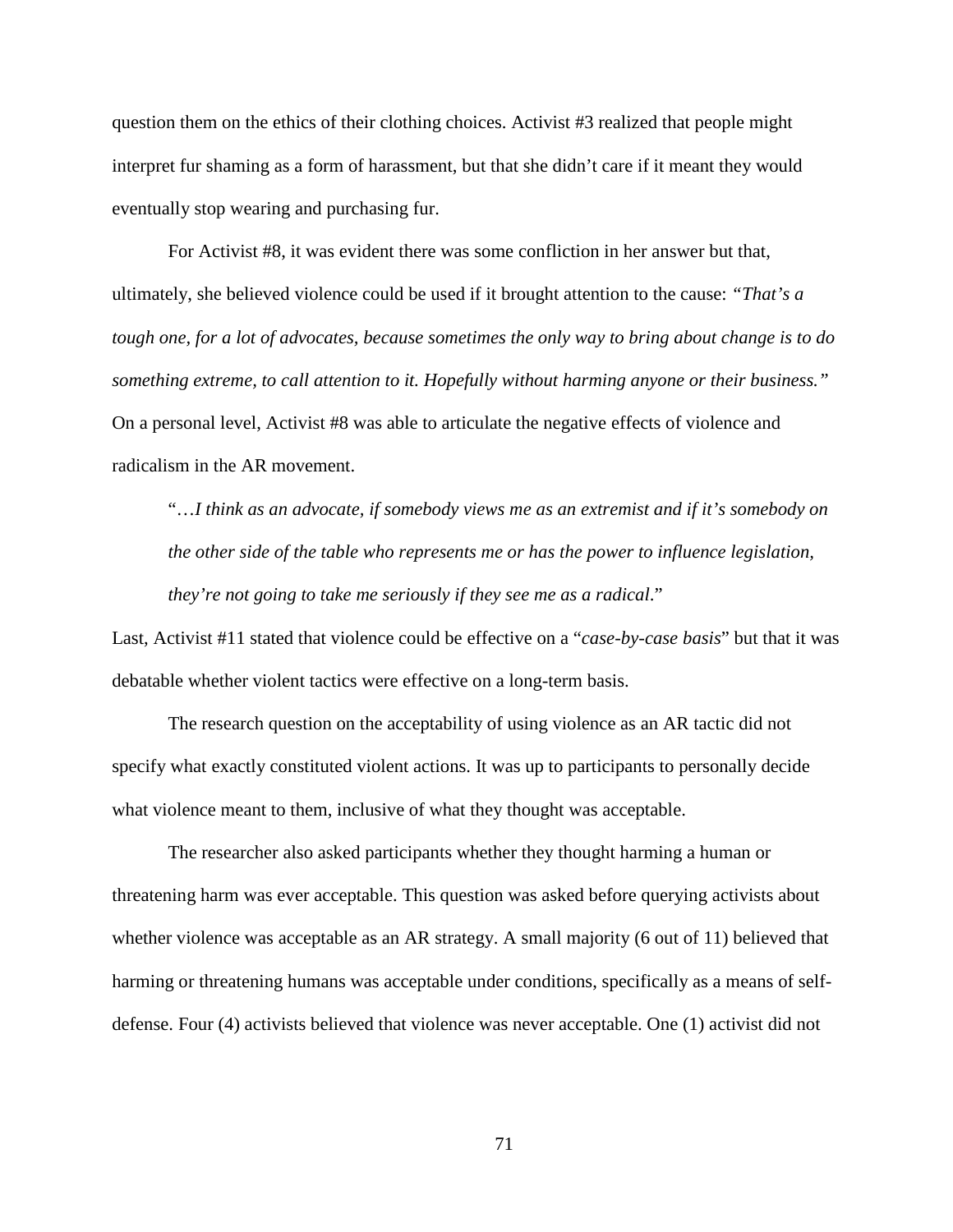question them on the ethics of their clothing choices. Activist #3 realized that people might interpret fur shaming as a form of harassment, but that she didn't care if it meant they would eventually stop wearing and purchasing fur.

For Activist #8, it was evident there was some confliction in her answer but that, ultimately, she believed violence could be used if it brought attention to the cause: *"That's a tough one, for a lot of advocates, because sometimes the only way to bring about change is to do something extreme, to call attention to it. Hopefully without harming anyone or their business."* On a personal level, Activist #8 was able to articulate the negative effects of violence and radicalism in the AR movement.

> "*…I think as an advocate, if somebody views me as an extremist and if it's somebody on the other side of the table who represents me or has the power to influence legislation, they're not going to take me seriously if they see me as a radical*."

Last, Activist #11 stated that violence could be effective on a "*case-by-case basis*" but that it was debatable whether violent tactics were effective on a long-term basis.

The research question on the acceptability of using violence as an AR tactic did not specify what exactly constituted violent actions. It was up to participants to personally decide what violence meant to them, inclusive of what they thought was acceptable.

The researcher also asked participants whether they thought harming a human or threatening harm was ever acceptable. This question was asked before querying activists about whether violence was acceptable as an AR strategy. A small majority (6 out of 11) believed that harming or threatening humans was acceptable under conditions, specifically as a means of self-defense. Four (4) activists believed that violence was never acceptable. One (1) activist did not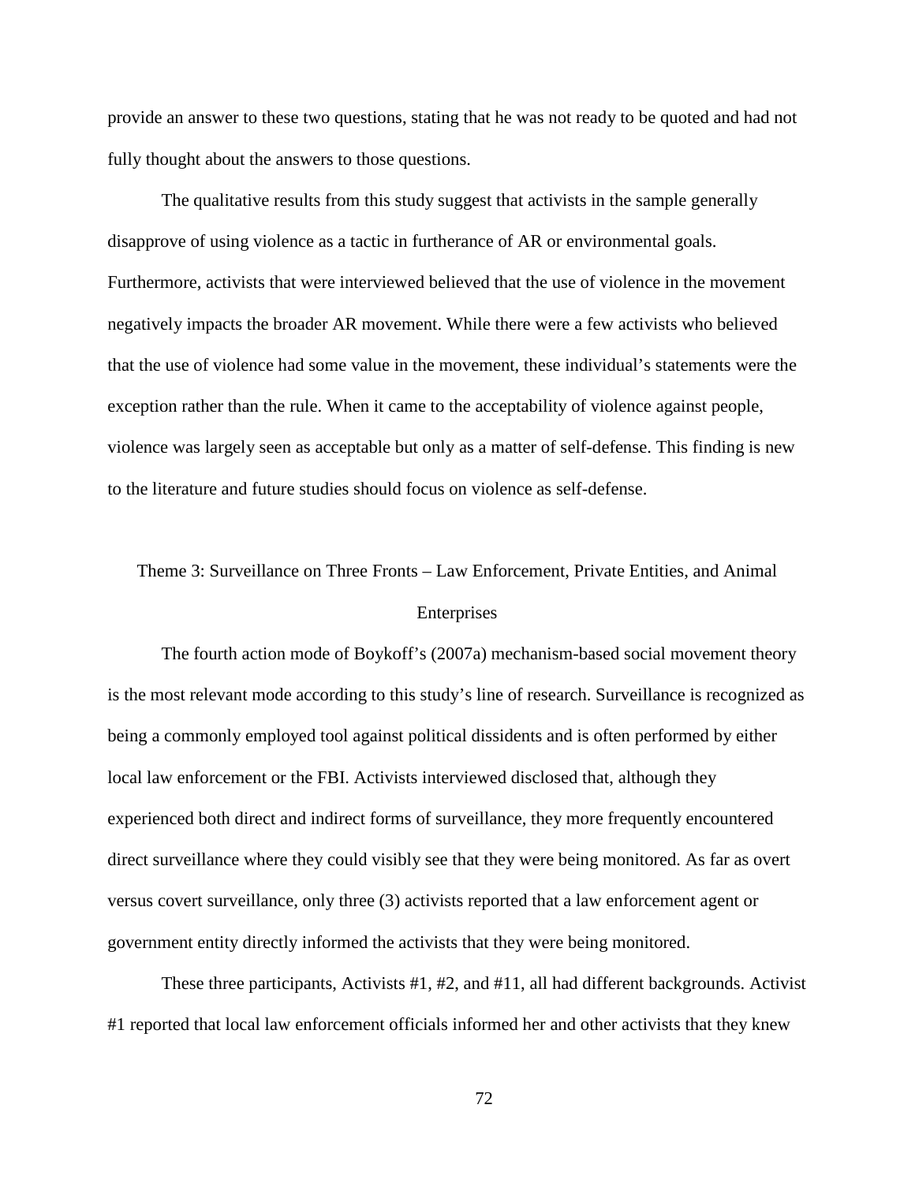provide an answer to these two questions, stating that he was not ready to be quoted and had not fully thought about the answers to those questions.

The qualitative results from this study suggest that activists in the sample generally disapprove of using violence as a tactic in furtherance of AR or environmental goals. Furthermore, activists that were interviewed believed that the use of violence in the movement negatively impacts the broader AR movement. While there were a few activists who believed that the use of violence had some value in the movement, these individual's statements were the exception rather than the rule. When it came to the acceptability of violence against people, violence was largely seen as acceptable but only as a matter of self-defense. This finding is new to the literature and future studies should focus on violence as self-defense.

## Theme 3: Surveillance on Three Fronts – Law Enforcement, Private Entities, and Animal Enterprises

The fourth action mode of Boykoff's (2007a) mechanism-based social movement theory is the most relevant mode according to this study's line of research. Surveillance is recognized as being a commonly employed tool against political dissidents and is often performed by either local law enforcement or the FBI. Activists interviewed disclosed that, although they experienced both direct and indirect forms of surveillance, they more frequently encountered direct surveillance where they could visibly see that they were being monitored. As far as overt versus covert surveillance, only three (3) activists reported that a law enforcement agent or government entity directly informed the activists that they were being monitored.

These three participants, Activists #1, #2, and #11, all had different backgrounds. Activist #1 reported that local law enforcement officials informed her and other activists that they knew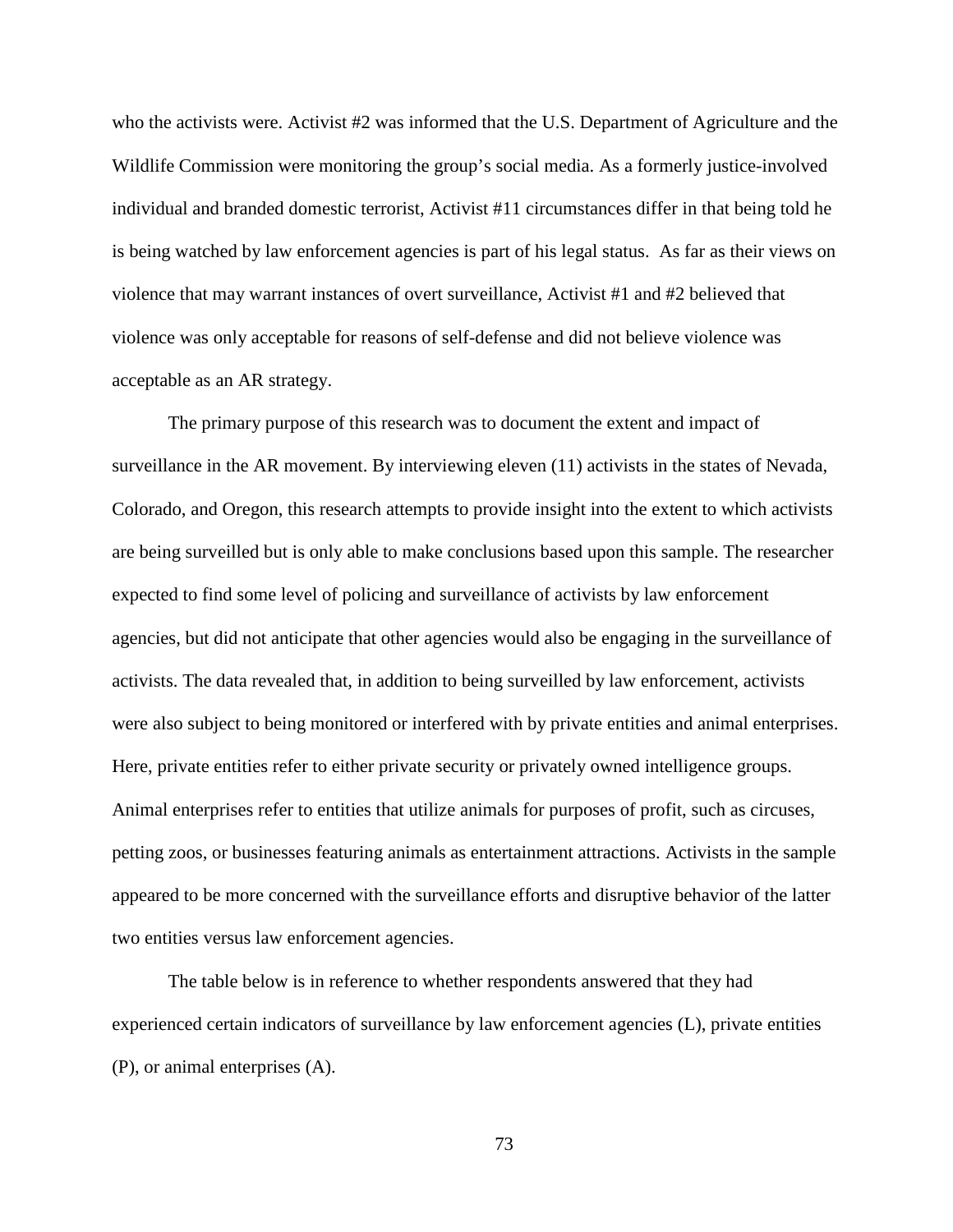who the activists were. Activist #2 was informed that the U.S. Department of Agriculture and the Wildlife Commission were monitoring the group's social media. As a formerly justice-involved individual and branded domestic terrorist, Activist #11 circumstances differ in that being told he is being watched by law enforcement agencies is part of his legal status. As far as their views on violence that may warrant instances of overt surveillance, Activist #1 and #2 believed that violence was only acceptable for reasons of self-defense and did not believe violence was acceptable as an AR strategy.

The primary purpose of this research was to document the extent and impact of surveillance in the AR movement. By interviewing eleven (11) activists in the states of Nevada, Colorado, and Oregon, this research attempts to provide insight into the extent to which activists are being surveilled but is only able to make conclusions based upon this sample. The researcher expected to find some level of policing and surveillance of activists by law enforcement agencies, but did not anticipate that other agencies would also be engaging in the surveillance of activists. The data revealed that, in addition to being surveilled by law enforcement, activists were also subject to being monitored or interfered with by private entities and animal enterprises. Here, private entities refer to either private security or privately owned intelligence groups. Animal enterprises refer to entities that utilize animals for purposes of profit, such as circuses, petting zoos, or businesses featuring animals as entertainment attractions. Activists in the sample appeared to be more concerned with the surveillance efforts and disruptive behavior of the latter two entities versus law enforcement agencies.

The table below is in reference to whether respondents answered that they had experienced certain indicators of surveillance by law enforcement agencies (L), private entities (P), or animal enterprises (A).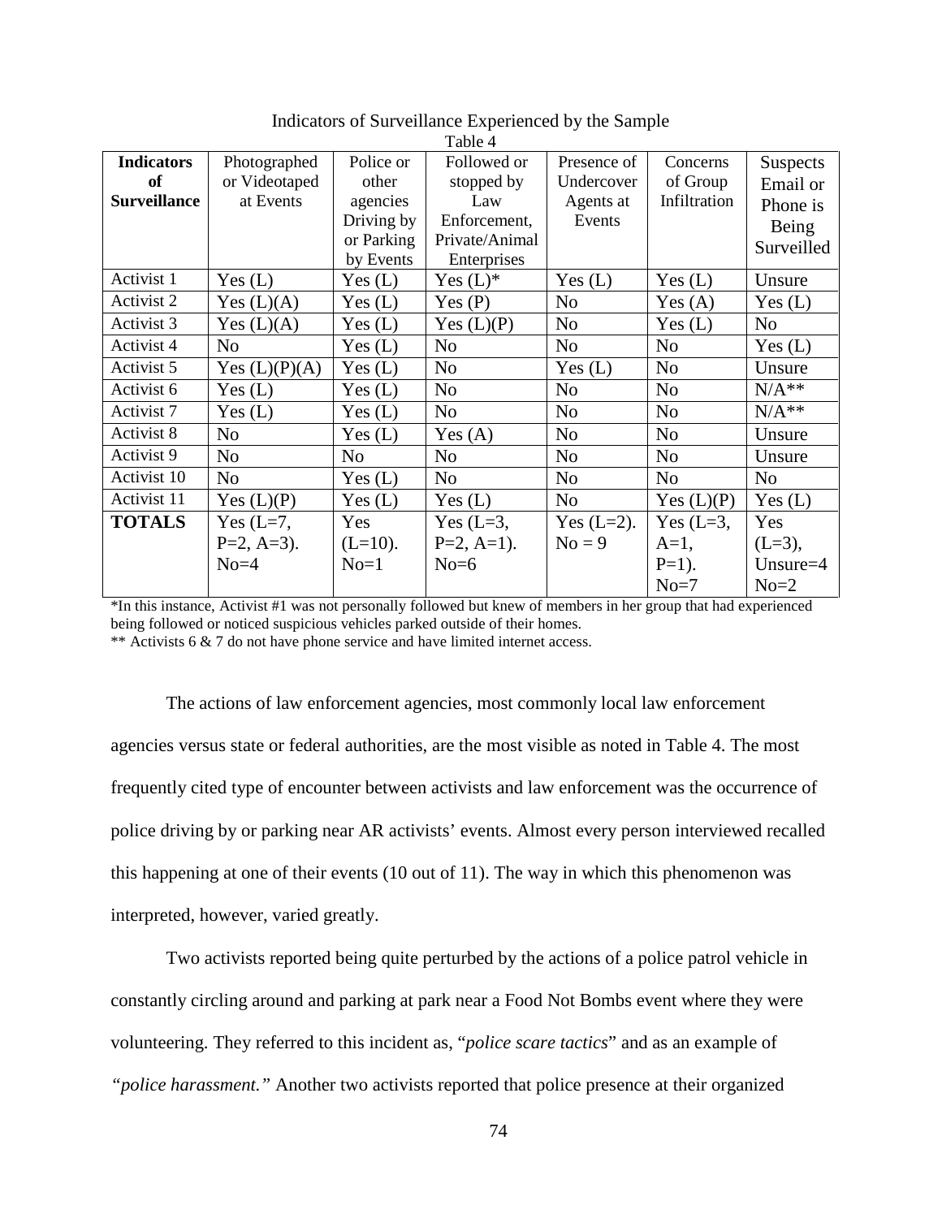Indicators of Surveillance Experienced by the Sample

Table 4

| **Indicators of Surveillance** | Photographed or Videotaped at Events | Police or other agencies Driving by or Parking by Events | Followed or stopped by Law Enforcement, Private/Animal Enterprises | Presence of Undercover Agents at Events | Concerns of Group Infiltration | Suspects Email or Phone is Being Surveilled |
|---|---|---|---|---|---|---|
| Activist 1 | Yes (L) | Yes (L) | Yes (L)* | Yes (L) | Yes (L) | Unsure |
| Activist 2 | Yes (L)(A) | Yes (L) | Yes (P) | No | Yes (A) | Yes (L) |
| Activist 3 | Yes (L)(A) | Yes (L) | Yes (L)(P) | No | Yes (L) | No |
| Activist 4 | No | Yes (L) | No | No | No | Yes (L) |
| Activist 5 | Yes (L)(P)(A) | Yes (L) | No | Yes (L) | No | Unsure |
| Activist 6 | Yes (L) | Yes (L) | No | No | No | N/A** |
| Activist 7 | Yes (L) | Yes (L) | No | No | No | N/A** |
| Activist 8 | No | Yes (L) | Yes (A) | No | No | Unsure |
| Activist 9 | No | No | No | No | No | Unsure |
| Activist 10 | No | Yes (L) | No | No | No | No |
| Activist 11 | Yes (L)(P) | Yes (L) | Yes (L) | No | Yes (L)(P) | Yes (L) |
| **TOTALS** | Yes (L=7, P=2, A=3). No=4 | Yes (L=10). No=1 | Yes (L=3, P=2, A=1). No=6 | Yes (L=2). No = 9 | Yes (L=3, A=1, P=1). No=7 | Yes (L=3), Unsure=4 No=2 |

*In this instance, Activist #1 was not personally followed but knew of members in her group that had experienced being followed or noticed suspicious vehicles parked outside of their homes.

** Activists 6 & 7 do not have phone service and have limited internet access.

The actions of law enforcement agencies, most commonly local law enforcement agencies versus state or federal authorities, are the most visible as noted in Table 4. The most frequently cited type of encounter between activists and law enforcement was the occurrence of police driving by or parking near AR activists' events. Almost every person interviewed recalled this happening at one of their events (10 out of 11). The way in which this phenomenon was interpreted, however, varied greatly.

Two activists reported being quite perturbed by the actions of a police patrol vehicle in constantly circling around and parking at park near a Food Not Bombs event where they were volunteering. They referred to this incident as, "*police scare tactics*" and as an example of *"police harassment."* Another two activists reported that police presence at their organized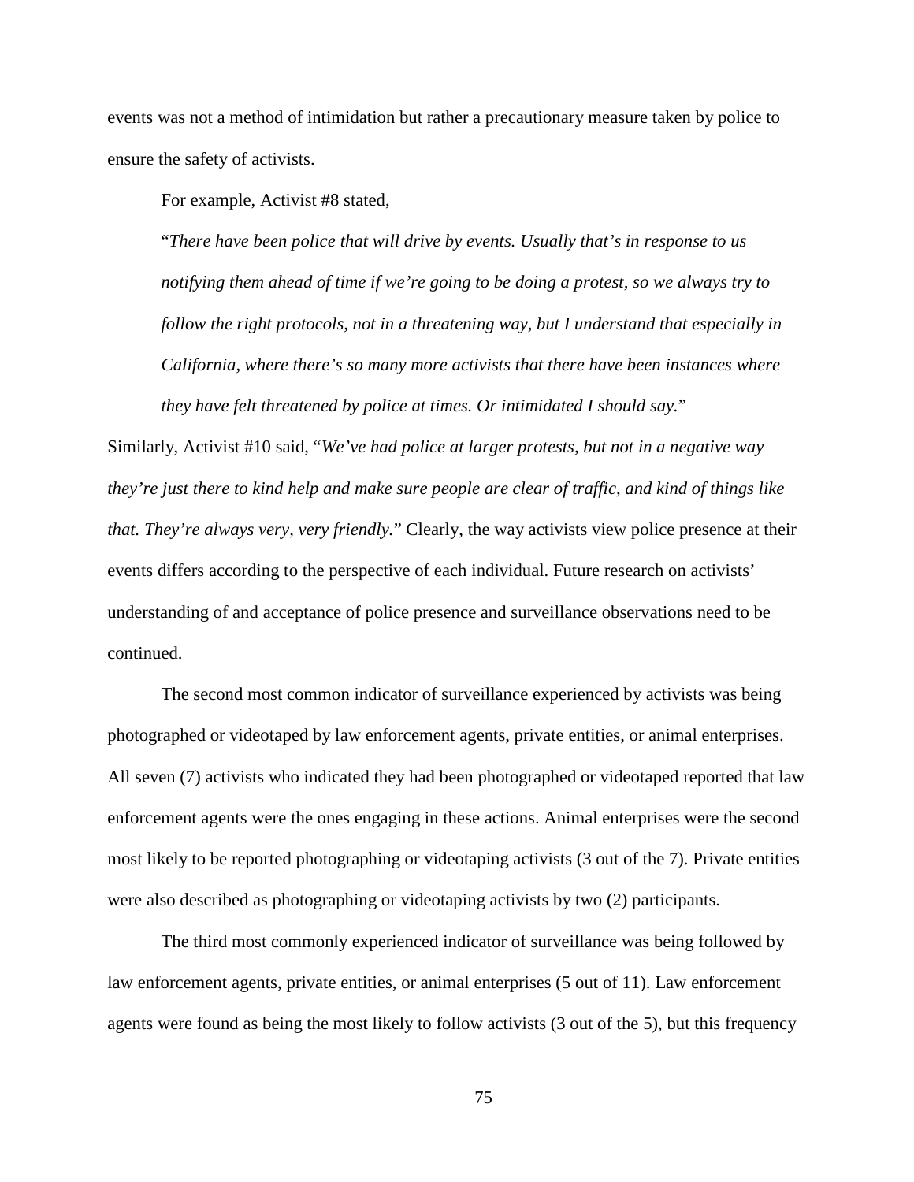events was not a method of intimidation but rather a precautionary measure taken by police to ensure the safety of activists.

For example, Activist #8 stated,

> "*There have been police that will drive by events. Usually that's in response to us notifying them ahead of time if we're going to be doing a protest, so we always try to follow the right protocols, not in a threatening way, but I understand that especially in California, where there's so many more activists that there have been instances where they have felt threatened by police at times. Or intimidated I should say.*"

Similarly, Activist #10 said, "*We've had police at larger protests, but not in a negative way they're just there to kind help and make sure people are clear of traffic, and kind of things like that. They're always very, very friendly.*" Clearly, the way activists view police presence at their events differs according to the perspective of each individual. Future research on activists' understanding of and acceptance of police presence and surveillance observations need to be continued.

The second most common indicator of surveillance experienced by activists was being photographed or videotaped by law enforcement agents, private entities, or animal enterprises. All seven (7) activists who indicated they had been photographed or videotaped reported that law enforcement agents were the ones engaging in these actions. Animal enterprises were the second most likely to be reported photographing or videotaping activists (3 out of the 7). Private entities were also described as photographing or videotaping activists by two (2) participants.

The third most commonly experienced indicator of surveillance was being followed by law enforcement agents, private entities, or animal enterprises (5 out of 11). Law enforcement agents were found as being the most likely to follow activists (3 out of the 5), but this frequency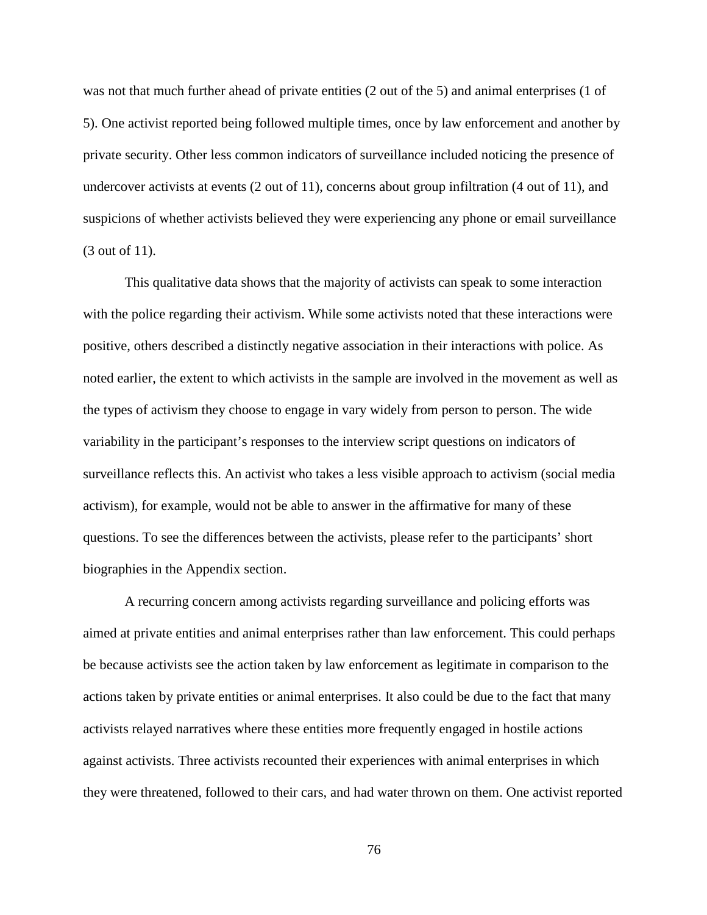was not that much further ahead of private entities (2 out of the 5) and animal enterprises (1 of 5). One activist reported being followed multiple times, once by law enforcement and another by private security. Other less common indicators of surveillance included noticing the presence of undercover activists at events (2 out of 11), concerns about group infiltration (4 out of 11), and suspicions of whether activists believed they were experiencing any phone or email surveillance (3 out of 11).

This qualitative data shows that the majority of activists can speak to some interaction with the police regarding their activism. While some activists noted that these interactions were positive, others described a distinctly negative association in their interactions with police. As noted earlier, the extent to which activists in the sample are involved in the movement as well as the types of activism they choose to engage in vary widely from person to person. The wide variability in the participant's responses to the interview script questions on indicators of surveillance reflects this. An activist who takes a less visible approach to activism (social media activism), for example, would not be able to answer in the affirmative for many of these questions. To see the differences between the activists, please refer to the participants' short biographies in the Appendix section.

A recurring concern among activists regarding surveillance and policing efforts was aimed at private entities and animal enterprises rather than law enforcement. This could perhaps be because activists see the action taken by law enforcement as legitimate in comparison to the actions taken by private entities or animal enterprises. It also could be due to the fact that many activists relayed narratives where these entities more frequently engaged in hostile actions against activists. Three activists recounted their experiences with animal enterprises in which they were threatened, followed to their cars, and had water thrown on them. One activist reported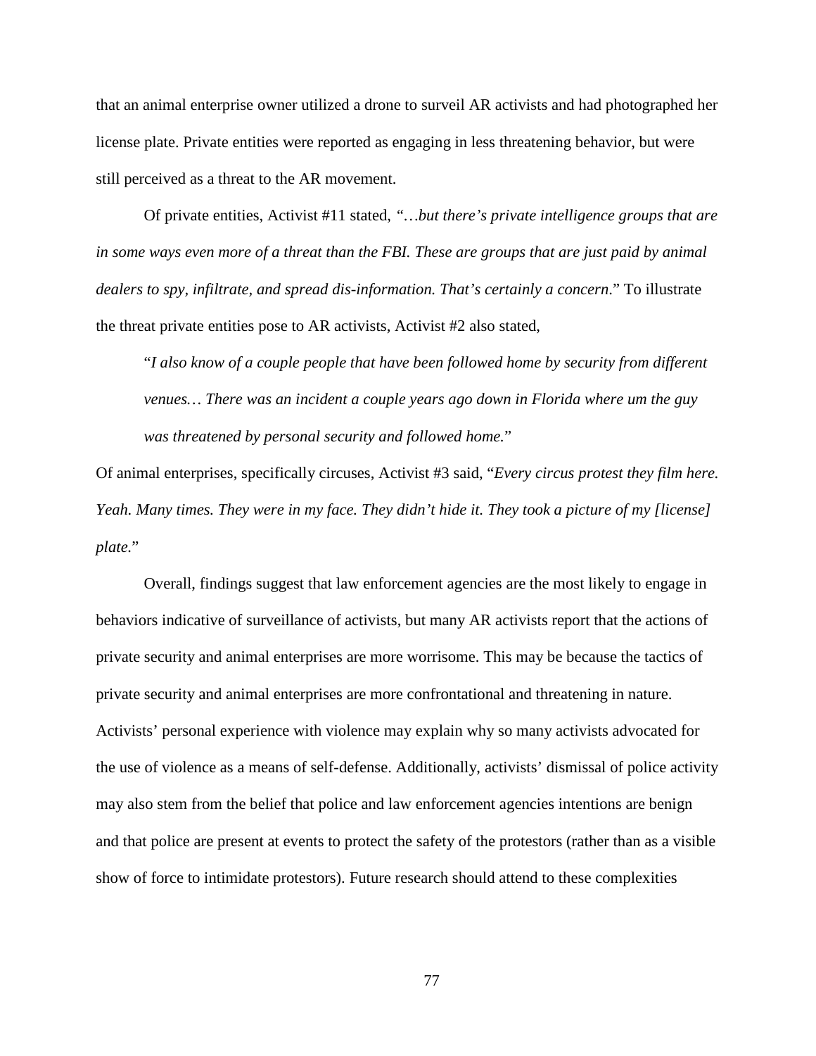that an animal enterprise owner utilized a drone to surveil AR activists and had photographed her license plate. Private entities were reported as engaging in less threatening behavior, but were still perceived as a threat to the AR movement.

Of private entities, Activist #11 stated, *"…but there's private intelligence groups that are in some ways even more of a threat than the FBI. These are groups that are just paid by animal dealers to spy, infiltrate, and spread dis-information. That's certainly a concern*." To illustrate the threat private entities pose to AR activists, Activist #2 also stated,

> "*I also know of a couple people that have been followed home by security from different venues… There was an incident a couple years ago down in Florida where um the guy was threatened by personal security and followed home.*"

Of animal enterprises, specifically circuses, Activist #3 said, "*Every circus protest they film here. Yeah. Many times. They were in my face. They didn't hide it. They took a picture of my [license] plate.*"

Overall, findings suggest that law enforcement agencies are the most likely to engage in behaviors indicative of surveillance of activists, but many AR activists report that the actions of private security and animal enterprises are more worrisome. This may be because the tactics of private security and animal enterprises are more confrontational and threatening in nature. Activists' personal experience with violence may explain why so many activists advocated for the use of violence as a means of self-defense. Additionally, activists' dismissal of police activity may also stem from the belief that police and law enforcement agencies intentions are benign and that police are present at events to protect the safety of the protestors (rather than as a visible show of force to intimidate protestors). Future research should attend to these complexities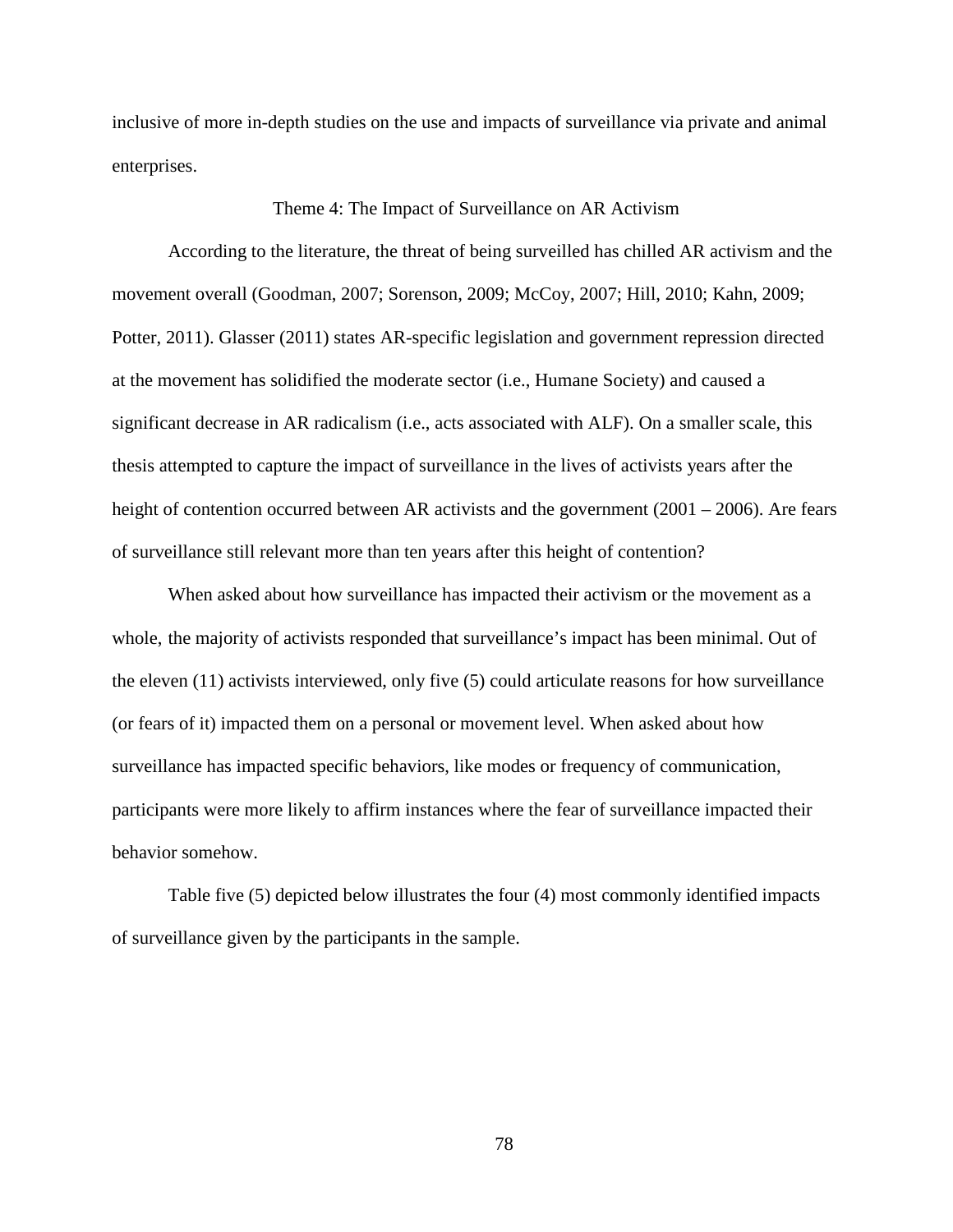inclusive of more in-depth studies on the use and impacts of surveillance via private and animal enterprises.

## Theme 4: The Impact of Surveillance on AR Activism

According to the literature, the threat of being surveilled has chilled AR activism and the movement overall (Goodman, 2007; Sorenson, 2009; McCoy, 2007; Hill, 2010; Kahn, 2009; Potter, 2011). Glasser (2011) states AR-specific legislation and government repression directed at the movement has solidified the moderate sector (i.e., Humane Society) and caused a significant decrease in AR radicalism (i.e., acts associated with ALF). On a smaller scale, this thesis attempted to capture the impact of surveillance in the lives of activists years after the height of contention occurred between AR activists and the government (2001 – 2006). Are fears of surveillance still relevant more than ten years after this height of contention?

When asked about how surveillance has impacted their activism or the movement as a whole, the majority of activists responded that surveillance's impact has been minimal. Out of the eleven (11) activists interviewed, only five (5) could articulate reasons for how surveillance (or fears of it) impacted them on a personal or movement level. When asked about how surveillance has impacted specific behaviors, like modes or frequency of communication, participants were more likely to affirm instances where the fear of surveillance impacted their behavior somehow.

Table five (5) depicted below illustrates the four (4) most commonly identified impacts of surveillance given by the participants in the sample.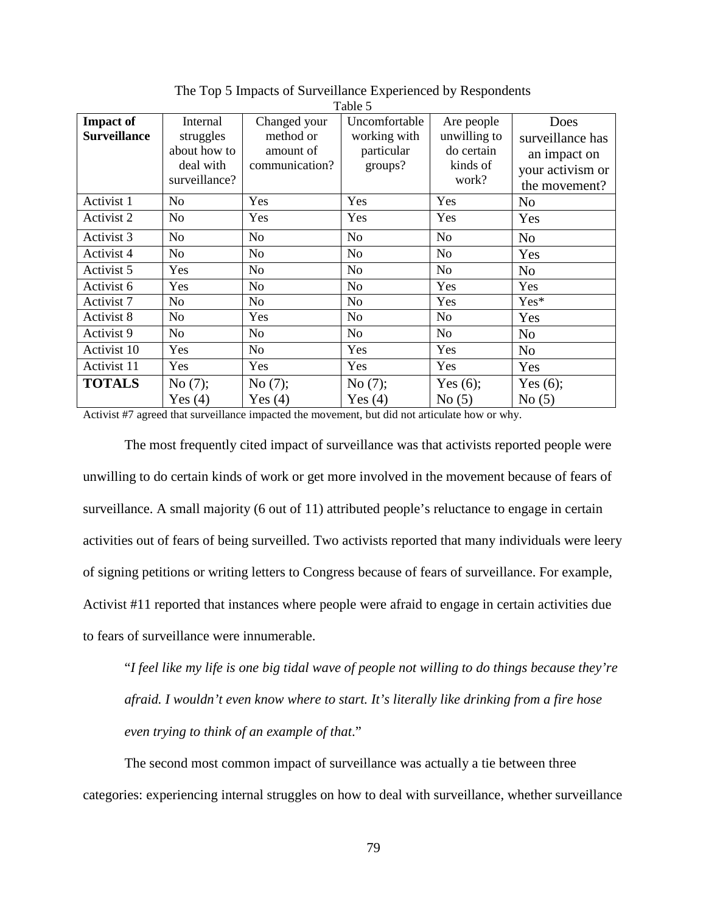The Top 5 Impacts of Surveillance Experienced by Respondents

Table 5

| **Impact of Surveillance** | Internal struggles about how to deal with surveillance? | Changed your method or amount of communication? | Uncomfortable working with particular groups? | Are people unwilling to do certain kinds of work? | Does surveillance has an impact on your activism or the movement? |
|---|---|---|---|---|---|
| Activist 1 | No | Yes | Yes | Yes | No |
| Activist 2 | No | Yes | Yes | Yes | Yes |
| Activist 3 | No | No | No | No | No |
| Activist 4 | No | No | No | No | Yes |
| Activist 5 | Yes | No | No | No | No |
| Activist 6 | Yes | No | No | Yes | Yes |
| Activist 7 | No | No | No | Yes | Yes* |
| Activist 8 | No | Yes | No | No | Yes |
| Activist 9 | No | No | No | No | No |
| Activist 10 | Yes | No | Yes | Yes | No |
| Activist 11 | Yes | Yes | Yes | Yes | Yes |
| **TOTALS** | No (7); Yes (4) | No (7); Yes (4) | No (7); Yes (4) | Yes (6); No (5) | Yes (6); No (5) |

Activist #7 agreed that surveillance impacted the movement, but did not articulate how or why.

The most frequently cited impact of surveillance was that activists reported people were unwilling to do certain kinds of work or get more involved in the movement because of fears of surveillance. A small majority (6 out of 11) attributed people's reluctance to engage in certain activities out of fears of being surveilled. Two activists reported that many individuals were leery of signing petitions or writing letters to Congress because of fears of surveillance. For example, Activist #11 reported that instances where people were afraid to engage in certain activities due to fears of surveillance were innumerable.

"*I feel like my life is one big tidal wave of people not willing to do things because they're afraid. I wouldn't even know where to start. It's literally like drinking from a fire hose even trying to think of an example of that.*"

The second most common impact of surveillance was actually a tie between three categories: experiencing internal struggles on how to deal with surveillance, whether surveillance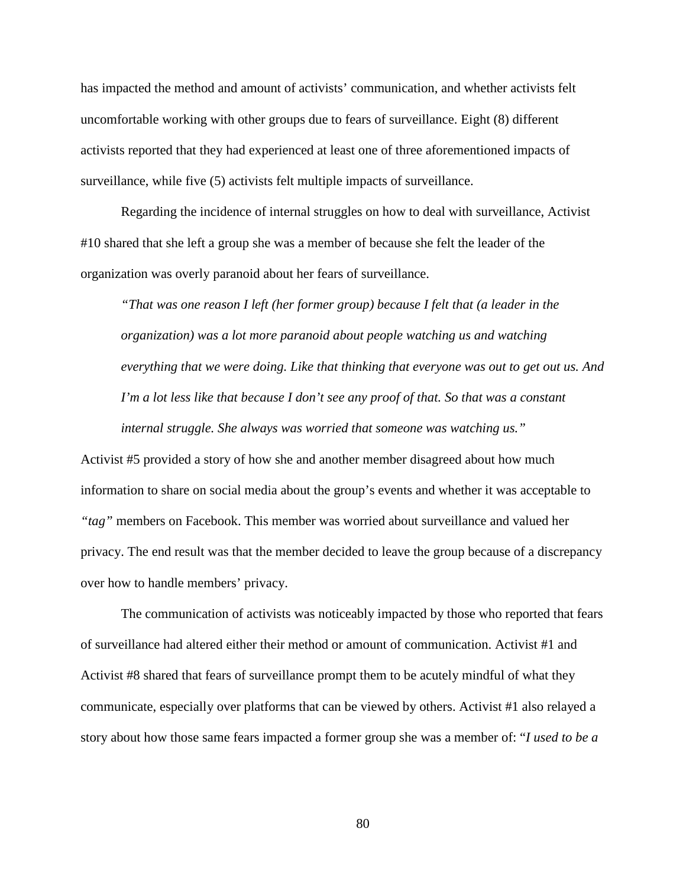has impacted the method and amount of activists' communication, and whether activists felt uncomfortable working with other groups due to fears of surveillance. Eight (8) different activists reported that they had experienced at least one of three aforementioned impacts of surveillance, while five (5) activists felt multiple impacts of surveillance.

Regarding the incidence of internal struggles on how to deal with surveillance, Activist #10 shared that she left a group she was a member of because she felt the leader of the organization was overly paranoid about her fears of surveillance.

> *"That was one reason I left (her former group) because I felt that (a leader in the organization) was a lot more paranoid about people watching us and watching everything that we were doing. Like that thinking that everyone was out to get out us. And I'm a lot less like that because I don't see any proof of that. So that was a constant internal struggle. She always was worried that someone was watching us."*

Activist #5 provided a story of how she and another member disagreed about how much information to share on social media about the group's events and whether it was acceptable to *"tag"* members on Facebook. This member was worried about surveillance and valued her privacy. The end result was that the member decided to leave the group because of a discrepancy over how to handle members' privacy.

The communication of activists was noticeably impacted by those who reported that fears of surveillance had altered either their method or amount of communication. Activist #1 and Activist #8 shared that fears of surveillance prompt them to be acutely mindful of what they communicate, especially over platforms that can be viewed by others. Activist #1 also relayed a story about how those same fears impacted a former group she was a member of: "*I used to be a*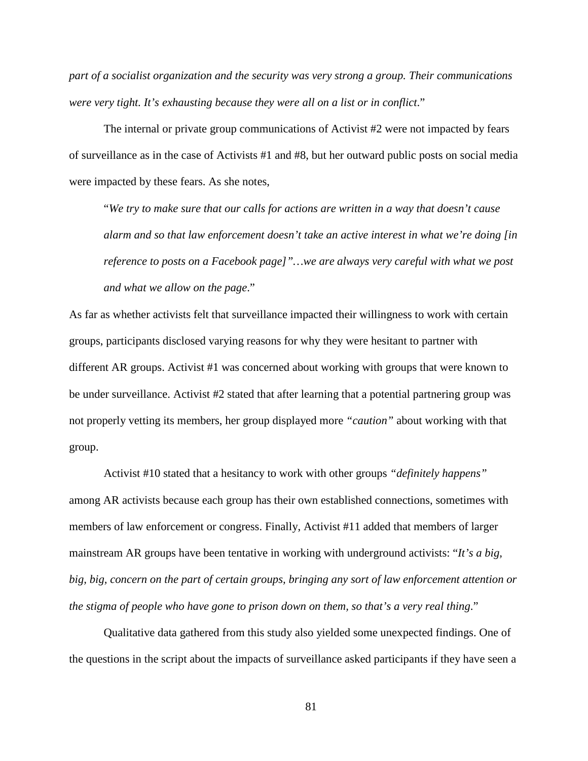*part of a socialist organization and the security was very strong a group. Their communications were very tight. It's exhausting because they were all on a list or in conflict*."

The internal or private group communications of Activist #2 were not impacted by fears of surveillance as in the case of Activists #1 and #8, but her outward public posts on social media were impacted by these fears. As she notes,

> "*We try to make sure that our calls for actions are written in a way that doesn't cause alarm and so that law enforcement doesn't take an active interest in what we're doing [in reference to posts on a Facebook page]"…we are always very careful with what we post and what we allow on the page*."

As far as whether activists felt that surveillance impacted their willingness to work with certain groups, participants disclosed varying reasons for why they were hesitant to partner with different AR groups. Activist #1 was concerned about working with groups that were known to be under surveillance. Activist #2 stated that after learning that a potential partnering group was not properly vetting its members, her group displayed more *"caution"* about working with that group.

Activist #10 stated that a hesitancy to work with other groups *"definitely happens"* among AR activists because each group has their own established connections, sometimes with members of law enforcement or congress. Finally, Activist #11 added that members of larger mainstream AR groups have been tentative in working with underground activists: "*It's a big, big, big, concern on the part of certain groups, bringing any sort of law enforcement attention or the stigma of people who have gone to prison down on them, so that's a very real thing*."

Qualitative data gathered from this study also yielded some unexpected findings. One of the questions in the script about the impacts of surveillance asked participants if they have seen a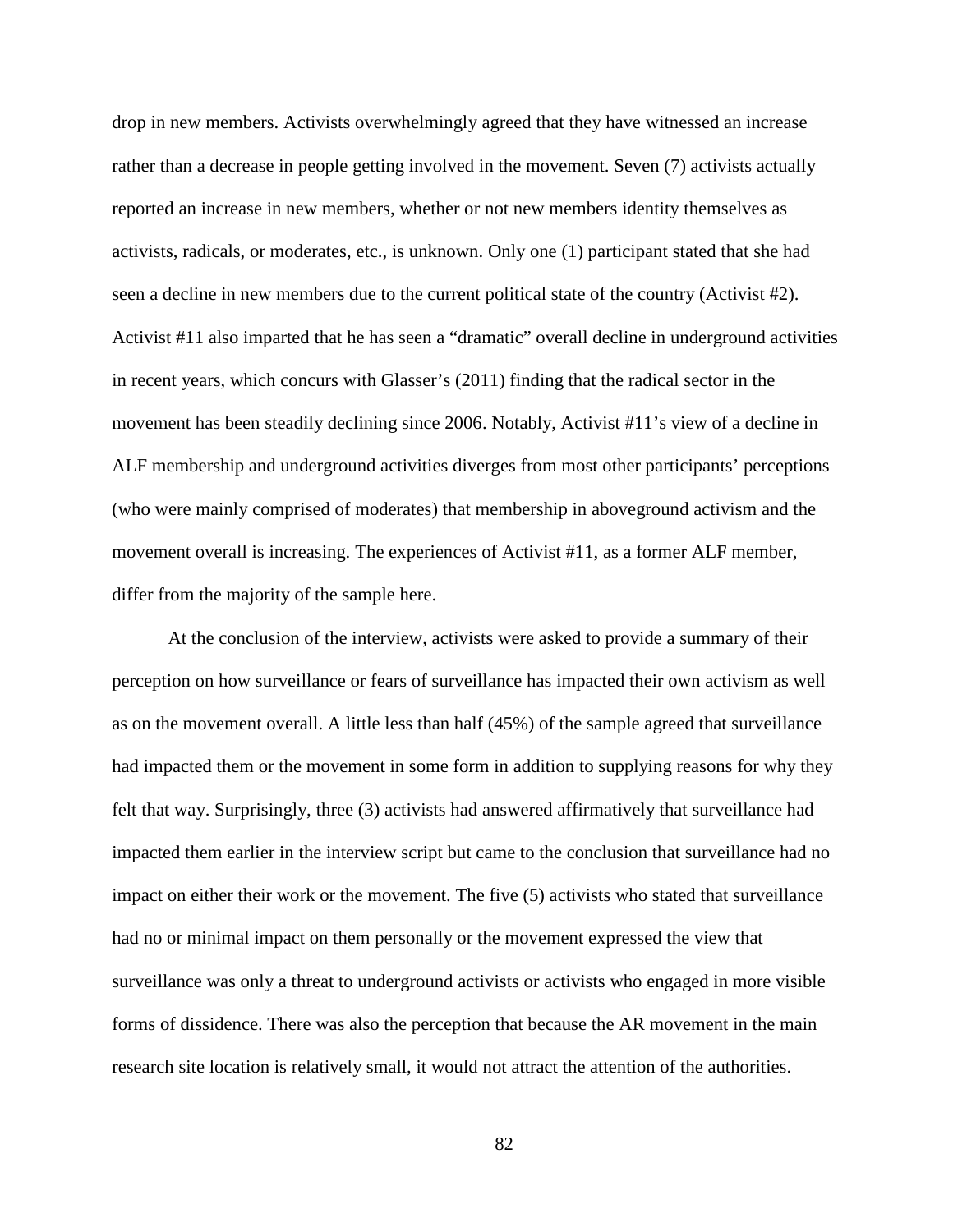drop in new members. Activists overwhelmingly agreed that they have witnessed an increase rather than a decrease in people getting involved in the movement. Seven (7) activists actually reported an increase in new members, whether or not new members identity themselves as activists, radicals, or moderates, etc., is unknown. Only one (1) participant stated that she had seen a decline in new members due to the current political state of the country (Activist #2). Activist #11 also imparted that he has seen a "dramatic" overall decline in underground activities in recent years, which concurs with Glasser's (2011) finding that the radical sector in the movement has been steadily declining since 2006. Notably, Activist #11's view of a decline in ALF membership and underground activities diverges from most other participants' perceptions (who were mainly comprised of moderates) that membership in aboveground activism and the movement overall is increasing. The experiences of Activist #11, as a former ALF member, differ from the majority of the sample here.

At the conclusion of the interview, activists were asked to provide a summary of their perception on how surveillance or fears of surveillance has impacted their own activism as well as on the movement overall. A little less than half (45%) of the sample agreed that surveillance had impacted them or the movement in some form in addition to supplying reasons for why they felt that way. Surprisingly, three (3) activists had answered affirmatively that surveillance had impacted them earlier in the interview script but came to the conclusion that surveillance had no impact on either their work or the movement. The five (5) activists who stated that surveillance had no or minimal impact on them personally or the movement expressed the view that surveillance was only a threat to underground activists or activists who engaged in more visible forms of dissidence. There was also the perception that because the AR movement in the main research site location is relatively small, it would not attract the attention of the authorities.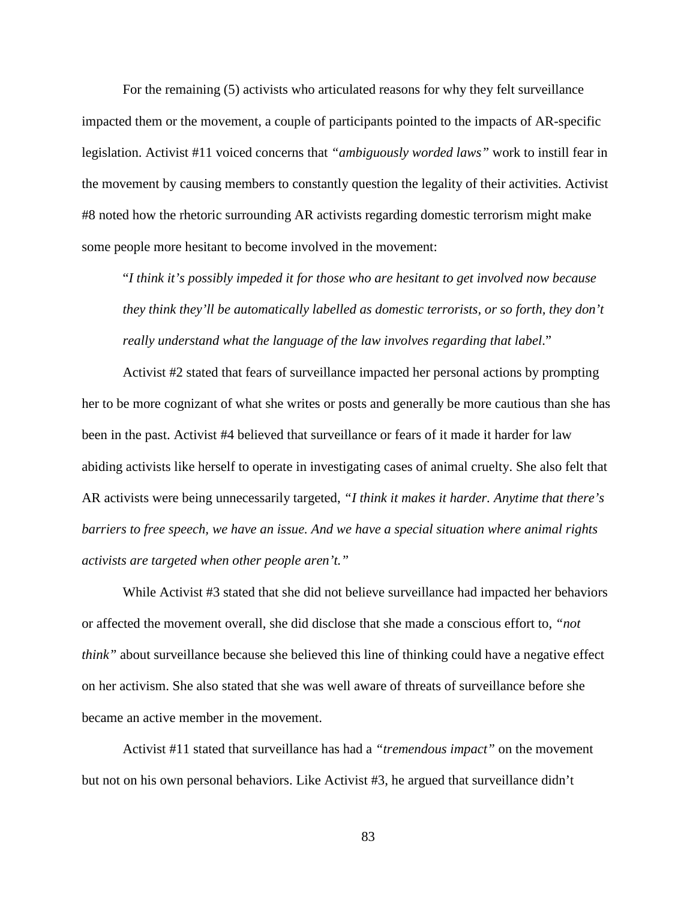For the remaining (5) activists who articulated reasons for why they felt surveillance impacted them or the movement, a couple of participants pointed to the impacts of AR-specific legislation. Activist #11 voiced concerns that *"ambiguously worded laws"* work to instill fear in the movement by causing members to constantly question the legality of their activities. Activist #8 noted how the rhetoric surrounding AR activists regarding domestic terrorism might make some people more hesitant to become involved in the movement:

> "*I think it's possibly impeded it for those who are hesitant to get involved now because they think they'll be automatically labelled as domestic terrorists, or so forth, they don't really understand what the language of the law involves regarding that label*."

Activist #2 stated that fears of surveillance impacted her personal actions by prompting her to be more cognizant of what she writes or posts and generally be more cautious than she has been in the past. Activist #4 believed that surveillance or fears of it made it harder for law abiding activists like herself to operate in investigating cases of animal cruelty. She also felt that AR activists were being unnecessarily targeted, *"I think it makes it harder. Anytime that there's barriers to free speech, we have an issue. And we have a special situation where animal rights activists are targeted when other people aren't."*

While Activist #3 stated that she did not believe surveillance had impacted her behaviors or affected the movement overall, she did disclose that she made a conscious effort to, *"not think"* about surveillance because she believed this line of thinking could have a negative effect on her activism. She also stated that she was well aware of threats of surveillance before she became an active member in the movement.

Activist #11 stated that surveillance has had a *"tremendous impact"* on the movement but not on his own personal behaviors. Like Activist #3, he argued that surveillance didn't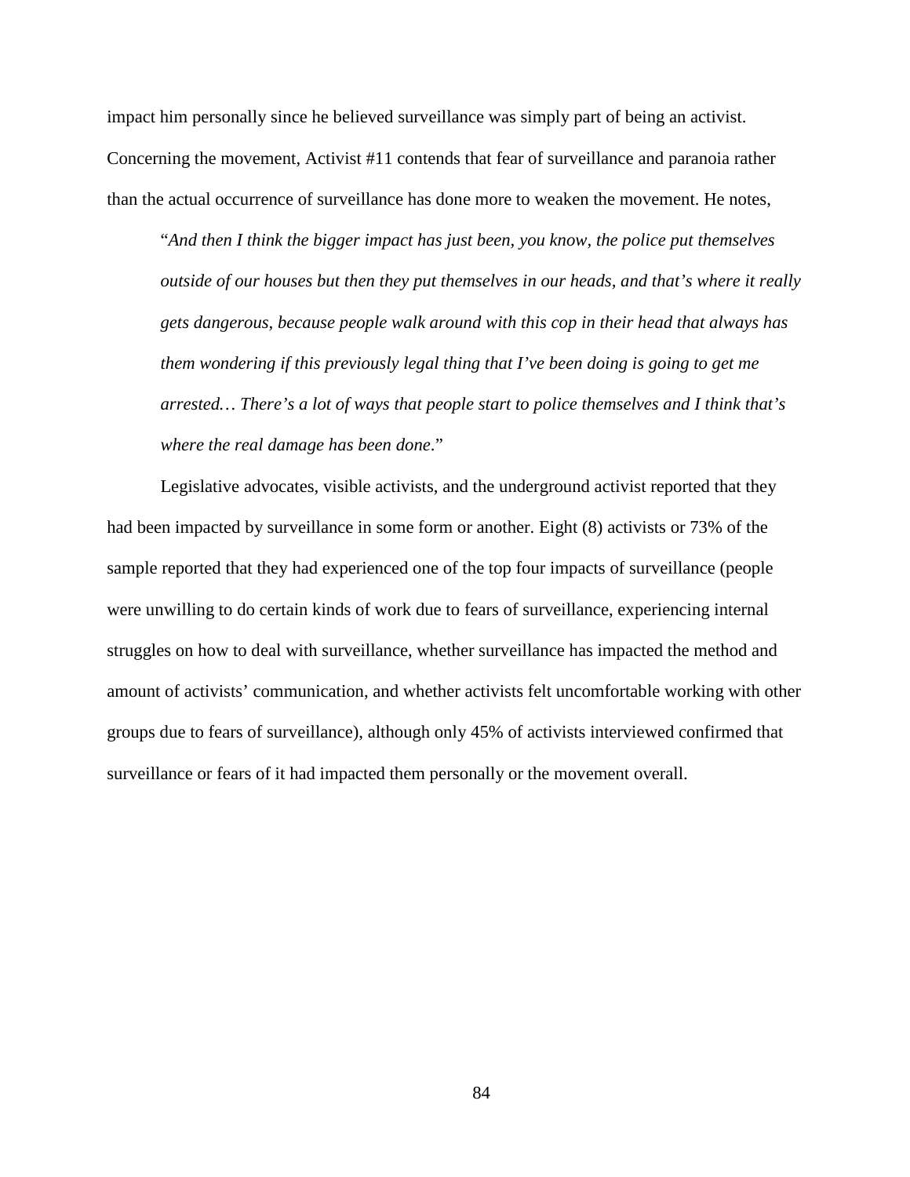impact him personally since he believed surveillance was simply part of being an activist. Concerning the movement, Activist #11 contends that fear of surveillance and paranoia rather than the actual occurrence of surveillance has done more to weaken the movement. He notes,

> "*And then I think the bigger impact has just been, you know, the police put themselves outside of our houses but then they put themselves in our heads, and that's where it really gets dangerous, because people walk around with this cop in their head that always has them wondering if this previously legal thing that I've been doing is going to get me arrested… There's a lot of ways that people start to police themselves and I think that's where the real damage has been done*."

Legislative advocates, visible activists, and the underground activist reported that they had been impacted by surveillance in some form or another. Eight (8) activists or 73% of the sample reported that they had experienced one of the top four impacts of surveillance (people were unwilling to do certain kinds of work due to fears of surveillance, experiencing internal struggles on how to deal with surveillance, whether surveillance has impacted the method and amount of activists' communication, and whether activists felt uncomfortable working with other groups due to fears of surveillance), although only 45% of activists interviewed confirmed that surveillance or fears of it had impacted them personally or the movement overall.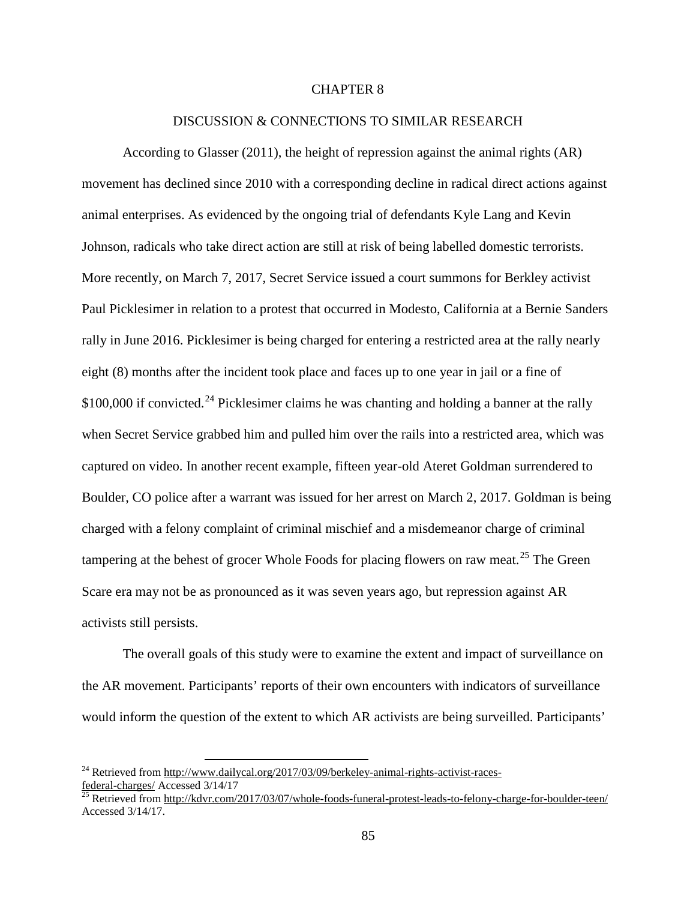# CHAPTER 8

## DISCUSSION & CONNECTIONS TO SIMILAR RESEARCH

According to Glasser (2011), the height of repression against the animal rights (AR) movement has declined since 2010 with a corresponding decline in radical direct actions against animal enterprises. As evidenced by the ongoing trial of defendants Kyle Lang and Kevin Johnson, radicals who take direct action are still at risk of being labelled domestic terrorists. More recently, on March 7, 2017, Secret Service issued a court summons for Berkley activist Paul Picklesimer in relation to a protest that occurred in Modesto, California at a Bernie Sanders rally in June 2016. Picklesimer is being charged for entering a restricted area at the rally nearly eight (8) months after the incident took place and faces up to one year in jail or a fine of $100,000 if convicted.[24] Picklesimer claims he was chanting and holding a banner at the rally when Secret Service grabbed him and pulled him over the rails into a restricted area, which was captured on video. In another recent example, fifteen year-old Ateret Goldman surrendered to Boulder, CO police after a warrant was issued for her arrest on March 2, 2017. Goldman is being charged with a felony complaint of criminal mischief and a misdemeanor charge of criminal tampering at the behest of grocer Whole Foods for placing flowers on raw meat.[25] The Green Scare era may not be as pronounced as it was seven years ago, but repression against AR activists still persists.

The overall goals of this study were to examine the extent and impact of surveillance on the AR movement. Participants' reports of their own encounters with indicators of surveillance would inform the question of the extent to which AR activists are being surveilled. Participants'

---

[24] Retrieved from http://www.dailycal.org/2017/03/09/berkeley-animal-rights-activist-races-federal-charges/ Accessed 3/14/17

[25] Retrieved from http://kdvr.com/2017/03/07/whole-foods-funeral-protest-leads-to-felony-charge-for-boulder-teen/ Accessed 3/14/17.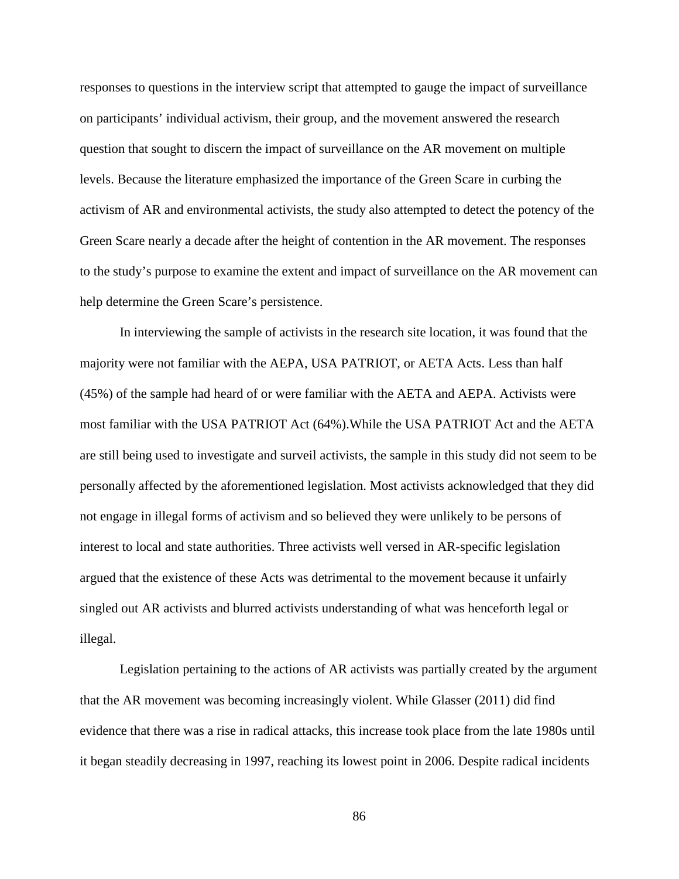responses to questions in the interview script that attempted to gauge the impact of surveillance on participants' individual activism, their group, and the movement answered the research question that sought to discern the impact of surveillance on the AR movement on multiple levels. Because the literature emphasized the importance of the Green Scare in curbing the activism of AR and environmental activists, the study also attempted to detect the potency of the Green Scare nearly a decade after the height of contention in the AR movement. The responses to the study's purpose to examine the extent and impact of surveillance on the AR movement can help determine the Green Scare's persistence.

In interviewing the sample of activists in the research site location, it was found that the majority were not familiar with the AEPA, USA PATRIOT, or AETA Acts. Less than half (45%) of the sample had heard of or were familiar with the AETA and AEPA. Activists were most familiar with the USA PATRIOT Act (64%).While the USA PATRIOT Act and the AETA are still being used to investigate and surveil activists, the sample in this study did not seem to be personally affected by the aforementioned legislation. Most activists acknowledged that they did not engage in illegal forms of activism and so believed they were unlikely to be persons of interest to local and state authorities. Three activists well versed in AR-specific legislation argued that the existence of these Acts was detrimental to the movement because it unfairly singled out AR activists and blurred activists understanding of what was henceforth legal or illegal.

Legislation pertaining to the actions of AR activists was partially created by the argument that the AR movement was becoming increasingly violent. While Glasser (2011) did find evidence that there was a rise in radical attacks, this increase took place from the late 1980s until it began steadily decreasing in 1997, reaching its lowest point in 2006. Despite radical incidents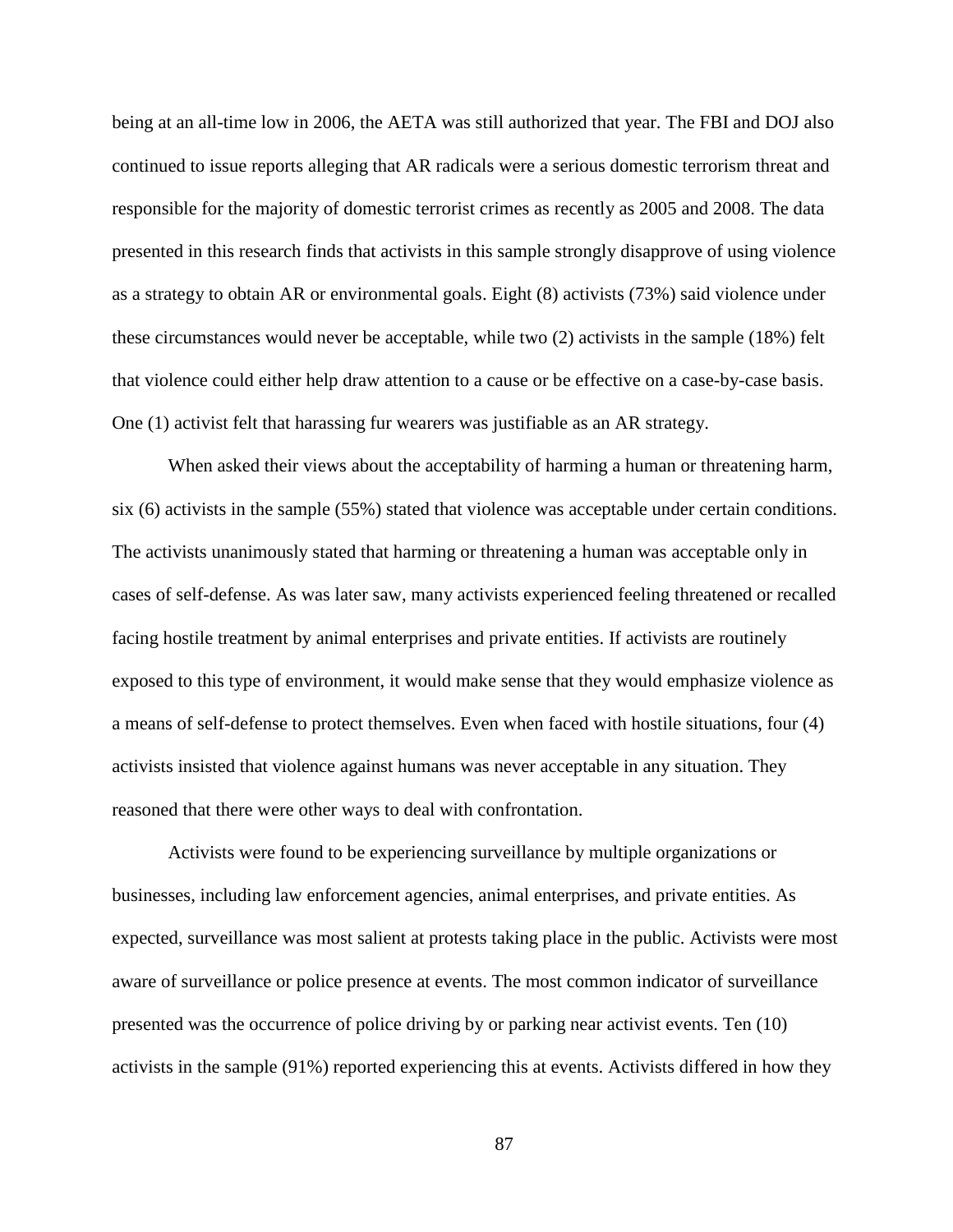being at an all-time low in 2006, the AETA was still authorized that year. The FBI and DOJ also continued to issue reports alleging that AR radicals were a serious domestic terrorism threat and responsible for the majority of domestic terrorist crimes as recently as 2005 and 2008. The data presented in this research finds that activists in this sample strongly disapprove of using violence as a strategy to obtain AR or environmental goals. Eight (8) activists (73%) said violence under these circumstances would never be acceptable, while two (2) activists in the sample (18%) felt that violence could either help draw attention to a cause or be effective on a case-by-case basis. One (1) activist felt that harassing fur wearers was justifiable as an AR strategy.

When asked their views about the acceptability of harming a human or threatening harm, six (6) activists in the sample (55%) stated that violence was acceptable under certain conditions. The activists unanimously stated that harming or threatening a human was acceptable only in cases of self-defense. As was later saw, many activists experienced feeling threatened or recalled facing hostile treatment by animal enterprises and private entities. If activists are routinely exposed to this type of environment, it would make sense that they would emphasize violence as a means of self-defense to protect themselves. Even when faced with hostile situations, four (4) activists insisted that violence against humans was never acceptable in any situation. They reasoned that there were other ways to deal with confrontation.

Activists were found to be experiencing surveillance by multiple organizations or businesses, including law enforcement agencies, animal enterprises, and private entities. As expected, surveillance was most salient at protests taking place in the public. Activists were most aware of surveillance or police presence at events. The most common indicator of surveillance presented was the occurrence of police driving by or parking near activist events. Ten (10) activists in the sample (91%) reported experiencing this at events. Activists differed in how they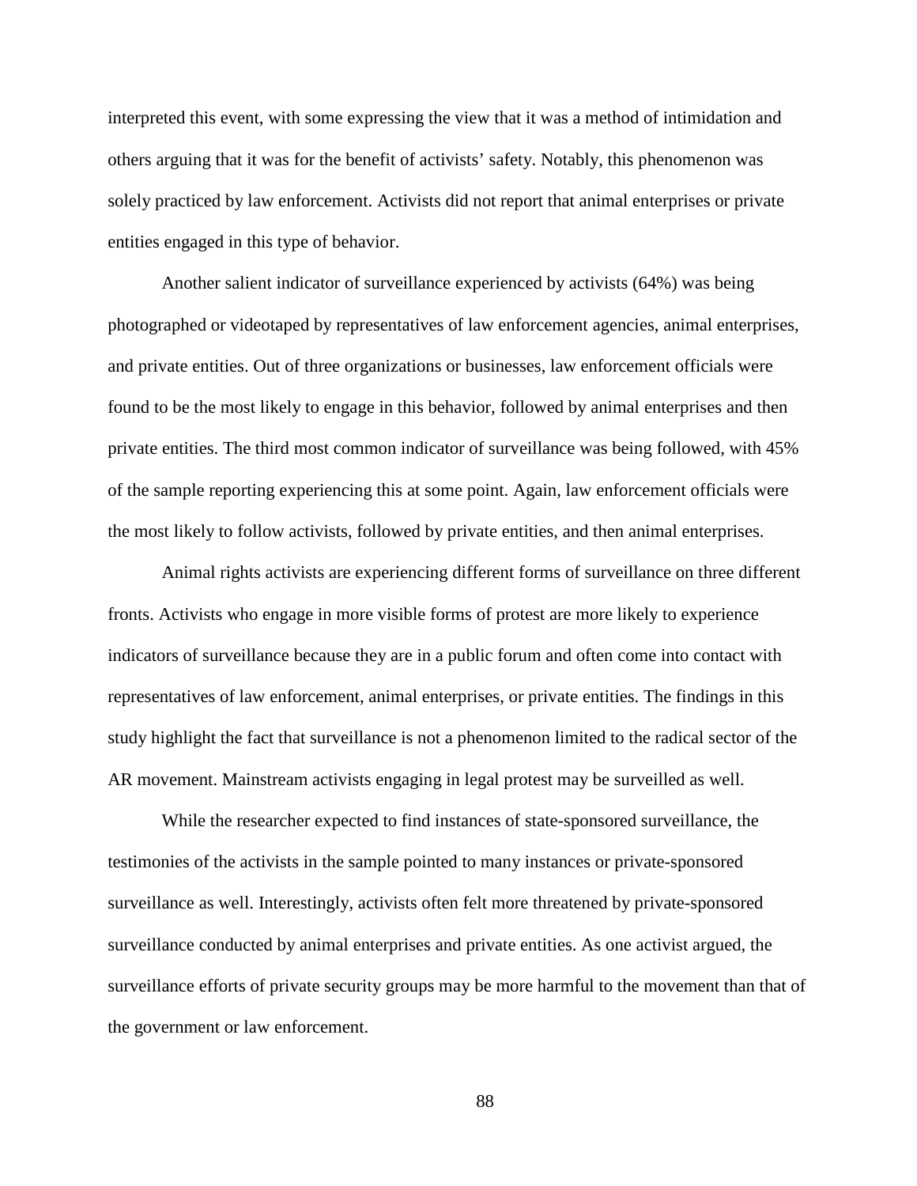interpreted this event, with some expressing the view that it was a method of intimidation and others arguing that it was for the benefit of activists' safety. Notably, this phenomenon was solely practiced by law enforcement. Activists did not report that animal enterprises or private entities engaged in this type of behavior.

Another salient indicator of surveillance experienced by activists (64%) was being photographed or videotaped by representatives of law enforcement agencies, animal enterprises, and private entities. Out of three organizations or businesses, law enforcement officials were found to be the most likely to engage in this behavior, followed by animal enterprises and then private entities. The third most common indicator of surveillance was being followed, with 45% of the sample reporting experiencing this at some point. Again, law enforcement officials were the most likely to follow activists, followed by private entities, and then animal enterprises.

Animal rights activists are experiencing different forms of surveillance on three different fronts. Activists who engage in more visible forms of protest are more likely to experience indicators of surveillance because they are in a public forum and often come into contact with representatives of law enforcement, animal enterprises, or private entities. The findings in this study highlight the fact that surveillance is not a phenomenon limited to the radical sector of the AR movement. Mainstream activists engaging in legal protest may be surveilled as well.

While the researcher expected to find instances of state-sponsored surveillance, the testimonies of the activists in the sample pointed to many instances or private-sponsored surveillance as well. Interestingly, activists often felt more threatened by private-sponsored surveillance conducted by animal enterprises and private entities. As one activist argued, the surveillance efforts of private security groups may be more harmful to the movement than that of the government or law enforcement.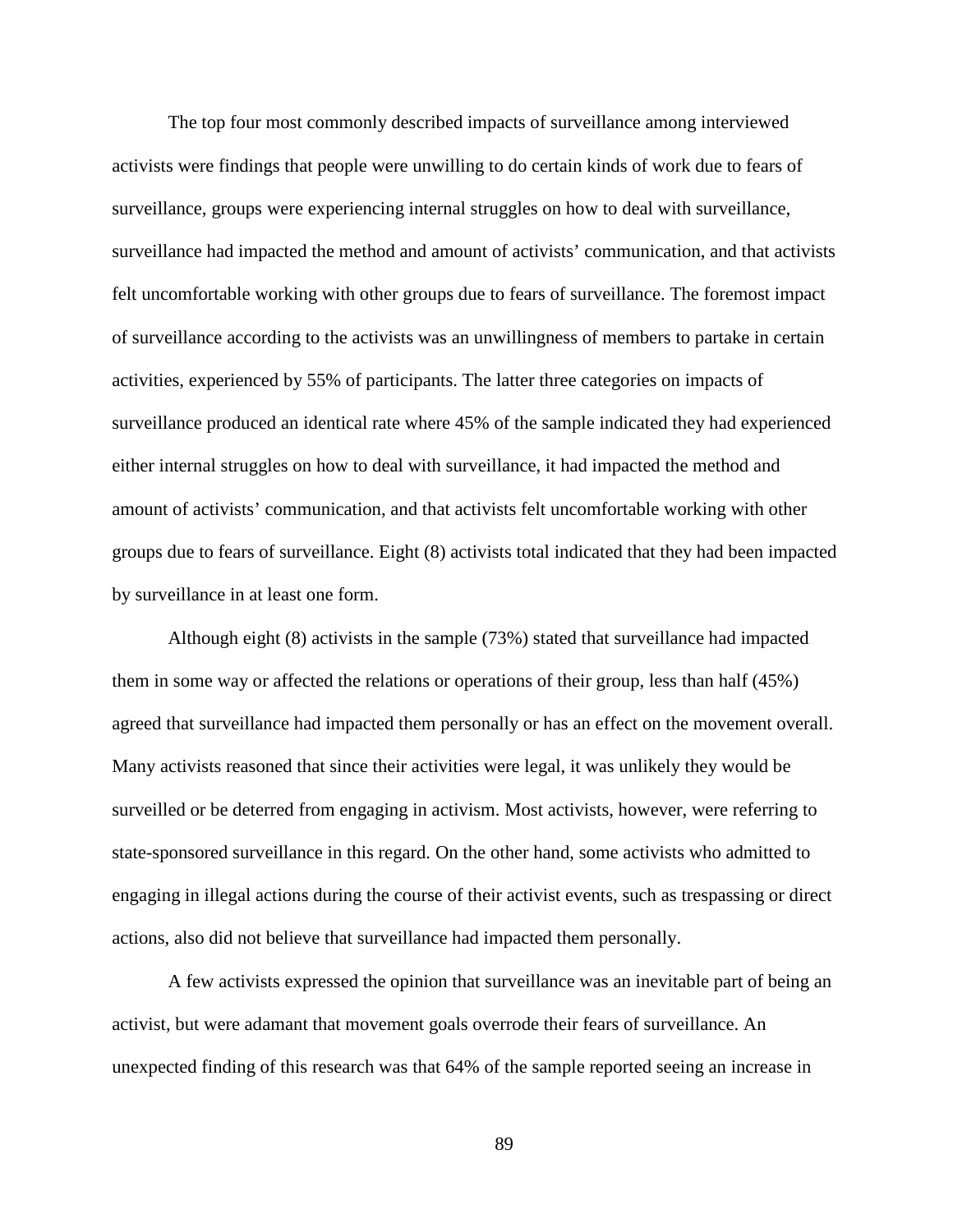The top four most commonly described impacts of surveillance among interviewed activists were findings that people were unwilling to do certain kinds of work due to fears of surveillance, groups were experiencing internal struggles on how to deal with surveillance, surveillance had impacted the method and amount of activists' communication, and that activists felt uncomfortable working with other groups due to fears of surveillance. The foremost impact of surveillance according to the activists was an unwillingness of members to partake in certain activities, experienced by 55% of participants. The latter three categories on impacts of surveillance produced an identical rate where 45% of the sample indicated they had experienced either internal struggles on how to deal with surveillance, it had impacted the method and amount of activists' communication, and that activists felt uncomfortable working with other groups due to fears of surveillance. Eight (8) activists total indicated that they had been impacted by surveillance in at least one form.

Although eight (8) activists in the sample (73%) stated that surveillance had impacted them in some way or affected the relations or operations of their group, less than half (45%) agreed that surveillance had impacted them personally or has an effect on the movement overall. Many activists reasoned that since their activities were legal, it was unlikely they would be surveilled or be deterred from engaging in activism. Most activists, however, were referring to state-sponsored surveillance in this regard. On the other hand, some activists who admitted to engaging in illegal actions during the course of their activist events, such as trespassing or direct actions, also did not believe that surveillance had impacted them personally.

A few activists expressed the opinion that surveillance was an inevitable part of being an activist, but were adamant that movement goals overrode their fears of surveillance. An unexpected finding of this research was that 64% of the sample reported seeing an increase in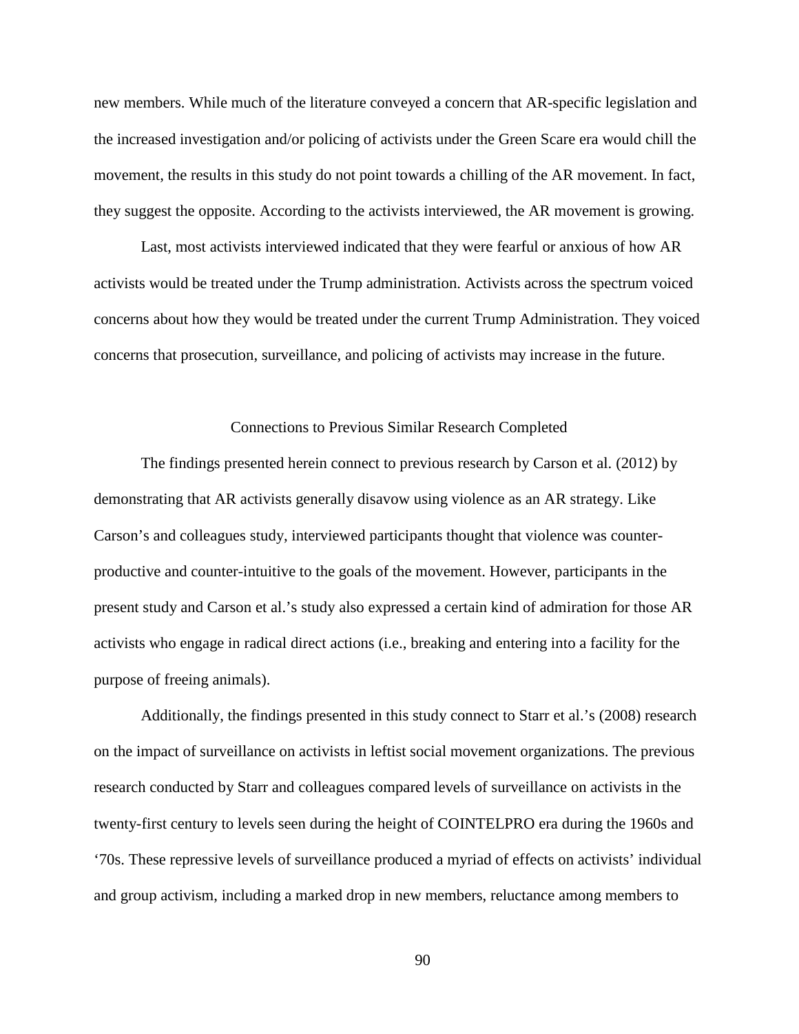new members. While much of the literature conveyed a concern that AR-specific legislation and the increased investigation and/or policing of activists under the Green Scare era would chill the movement, the results in this study do not point towards a chilling of the AR movement. In fact, they suggest the opposite. According to the activists interviewed, the AR movement is growing.

Last, most activists interviewed indicated that they were fearful or anxious of how AR activists would be treated under the Trump administration. Activists across the spectrum voiced concerns about how they would be treated under the current Trump Administration. They voiced concerns that prosecution, surveillance, and policing of activists may increase in the future.

## Connections to Previous Similar Research Completed

The findings presented herein connect to previous research by Carson et al. (2012) by demonstrating that AR activists generally disavow using violence as an AR strategy. Like Carson's and colleagues study, interviewed participants thought that violence was counter-productive and counter-intuitive to the goals of the movement. However, participants in the present study and Carson et al.'s study also expressed a certain kind of admiration for those AR activists who engage in radical direct actions (i.e., breaking and entering into a facility for the purpose of freeing animals).

Additionally, the findings presented in this study connect to Starr et al.'s (2008) research on the impact of surveillance on activists in leftist social movement organizations. The previous research conducted by Starr and colleagues compared levels of surveillance on activists in the twenty-first century to levels seen during the height of COINTELPRO era during the 1960s and '70s. These repressive levels of surveillance produced a myriad of effects on activists' individual and group activism, including a marked drop in new members, reluctance among members to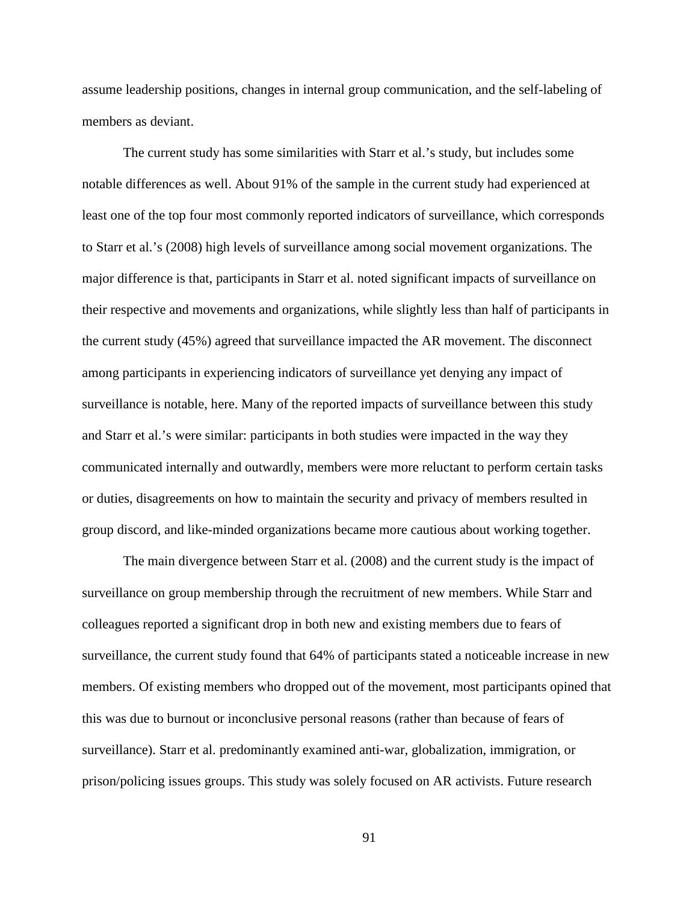assume leadership positions, changes in internal group communication, and the self-labeling of members as deviant.

The current study has some similarities with Starr et al.'s study, but includes some notable differences as well. About 91% of the sample in the current study had experienced at least one of the top four most commonly reported indicators of surveillance, which corresponds to Starr et al.'s (2008) high levels of surveillance among social movement organizations. The major difference is that, participants in Starr et al. noted significant impacts of surveillance on their respective and movements and organizations, while slightly less than half of participants in the current study (45%) agreed that surveillance impacted the AR movement. The disconnect among participants in experiencing indicators of surveillance yet denying any impact of surveillance is notable, here. Many of the reported impacts of surveillance between this study and Starr et al.'s were similar: participants in both studies were impacted in the way they communicated internally and outwardly, members were more reluctant to perform certain tasks or duties, disagreements on how to maintain the security and privacy of members resulted in group discord, and like-minded organizations became more cautious about working together.

The main divergence between Starr et al. (2008) and the current study is the impact of surveillance on group membership through the recruitment of new members. While Starr and colleagues reported a significant drop in both new and existing members due to fears of surveillance, the current study found that 64% of participants stated a noticeable increase in new members. Of existing members who dropped out of the movement, most participants opined that this was due to burnout or inconclusive personal reasons (rather than because of fears of surveillance). Starr et al. predominantly examined anti-war, globalization, immigration, or prison/policing issues groups. This study was solely focused on AR activists. Future research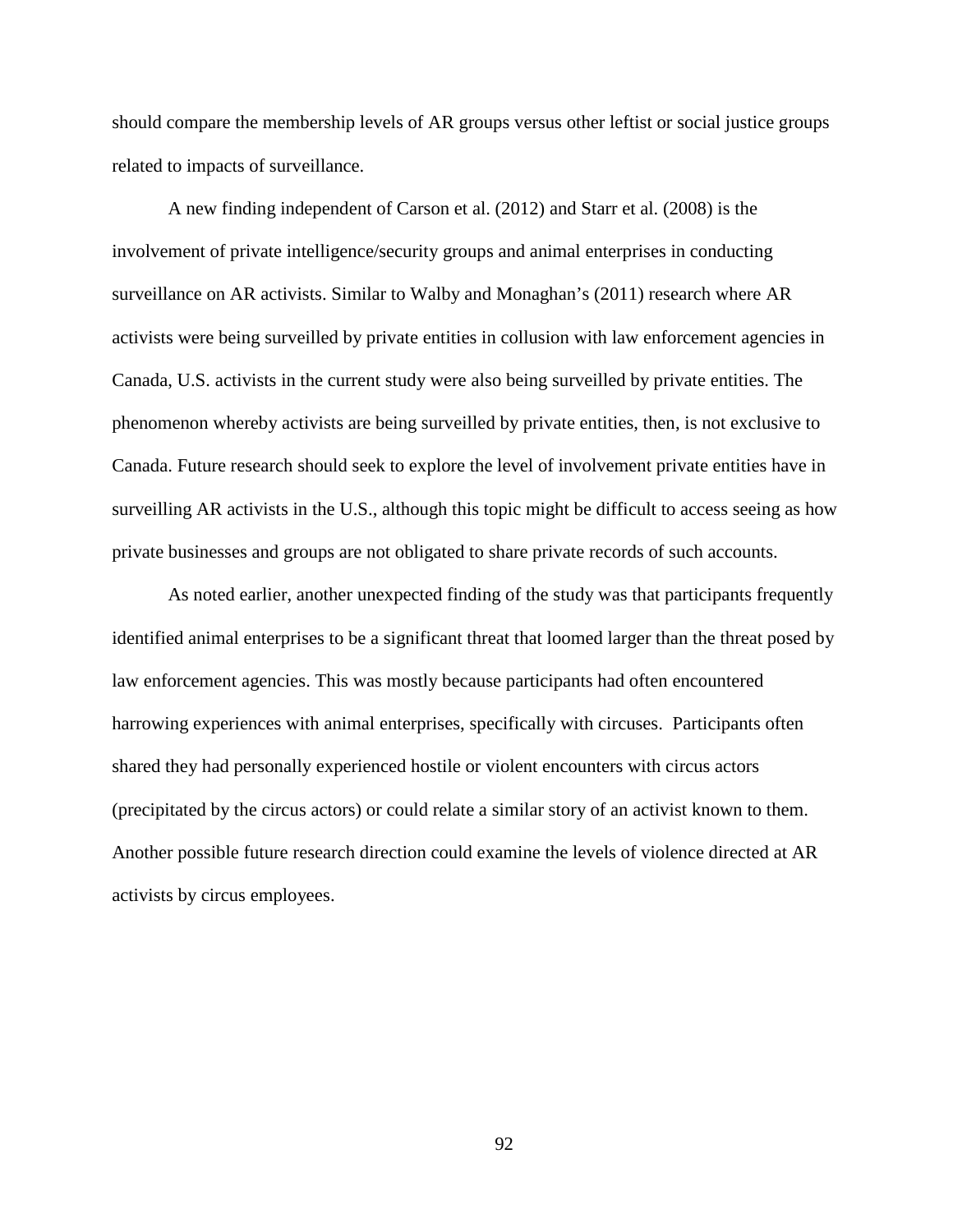should compare the membership levels of AR groups versus other leftist or social justice groups related to impacts of surveillance.

A new finding independent of Carson et al. (2012) and Starr et al. (2008) is the involvement of private intelligence/security groups and animal enterprises in conducting surveillance on AR activists. Similar to Walby and Monaghan's (2011) research where AR activists were being surveilled by private entities in collusion with law enforcement agencies in Canada, U.S. activists in the current study were also being surveilled by private entities. The phenomenon whereby activists are being surveilled by private entities, then, is not exclusive to Canada. Future research should seek to explore the level of involvement private entities have in surveilling AR activists in the U.S., although this topic might be difficult to access seeing as how private businesses and groups are not obligated to share private records of such accounts.

As noted earlier, another unexpected finding of the study was that participants frequently identified animal enterprises to be a significant threat that loomed larger than the threat posed by law enforcement agencies. This was mostly because participants had often encountered harrowing experiences with animal enterprises, specifically with circuses. Participants often shared they had personally experienced hostile or violent encounters with circus actors (precipitated by the circus actors) or could relate a similar story of an activist known to them. Another possible future research direction could examine the levels of violence directed at AR activists by circus employees.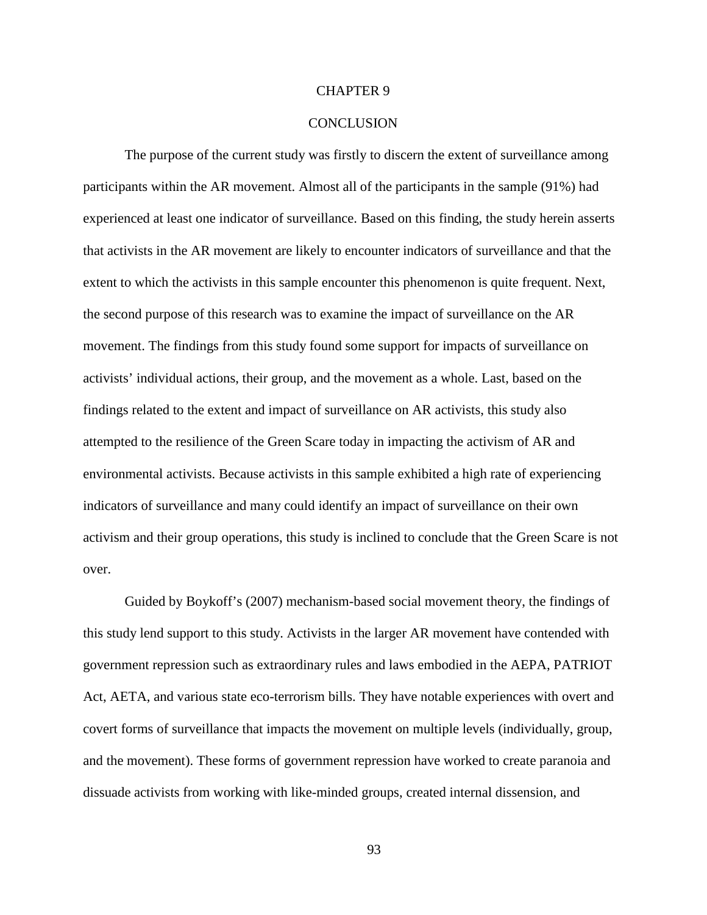# CHAPTER 9

# CONCLUSION

The purpose of the current study was firstly to discern the extent of surveillance among participants within the AR movement. Almost all of the participants in the sample (91%) had experienced at least one indicator of surveillance. Based on this finding, the study herein asserts that activists in the AR movement are likely to encounter indicators of surveillance and that the extent to which the activists in this sample encounter this phenomenon is quite frequent. Next, the second purpose of this research was to examine the impact of surveillance on the AR movement. The findings from this study found some support for impacts of surveillance on activists' individual actions, their group, and the movement as a whole. Last, based on the findings related to the extent and impact of surveillance on AR activists, this study also attempted to the resilience of the Green Scare today in impacting the activism of AR and environmental activists. Because activists in this sample exhibited a high rate of experiencing indicators of surveillance and many could identify an impact of surveillance on their own activism and their group operations, this study is inclined to conclude that the Green Scare is not over.

Guided by Boykoff's (2007) mechanism-based social movement theory, the findings of this study lend support to this study. Activists in the larger AR movement have contended with government repression such as extraordinary rules and laws embodied in the AEPA, PATRIOT Act, AETA, and various state eco-terrorism bills. They have notable experiences with overt and covert forms of surveillance that impacts the movement on multiple levels (individually, group, and the movement). These forms of government repression have worked to create paranoia and dissuade activists from working with like-minded groups, created internal dissension, and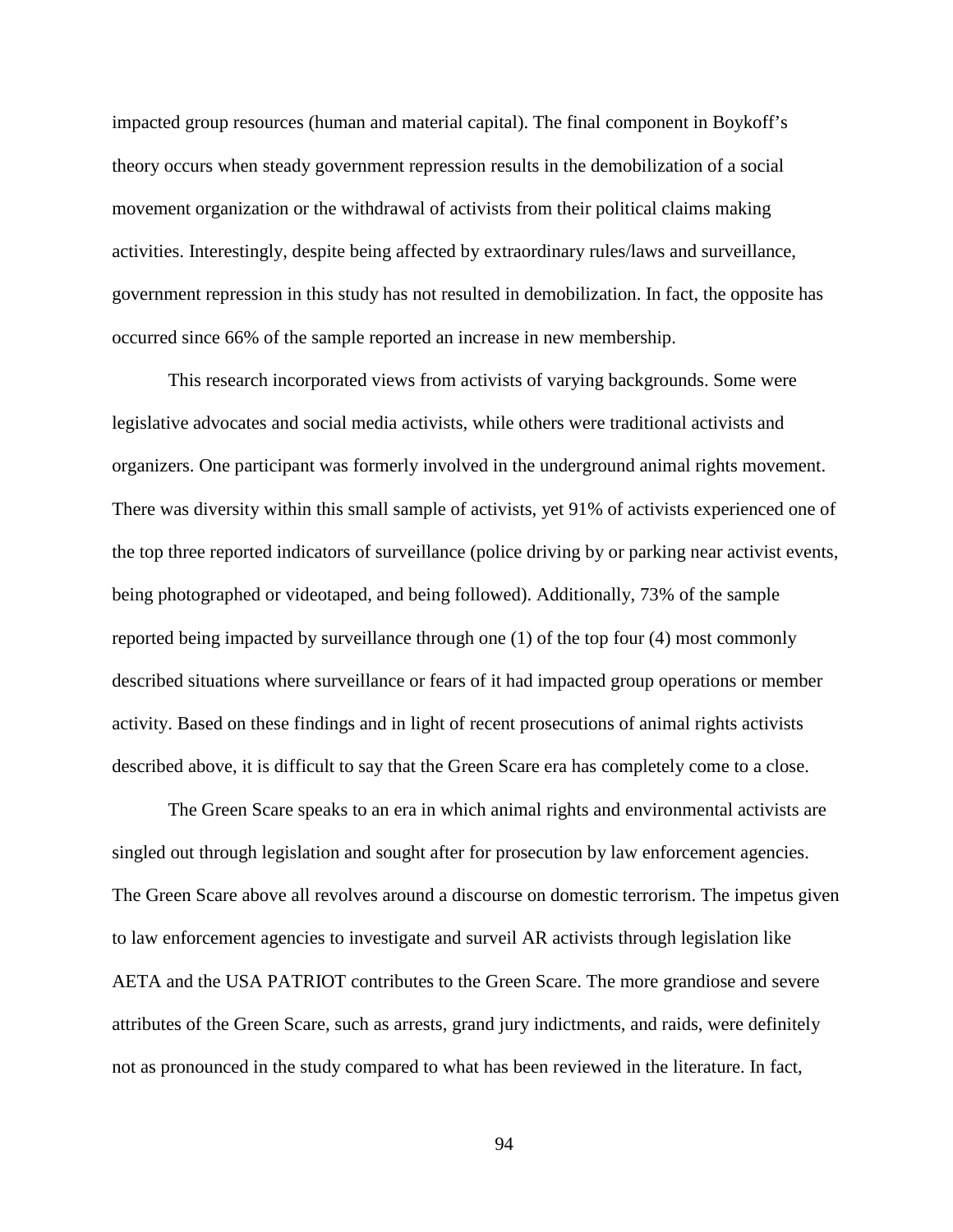impacted group resources (human and material capital). The final component in Boykoff's theory occurs when steady government repression results in the demobilization of a social movement organization or the withdrawal of activists from their political claims making activities. Interestingly, despite being affected by extraordinary rules/laws and surveillance, government repression in this study has not resulted in demobilization. In fact, the opposite has occurred since 66% of the sample reported an increase in new membership.

This research incorporated views from activists of varying backgrounds. Some were legislative advocates and social media activists, while others were traditional activists and organizers. One participant was formerly involved in the underground animal rights movement. There was diversity within this small sample of activists, yet 91% of activists experienced one of the top three reported indicators of surveillance (police driving by or parking near activist events, being photographed or videotaped, and being followed). Additionally, 73% of the sample reported being impacted by surveillance through one (1) of the top four (4) most commonly described situations where surveillance or fears of it had impacted group operations or member activity. Based on these findings and in light of recent prosecutions of animal rights activists described above, it is difficult to say that the Green Scare era has completely come to a close.

The Green Scare speaks to an era in which animal rights and environmental activists are singled out through legislation and sought after for prosecution by law enforcement agencies. The Green Scare above all revolves around a discourse on domestic terrorism. The impetus given to law enforcement agencies to investigate and surveil AR activists through legislation like AETA and the USA PATRIOT contributes to the Green Scare. The more grandiose and severe attributes of the Green Scare, such as arrests, grand jury indictments, and raids, were definitely not as pronounced in the study compared to what has been reviewed in the literature. In fact,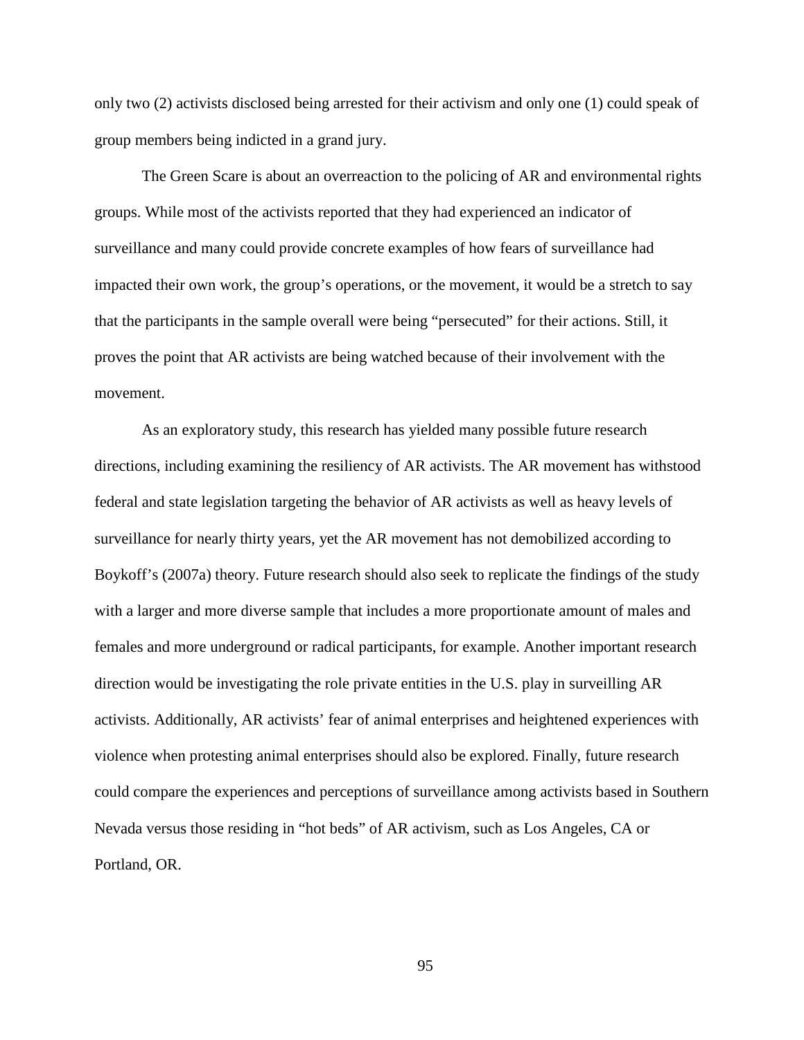only two (2) activists disclosed being arrested for their activism and only one (1) could speak of group members being indicted in a grand jury.

The Green Scare is about an overreaction to the policing of AR and environmental rights groups. While most of the activists reported that they had experienced an indicator of surveillance and many could provide concrete examples of how fears of surveillance had impacted their own work, the group's operations, or the movement, it would be a stretch to say that the participants in the sample overall were being "persecuted" for their actions. Still, it proves the point that AR activists are being watched because of their involvement with the movement.

As an exploratory study, this research has yielded many possible future research directions, including examining the resiliency of AR activists. The AR movement has withstood federal and state legislation targeting the behavior of AR activists as well as heavy levels of surveillance for nearly thirty years, yet the AR movement has not demobilized according to Boykoff's (2007a) theory. Future research should also seek to replicate the findings of the study with a larger and more diverse sample that includes a more proportionate amount of males and females and more underground or radical participants, for example. Another important research direction would be investigating the role private entities in the U.S. play in surveilling AR activists. Additionally, AR activists' fear of animal enterprises and heightened experiences with violence when protesting animal enterprises should also be explored. Finally, future research could compare the experiences and perceptions of surveillance among activists based in Southern Nevada versus those residing in "hot beds" of AR activism, such as Los Angeles, CA or Portland, OR.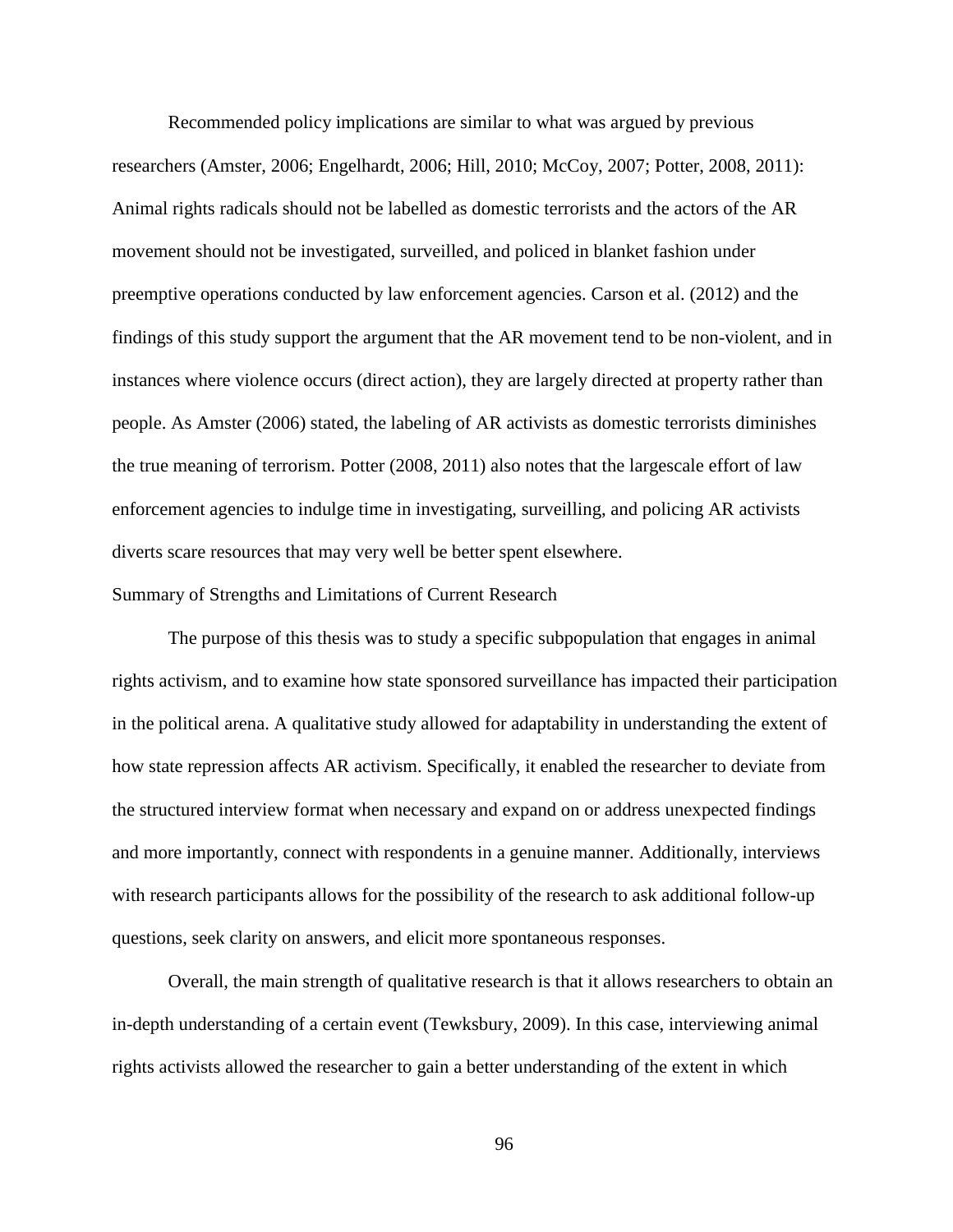Recommended policy implications are similar to what was argued by previous researchers (Amster, 2006; Engelhardt, 2006; Hill, 2010; McCoy, 2007; Potter, 2008, 2011): Animal rights radicals should not be labelled as domestic terrorists and the actors of the AR movement should not be investigated, surveilled, and policed in blanket fashion under preemptive operations conducted by law enforcement agencies. Carson et al. (2012) and the findings of this study support the argument that the AR movement tend to be non-violent, and in instances where violence occurs (direct action), they are largely directed at property rather than people. As Amster (2006) stated, the labeling of AR activists as domestic terrorists diminishes the true meaning of terrorism. Potter (2008, 2011) also notes that the largescale effort of law enforcement agencies to indulge time in investigating, surveilling, and policing AR activists diverts scare resources that may very well be better spent elsewhere.

## Summary of Strengths and Limitations of Current Research

The purpose of this thesis was to study a specific subpopulation that engages in animal rights activism, and to examine how state sponsored surveillance has impacted their participation in the political arena. A qualitative study allowed for adaptability in understanding the extent of how state repression affects AR activism. Specifically, it enabled the researcher to deviate from the structured interview format when necessary and expand on or address unexpected findings and more importantly, connect with respondents in a genuine manner. Additionally, interviews with research participants allows for the possibility of the research to ask additional follow-up questions, seek clarity on answers, and elicit more spontaneous responses.

Overall, the main strength of qualitative research is that it allows researchers to obtain an in-depth understanding of a certain event (Tewksbury, 2009). In this case, interviewing animal rights activists allowed the researcher to gain a better understanding of the extent in which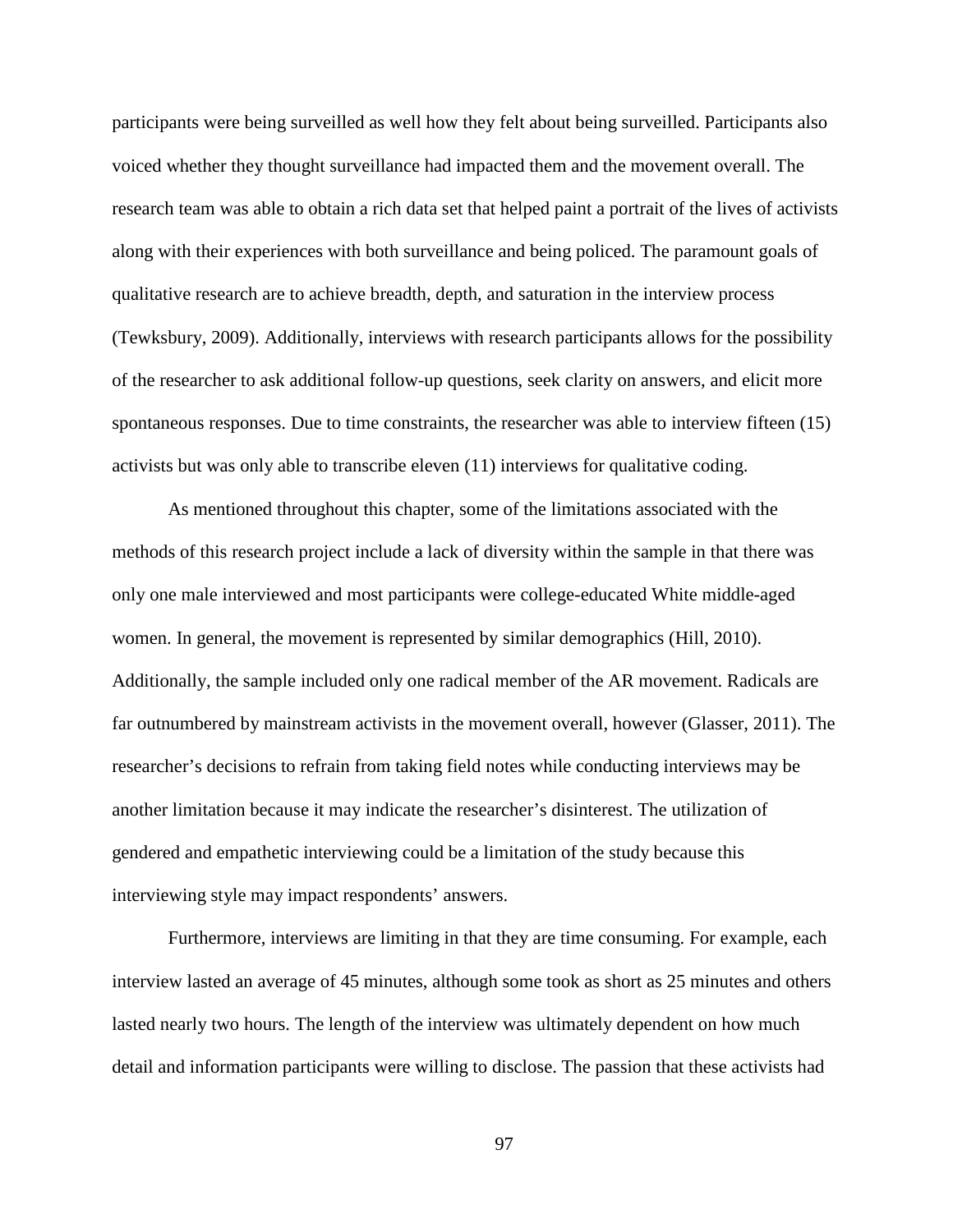participants were being surveilled as well how they felt about being surveilled. Participants also voiced whether they thought surveillance had impacted them and the movement overall. The research team was able to obtain a rich data set that helped paint a portrait of the lives of activists along with their experiences with both surveillance and being policed. The paramount goals of qualitative research are to achieve breadth, depth, and saturation in the interview process (Tewksbury, 2009). Additionally, interviews with research participants allows for the possibility of the researcher to ask additional follow-up questions, seek clarity on answers, and elicit more spontaneous responses. Due to time constraints, the researcher was able to interview fifteen (15) activists but was only able to transcribe eleven (11) interviews for qualitative coding.

As mentioned throughout this chapter, some of the limitations associated with the methods of this research project include a lack of diversity within the sample in that there was only one male interviewed and most participants were college-educated White middle-aged women. In general, the movement is represented by similar demographics (Hill, 2010). Additionally, the sample included only one radical member of the AR movement. Radicals are far outnumbered by mainstream activists in the movement overall, however (Glasser, 2011). The researcher's decisions to refrain from taking field notes while conducting interviews may be another limitation because it may indicate the researcher's disinterest. The utilization of gendered and empathetic interviewing could be a limitation of the study because this interviewing style may impact respondents' answers.

Furthermore, interviews are limiting in that they are time consuming. For example, each interview lasted an average of 45 minutes, although some took as short as 25 minutes and others lasted nearly two hours. The length of the interview was ultimately dependent on how much detail and information participants were willing to disclose. The passion that these activists had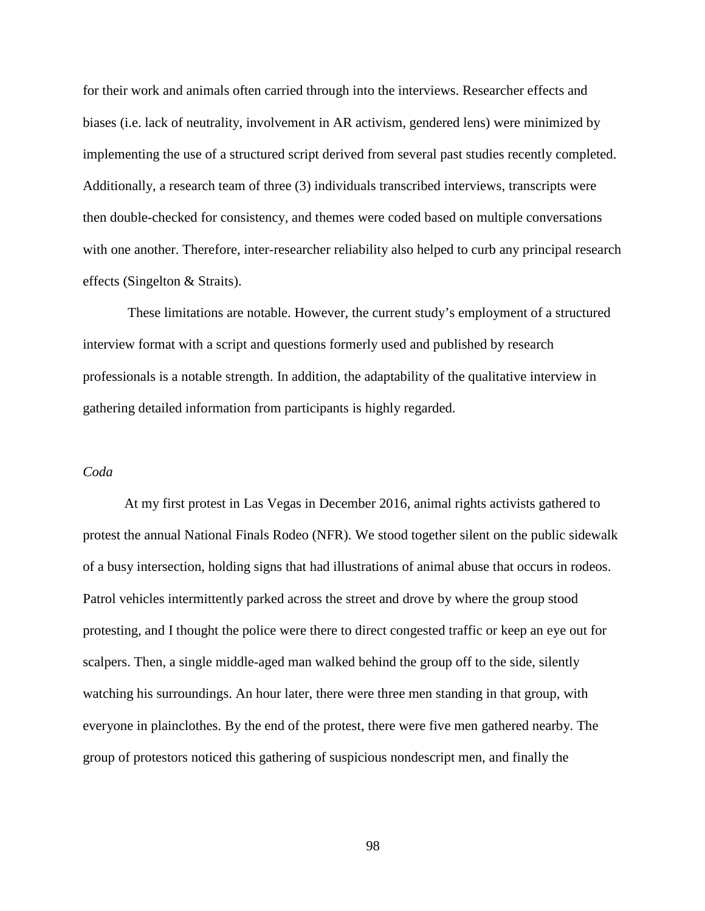for their work and animals often carried through into the interviews. Researcher effects and biases (i.e. lack of neutrality, involvement in AR activism, gendered lens) were minimized by implementing the use of a structured script derived from several past studies recently completed. Additionally, a research team of three (3) individuals transcribed interviews, transcripts were then double-checked for consistency, and themes were coded based on multiple conversations with one another. Therefore, inter-researcher reliability also helped to curb any principal research effects (Singelton & Straits).

These limitations are notable. However, the current study's employment of a structured interview format with a script and questions formerly used and published by research professionals is a notable strength. In addition, the adaptability of the qualitative interview in gathering detailed information from participants is highly regarded.

*Coda*

At my first protest in Las Vegas in December 2016, animal rights activists gathered to protest the annual National Finals Rodeo (NFR). We stood together silent on the public sidewalk of a busy intersection, holding signs that had illustrations of animal abuse that occurs in rodeos. Patrol vehicles intermittently parked across the street and drove by where the group stood protesting, and I thought the police were there to direct congested traffic or keep an eye out for scalpers. Then, a single middle-aged man walked behind the group off to the side, silently watching his surroundings. An hour later, there were three men standing in that group, with everyone in plainclothes. By the end of the protest, there were five men gathered nearby. The group of protestors noticed this gathering of suspicious nondescript men, and finally the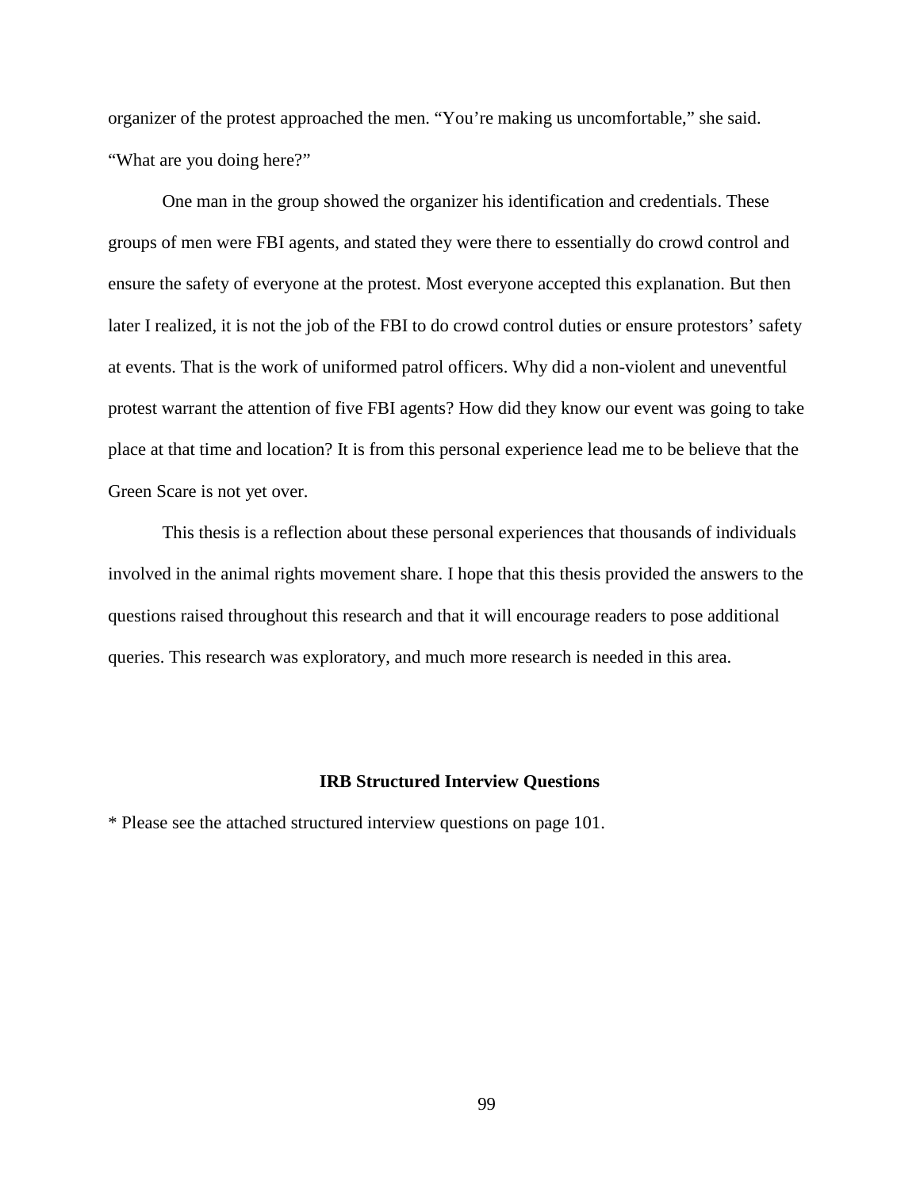organizer of the protest approached the men. “You’re making us uncomfortable,” she said. “What are you doing here?”

One man in the group showed the organizer his identification and credentials. These groups of men were FBI agents, and stated they were there to essentially do crowd control and ensure the safety of everyone at the protest. Most everyone accepted this explanation. But then later I realized, it is not the job of the FBI to do crowd control duties or ensure protestors’ safety at events. That is the work of uniformed patrol officers. Why did a non-violent and uneventful protest warrant the attention of five FBI agents? How did they know our event was going to take place at that time and location? It is from this personal experience lead me to be believe that the Green Scare is not yet over.

This thesis is a reflection about these personal experiences that thousands of individuals involved in the animal rights movement share. I hope that this thesis provided the answers to the questions raised throughout this research and that it will encourage readers to pose additional queries. This research was exploratory, and much more research is needed in this area.

## IRB Structured Interview Questions

* Please see the attached structured interview questions on page 101.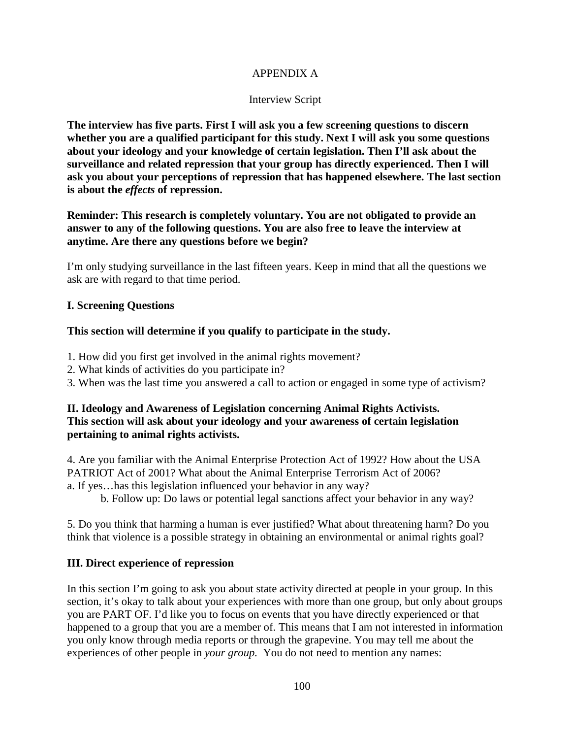APPENDIX A

Interview Script

**The interview has five parts. First I will ask you a few screening questions to discern whether you are a qualified participant for this study. Next I will ask you some questions about your ideology and your knowledge of certain legislation. Then I'll ask about the surveillance and related repression that your group has directly experienced. Then I will ask you about your perceptions of repression that has happened elsewhere. The last section is about the *effects* of repression.**

**Reminder: This research is completely voluntary. You are not obligated to provide an answer to any of the following questions. You are also free to leave the interview at anytime. Are there any questions before we begin?**

I'm only studying surveillance in the last fifteen years. Keep in mind that all the questions we ask are with regard to that time period.

**I. Screening Questions**

**This section will determine if you qualify to participate in the study.**

1. How did you first get involved in the animal rights movement?
2. What kinds of activities do you participate in?
3. When was the last time you answered a call to action or engaged in some type of activism?

**II. Ideology and Awareness of Legislation concerning Animal Rights Activists.**
**This section will ask about your ideology and your awareness of certain legislation pertaining to animal rights activists.**

4. Are you familiar with the Animal Enterprise Protection Act of 1992? How about the USA PATRIOT Act of 2001? What about the Animal Enterprise Terrorism Act of 2006?
a. If yes…has this legislation influenced your behavior in any way?
    b. Follow up: Do laws or potential legal sanctions affect your behavior in any way?

5. Do you think that harming a human is ever justified? What about threatening harm? Do you think that violence is a possible strategy in obtaining an environmental or animal rights goal?

**III. Direct experience of repression**

In this section I'm going to ask you about state activity directed at people in your group. In this section, it's okay to talk about your experiences with more than one group, but only about groups you are PART OF. I'd like you to focus on events that you have directly experienced or that happened to a group that you are a member of. This means that I am not interested in information you only know through media reports or through the grapevine. You may tell me about the experiences of other people in *your group*. You do not need to mention any names: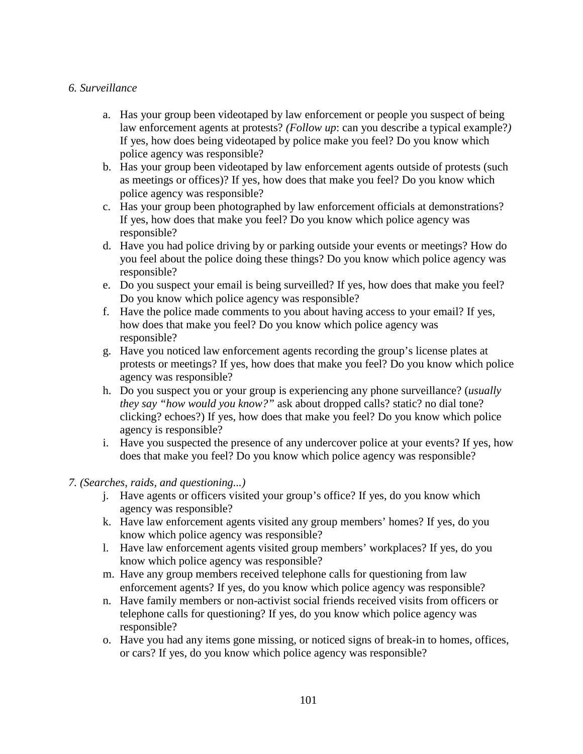*6. Surveillance*

a. Has your group been videotaped by law enforcement or people you suspect of being law enforcement agents at protests? *(Follow up*: can you describe a typical example?*)* If yes, how does being videotaped by police make you feel? Do you know which police agency was responsible?
b. Has your group been videotaped by law enforcement agents outside of protests (such as meetings or offices)? If yes, how does that make you feel? Do you know which police agency was responsible?
c. Has your group been photographed by law enforcement officials at demonstrations? If yes, how does that make you feel? Do you know which police agency was responsible?
d. Have you had police driving by or parking outside your events or meetings? How do you feel about the police doing these things? Do you know which police agency was responsible?
e. Do you suspect your email is being surveilled? If yes, how does that make you feel? Do you know which police agency was responsible?
f. Have the police made comments to you about having access to your email? If yes, how does that make you feel? Do you know which police agency was responsible?
g. Have you noticed law enforcement agents recording the group's license plates at protests or meetings? If yes, how does that make you feel? Do you know which police agency was responsible?
h. Do you suspect you or your group is experiencing any phone surveillance? (*usually they say "how would you know?"* ask about dropped calls? static? no dial tone? clicking? echoes?) If yes, how does that make you feel? Do you know which police agency is responsible?
i. Have you suspected the presence of any undercover police at your events? If yes, how does that make you feel? Do you know which police agency was responsible?

*7. (Searches, raids, and questioning...)*

j. Have agents or officers visited your group's office? If yes, do you know which agency was responsible?
k. Have law enforcement agents visited any group members' homes? If yes, do you know which police agency was responsible?
l. Have law enforcement agents visited group members' workplaces? If yes, do you know which police agency was responsible?
m. Have any group members received telephone calls for questioning from law enforcement agents? If yes, do you know which police agency was responsible?
n. Have family members or non-activist social friends received visits from officers or telephone calls for questioning? If yes, do you know which police agency was responsible?
o. Have you had any items gone missing, or noticed signs of break-in to homes, offices, or cars? If yes, do you know which police agency was responsible?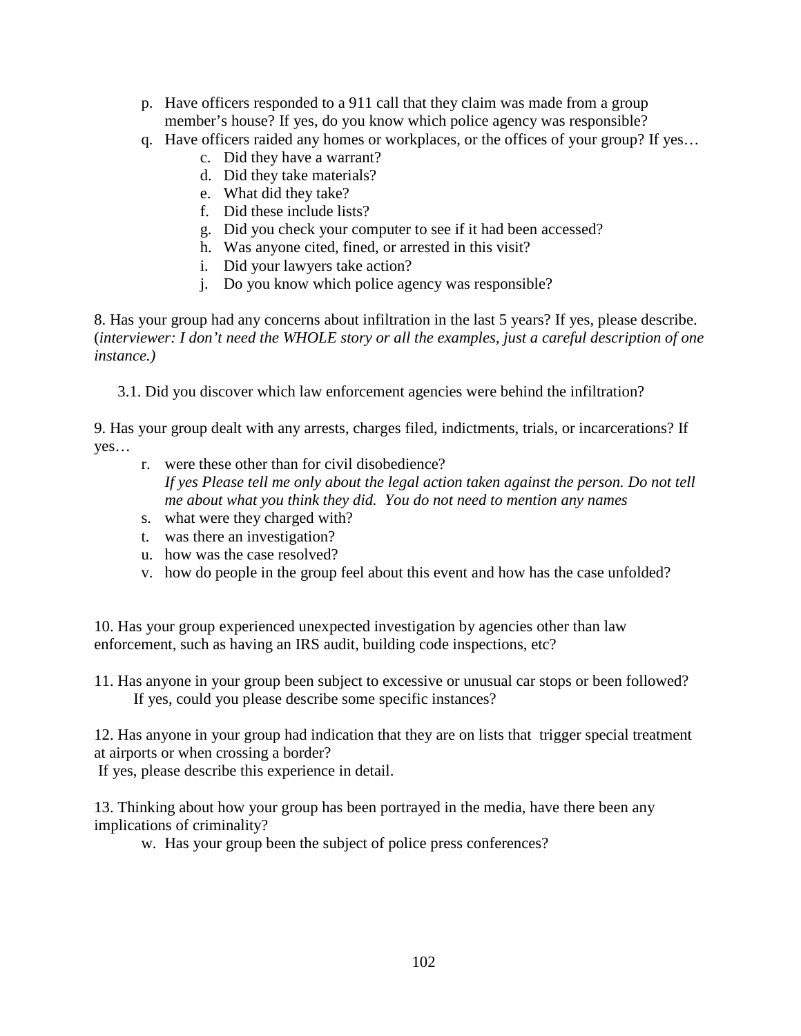p. Have officers responded to a 911 call that they claim was made from a group member's house? If yes, do you know which police agency was responsible?
q. Have officers raided any homes or workplaces, or the offices of your group? If yes…
    c. Did they have a warrant?
    d. Did they take materials?
    e. What did they take?
    f. Did these include lists?
    g. Did you check your computer to see if it had been accessed?
    h. Was anyone cited, fined, or arrested in this visit?
    i. Did your lawyers take action?
    j. Do you know which police agency was responsible?

8. Has your group had any concerns about infiltration in the last 5 years? If yes, please describe. (*interviewer: I don't need the WHOLE story or all the examples, just a careful description of one instance.)*

3.1. Did you discover which law enforcement agencies were behind the infiltration?

9. Has your group dealt with any arrests, charges filed, indictments, trials, or incarcerations? If yes…

r. were these other than for civil disobedience?
   *If yes Please tell me only about the legal action taken against the person. Do not tell me about what you think they did. You do not need to mention any names*
s. what were they charged with?
t. was there an investigation?
u. how was the case resolved?
v. how do people in the group feel about this event and how has the case unfolded?

10. Has your group experienced unexpected investigation by agencies other than law enforcement, such as having an IRS audit, building code inspections, etc?

11. Has anyone in your group been subject to excessive or unusual car stops or been followed? If yes, could you please describe some specific instances?

12. Has anyone in your group had indication that they are on lists that trigger special treatment at airports or when crossing a border?
If yes, please describe this experience in detail.

13. Thinking about how your group has been portrayed in the media, have there been any implications of criminality?

w. Has your group been the subject of police press conferences?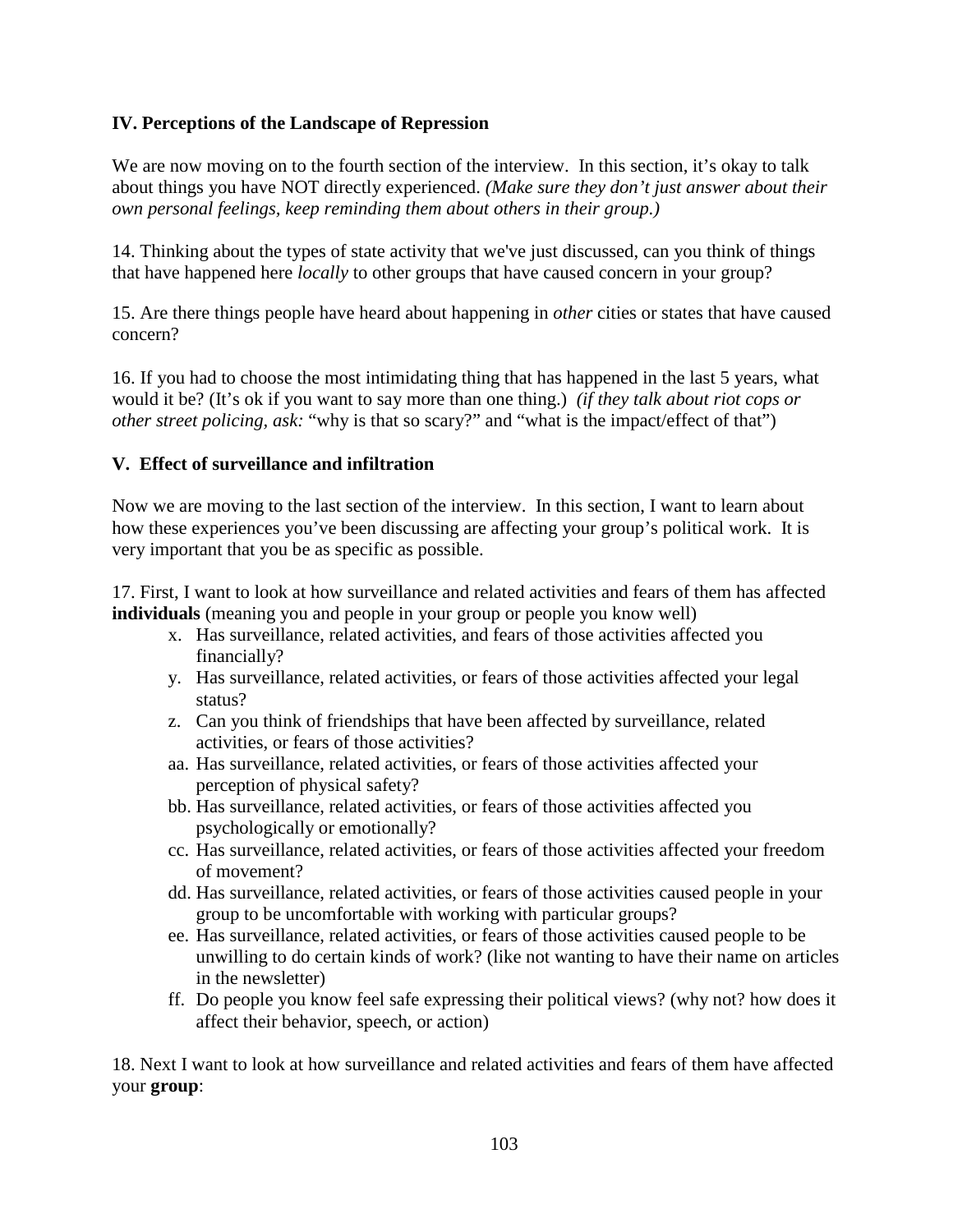**IV. Perceptions of the Landscape of Repression**

We are now moving on to the fourth section of the interview. In this section, it's okay to talk about things you have NOT directly experienced. *(Make sure they don't just answer about their own personal feelings, keep reminding them about others in their group.)*

14. Thinking about the types of state activity that we've just discussed, can you think of things that have happened here *locally* to other groups that have caused concern in your group?

15. Are there things people have heard about happening in *other* cities or states that have caused concern?

16. If you had to choose the most intimidating thing that has happened in the last 5 years, what would it be? (It's ok if you want to say more than one thing.) *(if they talk about riot cops or other street policing, ask:* "why is that so scary?" and "what is the impact/effect of that")

**V. Effect of surveillance and infiltration**

Now we are moving to the last section of the interview. In this section, I want to learn about how these experiences you've been discussing are affecting your group's political work. It is very important that you be as specific as possible.

17. First, I want to look at how surveillance and related activities and fears of them has affected **individuals** (meaning you and people in your group or people you know well)

x. Has surveillance, related activities, and fears of those activities affected you financially?
y. Has surveillance, related activities, or fears of those activities affected your legal status?
z. Can you think of friendships that have been affected by surveillance, related activities, or fears of those activities?
aa. Has surveillance, related activities, or fears of those activities affected your perception of physical safety?
bb. Has surveillance, related activities, or fears of those activities affected you psychologically or emotionally?
cc. Has surveillance, related activities, or fears of those activities affected your freedom of movement?
dd. Has surveillance, related activities, or fears of those activities caused people in your group to be uncomfortable with working with particular groups?
ee. Has surveillance, related activities, or fears of those activities caused people to be unwilling to do certain kinds of work? (like not wanting to have their name on articles in the newsletter)
ff. Do people you know feel safe expressing their political views? (why not? how does it affect their behavior, speech, or action)

18. Next I want to look at how surveillance and related activities and fears of them have affected your **group**: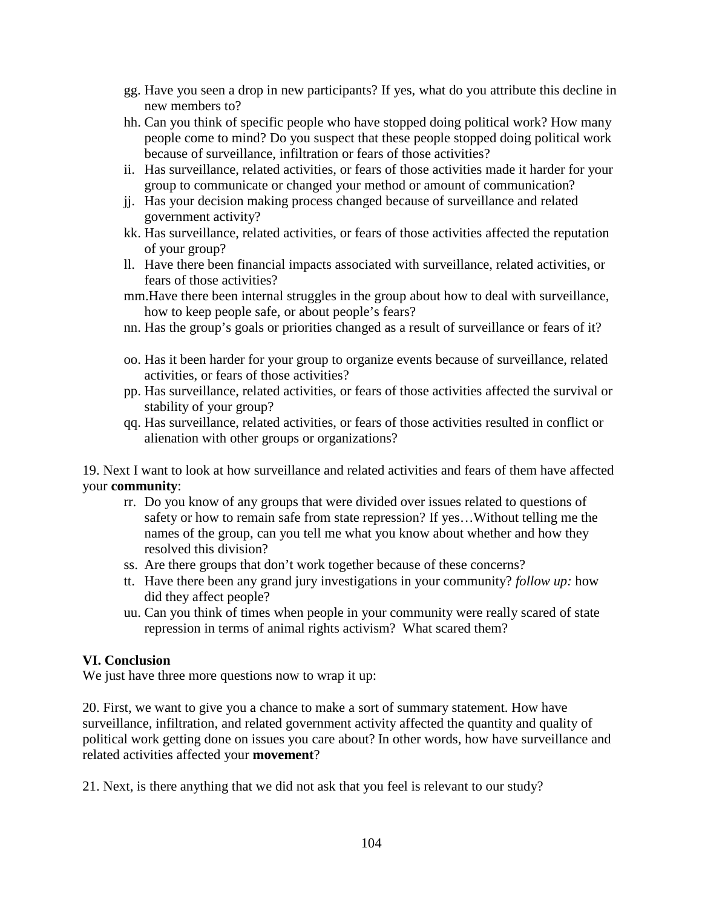gg. Have you seen a drop in new participants? If yes, what do you attribute this decline in new members to?

hh. Can you think of specific people who have stopped doing political work? How many people come to mind? Do you suspect that these people stopped doing political work because of surveillance, infiltration or fears of those activities?

ii. Has surveillance, related activities, or fears of those activities made it harder for your group to communicate or changed your method or amount of communication?

jj. Has your decision making process changed because of surveillance and related government activity?

kk. Has surveillance, related activities, or fears of those activities affected the reputation of your group?

ll. Have there been financial impacts associated with surveillance, related activities, or fears of those activities?

mm. Have there been internal struggles in the group about how to deal with surveillance, how to keep people safe, or about people's fears?

nn. Has the group's goals or priorities changed as a result of surveillance or fears of it?

oo. Has it been harder for your group to organize events because of surveillance, related activities, or fears of those activities?

pp. Has surveillance, related activities, or fears of those activities affected the survival or stability of your group?

qq. Has surveillance, related activities, or fears of those activities resulted in conflict or alienation with other groups or organizations?

19. Next I want to look at how surveillance and related activities and fears of them have affected your **community**:

rr. Do you know of any groups that were divided over issues related to questions of safety or how to remain safe from state repression? If yes…Without telling me the names of the group, can you tell me what you know about whether and how they resolved this division?

ss. Are there groups that don't work together because of these concerns?

tt. Have there been any grand jury investigations in your community? *follow up:* how did they affect people?

uu. Can you think of times when people in your community were really scared of state repression in terms of animal rights activism? What scared them?

**VI. Conclusion**

We just have three more questions now to wrap it up:

20. First, we want to give you a chance to make a sort of summary statement. How have surveillance, infiltration, and related government activity affected the quantity and quality of political work getting done on issues you care about? In other words, how have surveillance and related activities affected your **movement**?

21. Next, is there anything that we did not ask that you feel is relevant to our study?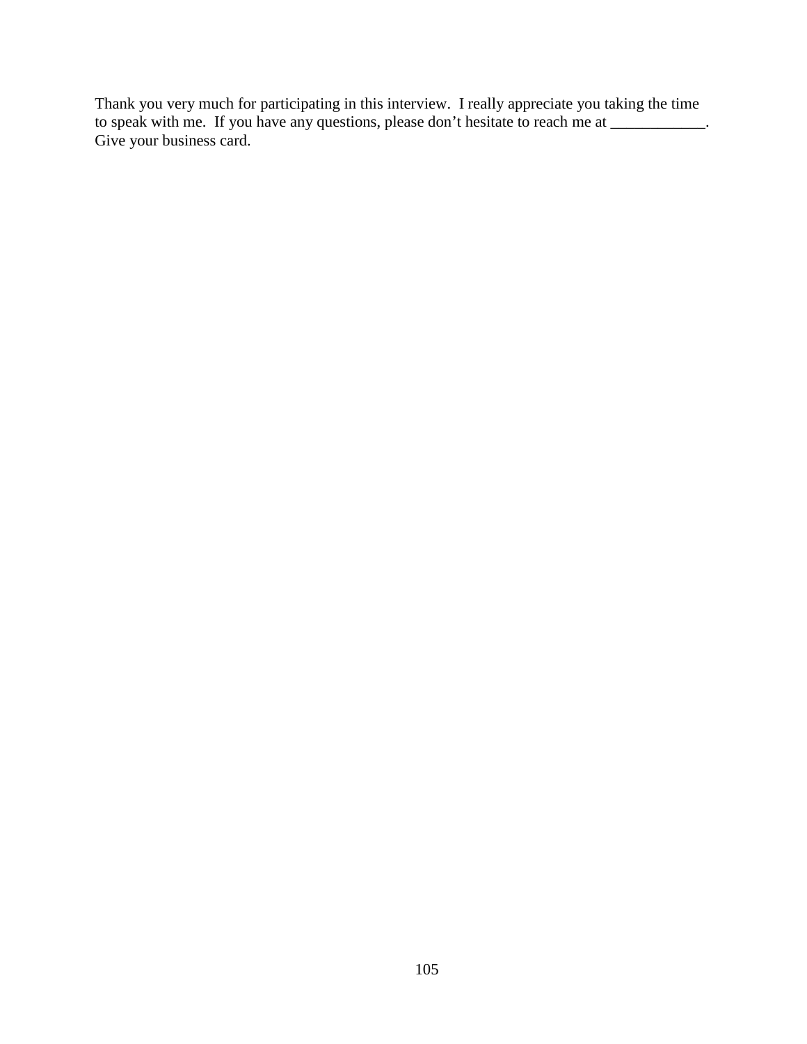Thank you very much for participating in this interview. I really appreciate you taking the time to speak with me. If you have any questions, please don't hesitate to reach me at ____________. Give your business card.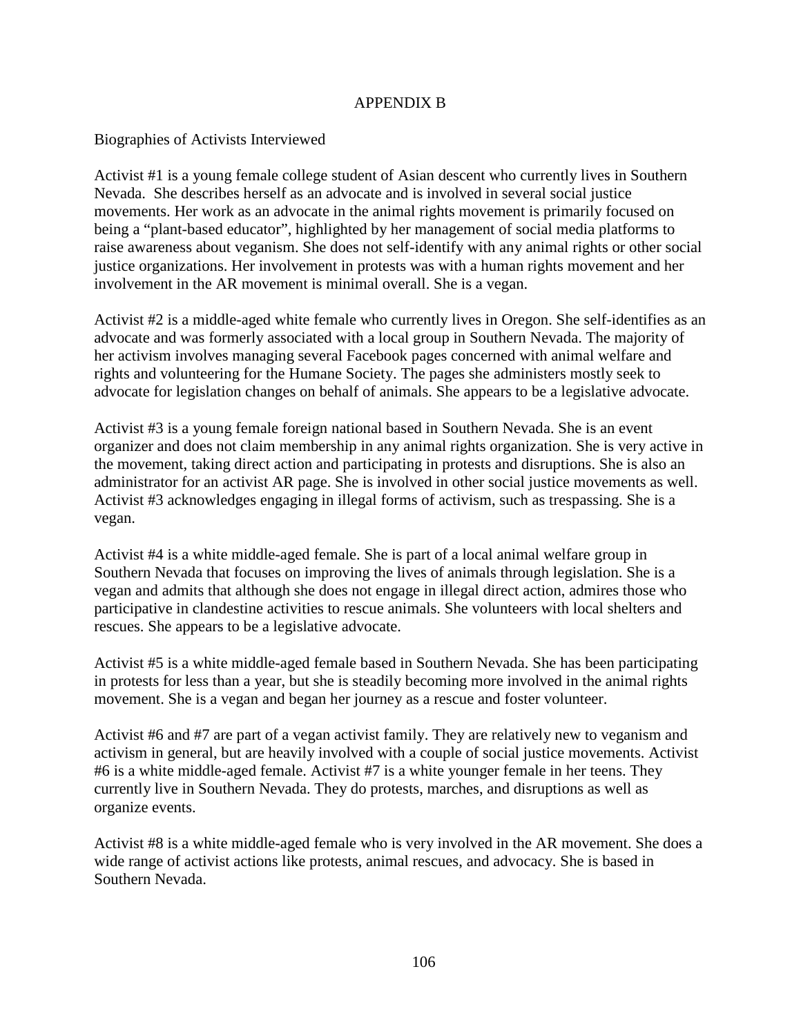# APPENDIX B

Biographies of Activists Interviewed

Activist #1 is a young female college student of Asian descent who currently lives in Southern Nevada. She describes herself as an advocate and is involved in several social justice movements. Her work as an advocate in the animal rights movement is primarily focused on being a "plant-based educator", highlighted by her management of social media platforms to raise awareness about veganism. She does not self-identify with any animal rights or other social justice organizations. Her involvement in protests was with a human rights movement and her involvement in the AR movement is minimal overall. She is a vegan.

Activist #2 is a middle-aged white female who currently lives in Oregon. She self-identifies as an advocate and was formerly associated with a local group in Southern Nevada. The majority of her activism involves managing several Facebook pages concerned with animal welfare and rights and volunteering for the Humane Society. The pages she administers mostly seek to advocate for legislation changes on behalf of animals. She appears to be a legislative advocate.

Activist #3 is a young female foreign national based in Southern Nevada. She is an event organizer and does not claim membership in any animal rights organization. She is very active in the movement, taking direct action and participating in protests and disruptions. She is also an administrator for an activist AR page. She is involved in other social justice movements as well. Activist #3 acknowledges engaging in illegal forms of activism, such as trespassing. She is a vegan.

Activist #4 is a white middle-aged female. She is part of a local animal welfare group in Southern Nevada that focuses on improving the lives of animals through legislation. She is a vegan and admits that although she does not engage in illegal direct action, admires those who participative in clandestine activities to rescue animals. She volunteers with local shelters and rescues. She appears to be a legislative advocate.

Activist #5 is a white middle-aged female based in Southern Nevada. She has been participating in protests for less than a year, but she is steadily becoming more involved in the animal rights movement. She is a vegan and began her journey as a rescue and foster volunteer.

Activist #6 and #7 are part of a vegan activist family. They are relatively new to veganism and activism in general, but are heavily involved with a couple of social justice movements. Activist #6 is a white middle-aged female. Activist #7 is a white younger female in her teens. They currently live in Southern Nevada. They do protests, marches, and disruptions as well as organize events.

Activist #8 is a white middle-aged female who is very involved in the AR movement. She does a wide range of activist actions like protests, animal rescues, and advocacy. She is based in Southern Nevada.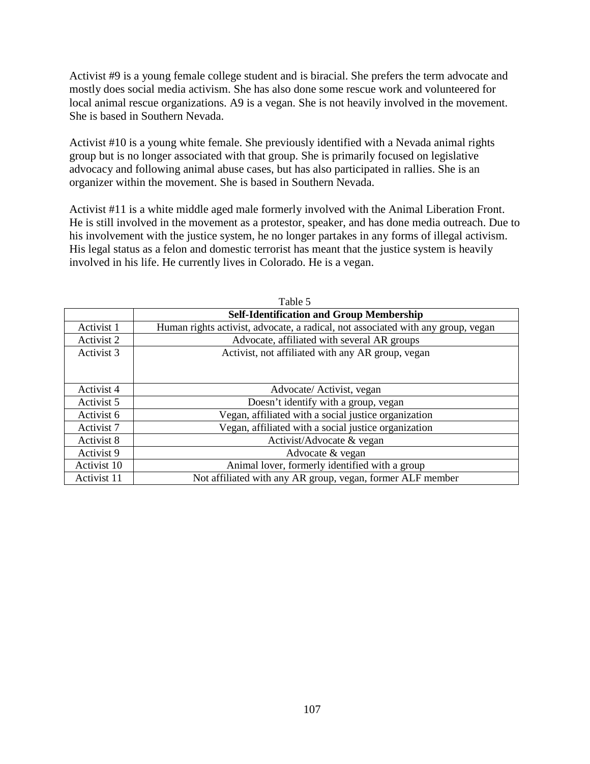Activist #9 is a young female college student and is biracial. She prefers the term advocate and mostly does social media activism. She has also done some rescue work and volunteered for local animal rescue organizations. A9 is a vegan. She is not heavily involved in the movement. She is based in Southern Nevada.

Activist #10 is a young white female. She previously identified with a Nevada animal rights group but is no longer associated with that group. She is primarily focused on legislative advocacy and following animal abuse cases, but has also participated in rallies. She is an organizer within the movement. She is based in Southern Nevada.

Activist #11 is a white middle aged male formerly involved with the Animal Liberation Front. He is still involved in the movement as a protestor, speaker, and has done media outreach. Due to his involvement with the justice system, he no longer partakes in any forms of illegal activism. His legal status as a felon and domestic terrorist has meant that the justice system is heavily involved in his life. He currently lives in Colorado. He is a vegan.

Table 5

| | **Self-Identification and Group Membership** |
|---|---|
| Activist 1 | Human rights activist, advocate, a radical, not associated with any group, vegan |
| Activist 2 | Advocate, affiliated with several AR groups |
| Activist 3 | Activist, not affiliated with any AR group, vegan |
| Activist 4 | Advocate/ Activist, vegan |
| Activist 5 | Doesn't identify with a group, vegan |
| Activist 6 | Vegan, affiliated with a social justice organization |
| Activist 7 | Vegan, affiliated with a social justice organization |
| Activist 8 | Activist/Advocate & vegan |
| Activist 9 | Advocate & vegan |
| Activist 10 | Animal lover, formerly identified with a group |
| Activist 11 | Not affiliated with any AR group, vegan, former ALF member |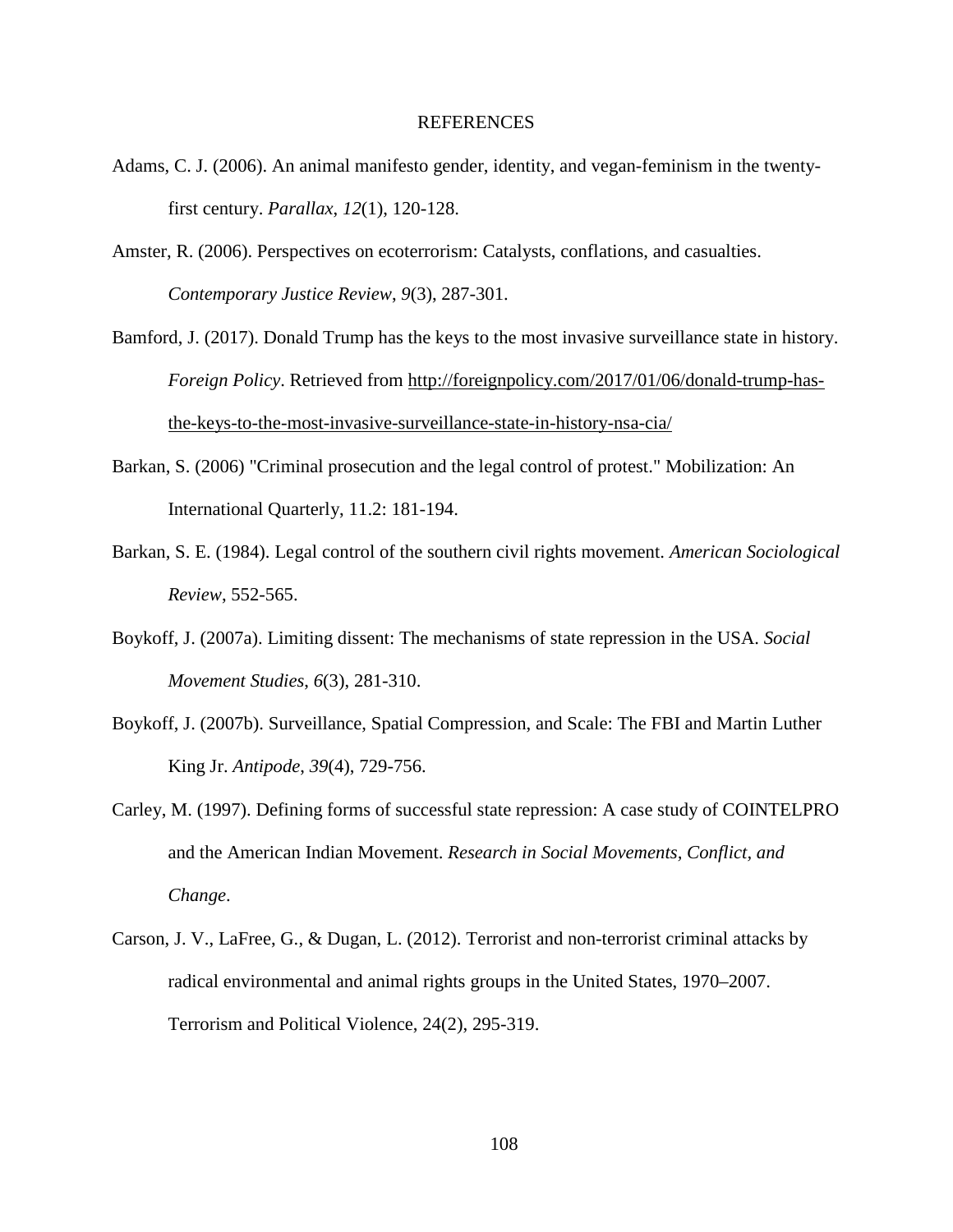# REFERENCES

Adams, C. J. (2006). An animal manifesto gender, identity, and vegan-feminism in the twenty-first century. *Parallax*, *12*(1), 120-128.

Amster, R. (2006). Perspectives on ecoterrorism: Catalysts, conflations, and casualties. *Contemporary Justice Review*, *9*(3), 287-301.

Bamford, J. (2017). Donald Trump has the keys to the most invasive surveillance state in history. *Foreign Policy*. Retrieved from http://foreignpolicy.com/2017/01/06/donald-trump-has-the-keys-to-the-most-invasive-surveillance-state-in-history-nsa-cia/

Barkan, S. (2006) "Criminal prosecution and the legal control of protest." Mobilization: An International Quarterly, 11.2: 181-194.

Barkan, S. E. (1984). Legal control of the southern civil rights movement. *American Sociological Review*, 552-565.

Boykoff, J. (2007a). Limiting dissent: The mechanisms of state repression in the USA. *Social Movement Studies*, *6*(3), 281-310.

Boykoff, J. (2007b). Surveillance, Spatial Compression, and Scale: The FBI and Martin Luther King Jr. *Antipode*, *39*(4), 729-756.

Carley, M. (1997). Defining forms of successful state repression: A case study of COINTELPRO and the American Indian Movement. *Research in Social Movements, Conflict, and Change*.

Carson, J. V., LaFree, G., & Dugan, L. (2012). Terrorist and non-terrorist criminal attacks by radical environmental and animal rights groups in the United States, 1970–2007. Terrorism and Political Violence, 24(2), 295-319.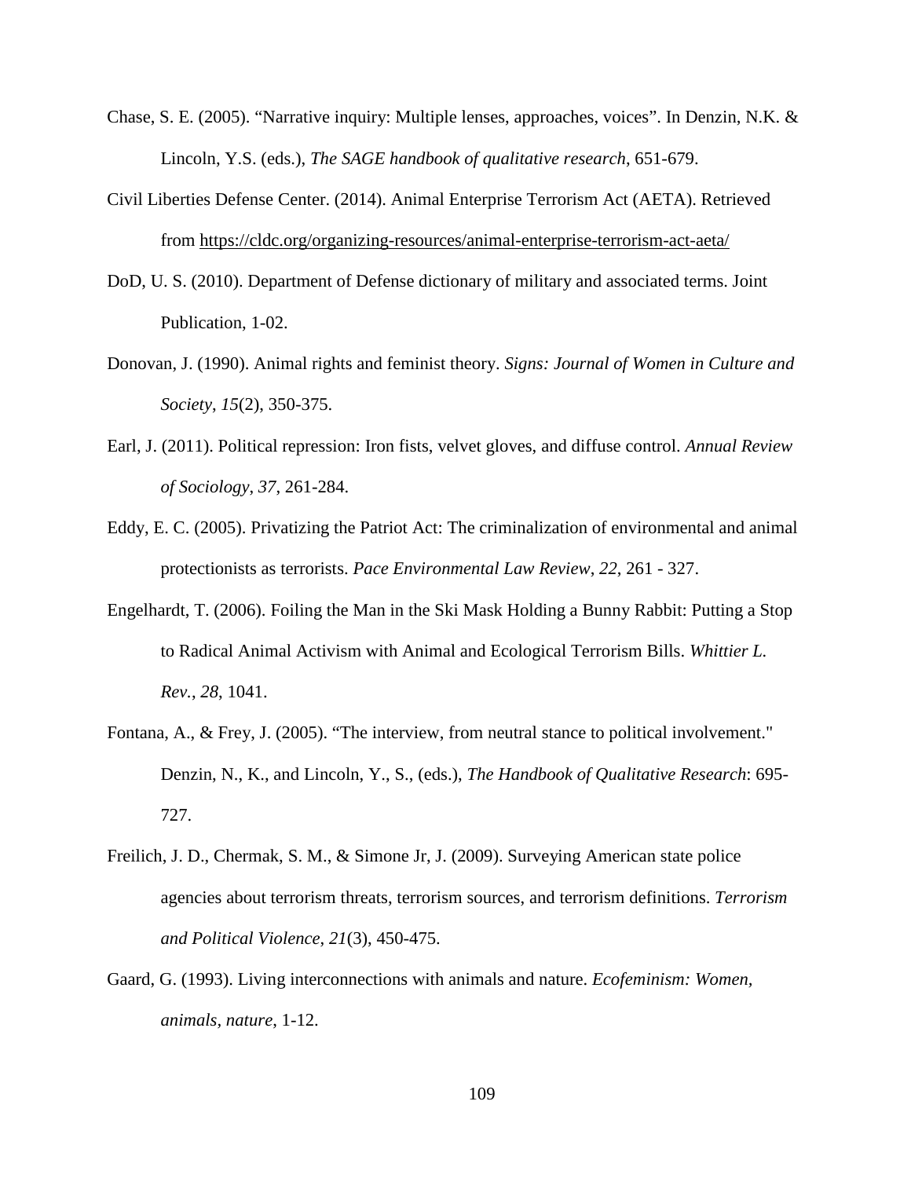Chase, S. E. (2005). “Narrative inquiry: Multiple lenses, approaches, voices”. In Denzin, N.K. & Lincoln, Y.S. (eds.), *The SAGE handbook of qualitative research*, 651-679.

Civil Liberties Defense Center. (2014). Animal Enterprise Terrorism Act (AETA). Retrieved from https://cldc.org/organizing-resources/animal-enterprise-terrorism-act-aeta/

DoD, U. S. (2010). Department of Defense dictionary of military and associated terms. Joint Publication, 1-02.

Donovan, J. (1990). Animal rights and feminist theory. *Signs: Journal of Women in Culture and Society*, *15*(2), 350-375.

Earl, J. (2011). Political repression: Iron fists, velvet gloves, and diffuse control. *Annual Review of Sociology*, *37*, 261-284.

Eddy, E. C. (2005). Privatizing the Patriot Act: The criminalization of environmental and animal protectionists as terrorists. *Pace Environmental Law Review*, *22*, 261 - 327.

Engelhardt, T. (2006). Foiling the Man in the Ski Mask Holding a Bunny Rabbit: Putting a Stop to Radical Animal Activism with Animal and Ecological Terrorism Bills. *Whittier L. Rev.*, *28*, 1041.

Fontana, A., & Frey, J. (2005). “The interview, from neutral stance to political involvement." Denzin, N., K., and Lincoln, Y., S., (eds.), *The Handbook of Qualitative Research*: 695-727.

Freilich, J. D., Chermak, S. M., & Simone Jr, J. (2009). Surveying American state police agencies about terrorism threats, terrorism sources, and terrorism definitions. *Terrorism and Political Violence*, *21*(3), 450-475.

Gaard, G. (1993). Living interconnections with animals and nature. *Ecofeminism: Women, animals, nature*, 1-12.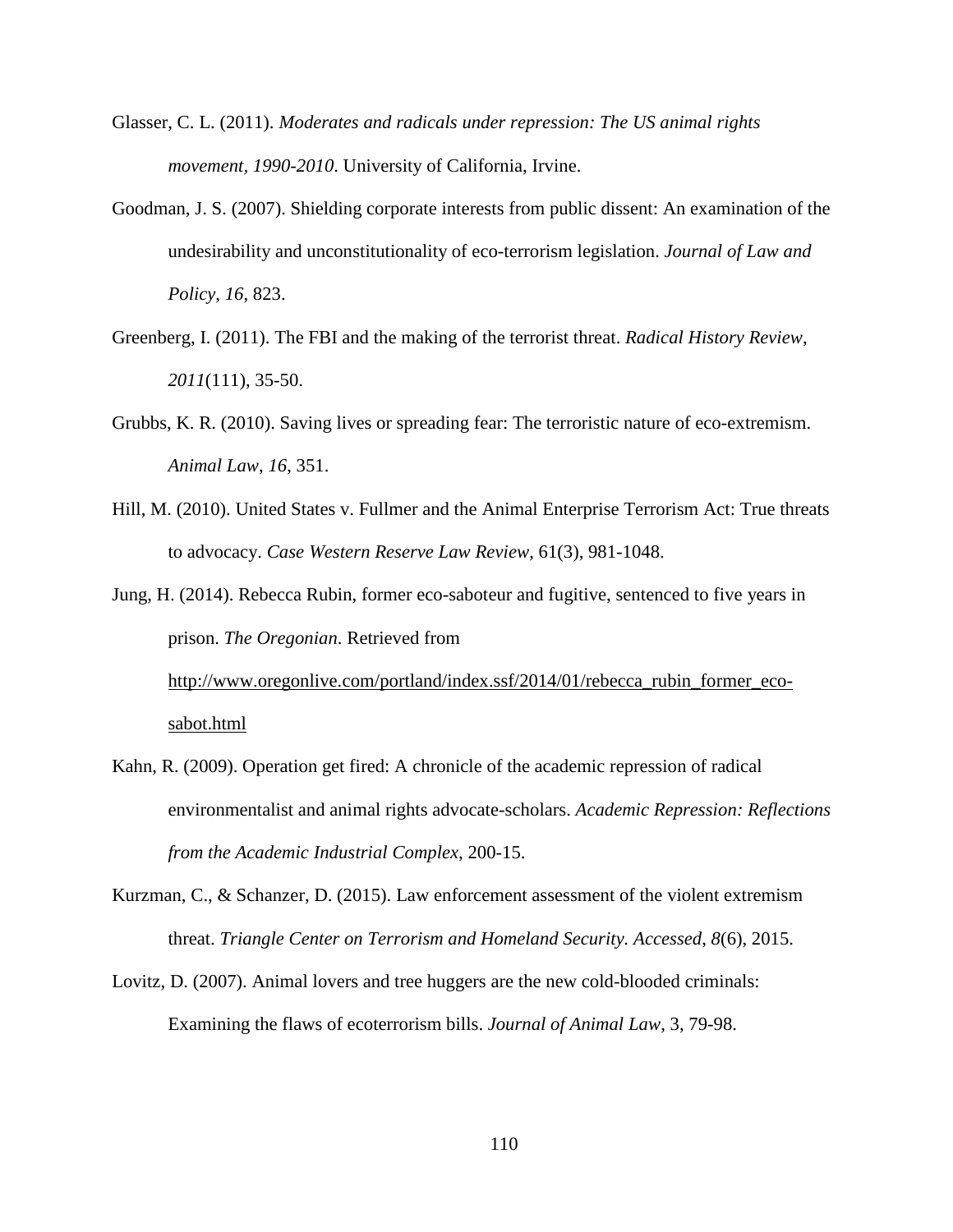Glasser, C. L. (2011). *Moderates and radicals under repression: The US animal rights movement, 1990-2010*. University of California, Irvine.

Goodman, J. S. (2007). Shielding corporate interests from public dissent: An examination of the undesirability and unconstitutionality of eco-terrorism legislation. *Journal of Law and Policy*, *16*, 823.

Greenberg, I. (2011). The FBI and the making of the terrorist threat. *Radical History Review*, *2011*(111), 35-50.

Grubbs, K. R. (2010). Saving lives or spreading fear: The terroristic nature of eco-extremism. *Animal Law*, *16*, 351.

Hill, M. (2010). United States v. Fullmer and the Animal Enterprise Terrorism Act: True threats to advocacy. *Case Western Reserve Law Review*, 61(3), 981-1048.

Jung, H. (2014). Rebecca Rubin, former eco-saboteur and fugitive, sentenced to five years in prison. *The Oregonian*. Retrieved from http://www.oregonlive.com/portland/index.ssf/2014/01/rebecca_rubin_former_eco-sabot.html

Kahn, R. (2009). Operation get fired: A chronicle of the academic repression of radical environmentalist and animal rights advocate-scholars. *Academic Repression: Reflections from the Academic Industrial Complex*, 200-15.

Kurzman, C., & Schanzer, D. (2015). Law enforcement assessment of the violent extremism threat. *Triangle Center on Terrorism and Homeland Security. Accessed*, *8*(6), 2015.

Lovitz, D. (2007). Animal lovers and tree huggers are the new cold-blooded criminals: Examining the flaws of ecoterrorism bills. *Journal of Animal Law*, 3, 79-98.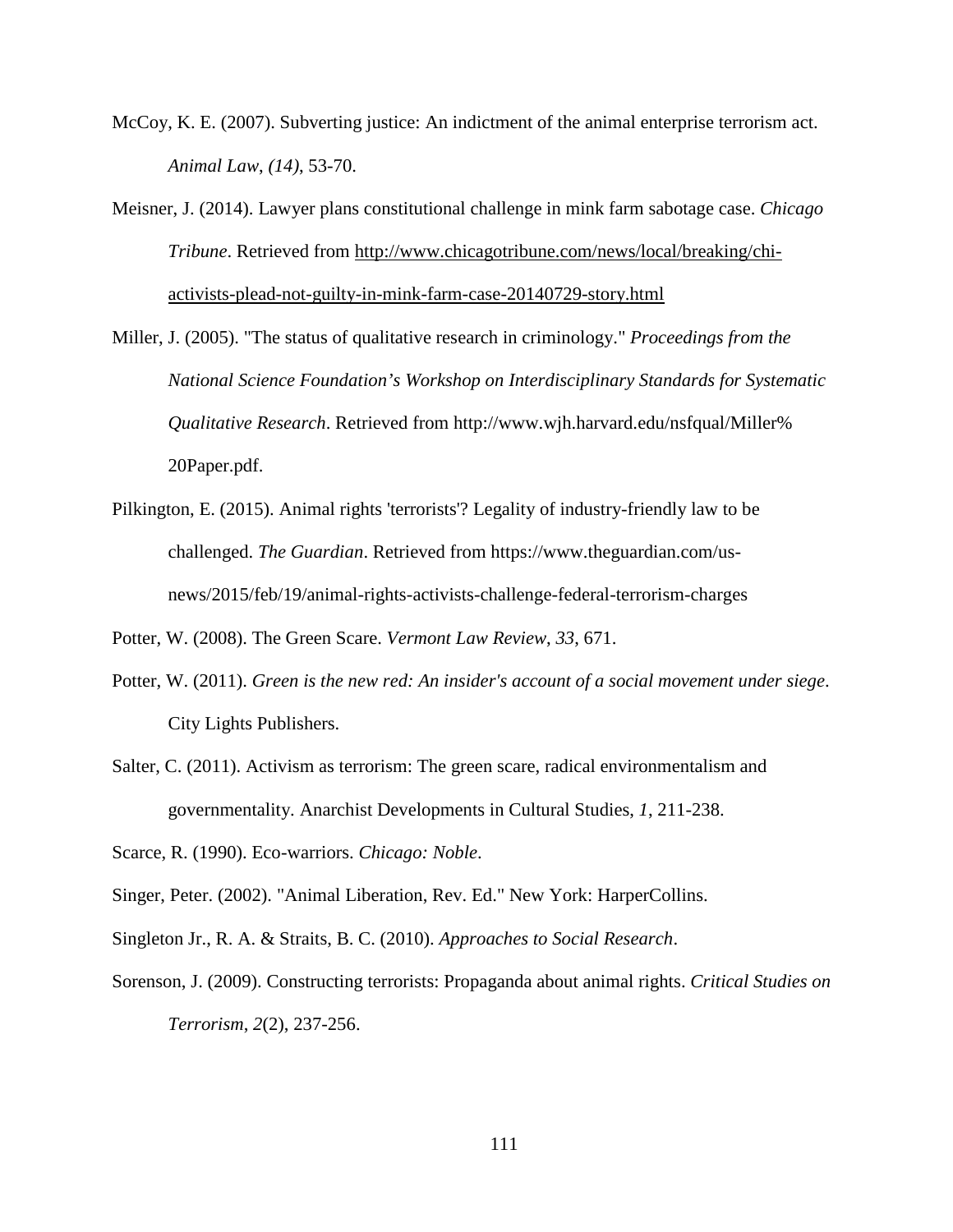McCoy, K. E. (2007). Subverting justice: An indictment of the animal enterprise terrorism act. *Animal Law, (14)*, 53-70.

Meisner, J. (2014). Lawyer plans constitutional challenge in mink farm sabotage case. *Chicago Tribune*. Retrieved from http://www.chicagotribune.com/news/local/breaking/chi-activists-plead-not-guilty-in-mink-farm-case-20140729-story.html

Miller, J. (2005). "The status of qualitative research in criminology." *Proceedings from the National Science Foundation's Workshop on Interdisciplinary Standards for Systematic Qualitative Research*. Retrieved from http://www.wjh.harvard.edu/nsfqual/Miller%20Paper.pdf.

Pilkington, E. (2015). Animal rights 'terrorists'? Legality of industry-friendly law to be challenged. *The Guardian*. Retrieved from https://www.theguardian.com/us-news/2015/feb/19/animal-rights-activists-challenge-federal-terrorism-charges

Potter, W. (2008). The Green Scare. *Vermont Law Review, 33*, 671.

Potter, W. (2011). *Green is the new red: An insider's account of a social movement under siege*. City Lights Publishers.

Salter, C. (2011). Activism as terrorism: The green scare, radical environmentalism and governmentality. Anarchist Developments in Cultural Studies, *1*, 211-238.

Scarce, R. (1990). Eco-warriors. *Chicago: Noble*.

Singer, Peter. (2002). "Animal Liberation, Rev. Ed." New York: HarperCollins.

Singleton Jr., R. A. & Straits, B. C. (2010). *Approaches to Social Research*.

Sorenson, J. (2009). Constructing terrorists: Propaganda about animal rights. *Critical Studies on Terrorism*, *2*(2), 237-256.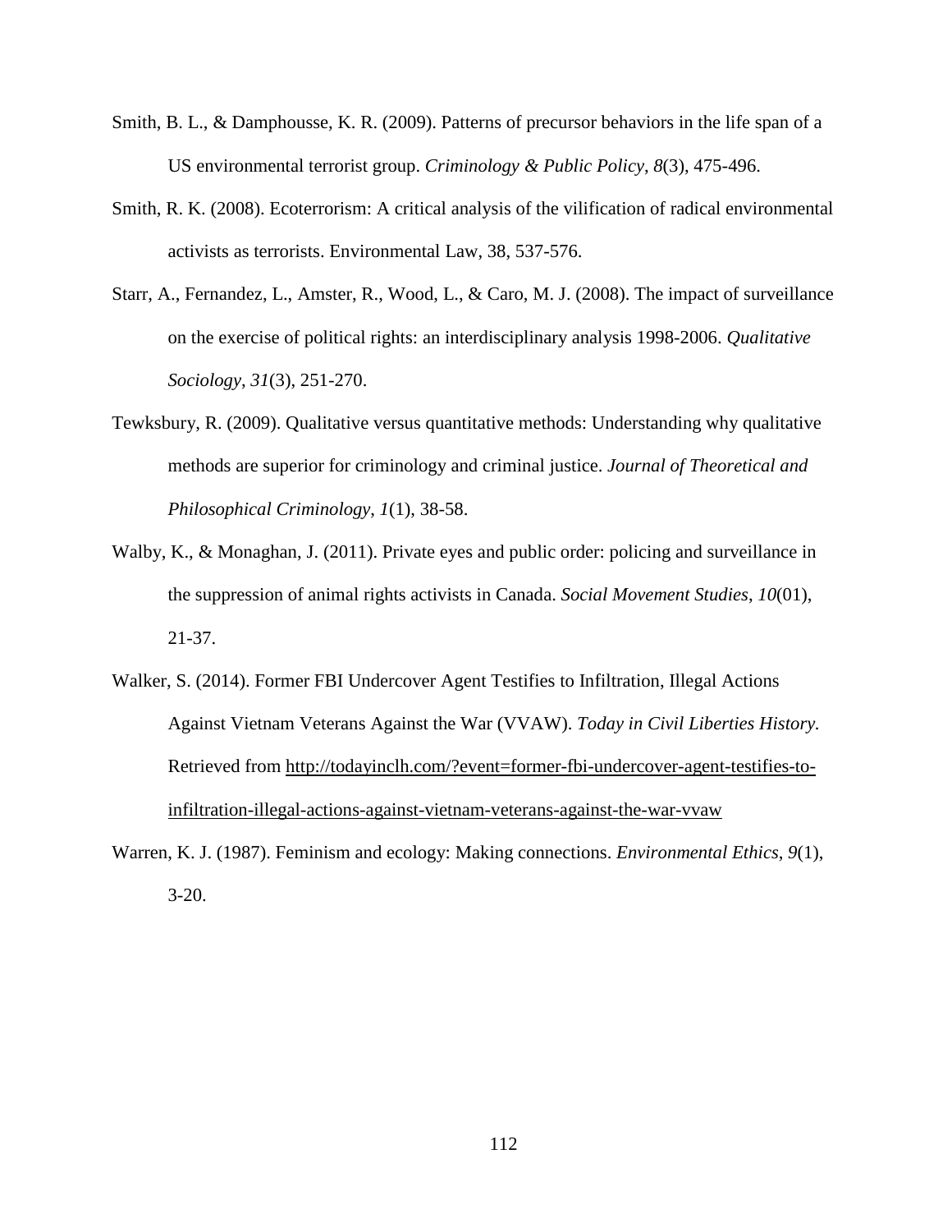Smith, B. L., & Damphousse, K. R. (2009). Patterns of precursor behaviors in the life span of a US environmental terrorist group. *Criminology & Public Policy*, *8*(3), 475-496.

Smith, R. K. (2008). Ecoterrorism: A critical analysis of the vilification of radical environmental activists as terrorists. Environmental Law, 38, 537-576.

Starr, A., Fernandez, L., Amster, R., Wood, L., & Caro, M. J. (2008). The impact of surveillance on the exercise of political rights: an interdisciplinary analysis 1998-2006. *Qualitative Sociology*, *31*(3), 251-270.

Tewksbury, R. (2009). Qualitative versus quantitative methods: Understanding why qualitative methods are superior for criminology and criminal justice. *Journal of Theoretical and Philosophical Criminology*, *1*(1), 38-58.

Walby, K., & Monaghan, J. (2011). Private eyes and public order: policing and surveillance in the suppression of animal rights activists in Canada. *Social Movement Studies*, *10*(01), 21-37.

Walker, S. (2014). Former FBI Undercover Agent Testifies to Infiltration, Illegal Actions Against Vietnam Veterans Against the War (VVAW). *Today in Civil Liberties History*. Retrieved from http://todayinclh.com/?event=former-fbi-undercover-agent-testifies-to-infiltration-illegal-actions-against-vietnam-veterans-against-the-war-vvaw

Warren, K. J. (1987). Feminism and ecology: Making connections. *Environmental Ethics*, *9*(1), 3-20.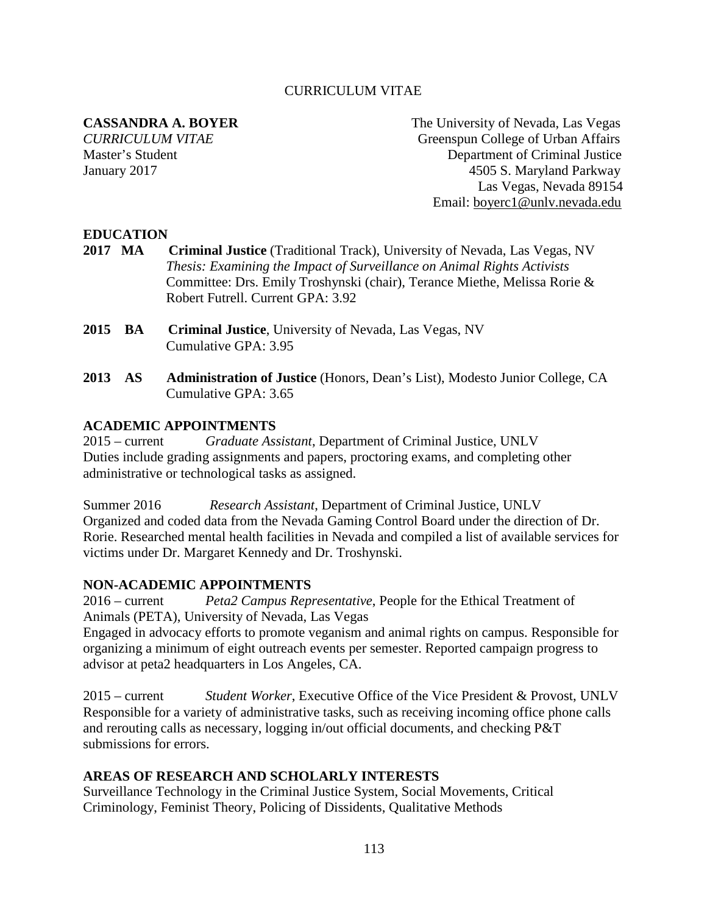CURRICULUM VITAE

**CASSANDRA A. BOYER**
*CURRICULUM VITAE*
Master's Student
January 2017

The University of Nevada, Las Vegas
Greenspun College of Urban Affairs
Department of Criminal Justice
4505 S. Maryland Parkway
Las Vegas, Nevada 89154
Email: boyerc1@unlv.nevada.edu

## EDUCATION

**2017 MA** **Criminal Justice** (Traditional Track), University of Nevada, Las Vegas, NV
*Thesis: Examining the Impact of Surveillance on Animal Rights Activists*
Committee: Drs. Emily Troshynski (chair), Terance Miethe, Melissa Rorie & Robert Futrell. Current GPA: 3.92

**2015 BA** **Criminal Justice**, University of Nevada, Las Vegas, NV
Cumulative GPA: 3.95

**2013 AS** **Administration of Justice** (Honors, Dean's List), Modesto Junior College, CA
Cumulative GPA: 3.65

## ACADEMIC APPOINTMENTS

2015 – current *Graduate Assistant*, Department of Criminal Justice, UNLV
Duties include grading assignments and papers, proctoring exams, and completing other administrative or technological tasks as assigned.

Summer 2016 *Research Assistant*, Department of Criminal Justice, UNLV
Organized and coded data from the Nevada Gaming Control Board under the direction of Dr. Rorie. Researched mental health facilities in Nevada and compiled a list of available services for victims under Dr. Margaret Kennedy and Dr. Troshynski.

## NON-ACADEMIC APPOINTMENTS

2016 – current *Peta2 Campus Representative*, People for the Ethical Treatment of Animals (PETA), University of Nevada, Las Vegas
Engaged in advocacy efforts to promote veganism and animal rights on campus. Responsible for organizing a minimum of eight outreach events per semester. Reported campaign progress to advisor at peta2 headquarters in Los Angeles, CA.

2015 – current *Student Worker*, Executive Office of the Vice President & Provost, UNLV
Responsible for a variety of administrative tasks, such as receiving incoming office phone calls and rerouting calls as necessary, logging in/out official documents, and checking P&T submissions for errors.

## AREAS OF RESEARCH AND SCHOLARLY INTERESTS

Surveillance Technology in the Criminal Justice System, Social Movements, Critical Criminology, Feminist Theory, Policing of Dissidents, Qualitative Methods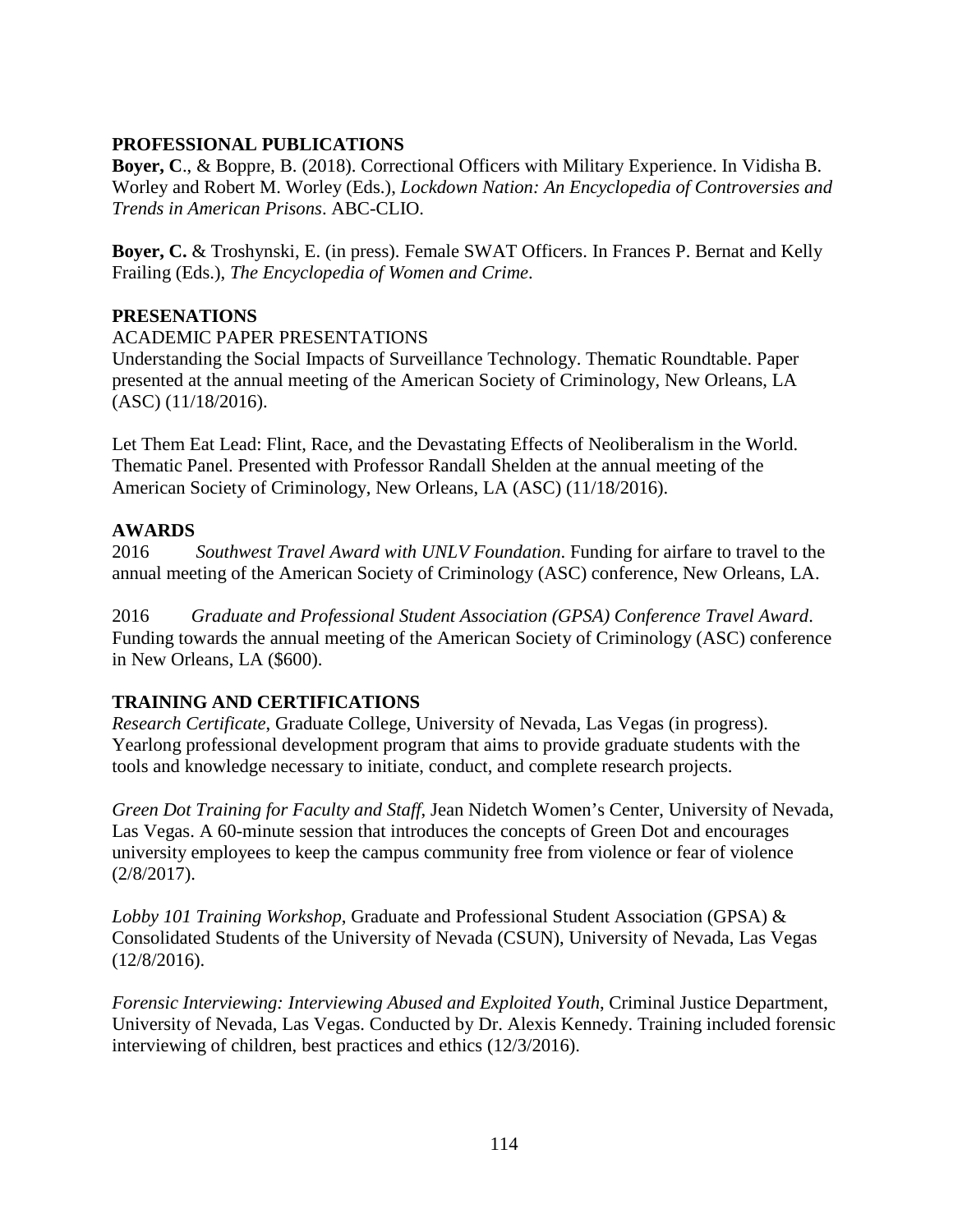## PROFESSIONAL PUBLICATIONS

**Boyer, C**., & Boppre, B. (2018). Correctional Officers with Military Experience. In Vidisha B. Worley and Robert M. Worley (Eds.), *Lockdown Nation: An Encyclopedia of Controversies and Trends in American Prisons*. ABC-CLIO.

**Boyer, C.** & Troshynski, E. (in press). Female SWAT Officers. In Frances P. Bernat and Kelly Frailing (Eds.), *The Encyclopedia of Women and Crime*.

## PRESENATIONS

ACADEMIC PAPER PRESENTATIONS

Understanding the Social Impacts of Surveillance Technology. Thematic Roundtable. Paper presented at the annual meeting of the American Society of Criminology, New Orleans, LA (ASC) (11/18/2016).

Let Them Eat Lead: Flint, Race, and the Devastating Effects of Neoliberalism in the World. Thematic Panel. Presented with Professor Randall Shelden at the annual meeting of the American Society of Criminology, New Orleans, LA (ASC) (11/18/2016).

## AWARDS

2016 *Southwest Travel Award with UNLV Foundation*. Funding for airfare to travel to the annual meeting of the American Society of Criminology (ASC) conference, New Orleans, LA.

2016 *Graduate and Professional Student Association (GPSA) Conference Travel Award*. Funding towards the annual meeting of the American Society of Criminology (ASC) conference in New Orleans, LA ($600).

## TRAINING AND CERTIFICATIONS

*Research Certificate*, Graduate College, University of Nevada, Las Vegas (in progress). Yearlong professional development program that aims to provide graduate students with the tools and knowledge necessary to initiate, conduct, and complete research projects.

*Green Dot Training for Faculty and Staff*, Jean Nidetch Women's Center, University of Nevada, Las Vegas. A 60-minute session that introduces the concepts of Green Dot and encourages university employees to keep the campus community free from violence or fear of violence (2/8/2017).

*Lobby 101 Training Workshop*, Graduate and Professional Student Association (GPSA) & Consolidated Students of the University of Nevada (CSUN), University of Nevada, Las Vegas (12/8/2016).

*Forensic Interviewing: Interviewing Abused and Exploited Youth*, Criminal Justice Department, University of Nevada, Las Vegas. Conducted by Dr. Alexis Kennedy. Training included forensic interviewing of children, best practices and ethics (12/3/2016).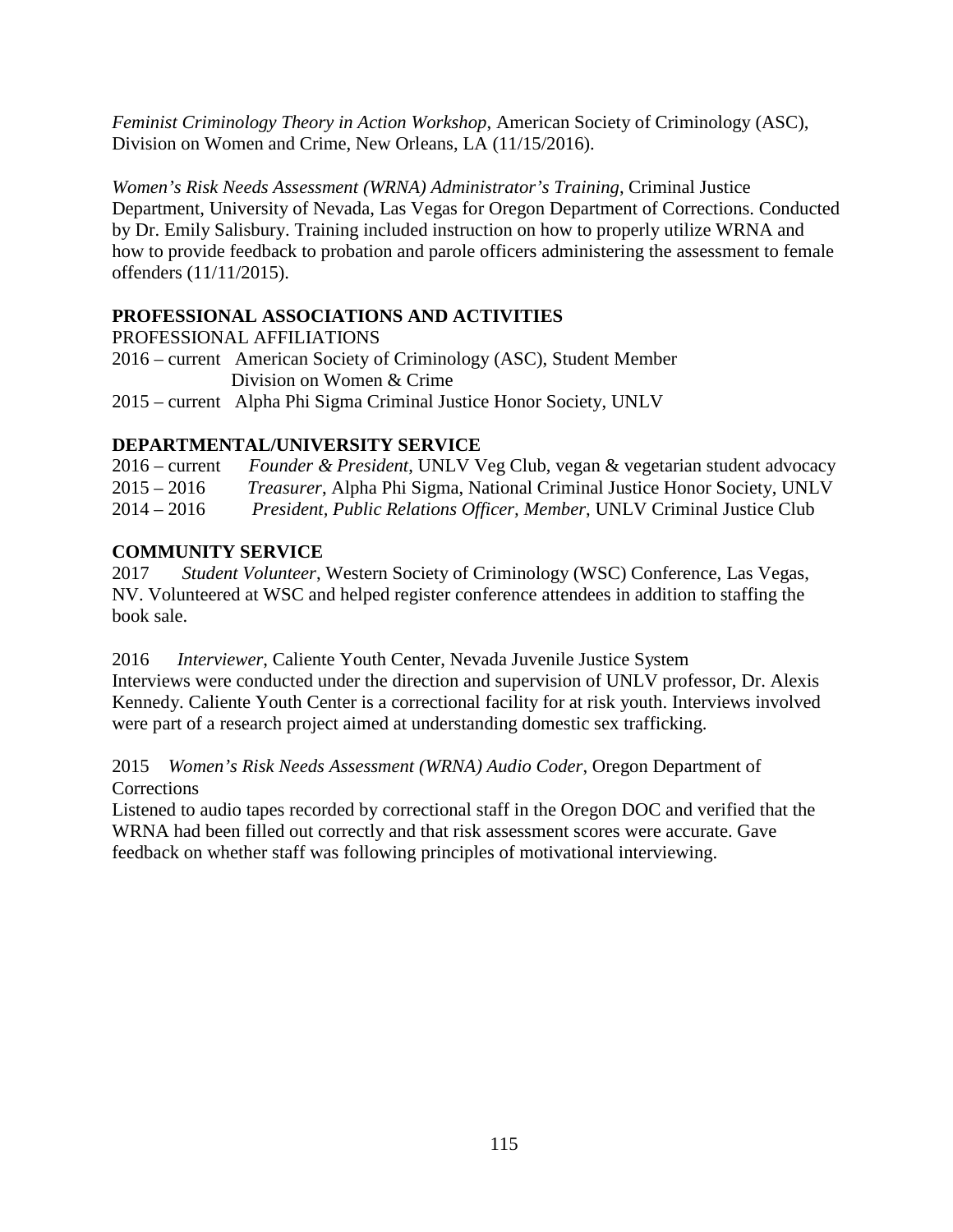*Feminist Criminology Theory in Action Workshop*, American Society of Criminology (ASC), Division on Women and Crime, New Orleans, LA (11/15/2016).

*Women's Risk Needs Assessment (WRNA) Administrator's Training*, Criminal Justice Department, University of Nevada, Las Vegas for Oregon Department of Corrections. Conducted by Dr. Emily Salisbury. Training included instruction on how to properly utilize WRNA and how to provide feedback to probation and parole officers administering the assessment to female offenders (11/11/2015).

## PROFESSIONAL ASSOCIATIONS AND ACTIVITIES

PROFESSIONAL AFFILIATIONS

2016 – current American Society of Criminology (ASC), Student Member
Division on Women & Crime

2015 – current Alpha Phi Sigma Criminal Justice Honor Society, UNLV

## DEPARTMENTAL/UNIVERSITY SERVICE

2016 – current *Founder & President*, UNLV Veg Club, vegan & vegetarian student advocacy

2015 – 2016 *Treasurer*, Alpha Phi Sigma, National Criminal Justice Honor Society, UNLV

2014 – 2016 *President, Public Relations Officer, Member*, UNLV Criminal Justice Club

## COMMUNITY SERVICE

2017 *Student Volunteer*, Western Society of Criminology (WSC) Conference, Las Vegas, NV. Volunteered at WSC and helped register conference attendees in addition to staffing the book sale.

2016 *Interviewer*, Caliente Youth Center, Nevada Juvenile Justice System
Interviews were conducted under the direction and supervision of UNLV professor, Dr. Alexis Kennedy. Caliente Youth Center is a correctional facility for at risk youth. Interviews involved were part of a research project aimed at understanding domestic sex trafficking.

2015 *Women's Risk Needs Assessment (WRNA) Audio Coder*, Oregon Department of Corrections
Listened to audio tapes recorded by correctional staff in the Oregon DOC and verified that the WRNA had been filled out correctly and that risk assessment scores were accurate. Gave feedback on whether staff was following principles of motivational interviewing.